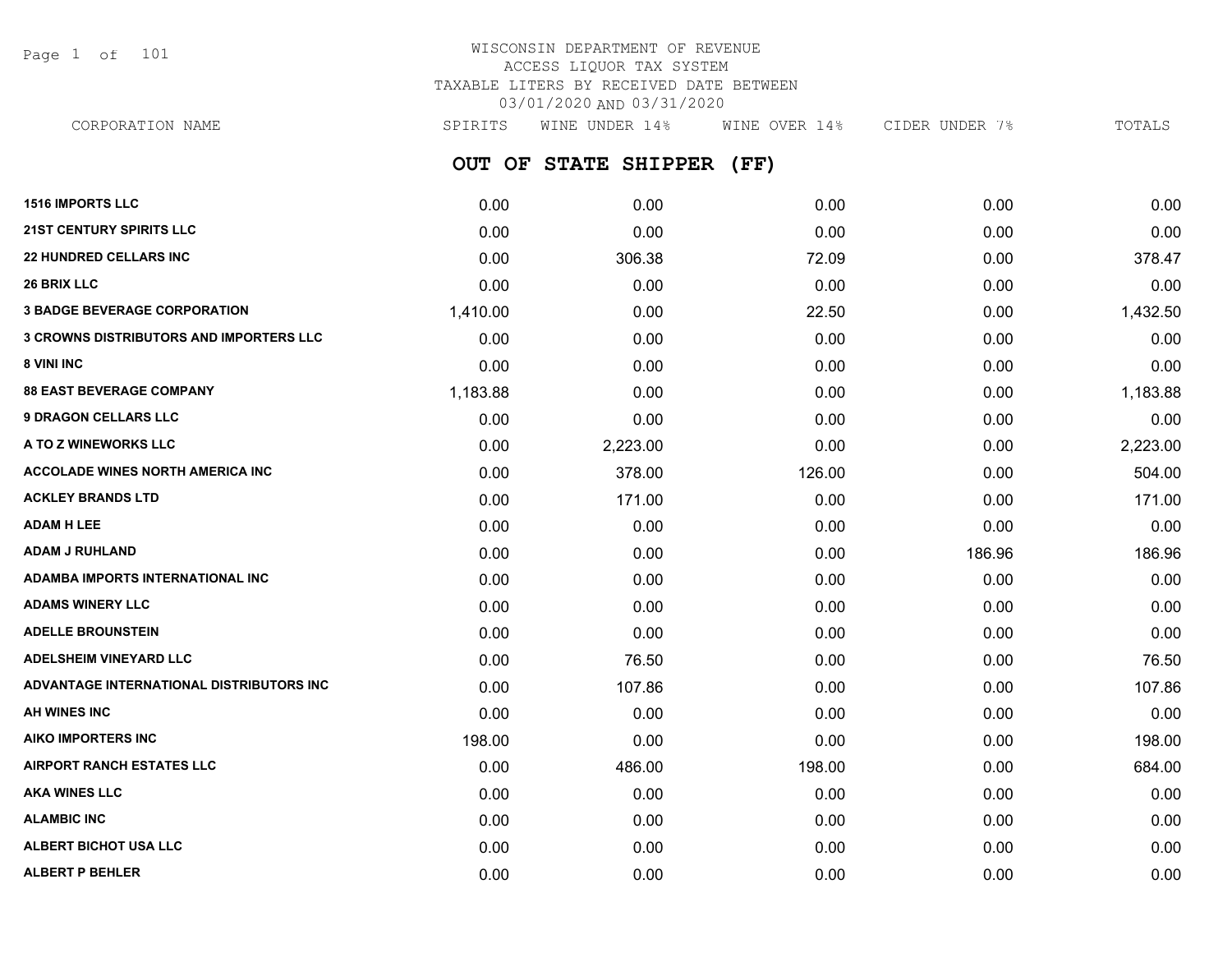# WISCONSIN DEPARTMENT OF REVENUE
## ACCESS LIQUOR TAX SYSTEM
### TAXABLE LITERS BY RECEIVED DATE BETWEEN 03/01/2020 AND 03/31/2020

## OUT OF STATE SHIPPER (FF)

| CORPORATION NAME | SPIRITS | WINE UNDER 14% | WINE OVER 14% | CIDER UNDER 7% | TOTALS |
|---|---|---|---|---|---|
| **1516 IMPORTS LLC** | 0.00 | 0.00 | 0.00 | 0.00 | 0.00 |
| **21ST CENTURY SPIRITS LLC** | 0.00 | 0.00 | 0.00 | 0.00 | 0.00 |
| **22 HUNDRED CELLARS INC** | 0.00 | 306.38 | 72.09 | 0.00 | 378.47 |
| **26 BRIX LLC** | 0.00 | 0.00 | 0.00 | 0.00 | 0.00 |
| **3 BADGE BEVERAGE CORPORATION** | 1,410.00 | 0.00 | 22.50 | 0.00 | 1,432.50 |
| **3 CROWNS DISTRIBUTORS AND IMPORTERS LLC** | 0.00 | 0.00 | 0.00 | 0.00 | 0.00 |
| **8 VINI INC** | 0.00 | 0.00 | 0.00 | 0.00 | 0.00 |
| **88 EAST BEVERAGE COMPANY** | 1,183.88 | 0.00 | 0.00 | 0.00 | 1,183.88 |
| **9 DRAGON CELLARS LLC** | 0.00 | 0.00 | 0.00 | 0.00 | 0.00 |
| **A TO Z WINEWORKS LLC** | 0.00 | 2,223.00 | 0.00 | 0.00 | 2,223.00 |
| **ACCOLADE WINES NORTH AMERICA INC** | 0.00 | 378.00 | 126.00 | 0.00 | 504.00 |
| **ACKLEY BRANDS LTD** | 0.00 | 171.00 | 0.00 | 0.00 | 171.00 |
| **ADAM H LEE** | 0.00 | 0.00 | 0.00 | 0.00 | 0.00 |
| **ADAM J RUHLAND** | 0.00 | 0.00 | 0.00 | 186.96 | 186.96 |
| **ADAMBA IMPORTS INTERNATIONAL INC** | 0.00 | 0.00 | 0.00 | 0.00 | 0.00 |
| **ADAMS WINERY LLC** | 0.00 | 0.00 | 0.00 | 0.00 | 0.00 |
| **ADELLE BROUNSTEIN** | 0.00 | 0.00 | 0.00 | 0.00 | 0.00 |
| **ADELSHEIM VINEYARD LLC** | 0.00 | 76.50 | 0.00 | 0.00 | 76.50 |
| **ADVANTAGE INTERNATIONAL DISTRIBUTORS INC** | 0.00 | 107.86 | 0.00 | 0.00 | 107.86 |
| **AH WINES INC** | 0.00 | 0.00 | 0.00 | 0.00 | 0.00 |
| **AIKO IMPORTERS INC** | 198.00 | 0.00 | 0.00 | 0.00 | 198.00 |
| **AIRPORT RANCH ESTATES LLC** | 0.00 | 486.00 | 198.00 | 0.00 | 684.00 |
| **AKA WINES LLC** | 0.00 | 0.00 | 0.00 | 0.00 | 0.00 |
| **ALAMBIC INC** | 0.00 | 0.00 | 0.00 | 0.00 | 0.00 |
| **ALBERT BICHOT USA LLC** | 0.00 | 0.00 | 0.00 | 0.00 | 0.00 |
| **ALBERT P BEHLER** | 0.00 | 0.00 | 0.00 | 0.00 | 0.00 |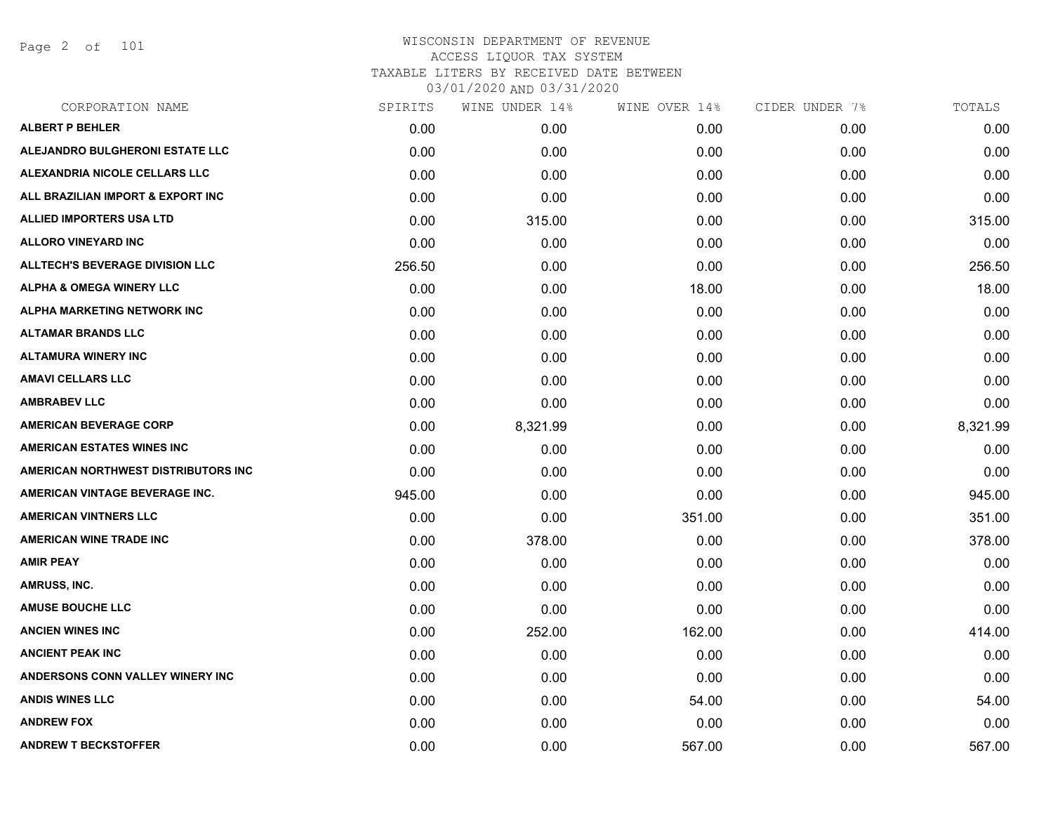WISCONSIN DEPARTMENT OF REVENUE
ACCESS LIQUOR TAX SYSTEM
TAXABLE LITERS BY RECEIVED DATE BETWEEN
03/01/2020 AND 03/31/2020

| CORPORATION NAME | SPIRITS | WINE UNDER 14% | WINE OVER 14% | CIDER UNDER 7% | TOTALS |
|---|---|---|---|---|---|
| ALBERT P BEHLER | 0.00 | 0.00 | 0.00 | 0.00 | 0.00 |
| ALEJANDRO BULGHERONI ESTATE LLC | 0.00 | 0.00 | 0.00 | 0.00 | 0.00 |
| ALEXANDRIA NICOLE CELLARS LLC | 0.00 | 0.00 | 0.00 | 0.00 | 0.00 |
| ALL BRAZILIAN IMPORT & EXPORT INC | 0.00 | 0.00 | 0.00 | 0.00 | 0.00 |
| ALLIED IMPORTERS USA LTD | 0.00 | 315.00 | 0.00 | 0.00 | 315.00 |
| ALLORO VINEYARD INC | 0.00 | 0.00 | 0.00 | 0.00 | 0.00 |
| ALLTECH'S BEVERAGE DIVISION LLC | 256.50 | 0.00 | 0.00 | 0.00 | 256.50 |
| ALPHA & OMEGA WINERY LLC | 0.00 | 0.00 | 18.00 | 0.00 | 18.00 |
| ALPHA MARKETING NETWORK INC | 0.00 | 0.00 | 0.00 | 0.00 | 0.00 |
| ALTAMAR BRANDS LLC | 0.00 | 0.00 | 0.00 | 0.00 | 0.00 |
| ALTAMURA WINERY INC | 0.00 | 0.00 | 0.00 | 0.00 | 0.00 |
| AMAVI CELLARS LLC | 0.00 | 0.00 | 0.00 | 0.00 | 0.00 |
| AMBRABEV LLC | 0.00 | 0.00 | 0.00 | 0.00 | 0.00 |
| AMERICAN BEVERAGE CORP | 0.00 | 8,321.99 | 0.00 | 0.00 | 8,321.99 |
| AMERICAN ESTATES WINES INC | 0.00 | 0.00 | 0.00 | 0.00 | 0.00 |
| AMERICAN NORTHWEST DISTRIBUTORS INC | 0.00 | 0.00 | 0.00 | 0.00 | 0.00 |
| AMERICAN VINTAGE BEVERAGE INC. | 945.00 | 0.00 | 0.00 | 0.00 | 945.00 |
| AMERICAN VINTNERS LLC | 0.00 | 0.00 | 351.00 | 0.00 | 351.00 |
| AMERICAN WINE TRADE INC | 0.00 | 378.00 | 0.00 | 0.00 | 378.00 |
| AMIR PEAY | 0.00 | 0.00 | 0.00 | 0.00 | 0.00 |
| AMRUSS, INC. | 0.00 | 0.00 | 0.00 | 0.00 | 0.00 |
| AMUSE BOUCHE LLC | 0.00 | 0.00 | 0.00 | 0.00 | 0.00 |
| ANCIEN WINES INC | 0.00 | 252.00 | 162.00 | 0.00 | 414.00 |
| ANCIENT PEAK INC | 0.00 | 0.00 | 0.00 | 0.00 | 0.00 |
| ANDERSONS CONN VALLEY WINERY INC | 0.00 | 0.00 | 0.00 | 0.00 | 0.00 |
| ANDIS WINES LLC | 0.00 | 0.00 | 54.00 | 0.00 | 54.00 |
| ANDREW FOX | 0.00 | 0.00 | 0.00 | 0.00 | 0.00 |
| ANDREW T BECKSTOFFER | 0.00 | 0.00 | 567.00 | 0.00 | 567.00 |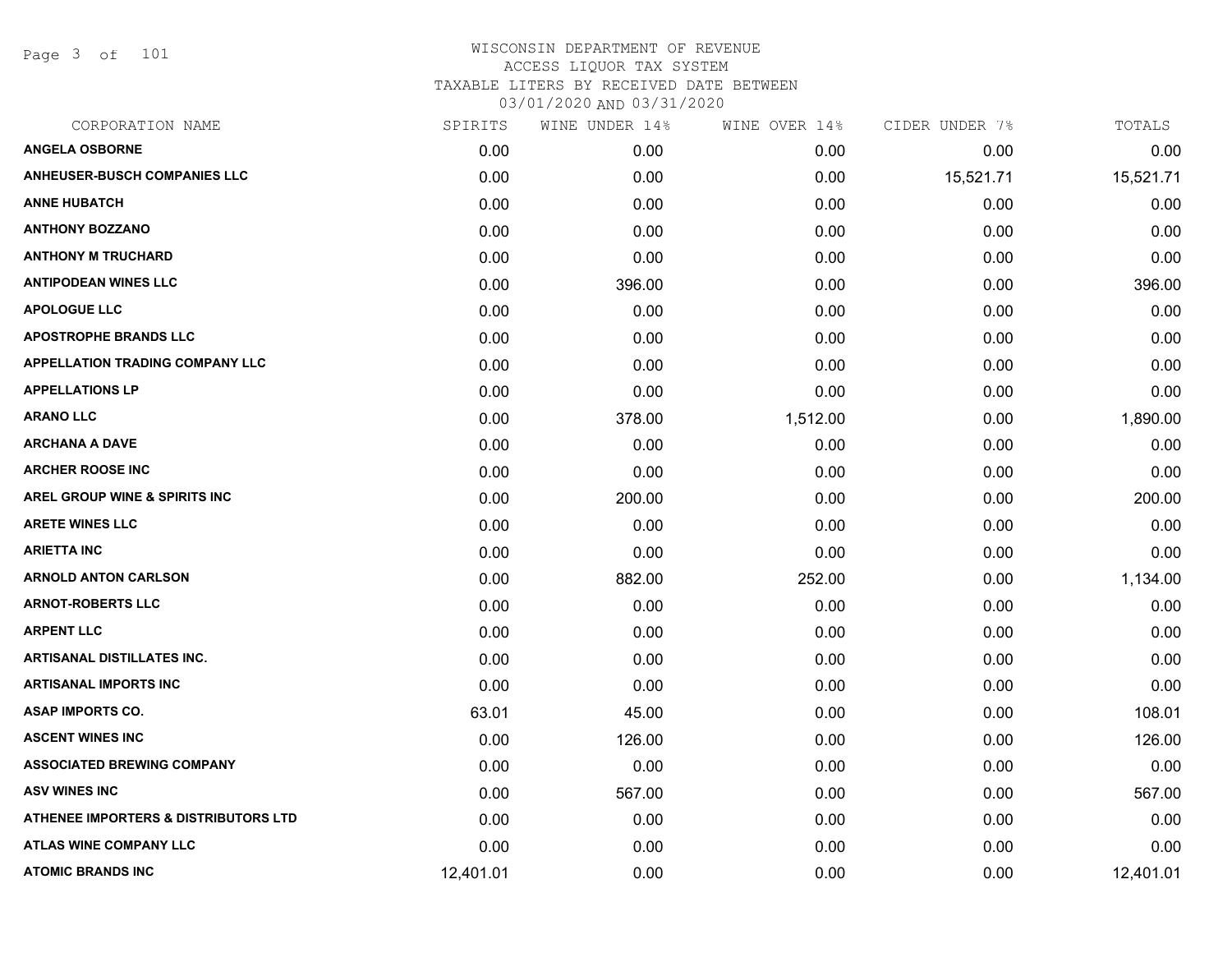# WISCONSIN DEPARTMENT OF REVENUE
## ACCESS LIQUOR TAX SYSTEM
### TAXABLE LITERS BY RECEIVED DATE BETWEEN 03/01/2020 AND 03/31/2020

| CORPORATION NAME | SPIRITS | WINE UNDER 14% | WINE OVER 14% | CIDER UNDER 7% | TOTALS |
|---|---|---|---|---|---|
| ANGELA OSBORNE | 0.00 | 0.00 | 0.00 | 0.00 | 0.00 |
| ANHEUSER-BUSCH COMPANIES LLC | 0.00 | 0.00 | 0.00 | 15,521.71 | 15,521.71 |
| ANNE HUBATCH | 0.00 | 0.00 | 0.00 | 0.00 | 0.00 |
| ANTHONY BOZZANO | 0.00 | 0.00 | 0.00 | 0.00 | 0.00 |
| ANTHONY M TRUCHARD | 0.00 | 0.00 | 0.00 | 0.00 | 0.00 |
| ANTIPODEAN WINES LLC | 0.00 | 396.00 | 0.00 | 0.00 | 396.00 |
| APOLOGUE LLC | 0.00 | 0.00 | 0.00 | 0.00 | 0.00 |
| APOSTROPHE BRANDS LLC | 0.00 | 0.00 | 0.00 | 0.00 | 0.00 |
| APPELLATION TRADING COMPANY LLC | 0.00 | 0.00 | 0.00 | 0.00 | 0.00 |
| APPELLATIONS LP | 0.00 | 0.00 | 0.00 | 0.00 | 0.00 |
| ARANO LLC | 0.00 | 378.00 | 1,512.00 | 0.00 | 1,890.00 |
| ARCHANA A DAVE | 0.00 | 0.00 | 0.00 | 0.00 | 0.00 |
| ARCHER ROOSE INC | 0.00 | 0.00 | 0.00 | 0.00 | 0.00 |
| AREL GROUP WINE & SPIRITS INC | 0.00 | 200.00 | 0.00 | 0.00 | 200.00 |
| ARETE WINES LLC | 0.00 | 0.00 | 0.00 | 0.00 | 0.00 |
| ARIETTA INC | 0.00 | 0.00 | 0.00 | 0.00 | 0.00 |
| ARNOLD ANTON CARLSON | 0.00 | 882.00 | 252.00 | 0.00 | 1,134.00 |
| ARNOT-ROBERTS LLC | 0.00 | 0.00 | 0.00 | 0.00 | 0.00 |
| ARPENT LLC | 0.00 | 0.00 | 0.00 | 0.00 | 0.00 |
| ARTISANAL DISTILLATES INC. | 0.00 | 0.00 | 0.00 | 0.00 | 0.00 |
| ARTISANAL IMPORTS INC | 0.00 | 0.00 | 0.00 | 0.00 | 0.00 |
| ASAP IMPORTS CO. | 63.01 | 45.00 | 0.00 | 0.00 | 108.01 |
| ASCENT WINES INC | 0.00 | 126.00 | 0.00 | 0.00 | 126.00 |
| ASSOCIATED BREWING COMPANY | 0.00 | 0.00 | 0.00 | 0.00 | 0.00 |
| ASV WINES INC | 0.00 | 567.00 | 0.00 | 0.00 | 567.00 |
| ATHENEE IMPORTERS & DISTRIBUTORS LTD | 0.00 | 0.00 | 0.00 | 0.00 | 0.00 |
| ATLAS WINE COMPANY LLC | 0.00 | 0.00 | 0.00 | 0.00 | 0.00 |
| ATOMIC BRANDS INC | 12,401.01 | 0.00 | 0.00 | 0.00 | 12,401.01 |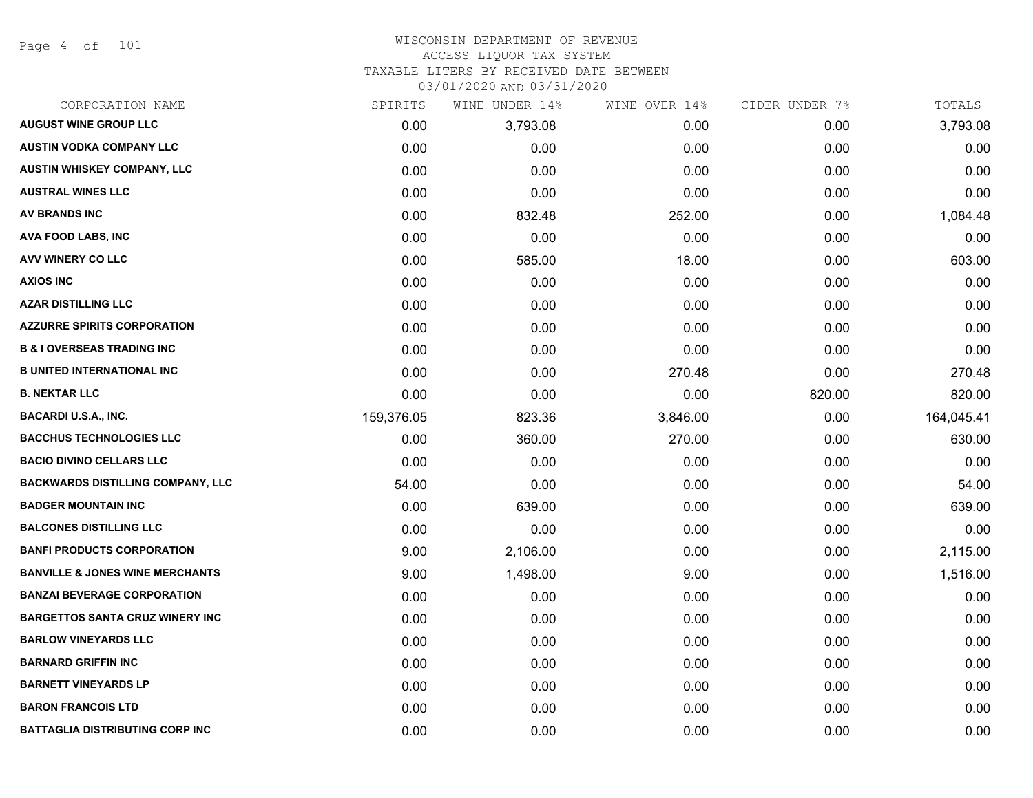# WISCONSIN DEPARTMENT OF REVENUE

ACCESS LIQUOR TAX SYSTEM

TAXABLE LITERS BY RECEIVED DATE BETWEEN 03/01/2020 AND 03/31/2020

| CORPORATION NAME | SPIRITS | WINE UNDER 14% | WINE OVER 14% | CIDER UNDER 7% | TOTALS |
|---|---|---|---|---|---|
| AUGUST WINE GROUP LLC | 0.00 | 3,793.08 | 0.00 | 0.00 | 3,793.08 |
| AUSTIN VODKA COMPANY LLC | 0.00 | 0.00 | 0.00 | 0.00 | 0.00 |
| AUSTIN WHISKEY COMPANY, LLC | 0.00 | 0.00 | 0.00 | 0.00 | 0.00 |
| AUSTRAL WINES LLC | 0.00 | 0.00 | 0.00 | 0.00 | 0.00 |
| AV BRANDS INC | 0.00 | 832.48 | 252.00 | 0.00 | 1,084.48 |
| AVA FOOD LABS, INC | 0.00 | 0.00 | 0.00 | 0.00 | 0.00 |
| AVV WINERY CO LLC | 0.00 | 585.00 | 18.00 | 0.00 | 603.00 |
| AXIOS INC | 0.00 | 0.00 | 0.00 | 0.00 | 0.00 |
| AZAR DISTILLING LLC | 0.00 | 0.00 | 0.00 | 0.00 | 0.00 |
| AZZURRE SPIRITS CORPORATION | 0.00 | 0.00 | 0.00 | 0.00 | 0.00 |
| B & I OVERSEAS TRADING INC | 0.00 | 0.00 | 0.00 | 0.00 | 0.00 |
| B UNITED INTERNATIONAL INC | 0.00 | 0.00 | 270.48 | 0.00 | 270.48 |
| B. NEKTAR LLC | 0.00 | 0.00 | 0.00 | 820.00 | 820.00 |
| BACARDI U.S.A., INC. | 159,376.05 | 823.36 | 3,846.00 | 0.00 | 164,045.41 |
| BACCHUS TECHNOLOGIES LLC | 0.00 | 360.00 | 270.00 | 0.00 | 630.00 |
| BACIO DIVINO CELLARS LLC | 0.00 | 0.00 | 0.00 | 0.00 | 0.00 |
| BACKWARDS DISTILLING COMPANY, LLC | 54.00 | 0.00 | 0.00 | 0.00 | 54.00 |
| BADGER MOUNTAIN INC | 0.00 | 639.00 | 0.00 | 0.00 | 639.00 |
| BALCONES DISTILLING LLC | 0.00 | 0.00 | 0.00 | 0.00 | 0.00 |
| BANFI PRODUCTS CORPORATION | 9.00 | 2,106.00 | 0.00 | 0.00 | 2,115.00 |
| BANVILLE & JONES WINE MERCHANTS | 9.00 | 1,498.00 | 9.00 | 0.00 | 1,516.00 |
| BANZAI BEVERAGE CORPORATION | 0.00 | 0.00 | 0.00 | 0.00 | 0.00 |
| BARGETTOS SANTA CRUZ WINERY INC | 0.00 | 0.00 | 0.00 | 0.00 | 0.00 |
| BARLOW VINEYARDS LLC | 0.00 | 0.00 | 0.00 | 0.00 | 0.00 |
| BARNARD GRIFFIN INC | 0.00 | 0.00 | 0.00 | 0.00 | 0.00 |
| BARNETT VINEYARDS LP | 0.00 | 0.00 | 0.00 | 0.00 | 0.00 |
| BARON FRANCOIS LTD | 0.00 | 0.00 | 0.00 | 0.00 | 0.00 |
| BATTAGLIA DISTRIBUTING CORP INC | 0.00 | 0.00 | 0.00 | 0.00 | 0.00 |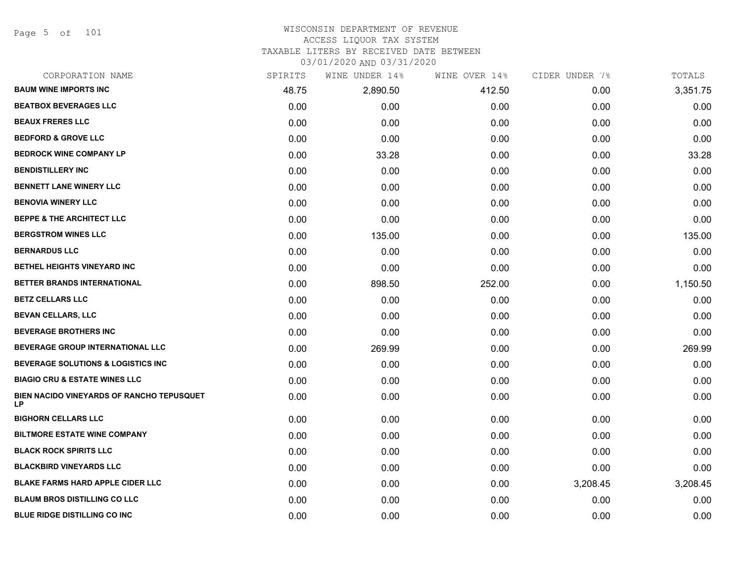WISCONSIN DEPARTMENT OF REVENUE
ACCESS LIQUOR TAX SYSTEM
TAXABLE LITERS BY RECEIVED DATE BETWEEN
03/01/2020 AND 03/31/2020

| CORPORATION NAME | SPIRITS | WINE UNDER 14% | WINE OVER 14% | CIDER UNDER 7% | TOTALS |
|---|---|---|---|---|---|
| BAUM WINE IMPORTS INC | 48.75 | 2,890.50 | 412.50 | 0.00 | 3,351.75 |
| BEATBOX BEVERAGES LLC | 0.00 | 0.00 | 0.00 | 0.00 | 0.00 |
| BEAUX FRERES LLC | 0.00 | 0.00 | 0.00 | 0.00 | 0.00 |
| BEDFORD & GROVE LLC | 0.00 | 0.00 | 0.00 | 0.00 | 0.00 |
| BEDROCK WINE COMPANY LP | 0.00 | 33.28 | 0.00 | 0.00 | 33.28 |
| BENDISTILLERY INC | 0.00 | 0.00 | 0.00 | 0.00 | 0.00 |
| BENNETT LANE WINERY LLC | 0.00 | 0.00 | 0.00 | 0.00 | 0.00 |
| BENOVIA WINERY LLC | 0.00 | 0.00 | 0.00 | 0.00 | 0.00 |
| BEPPE & THE ARCHITECT LLC | 0.00 | 0.00 | 0.00 | 0.00 | 0.00 |
| BERGSTROM WINES LLC | 0.00 | 135.00 | 0.00 | 0.00 | 135.00 |
| BERNARDUS LLC | 0.00 | 0.00 | 0.00 | 0.00 | 0.00 |
| BETHEL HEIGHTS VINEYARD INC | 0.00 | 0.00 | 0.00 | 0.00 | 0.00 |
| BETTER BRANDS INTERNATIONAL | 0.00 | 898.50 | 252.00 | 0.00 | 1,150.50 |
| BETZ CELLARS LLC | 0.00 | 0.00 | 0.00 | 0.00 | 0.00 |
| BEVAN CELLARS, LLC | 0.00 | 0.00 | 0.00 | 0.00 | 0.00 |
| BEVERAGE BROTHERS INC | 0.00 | 0.00 | 0.00 | 0.00 | 0.00 |
| BEVERAGE GROUP INTERNATIONAL LLC | 0.00 | 269.99 | 0.00 | 0.00 | 269.99 |
| BEVERAGE SOLUTIONS & LOGISTICS INC | 0.00 | 0.00 | 0.00 | 0.00 | 0.00 |
| BIAGIO CRU & ESTATE WINES LLC | 0.00 | 0.00 | 0.00 | 0.00 | 0.00 |
| BIEN NACIDO VINEYARDS OF RANCHO TEPUSQUET LP | 0.00 | 0.00 | 0.00 | 0.00 | 0.00 |
| BIGHORN CELLARS LLC | 0.00 | 0.00 | 0.00 | 0.00 | 0.00 |
| BILTMORE ESTATE WINE COMPANY | 0.00 | 0.00 | 0.00 | 0.00 | 0.00 |
| BLACK ROCK SPIRITS LLC | 0.00 | 0.00 | 0.00 | 0.00 | 0.00 |
| BLACKBIRD VINEYARDS LLC | 0.00 | 0.00 | 0.00 | 0.00 | 0.00 |
| BLAKE FARMS HARD APPLE CIDER LLC | 0.00 | 0.00 | 0.00 | 3,208.45 | 3,208.45 |
| BLAUM BROS DISTILLING CO LLC | 0.00 | 0.00 | 0.00 | 0.00 | 0.00 |
| BLUE RIDGE DISTILLING CO INC | 0.00 | 0.00 | 0.00 | 0.00 | 0.00 |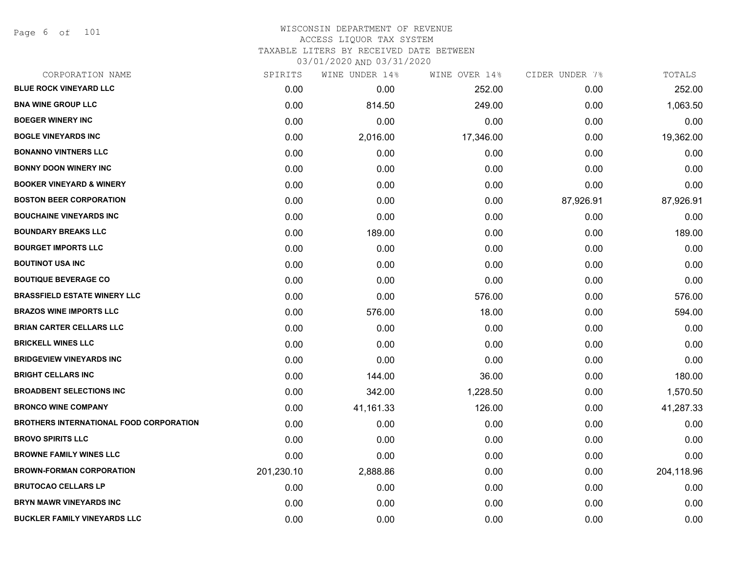WISCONSIN DEPARTMENT OF REVENUE
ACCESS LIQUOR TAX SYSTEM
TAXABLE LITERS BY RECEIVED DATE BETWEEN
03/01/2020 AND 03/31/2020

| CORPORATION NAME | SPIRITS | WINE UNDER 14% | WINE OVER 14% | CIDER UNDER 7% | TOTALS |
|---|---|---|---|---|---|
| BLUE ROCK VINEYARD LLC | 0.00 | 0.00 | 252.00 | 0.00 | 252.00 |
| BNA WINE GROUP LLC | 0.00 | 814.50 | 249.00 | 0.00 | 1,063.50 |
| BOEGER WINERY INC | 0.00 | 0.00 | 0.00 | 0.00 | 0.00 |
| BOGLE VINEYARDS INC | 0.00 | 2,016.00 | 17,346.00 | 0.00 | 19,362.00 |
| BONANNO VINTNERS LLC | 0.00 | 0.00 | 0.00 | 0.00 | 0.00 |
| BONNY DOON WINERY INC | 0.00 | 0.00 | 0.00 | 0.00 | 0.00 |
| BOOKER VINEYARD & WINERY | 0.00 | 0.00 | 0.00 | 0.00 | 0.00 |
| BOSTON BEER CORPORATION | 0.00 | 0.00 | 0.00 | 87,926.91 | 87,926.91 |
| BOUCHAINE VINEYARDS INC | 0.00 | 0.00 | 0.00 | 0.00 | 0.00 |
| BOUNDARY BREAKS LLC | 0.00 | 189.00 | 0.00 | 0.00 | 189.00 |
| BOURGET IMPORTS LLC | 0.00 | 0.00 | 0.00 | 0.00 | 0.00 |
| BOUTINOT USA INC | 0.00 | 0.00 | 0.00 | 0.00 | 0.00 |
| BOUTIQUE BEVERAGE CO | 0.00 | 0.00 | 0.00 | 0.00 | 0.00 |
| BRASSFIELD ESTATE WINERY LLC | 0.00 | 0.00 | 576.00 | 0.00 | 576.00 |
| BRAZOS WINE IMPORTS LLC | 0.00 | 576.00 | 18.00 | 0.00 | 594.00 |
| BRIAN CARTER CELLARS LLC | 0.00 | 0.00 | 0.00 | 0.00 | 0.00 |
| BRICKELL WINES LLC | 0.00 | 0.00 | 0.00 | 0.00 | 0.00 |
| BRIDGEVIEW VINEYARDS INC | 0.00 | 0.00 | 0.00 | 0.00 | 0.00 |
| BRIGHT CELLARS INC | 0.00 | 144.00 | 36.00 | 0.00 | 180.00 |
| BROADBENT SELECTIONS INC | 0.00 | 342.00 | 1,228.50 | 0.00 | 1,570.50 |
| BRONCO WINE COMPANY | 0.00 | 41,161.33 | 126.00 | 0.00 | 41,287.33 |
| BROTHERS INTERNATIONAL FOOD CORPORATION | 0.00 | 0.00 | 0.00 | 0.00 | 0.00 |
| BROVO SPIRITS LLC | 0.00 | 0.00 | 0.00 | 0.00 | 0.00 |
| BROWNE FAMILY WINES LLC | 0.00 | 0.00 | 0.00 | 0.00 | 0.00 |
| BROWN-FORMAN CORPORATION | 201,230.10 | 2,888.86 | 0.00 | 0.00 | 204,118.96 |
| BRUTOCAO CELLARS LP | 0.00 | 0.00 | 0.00 | 0.00 | 0.00 |
| BRYN MAWR VINEYARDS INC | 0.00 | 0.00 | 0.00 | 0.00 | 0.00 |
| BUCKLER FAMILY VINEYARDS LLC | 0.00 | 0.00 | 0.00 | 0.00 | 0.00 |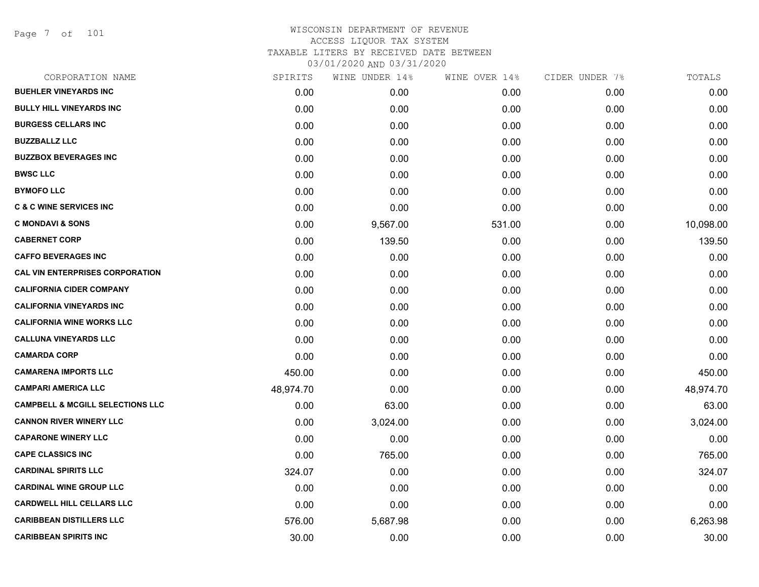WISCONSIN DEPARTMENT OF REVENUE
ACCESS LIQUOR TAX SYSTEM
TAXABLE LITERS BY RECEIVED DATE BETWEEN
03/01/2020 AND 03/31/2020

| CORPORATION NAME | SPIRITS | WINE UNDER 14% | WINE OVER 14% | CIDER UNDER 7% | TOTALS |
|---|---|---|---|---|---|
| **BUEHLER VINEYARDS INC** | 0.00 | 0.00 | 0.00 | 0.00 | 0.00 |
| **BULLY HILL VINEYARDS INC** | 0.00 | 0.00 | 0.00 | 0.00 | 0.00 |
| **BURGESS CELLARS INC** | 0.00 | 0.00 | 0.00 | 0.00 | 0.00 |
| **BUZZBALLZ LLC** | 0.00 | 0.00 | 0.00 | 0.00 | 0.00 |
| **BUZZBOX BEVERAGES INC** | 0.00 | 0.00 | 0.00 | 0.00 | 0.00 |
| **BWSC LLC** | 0.00 | 0.00 | 0.00 | 0.00 | 0.00 |
| **BYMOFO LLC** | 0.00 | 0.00 | 0.00 | 0.00 | 0.00 |
| **C & C WINE SERVICES INC** | 0.00 | 0.00 | 0.00 | 0.00 | 0.00 |
| **C MONDAVI & SONS** | 0.00 | 9,567.00 | 531.00 | 0.00 | 10,098.00 |
| **CABERNET CORP** | 0.00 | 139.50 | 0.00 | 0.00 | 139.50 |
| **CAFFO BEVERAGES INC** | 0.00 | 0.00 | 0.00 | 0.00 | 0.00 |
| **CAL VIN ENTERPRISES CORPORATION** | 0.00 | 0.00 | 0.00 | 0.00 | 0.00 |
| **CALIFORNIA CIDER COMPANY** | 0.00 | 0.00 | 0.00 | 0.00 | 0.00 |
| **CALIFORNIA VINEYARDS INC** | 0.00 | 0.00 | 0.00 | 0.00 | 0.00 |
| **CALIFORNIA WINE WORKS LLC** | 0.00 | 0.00 | 0.00 | 0.00 | 0.00 |
| **CALLUNA VINEYARDS LLC** | 0.00 | 0.00 | 0.00 | 0.00 | 0.00 |
| **CAMARDA CORP** | 0.00 | 0.00 | 0.00 | 0.00 | 0.00 |
| **CAMARENA IMPORTS LLC** | 450.00 | 0.00 | 0.00 | 0.00 | 450.00 |
| **CAMPARI AMERICA LLC** | 48,974.70 | 0.00 | 0.00 | 0.00 | 48,974.70 |
| **CAMPBELL & MCGILL SELECTIONS LLC** | 0.00 | 63.00 | 0.00 | 0.00 | 63.00 |
| **CANNON RIVER WINERY LLC** | 0.00 | 3,024.00 | 0.00 | 0.00 | 3,024.00 |
| **CAPARONE WINERY LLC** | 0.00 | 0.00 | 0.00 | 0.00 | 0.00 |
| **CAPE CLASSICS INC** | 0.00 | 765.00 | 0.00 | 0.00 | 765.00 |
| **CARDINAL SPIRITS LLC** | 324.07 | 0.00 | 0.00 | 0.00 | 324.07 |
| **CARDINAL WINE GROUP LLC** | 0.00 | 0.00 | 0.00 | 0.00 | 0.00 |
| **CARDWELL HILL CELLARS LLC** | 0.00 | 0.00 | 0.00 | 0.00 | 0.00 |
| **CARIBBEAN DISTILLERS LLC** | 576.00 | 5,687.98 | 0.00 | 0.00 | 6,263.98 |
| **CARIBBEAN SPIRITS INC** | 30.00 | 0.00 | 0.00 | 0.00 | 30.00 |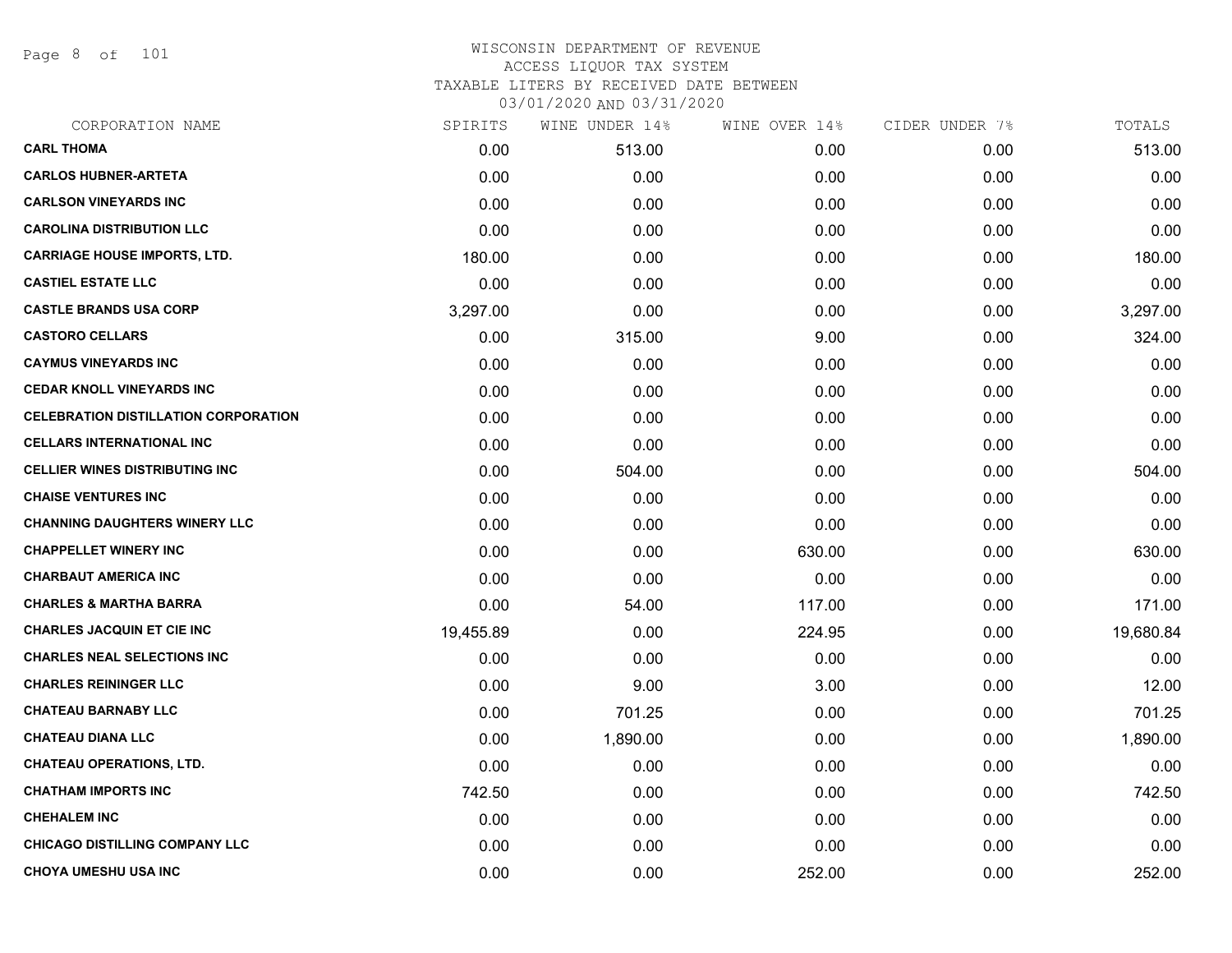WISCONSIN DEPARTMENT OF REVENUE
ACCESS LIQUOR TAX SYSTEM
TAXABLE LITERS BY RECEIVED DATE BETWEEN
03/01/2020 AND 03/31/2020

| CORPORATION NAME | SPIRITS | WINE UNDER 14% | WINE OVER 14% | CIDER UNDER 7% | TOTALS |
|---|---|---|---|---|---|
| CARL THOMA | 0.00 | 513.00 | 0.00 | 0.00 | 513.00 |
| CARLOS HUBNER-ARTETA | 0.00 | 0.00 | 0.00 | 0.00 | 0.00 |
| CARLSON VINEYARDS INC | 0.00 | 0.00 | 0.00 | 0.00 | 0.00 |
| CAROLINA DISTRIBUTION LLC | 0.00 | 0.00 | 0.00 | 0.00 | 0.00 |
| CARRIAGE HOUSE IMPORTS, LTD. | 180.00 | 0.00 | 0.00 | 0.00 | 180.00 |
| CASTIEL ESTATE LLC | 0.00 | 0.00 | 0.00 | 0.00 | 0.00 |
| CASTLE BRANDS USA CORP | 3,297.00 | 0.00 | 0.00 | 0.00 | 3,297.00 |
| CASTORO CELLARS | 0.00 | 315.00 | 9.00 | 0.00 | 324.00 |
| CAYMUS VINEYARDS INC | 0.00 | 0.00 | 0.00 | 0.00 | 0.00 |
| CEDAR KNOLL VINEYARDS INC | 0.00 | 0.00 | 0.00 | 0.00 | 0.00 |
| CELEBRATION DISTILLATION CORPORATION | 0.00 | 0.00 | 0.00 | 0.00 | 0.00 |
| CELLARS INTERNATIONAL INC | 0.00 | 0.00 | 0.00 | 0.00 | 0.00 |
| CELLIER WINES DISTRIBUTING INC | 0.00 | 504.00 | 0.00 | 0.00 | 504.00 |
| CHAISE VENTURES INC | 0.00 | 0.00 | 0.00 | 0.00 | 0.00 |
| CHANNING DAUGHTERS WINERY LLC | 0.00 | 0.00 | 0.00 | 0.00 | 0.00 |
| CHAPPELLET WINERY INC | 0.00 | 0.00 | 630.00 | 0.00 | 630.00 |
| CHARBAUT AMERICA INC | 0.00 | 0.00 | 0.00 | 0.00 | 0.00 |
| CHARLES & MARTHA BARRA | 0.00 | 54.00 | 117.00 | 0.00 | 171.00 |
| CHARLES JACQUIN ET CIE INC | 19,455.89 | 0.00 | 224.95 | 0.00 | 19,680.84 |
| CHARLES NEAL SELECTIONS INC | 0.00 | 0.00 | 0.00 | 0.00 | 0.00 |
| CHARLES REININGER LLC | 0.00 | 9.00 | 3.00 | 0.00 | 12.00 |
| CHATEAU BARNABY LLC | 0.00 | 701.25 | 0.00 | 0.00 | 701.25 |
| CHATEAU DIANA LLC | 0.00 | 1,890.00 | 0.00 | 0.00 | 1,890.00 |
| CHATEAU OPERATIONS, LTD. | 0.00 | 0.00 | 0.00 | 0.00 | 0.00 |
| CHATHAM IMPORTS INC | 742.50 | 0.00 | 0.00 | 0.00 | 742.50 |
| CHEHALEM INC | 0.00 | 0.00 | 0.00 | 0.00 | 0.00 |
| CHICAGO DISTILLING COMPANY LLC | 0.00 | 0.00 | 0.00 | 0.00 | 0.00 |
| CHOYA UMESHU USA INC | 0.00 | 0.00 | 252.00 | 0.00 | 252.00 |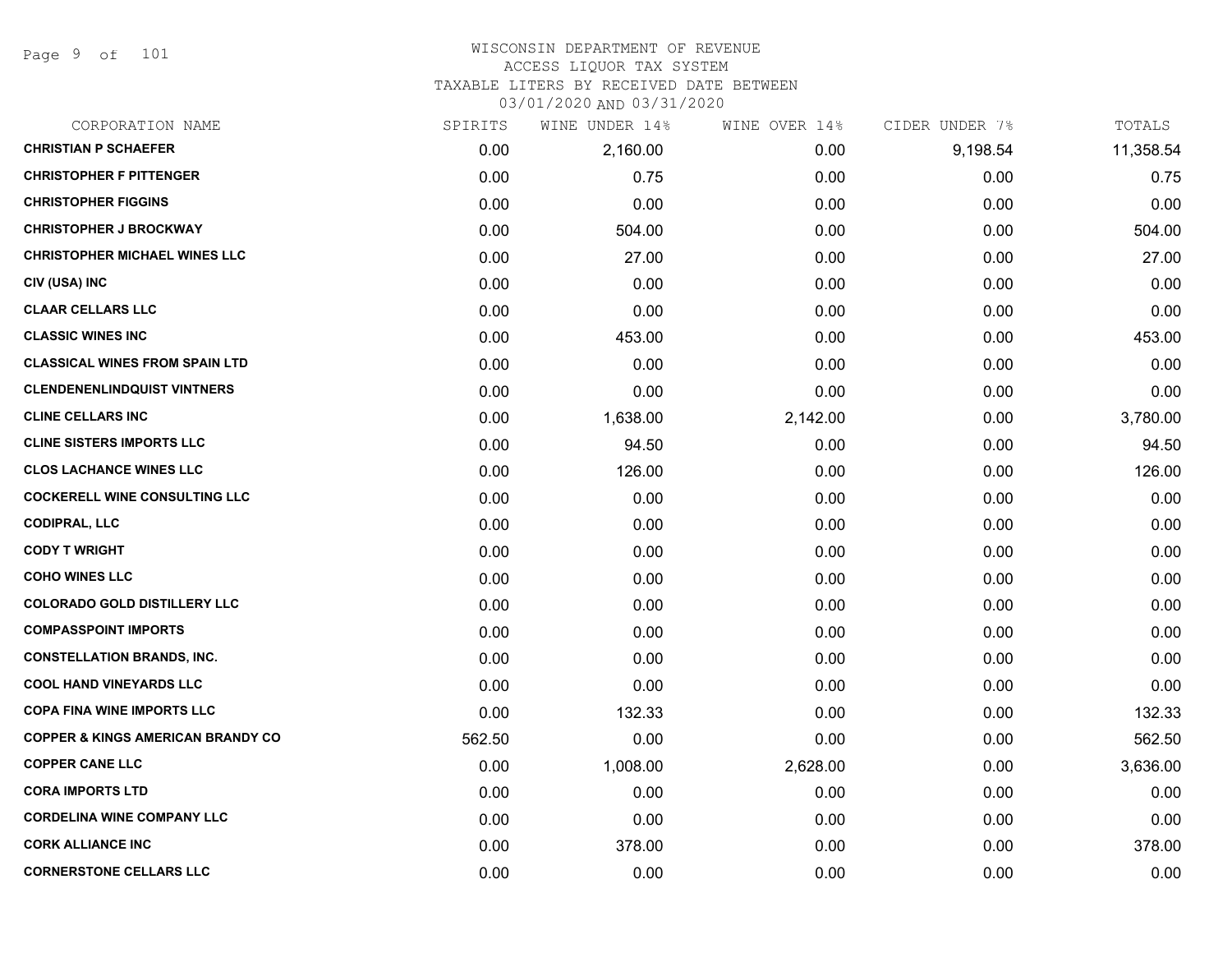# WISCONSIN DEPARTMENT OF REVENUE
## ACCESS LIQUOR TAX SYSTEM
### TAXABLE LITERS BY RECEIVED DATE BETWEEN 03/01/2020 AND 03/31/2020

| CORPORATION NAME | SPIRITS | WINE UNDER 14% | WINE OVER 14% | CIDER UNDER 7% | TOTALS |
|---|---|---|---|---|---|
| **CHRISTIAN P SCHAEFER** | 0.00 | 2,160.00 | 0.00 | 9,198.54 | 11,358.54 |
| **CHRISTOPHER F PITTENGER** | 0.00 | 0.75 | 0.00 | 0.00 | 0.75 |
| **CHRISTOPHER FIGGINS** | 0.00 | 0.00 | 0.00 | 0.00 | 0.00 |
| **CHRISTOPHER J BROCKWAY** | 0.00 | 504.00 | 0.00 | 0.00 | 504.00 |
| **CHRISTOPHER MICHAEL WINES LLC** | 0.00 | 27.00 | 0.00 | 0.00 | 27.00 |
| **CIV (USA) INC** | 0.00 | 0.00 | 0.00 | 0.00 | 0.00 |
| **CLAAR CELLARS LLC** | 0.00 | 0.00 | 0.00 | 0.00 | 0.00 |
| **CLASSIC WINES INC** | 0.00 | 453.00 | 0.00 | 0.00 | 453.00 |
| **CLASSICAL WINES FROM SPAIN LTD** | 0.00 | 0.00 | 0.00 | 0.00 | 0.00 |
| **CLENDENENLINDQUIST VINTNERS** | 0.00 | 0.00 | 0.00 | 0.00 | 0.00 |
| **CLINE CELLARS INC** | 0.00 | 1,638.00 | 2,142.00 | 0.00 | 3,780.00 |
| **CLINE SISTERS IMPORTS LLC** | 0.00 | 94.50 | 0.00 | 0.00 | 94.50 |
| **CLOS LACHANCE WINES LLC** | 0.00 | 126.00 | 0.00 | 0.00 | 126.00 |
| **COCKERELL WINE CONSULTING LLC** | 0.00 | 0.00 | 0.00 | 0.00 | 0.00 |
| **CODIPRAL, LLC** | 0.00 | 0.00 | 0.00 | 0.00 | 0.00 |
| **CODY T WRIGHT** | 0.00 | 0.00 | 0.00 | 0.00 | 0.00 |
| **COHO WINES LLC** | 0.00 | 0.00 | 0.00 | 0.00 | 0.00 |
| **COLORADO GOLD DISTILLERY LLC** | 0.00 | 0.00 | 0.00 | 0.00 | 0.00 |
| **COMPASSPOINT IMPORTS** | 0.00 | 0.00 | 0.00 | 0.00 | 0.00 |
| **CONSTELLATION BRANDS, INC.** | 0.00 | 0.00 | 0.00 | 0.00 | 0.00 |
| **COOL HAND VINEYARDS LLC** | 0.00 | 0.00 | 0.00 | 0.00 | 0.00 |
| **COPA FINA WINE IMPORTS LLC** | 0.00 | 132.33 | 0.00 | 0.00 | 132.33 |
| **COPPER & KINGS AMERICAN BRANDY CO** | 562.50 | 0.00 | 0.00 | 0.00 | 562.50 |
| **COPPER CANE LLC** | 0.00 | 1,008.00 | 2,628.00 | 0.00 | 3,636.00 |
| **CORA IMPORTS LTD** | 0.00 | 0.00 | 0.00 | 0.00 | 0.00 |
| **CORDELINA WINE COMPANY LLC** | 0.00 | 0.00 | 0.00 | 0.00 | 0.00 |
| **CORK ALLIANCE INC** | 0.00 | 378.00 | 0.00 | 0.00 | 378.00 |
| **CORNERSTONE CELLARS LLC** | 0.00 | 0.00 | 0.00 | 0.00 | 0.00 |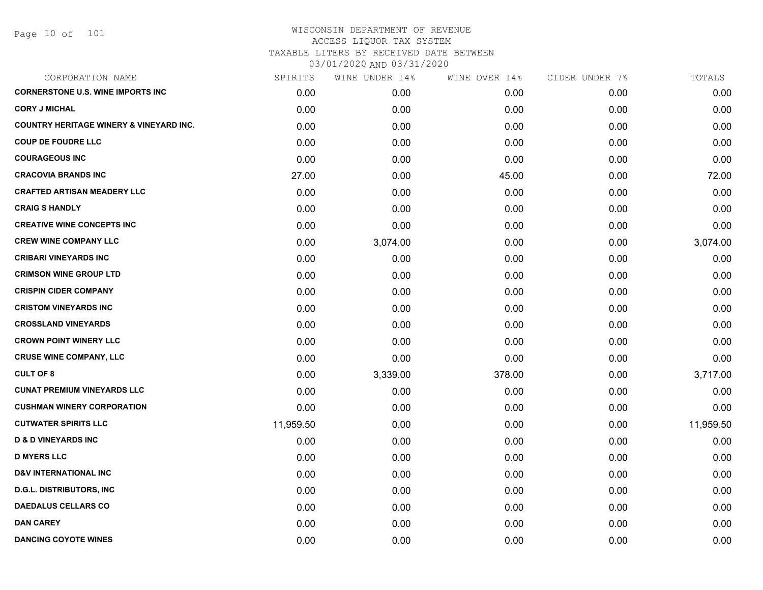# WISCONSIN DEPARTMENT OF REVENUE
## ACCESS LIQUOR TAX SYSTEM
### TAXABLE LITERS BY RECEIVED DATE BETWEEN 03/01/2020 AND 03/31/2020

| CORPORATION NAME | SPIRITS | WINE UNDER 14% | WINE OVER 14% | CIDER UNDER 7% | TOTALS |
|---|---|---|---|---|---|
| CORNERSTONE U.S. WINE IMPORTS INC | 0.00 | 0.00 | 0.00 | 0.00 | 0.00 |
| CORY J MICHAL | 0.00 | 0.00 | 0.00 | 0.00 | 0.00 |
| COUNTRY HERITAGE WINERY & VINEYARD INC. | 0.00 | 0.00 | 0.00 | 0.00 | 0.00 |
| COUP DE FOUDRE LLC | 0.00 | 0.00 | 0.00 | 0.00 | 0.00 |
| COURAGEOUS INC | 0.00 | 0.00 | 0.00 | 0.00 | 0.00 |
| CRACOVIA BRANDS INC | 27.00 | 0.00 | 45.00 | 0.00 | 72.00 |
| CRAFTED ARTISAN MEADERY LLC | 0.00 | 0.00 | 0.00 | 0.00 | 0.00 |
| CRAIG S HANDLY | 0.00 | 0.00 | 0.00 | 0.00 | 0.00 |
| CREATIVE WINE CONCEPTS INC | 0.00 | 0.00 | 0.00 | 0.00 | 0.00 |
| CREW WINE COMPANY LLC | 0.00 | 3,074.00 | 0.00 | 0.00 | 3,074.00 |
| CRIBARI VINEYARDS INC | 0.00 | 0.00 | 0.00 | 0.00 | 0.00 |
| CRIMSON WINE GROUP LTD | 0.00 | 0.00 | 0.00 | 0.00 | 0.00 |
| CRISPIN CIDER COMPANY | 0.00 | 0.00 | 0.00 | 0.00 | 0.00 |
| CRISTOM VINEYARDS INC | 0.00 | 0.00 | 0.00 | 0.00 | 0.00 |
| CROSSLAND VINEYARDS | 0.00 | 0.00 | 0.00 | 0.00 | 0.00 |
| CROWN POINT WINERY LLC | 0.00 | 0.00 | 0.00 | 0.00 | 0.00 |
| CRUSE WINE COMPANY, LLC | 0.00 | 0.00 | 0.00 | 0.00 | 0.00 |
| CULT OF 8 | 0.00 | 3,339.00 | 378.00 | 0.00 | 3,717.00 |
| CUNAT PREMIUM VINEYARDS LLC | 0.00 | 0.00 | 0.00 | 0.00 | 0.00 |
| CUSHMAN WINERY CORPORATION | 0.00 | 0.00 | 0.00 | 0.00 | 0.00 |
| CUTWATER SPIRITS LLC | 11,959.50 | 0.00 | 0.00 | 0.00 | 11,959.50 |
| D & D VINEYARDS INC | 0.00 | 0.00 | 0.00 | 0.00 | 0.00 |
| D MYERS LLC | 0.00 | 0.00 | 0.00 | 0.00 | 0.00 |
| D&V INTERNATIONAL INC | 0.00 | 0.00 | 0.00 | 0.00 | 0.00 |
| D.G.L. DISTRIBUTORS, INC | 0.00 | 0.00 | 0.00 | 0.00 | 0.00 |
| DAEDALUS CELLARS CO | 0.00 | 0.00 | 0.00 | 0.00 | 0.00 |
| DAN CAREY | 0.00 | 0.00 | 0.00 | 0.00 | 0.00 |
| DANCING COYOTE WINES | 0.00 | 0.00 | 0.00 | 0.00 | 0.00 |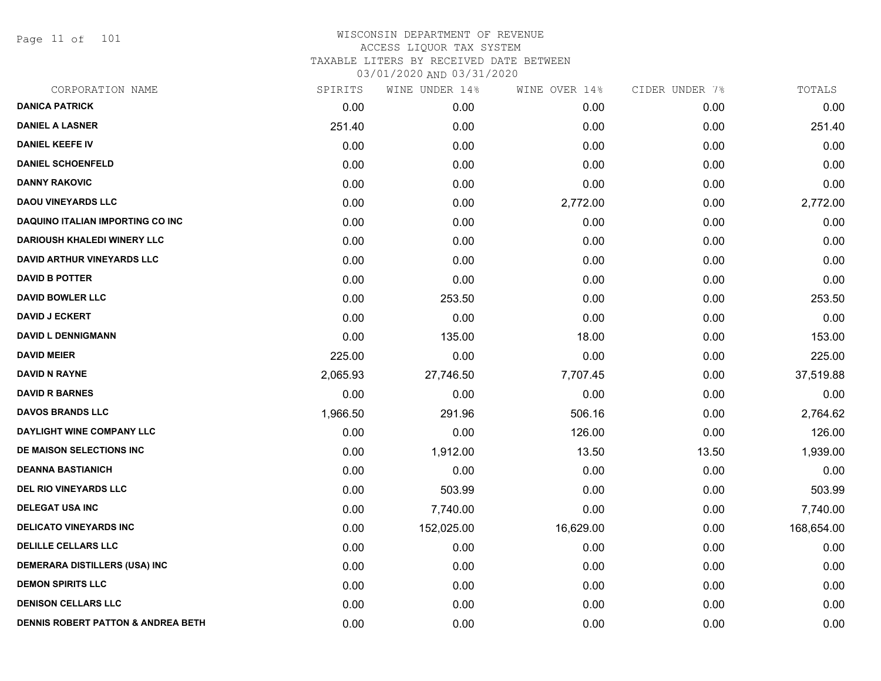# WISCONSIN DEPARTMENT OF REVENUE
## ACCESS LIQUOR TAX SYSTEM
### TAXABLE LITERS BY RECEIVED DATE BETWEEN 03/01/2020 AND 03/31/2020

| CORPORATION NAME | SPIRITS | WINE UNDER 14% | WINE OVER 14% | CIDER UNDER 7% | TOTALS |
|---|---|---|---|---|---|
| DANICA PATRICK | 0.00 | 0.00 | 0.00 | 0.00 | 0.00 |
| DANIEL A LASNER | 251.40 | 0.00 | 0.00 | 0.00 | 251.40 |
| DANIEL KEEFE IV | 0.00 | 0.00 | 0.00 | 0.00 | 0.00 |
| DANIEL SCHOENFELD | 0.00 | 0.00 | 0.00 | 0.00 | 0.00 |
| DANNY RAKOVIC | 0.00 | 0.00 | 0.00 | 0.00 | 0.00 |
| DAOU VINEYARDS LLC | 0.00 | 0.00 | 2,772.00 | 0.00 | 2,772.00 |
| DAQUINO ITALIAN IMPORTING CO INC | 0.00 | 0.00 | 0.00 | 0.00 | 0.00 |
| DARIOUSH KHALEDI WINERY LLC | 0.00 | 0.00 | 0.00 | 0.00 | 0.00 |
| DAVID ARTHUR VINEYARDS LLC | 0.00 | 0.00 | 0.00 | 0.00 | 0.00 |
| DAVID B POTTER | 0.00 | 0.00 | 0.00 | 0.00 | 0.00 |
| DAVID BOWLER LLC | 0.00 | 253.50 | 0.00 | 0.00 | 253.50 |
| DAVID J ECKERT | 0.00 | 0.00 | 0.00 | 0.00 | 0.00 |
| DAVID L DENNIGMANN | 0.00 | 135.00 | 18.00 | 0.00 | 153.00 |
| DAVID MEIER | 225.00 | 0.00 | 0.00 | 0.00 | 225.00 |
| DAVID N RAYNE | 2,065.93 | 27,746.50 | 7,707.45 | 0.00 | 37,519.88 |
| DAVID R BARNES | 0.00 | 0.00 | 0.00 | 0.00 | 0.00 |
| DAVOS BRANDS LLC | 1,966.50 | 291.96 | 506.16 | 0.00 | 2,764.62 |
| DAYLIGHT WINE COMPANY LLC | 0.00 | 0.00 | 126.00 | 0.00 | 126.00 |
| DE MAISON SELECTIONS INC | 0.00 | 1,912.00 | 13.50 | 13.50 | 1,939.00 |
| DEANNA BASTIANICH | 0.00 | 0.00 | 0.00 | 0.00 | 0.00 |
| DEL RIO VINEYARDS LLC | 0.00 | 503.99 | 0.00 | 0.00 | 503.99 |
| DELEGAT USA INC | 0.00 | 7,740.00 | 0.00 | 0.00 | 7,740.00 |
| DELICATO VINEYARDS INC | 0.00 | 152,025.00 | 16,629.00 | 0.00 | 168,654.00 |
| DELILLE CELLARS LLC | 0.00 | 0.00 | 0.00 | 0.00 | 0.00 |
| DEMERARA DISTILLERS (USA) INC | 0.00 | 0.00 | 0.00 | 0.00 | 0.00 |
| DEMON SPIRITS LLC | 0.00 | 0.00 | 0.00 | 0.00 | 0.00 |
| DENISON CELLARS LLC | 0.00 | 0.00 | 0.00 | 0.00 | 0.00 |
| DENNIS ROBERT PATTON & ANDREA BETH | 0.00 | 0.00 | 0.00 | 0.00 | 0.00 |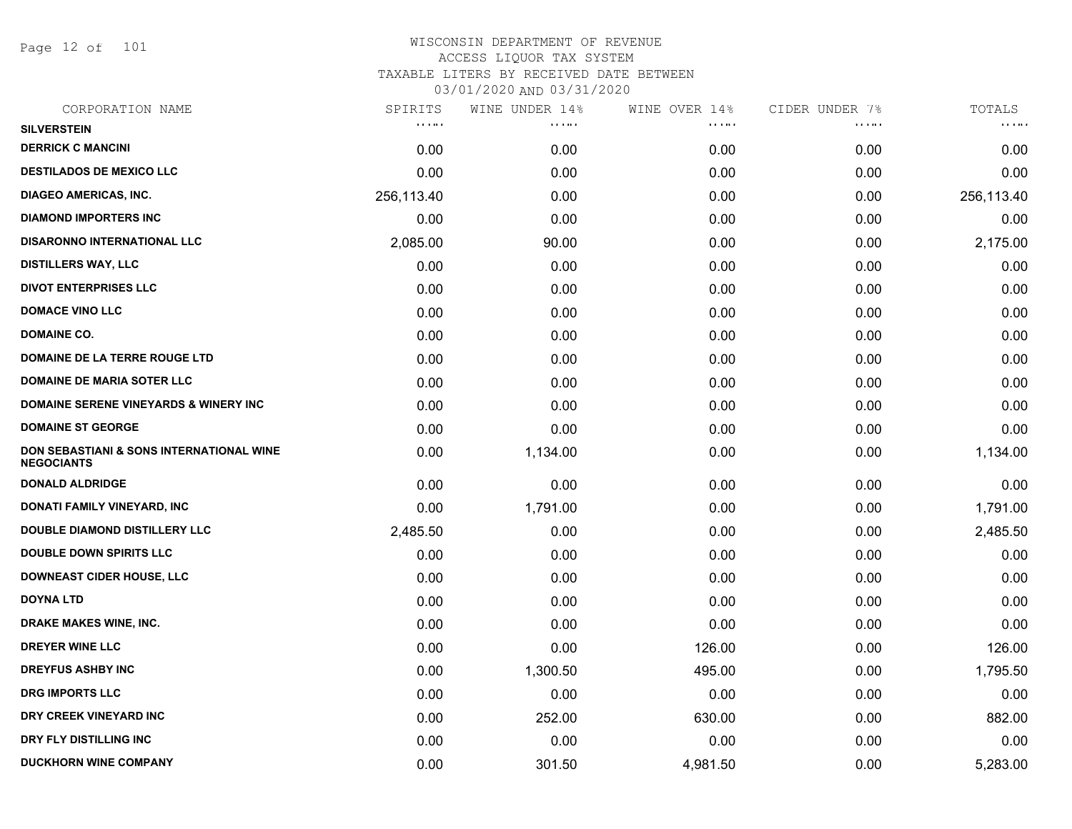WISCONSIN DEPARTMENT OF REVENUE
ACCESS LIQUOR TAX SYSTEM
TAXABLE LITERS BY RECEIVED DATE BETWEEN
03/01/2020 AND 03/31/2020

| CORPORATION NAME | SPIRITS | WINE UNDER 14% | WINE OVER 14% | CIDER UNDER 7% | TOTALS |
|---|---|---|---|---|---|
| SILVERSTEIN | | | | | |
| DERRICK C MANCINI | 0.00 | 0.00 | 0.00 | 0.00 | 0.00 |
| DESTILADOS DE MEXICO LLC | 0.00 | 0.00 | 0.00 | 0.00 | 0.00 |
| DIAGEO AMERICAS, INC. | 256,113.40 | 0.00 | 0.00 | 0.00 | 256,113.40 |
| DIAMOND IMPORTERS INC | 0.00 | 0.00 | 0.00 | 0.00 | 0.00 |
| DISARONNO INTERNATIONAL LLC | 2,085.00 | 90.00 | 0.00 | 0.00 | 2,175.00 |
| DISTILLERS WAY, LLC | 0.00 | 0.00 | 0.00 | 0.00 | 0.00 |
| DIVOT ENTERPRISES LLC | 0.00 | 0.00 | 0.00 | 0.00 | 0.00 |
| DOMACE VINO LLC | 0.00 | 0.00 | 0.00 | 0.00 | 0.00 |
| DOMAINE CO. | 0.00 | 0.00 | 0.00 | 0.00 | 0.00 |
| DOMAINE DE LA TERRE ROUGE LTD | 0.00 | 0.00 | 0.00 | 0.00 | 0.00 |
| DOMAINE DE MARIA SOTER LLC | 0.00 | 0.00 | 0.00 | 0.00 | 0.00 |
| DOMAINE SERENE VINEYARDS & WINERY INC | 0.00 | 0.00 | 0.00 | 0.00 | 0.00 |
| DOMAINE ST GEORGE | 0.00 | 0.00 | 0.00 | 0.00 | 0.00 |
| DON SEBASTIANI & SONS INTERNATIONAL WINE NEGOCIANTS | 0.00 | 1,134.00 | 0.00 | 0.00 | 1,134.00 |
| DONALD ALDRIDGE | 0.00 | 0.00 | 0.00 | 0.00 | 0.00 |
| DONATI FAMILY VINEYARD, INC | 0.00 | 1,791.00 | 0.00 | 0.00 | 1,791.00 |
| DOUBLE DIAMOND DISTILLERY LLC | 2,485.50 | 0.00 | 0.00 | 0.00 | 2,485.50 |
| DOUBLE DOWN SPIRITS LLC | 0.00 | 0.00 | 0.00 | 0.00 | 0.00 |
| DOWNEAST CIDER HOUSE, LLC | 0.00 | 0.00 | 0.00 | 0.00 | 0.00 |
| DOYNA LTD | 0.00 | 0.00 | 0.00 | 0.00 | 0.00 |
| DRAKE MAKES WINE, INC. | 0.00 | 0.00 | 0.00 | 0.00 | 0.00 |
| DREYER WINE LLC | 0.00 | 0.00 | 126.00 | 0.00 | 126.00 |
| DREYFUS ASHBY INC | 0.00 | 1,300.50 | 495.00 | 0.00 | 1,795.50 |
| DRG IMPORTS LLC | 0.00 | 0.00 | 0.00 | 0.00 | 0.00 |
| DRY CREEK VINEYARD INC | 0.00 | 252.00 | 630.00 | 0.00 | 882.00 |
| DRY FLY DISTILLING INC | 0.00 | 0.00 | 0.00 | 0.00 | 0.00 |
| DUCKHORN WINE COMPANY | 0.00 | 301.50 | 4,981.50 | 0.00 | 5,283.00 |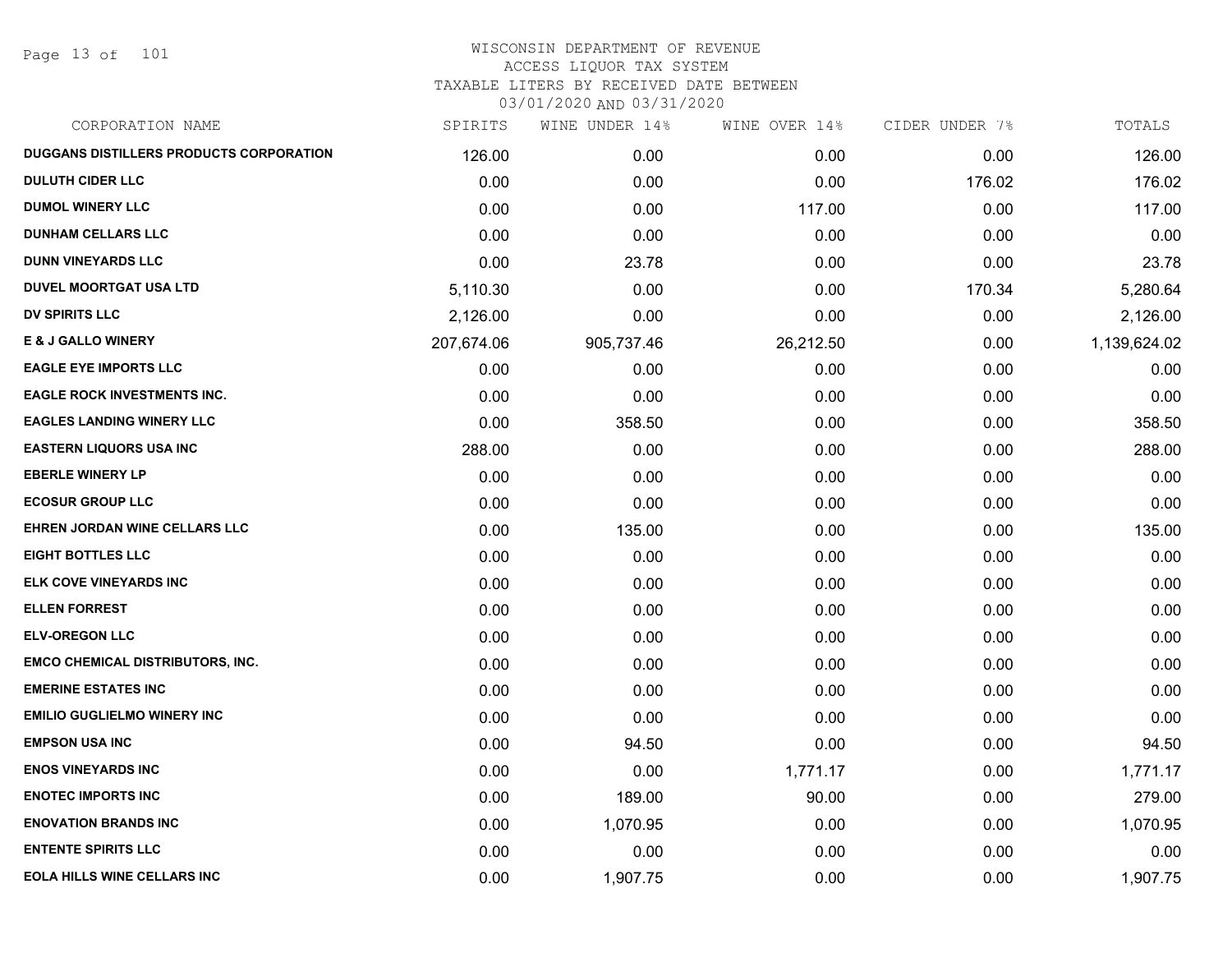# WISCONSIN DEPARTMENT OF REVENUE
ACCESS LIQUOR TAX SYSTEM
TAXABLE LITERS BY RECEIVED DATE BETWEEN
03/01/2020 AND 03/31/2020

| CORPORATION NAME | SPIRITS | WINE UNDER 14% | WINE OVER 14% | CIDER UNDER 7% | TOTALS |
|---|---|---|---|---|---|
| DUGGANS DISTILLERS PRODUCTS CORPORATION | 126.00 | 0.00 | 0.00 | 0.00 | 126.00 |
| DULUTH CIDER LLC | 0.00 | 0.00 | 0.00 | 176.02 | 176.02 |
| DUMOL WINERY LLC | 0.00 | 0.00 | 117.00 | 0.00 | 117.00 |
| DUNHAM CELLARS LLC | 0.00 | 0.00 | 0.00 | 0.00 | 0.00 |
| DUNN VINEYARDS LLC | 0.00 | 23.78 | 0.00 | 0.00 | 23.78 |
| DUVEL MOORTGAT USA LTD | 5,110.30 | 0.00 | 0.00 | 170.34 | 5,280.64 |
| DV SPIRITS LLC | 2,126.00 | 0.00 | 0.00 | 0.00 | 2,126.00 |
| E & J GALLO WINERY | 207,674.06 | 905,737.46 | 26,212.50 | 0.00 | 1,139,624.02 |
| EAGLE EYE IMPORTS LLC | 0.00 | 0.00 | 0.00 | 0.00 | 0.00 |
| EAGLE ROCK INVESTMENTS INC. | 0.00 | 0.00 | 0.00 | 0.00 | 0.00 |
| EAGLES LANDING WINERY LLC | 0.00 | 358.50 | 0.00 | 0.00 | 358.50 |
| EASTERN LIQUORS USA INC | 288.00 | 0.00 | 0.00 | 0.00 | 288.00 |
| EBERLE WINERY LP | 0.00 | 0.00 | 0.00 | 0.00 | 0.00 |
| ECOSUR GROUP LLC | 0.00 | 0.00 | 0.00 | 0.00 | 0.00 |
| EHREN JORDAN WINE CELLARS LLC | 0.00 | 135.00 | 0.00 | 0.00 | 135.00 |
| EIGHT BOTTLES LLC | 0.00 | 0.00 | 0.00 | 0.00 | 0.00 |
| ELK COVE VINEYARDS INC | 0.00 | 0.00 | 0.00 | 0.00 | 0.00 |
| ELLEN FORREST | 0.00 | 0.00 | 0.00 | 0.00 | 0.00 |
| ELV-OREGON LLC | 0.00 | 0.00 | 0.00 | 0.00 | 0.00 |
| EMCO CHEMICAL DISTRIBUTORS, INC. | 0.00 | 0.00 | 0.00 | 0.00 | 0.00 |
| EMERINE ESTATES INC | 0.00 | 0.00 | 0.00 | 0.00 | 0.00 |
| EMILIO GUGLIELMO WINERY INC | 0.00 | 0.00 | 0.00 | 0.00 | 0.00 |
| EMPSON USA INC | 0.00 | 94.50 | 0.00 | 0.00 | 94.50 |
| ENOS VINEYARDS INC | 0.00 | 0.00 | 1,771.17 | 0.00 | 1,771.17 |
| ENOTEC IMPORTS INC | 0.00 | 189.00 | 90.00 | 0.00 | 279.00 |
| ENOVATION BRANDS INC | 0.00 | 1,070.95 | 0.00 | 0.00 | 1,070.95 |
| ENTENTE SPIRITS LLC | 0.00 | 0.00 | 0.00 | 0.00 | 0.00 |
| EOLA HILLS WINE CELLARS INC | 0.00 | 1,907.75 | 0.00 | 0.00 | 1,907.75 |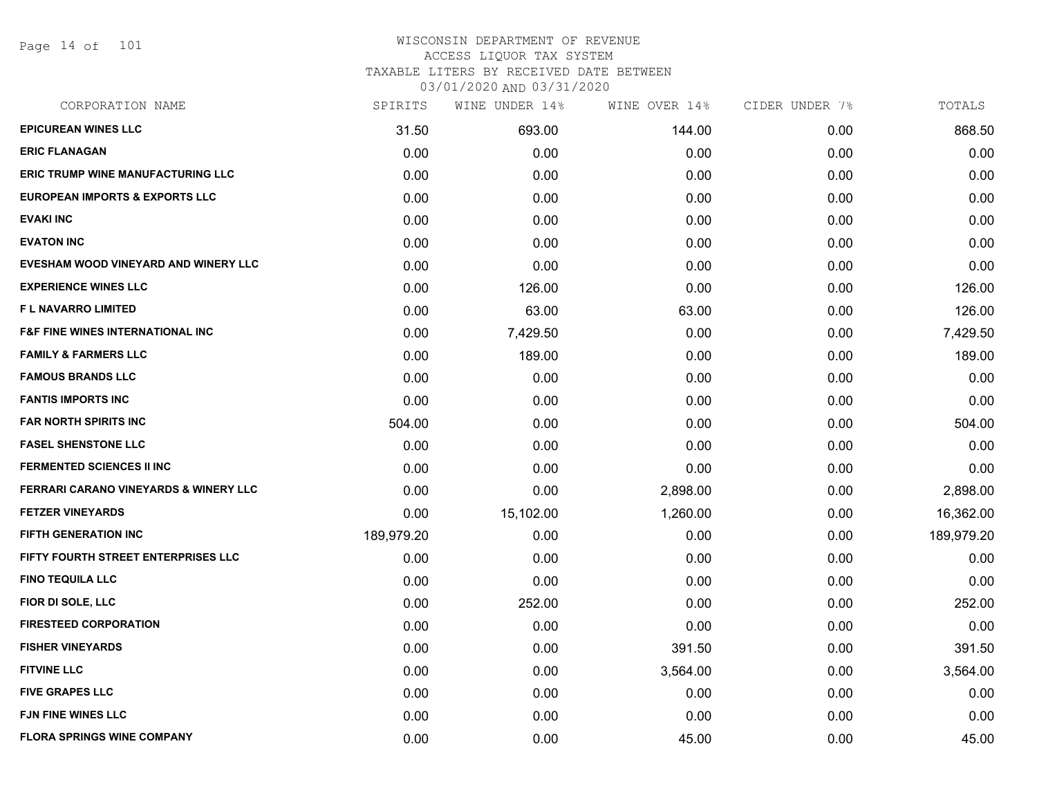# WISCONSIN DEPARTMENT OF REVENUE
## ACCESS LIQUOR TAX SYSTEM
### TAXABLE LITERS BY RECEIVED DATE BETWEEN 03/01/2020 AND 03/31/2020

| CORPORATION NAME | SPIRITS | WINE UNDER 14% | WINE OVER 14% | CIDER UNDER 7% | TOTALS |
|---|---|---|---|---|---|
| EPICUREAN WINES LLC | 31.50 | 693.00 | 144.00 | 0.00 | 868.50 |
| ERIC FLANAGAN | 0.00 | 0.00 | 0.00 | 0.00 | 0.00 |
| ERIC TRUMP WINE MANUFACTURING LLC | 0.00 | 0.00 | 0.00 | 0.00 | 0.00 |
| EUROPEAN IMPORTS & EXPORTS LLC | 0.00 | 0.00 | 0.00 | 0.00 | 0.00 |
| EVAKI INC | 0.00 | 0.00 | 0.00 | 0.00 | 0.00 |
| EVATON INC | 0.00 | 0.00 | 0.00 | 0.00 | 0.00 |
| EVESHAM WOOD VINEYARD AND WINERY LLC | 0.00 | 0.00 | 0.00 | 0.00 | 0.00 |
| EXPERIENCE WINES LLC | 0.00 | 126.00 | 0.00 | 0.00 | 126.00 |
| F L NAVARRO LIMITED | 0.00 | 63.00 | 63.00 | 0.00 | 126.00 |
| F&F FINE WINES INTERNATIONAL INC | 0.00 | 7,429.50 | 0.00 | 0.00 | 7,429.50 |
| FAMILY & FARMERS LLC | 0.00 | 189.00 | 0.00 | 0.00 | 189.00 |
| FAMOUS BRANDS LLC | 0.00 | 0.00 | 0.00 | 0.00 | 0.00 |
| FANTIS IMPORTS INC | 0.00 | 0.00 | 0.00 | 0.00 | 0.00 |
| FAR NORTH SPIRITS INC | 504.00 | 0.00 | 0.00 | 0.00 | 504.00 |
| FASEL SHENSTONE LLC | 0.00 | 0.00 | 0.00 | 0.00 | 0.00 |
| FERMENTED SCIENCES II INC | 0.00 | 0.00 | 0.00 | 0.00 | 0.00 |
| FERRARI CARANO VINEYARDS & WINERY LLC | 0.00 | 0.00 | 2,898.00 | 0.00 | 2,898.00 |
| FETZER VINEYARDS | 0.00 | 15,102.00 | 1,260.00 | 0.00 | 16,362.00 |
| FIFTH GENERATION INC | 189,979.20 | 0.00 | 0.00 | 0.00 | 189,979.20 |
| FIFTY FOURTH STREET ENTERPRISES LLC | 0.00 | 0.00 | 0.00 | 0.00 | 0.00 |
| FINO TEQUILA LLC | 0.00 | 0.00 | 0.00 | 0.00 | 0.00 |
| FIOR DI SOLE, LLC | 0.00 | 252.00 | 0.00 | 0.00 | 252.00 |
| FIRESTEED CORPORATION | 0.00 | 0.00 | 0.00 | 0.00 | 0.00 |
| FISHER VINEYARDS | 0.00 | 0.00 | 391.50 | 0.00 | 391.50 |
| FITVINE LLC | 0.00 | 0.00 | 3,564.00 | 0.00 | 3,564.00 |
| FIVE GRAPES LLC | 0.00 | 0.00 | 0.00 | 0.00 | 0.00 |
| FJN FINE WINES LLC | 0.00 | 0.00 | 0.00 | 0.00 | 0.00 |
| FLORA SPRINGS WINE COMPANY | 0.00 | 0.00 | 45.00 | 0.00 | 45.00 |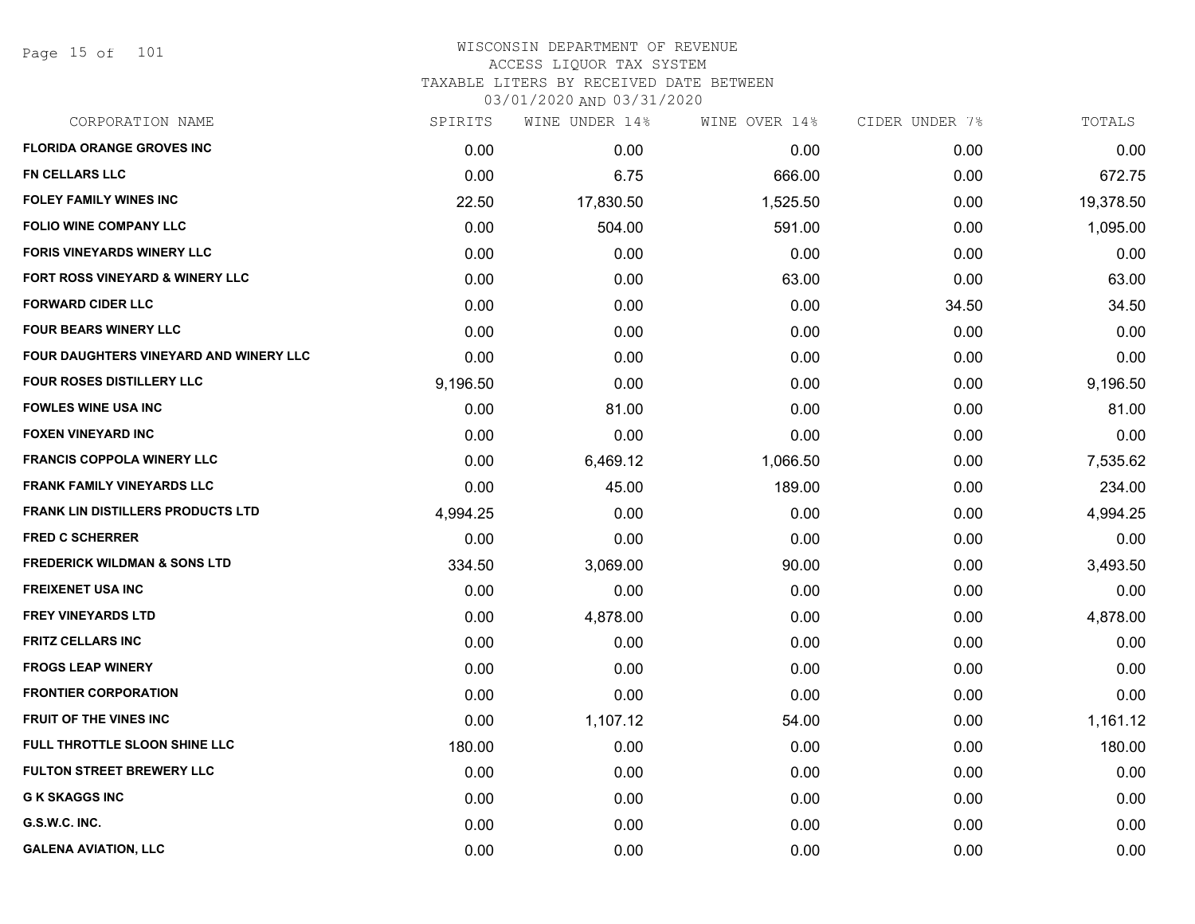WISCONSIN DEPARTMENT OF REVENUE
ACCESS LIQUOR TAX SYSTEM
TAXABLE LITERS BY RECEIVED DATE BETWEEN
03/01/2020 AND 03/31/2020

| CORPORATION NAME | SPIRITS | WINE UNDER 14% | WINE OVER 14% | CIDER UNDER 7% | TOTALS |
|---|---|---|---|---|---|
| **FLORIDA ORANGE GROVES INC** | 0.00 | 0.00 | 0.00 | 0.00 | 0.00 |
| **FN CELLARS LLC** | 0.00 | 6.75 | 666.00 | 0.00 | 672.75 |
| **FOLEY FAMILY WINES INC** | 22.50 | 17,830.50 | 1,525.50 | 0.00 | 19,378.50 |
| **FOLIO WINE COMPANY LLC** | 0.00 | 504.00 | 591.00 | 0.00 | 1,095.00 |
| **FORIS VINEYARDS WINERY LLC** | 0.00 | 0.00 | 0.00 | 0.00 | 0.00 |
| **FORT ROSS VINEYARD & WINERY LLC** | 0.00 | 0.00 | 63.00 | 0.00 | 63.00 |
| **FORWARD CIDER LLC** | 0.00 | 0.00 | 0.00 | 34.50 | 34.50 |
| **FOUR BEARS WINERY LLC** | 0.00 | 0.00 | 0.00 | 0.00 | 0.00 |
| **FOUR DAUGHTERS VINEYARD AND WINERY LLC** | 0.00 | 0.00 | 0.00 | 0.00 | 0.00 |
| **FOUR ROSES DISTILLERY LLC** | 9,196.50 | 0.00 | 0.00 | 0.00 | 9,196.50 |
| **FOWLES WINE USA INC** | 0.00 | 81.00 | 0.00 | 0.00 | 81.00 |
| **FOXEN VINEYARD INC** | 0.00 | 0.00 | 0.00 | 0.00 | 0.00 |
| **FRANCIS COPPOLA WINERY LLC** | 0.00 | 6,469.12 | 1,066.50 | 0.00 | 7,535.62 |
| **FRANK FAMILY VINEYARDS LLC** | 0.00 | 45.00 | 189.00 | 0.00 | 234.00 |
| **FRANK LIN DISTILLERS PRODUCTS LTD** | 4,994.25 | 0.00 | 0.00 | 0.00 | 4,994.25 |
| **FRED C SCHERRER** | 0.00 | 0.00 | 0.00 | 0.00 | 0.00 |
| **FREDERICK WILDMAN & SONS LTD** | 334.50 | 3,069.00 | 90.00 | 0.00 | 3,493.50 |
| **FREIXENET USA INC** | 0.00 | 0.00 | 0.00 | 0.00 | 0.00 |
| **FREY VINEYARDS LTD** | 0.00 | 4,878.00 | 0.00 | 0.00 | 4,878.00 |
| **FRITZ CELLARS INC** | 0.00 | 0.00 | 0.00 | 0.00 | 0.00 |
| **FROGS LEAP WINERY** | 0.00 | 0.00 | 0.00 | 0.00 | 0.00 |
| **FRONTIER CORPORATION** | 0.00 | 0.00 | 0.00 | 0.00 | 0.00 |
| **FRUIT OF THE VINES INC** | 0.00 | 1,107.12 | 54.00 | 0.00 | 1,161.12 |
| **FULL THROTTLE SLOON SHINE LLC** | 180.00 | 0.00 | 0.00 | 0.00 | 180.00 |
| **FULTON STREET BREWERY LLC** | 0.00 | 0.00 | 0.00 | 0.00 | 0.00 |
| **G K SKAGGS INC** | 0.00 | 0.00 | 0.00 | 0.00 | 0.00 |
| **G.S.W.C. INC.** | 0.00 | 0.00 | 0.00 | 0.00 | 0.00 |
| **GALENA AVIATION, LLC** | 0.00 | 0.00 | 0.00 | 0.00 | 0.00 |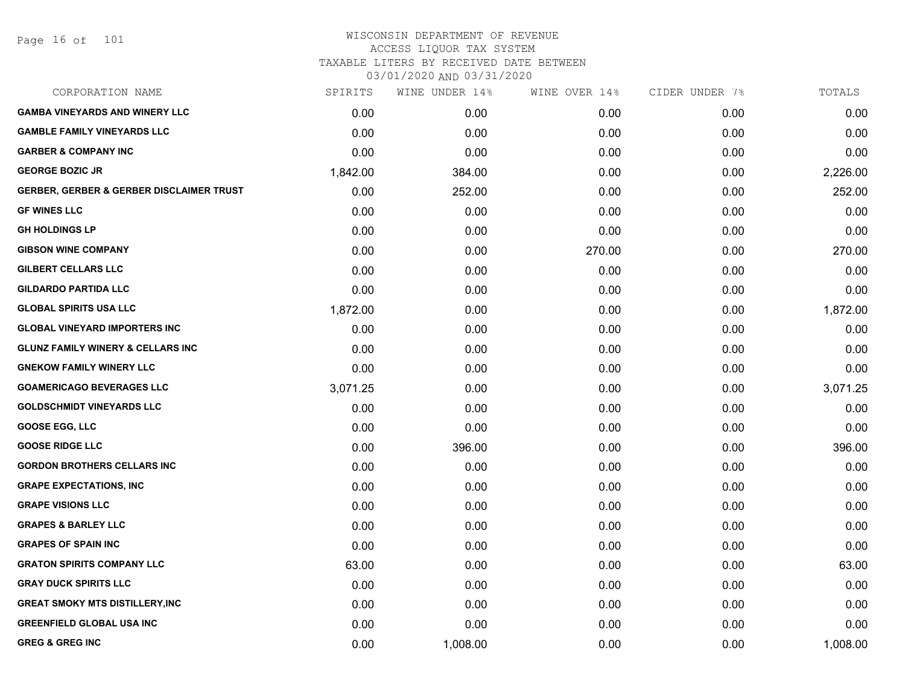# WISCONSIN DEPARTMENT OF REVENUE
## ACCESS LIQUOR TAX SYSTEM
### TAXABLE LITERS BY RECEIVED DATE BETWEEN 03/01/2020 AND 03/31/2020

| CORPORATION NAME | SPIRITS | WINE UNDER 14% | WINE OVER 14% | CIDER UNDER 7% | TOTALS |
|---|---|---|---|---|---|
| **GAMBA VINEYARDS AND WINERY LLC** | 0.00 | 0.00 | 0.00 | 0.00 | 0.00 |
| **GAMBLE FAMILY VINEYARDS LLC** | 0.00 | 0.00 | 0.00 | 0.00 | 0.00 |
| **GARBER & COMPANY INC** | 0.00 | 0.00 | 0.00 | 0.00 | 0.00 |
| **GEORGE BOZIC JR** | 1,842.00 | 384.00 | 0.00 | 0.00 | 2,226.00 |
| **GERBER, GERBER & GERBER DISCLAIMER TRUST** | 0.00 | 252.00 | 0.00 | 0.00 | 252.00 |
| **GF WINES LLC** | 0.00 | 0.00 | 0.00 | 0.00 | 0.00 |
| **GH HOLDINGS LP** | 0.00 | 0.00 | 0.00 | 0.00 | 0.00 |
| **GIBSON WINE COMPANY** | 0.00 | 0.00 | 270.00 | 0.00 | 270.00 |
| **GILBERT CELLARS LLC** | 0.00 | 0.00 | 0.00 | 0.00 | 0.00 |
| **GILDARDO PARTIDA LLC** | 0.00 | 0.00 | 0.00 | 0.00 | 0.00 |
| **GLOBAL SPIRITS USA LLC** | 1,872.00 | 0.00 | 0.00 | 0.00 | 1,872.00 |
| **GLOBAL VINEYARD IMPORTERS INC** | 0.00 | 0.00 | 0.00 | 0.00 | 0.00 |
| **GLUNZ FAMILY WINERY & CELLARS INC** | 0.00 | 0.00 | 0.00 | 0.00 | 0.00 |
| **GNEKOW FAMILY WINERY LLC** | 0.00 | 0.00 | 0.00 | 0.00 | 0.00 |
| **GOAMERICAGO BEVERAGES LLC** | 3,071.25 | 0.00 | 0.00 | 0.00 | 3,071.25 |
| **GOLDSCHMIDT VINEYARDS LLC** | 0.00 | 0.00 | 0.00 | 0.00 | 0.00 |
| **GOOSE EGG, LLC** | 0.00 | 0.00 | 0.00 | 0.00 | 0.00 |
| **GOOSE RIDGE LLC** | 0.00 | 396.00 | 0.00 | 0.00 | 396.00 |
| **GORDON BROTHERS CELLARS INC** | 0.00 | 0.00 | 0.00 | 0.00 | 0.00 |
| **GRAPE EXPECTATIONS, INC** | 0.00 | 0.00 | 0.00 | 0.00 | 0.00 |
| **GRAPE VISIONS LLC** | 0.00 | 0.00 | 0.00 | 0.00 | 0.00 |
| **GRAPES & BARLEY LLC** | 0.00 | 0.00 | 0.00 | 0.00 | 0.00 |
| **GRAPES OF SPAIN INC** | 0.00 | 0.00 | 0.00 | 0.00 | 0.00 |
| **GRATON SPIRITS COMPANY LLC** | 63.00 | 0.00 | 0.00 | 0.00 | 63.00 |
| **GRAY DUCK SPIRITS LLC** | 0.00 | 0.00 | 0.00 | 0.00 | 0.00 |
| **GREAT SMOKY MTS DISTILLERY,INC** | 0.00 | 0.00 | 0.00 | 0.00 | 0.00 |
| **GREENFIELD GLOBAL USA INC** | 0.00 | 0.00 | 0.00 | 0.00 | 0.00 |
| **GREG & GREG INC** | 0.00 | 1,008.00 | 0.00 | 0.00 | 1,008.00 |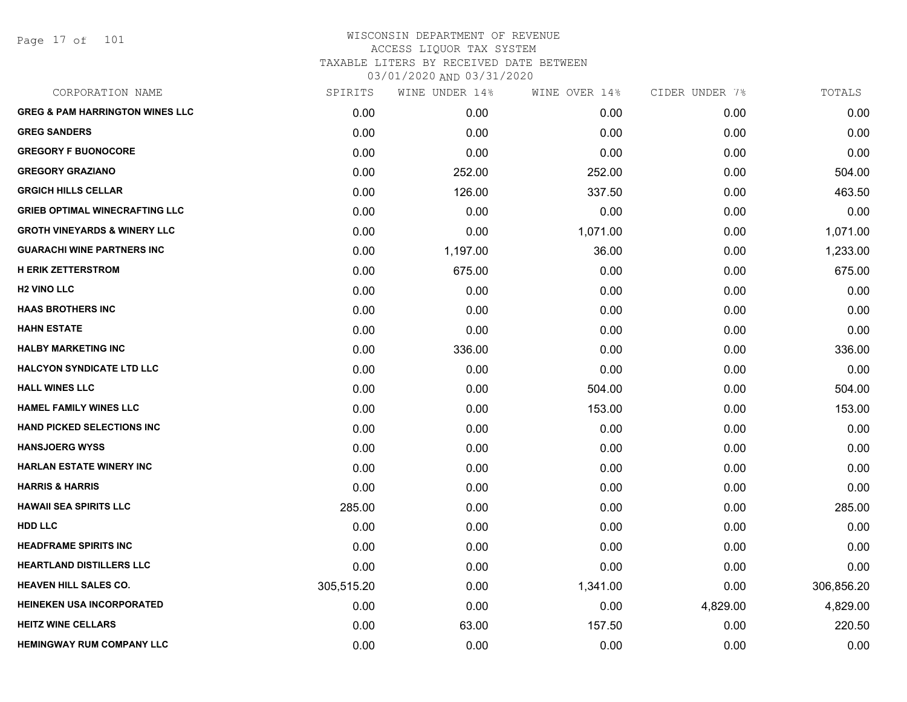WISCONSIN DEPARTMENT OF REVENUE
ACCESS LIQUOR TAX SYSTEM
TAXABLE LITERS BY RECEIVED DATE BETWEEN
03/01/2020 AND 03/31/2020

| CORPORATION NAME | SPIRITS | WINE UNDER 14% | WINE OVER 14% | CIDER UNDER 7% | TOTALS |
|---|---|---|---|---|---|
| GREG & PAM HARRINGTON WINES LLC | 0.00 | 0.00 | 0.00 | 0.00 | 0.00 |
| GREG SANDERS | 0.00 | 0.00 | 0.00 | 0.00 | 0.00 |
| GREGORY F BUONOCORE | 0.00 | 0.00 | 0.00 | 0.00 | 0.00 |
| GREGORY GRAZIANO | 0.00 | 252.00 | 252.00 | 0.00 | 504.00 |
| GRGICH HILLS CELLAR | 0.00 | 126.00 | 337.50 | 0.00 | 463.50 |
| GRIEB OPTIMAL WINECRAFTING LLC | 0.00 | 0.00 | 0.00 | 0.00 | 0.00 |
| GROTH VINEYARDS & WINERY LLC | 0.00 | 0.00 | 1,071.00 | 0.00 | 1,071.00 |
| GUARACHI WINE PARTNERS INC | 0.00 | 1,197.00 | 36.00 | 0.00 | 1,233.00 |
| H ERIK ZETTERSTROM | 0.00 | 675.00 | 0.00 | 0.00 | 675.00 |
| H2 VINO LLC | 0.00 | 0.00 | 0.00 | 0.00 | 0.00 |
| HAAS BROTHERS INC | 0.00 | 0.00 | 0.00 | 0.00 | 0.00 |
| HAHN ESTATE | 0.00 | 0.00 | 0.00 | 0.00 | 0.00 |
| HALBY MARKETING INC | 0.00 | 336.00 | 0.00 | 0.00 | 336.00 |
| HALCYON SYNDICATE LTD LLC | 0.00 | 0.00 | 0.00 | 0.00 | 0.00 |
| HALL WINES LLC | 0.00 | 0.00 | 504.00 | 0.00 | 504.00 |
| HAMEL FAMILY WINES LLC | 0.00 | 0.00 | 153.00 | 0.00 | 153.00 |
| HAND PICKED SELECTIONS INC | 0.00 | 0.00 | 0.00 | 0.00 | 0.00 |
| HANSJOERG WYSS | 0.00 | 0.00 | 0.00 | 0.00 | 0.00 |
| HARLAN ESTATE WINERY INC | 0.00 | 0.00 | 0.00 | 0.00 | 0.00 |
| HARRIS & HARRIS | 0.00 | 0.00 | 0.00 | 0.00 | 0.00 |
| HAWAII SEA SPIRITS LLC | 285.00 | 0.00 | 0.00 | 0.00 | 285.00 |
| HDD LLC | 0.00 | 0.00 | 0.00 | 0.00 | 0.00 |
| HEADFRAME SPIRITS INC | 0.00 | 0.00 | 0.00 | 0.00 | 0.00 |
| HEARTLAND DISTILLERS LLC | 0.00 | 0.00 | 0.00 | 0.00 | 0.00 |
| HEAVEN HILL SALES CO. | 305,515.20 | 0.00 | 1,341.00 | 0.00 | 306,856.20 |
| HEINEKEN USA INCORPORATED | 0.00 | 0.00 | 0.00 | 4,829.00 | 4,829.00 |
| HEITZ WINE CELLARS | 0.00 | 63.00 | 157.50 | 0.00 | 220.50 |
| HEMINGWAY RUM COMPANY LLC | 0.00 | 0.00 | 0.00 | 0.00 | 0.00 |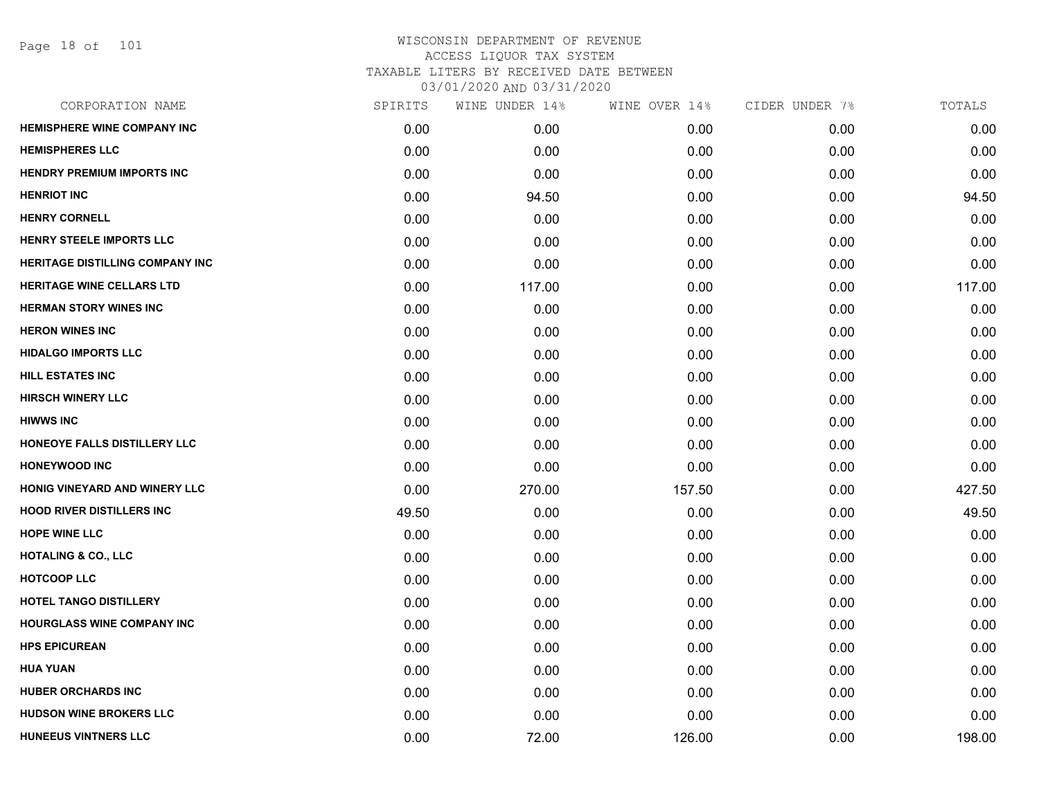WISCONSIN DEPARTMENT OF REVENUE
ACCESS LIQUOR TAX SYSTEM
TAXABLE LITERS BY RECEIVED DATE BETWEEN
03/01/2020 AND 03/31/2020

| CORPORATION NAME | SPIRITS | WINE UNDER 14% | WINE OVER 14% | CIDER UNDER 7% | TOTALS |
|---|---|---|---|---|---|
| HEMISPHERE WINE COMPANY INC | 0.00 | 0.00 | 0.00 | 0.00 | 0.00 |
| HEMISPHERES LLC | 0.00 | 0.00 | 0.00 | 0.00 | 0.00 |
| HENDRY PREMIUM IMPORTS INC | 0.00 | 0.00 | 0.00 | 0.00 | 0.00 |
| HENRIOT INC | 0.00 | 94.50 | 0.00 | 0.00 | 94.50 |
| HENRY CORNELL | 0.00 | 0.00 | 0.00 | 0.00 | 0.00 |
| HENRY STEELE IMPORTS LLC | 0.00 | 0.00 | 0.00 | 0.00 | 0.00 |
| HERITAGE DISTILLING COMPANY INC | 0.00 | 0.00 | 0.00 | 0.00 | 0.00 |
| HERITAGE WINE CELLARS LTD | 0.00 | 117.00 | 0.00 | 0.00 | 117.00 |
| HERMAN STORY WINES INC | 0.00 | 0.00 | 0.00 | 0.00 | 0.00 |
| HERON WINES INC | 0.00 | 0.00 | 0.00 | 0.00 | 0.00 |
| HIDALGO IMPORTS LLC | 0.00 | 0.00 | 0.00 | 0.00 | 0.00 |
| HILL ESTATES INC | 0.00 | 0.00 | 0.00 | 0.00 | 0.00 |
| HIRSCH WINERY LLC | 0.00 | 0.00 | 0.00 | 0.00 | 0.00 |
| HIWWS INC | 0.00 | 0.00 | 0.00 | 0.00 | 0.00 |
| HONEOYE FALLS DISTILLERY LLC | 0.00 | 0.00 | 0.00 | 0.00 | 0.00 |
| HONEYWOOD INC | 0.00 | 0.00 | 0.00 | 0.00 | 0.00 |
| HONIG VINEYARD AND WINERY LLC | 0.00 | 270.00 | 157.50 | 0.00 | 427.50 |
| HOOD RIVER DISTILLERS INC | 49.50 | 0.00 | 0.00 | 0.00 | 49.50 |
| HOPE WINE LLC | 0.00 | 0.00 | 0.00 | 0.00 | 0.00 |
| HOTALING & CO., LLC | 0.00 | 0.00 | 0.00 | 0.00 | 0.00 |
| HOTCOOP LLC | 0.00 | 0.00 | 0.00 | 0.00 | 0.00 |
| HOTEL TANGO DISTILLERY | 0.00 | 0.00 | 0.00 | 0.00 | 0.00 |
| HOURGLASS WINE COMPANY INC | 0.00 | 0.00 | 0.00 | 0.00 | 0.00 |
| HPS EPICUREAN | 0.00 | 0.00 | 0.00 | 0.00 | 0.00 |
| HUA YUAN | 0.00 | 0.00 | 0.00 | 0.00 | 0.00 |
| HUBER ORCHARDS INC | 0.00 | 0.00 | 0.00 | 0.00 | 0.00 |
| HUDSON WINE BROKERS LLC | 0.00 | 0.00 | 0.00 | 0.00 | 0.00 |
| HUNEEUS VINTNERS LLC | 0.00 | 72.00 | 126.00 | 0.00 | 198.00 |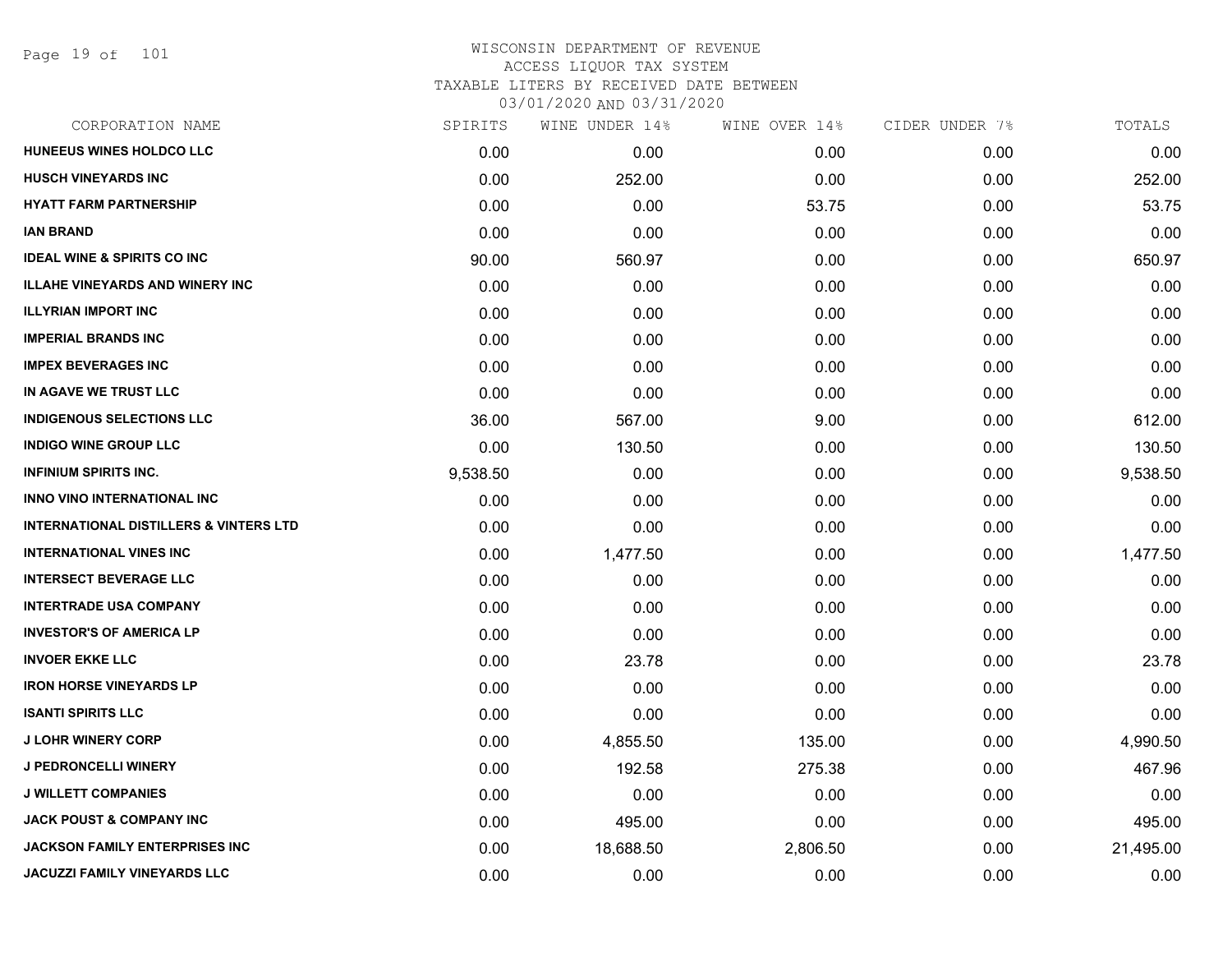# WISCONSIN DEPARTMENT OF REVENUE
## ACCESS LIQUOR TAX SYSTEM
### TAXABLE LITERS BY RECEIVED DATE BETWEEN 03/01/2020 AND 03/31/2020

| CORPORATION NAME | SPIRITS | WINE UNDER 14% | WINE OVER 14% | CIDER UNDER 7% | TOTALS |
|---|---|---|---|---|---|
| HUNEEUS WINES HOLDCO LLC | 0.00 | 0.00 | 0.00 | 0.00 | 0.00 |
| HUSCH VINEYARDS INC | 0.00 | 252.00 | 0.00 | 0.00 | 252.00 |
| HYATT FARM PARTNERSHIP | 0.00 | 0.00 | 53.75 | 0.00 | 53.75 |
| IAN BRAND | 0.00 | 0.00 | 0.00 | 0.00 | 0.00 |
| IDEAL WINE & SPIRITS CO INC | 90.00 | 560.97 | 0.00 | 0.00 | 650.97 |
| ILLAHE VINEYARDS AND WINERY INC | 0.00 | 0.00 | 0.00 | 0.00 | 0.00 |
| ILLYRIAN IMPORT INC | 0.00 | 0.00 | 0.00 | 0.00 | 0.00 |
| IMPERIAL BRANDS INC | 0.00 | 0.00 | 0.00 | 0.00 | 0.00 |
| IMPEX BEVERAGES INC | 0.00 | 0.00 | 0.00 | 0.00 | 0.00 |
| IN AGAVE WE TRUST LLC | 0.00 | 0.00 | 0.00 | 0.00 | 0.00 |
| INDIGENOUS SELECTIONS LLC | 36.00 | 567.00 | 9.00 | 0.00 | 612.00 |
| INDIGO WINE GROUP LLC | 0.00 | 130.50 | 0.00 | 0.00 | 130.50 |
| INFINIUM SPIRITS INC. | 9,538.50 | 0.00 | 0.00 | 0.00 | 9,538.50 |
| INNO VINO INTERNATIONAL INC | 0.00 | 0.00 | 0.00 | 0.00 | 0.00 |
| INTERNATIONAL DISTILLERS & VINTERS LTD | 0.00 | 0.00 | 0.00 | 0.00 | 0.00 |
| INTERNATIONAL VINES INC | 0.00 | 1,477.50 | 0.00 | 0.00 | 1,477.50 |
| INTERSECT BEVERAGE LLC | 0.00 | 0.00 | 0.00 | 0.00 | 0.00 |
| INTERTRADE USA COMPANY | 0.00 | 0.00 | 0.00 | 0.00 | 0.00 |
| INVESTOR'S OF AMERICA LP | 0.00 | 0.00 | 0.00 | 0.00 | 0.00 |
| INVOER EKKE LLC | 0.00 | 23.78 | 0.00 | 0.00 | 23.78 |
| IRON HORSE VINEYARDS LP | 0.00 | 0.00 | 0.00 | 0.00 | 0.00 |
| ISANTI SPIRITS LLC | 0.00 | 0.00 | 0.00 | 0.00 | 0.00 |
| J LOHR WINERY CORP | 0.00 | 4,855.50 | 135.00 | 0.00 | 4,990.50 |
| J PEDRONCELLI WINERY | 0.00 | 192.58 | 275.38 | 0.00 | 467.96 |
| J WILLETT COMPANIES | 0.00 | 0.00 | 0.00 | 0.00 | 0.00 |
| JACK POUST & COMPANY INC | 0.00 | 495.00 | 0.00 | 0.00 | 495.00 |
| JACKSON FAMILY ENTERPRISES INC | 0.00 | 18,688.50 | 2,806.50 | 0.00 | 21,495.00 |
| JACUZZI FAMILY VINEYARDS LLC | 0.00 | 0.00 | 0.00 | 0.00 | 0.00 |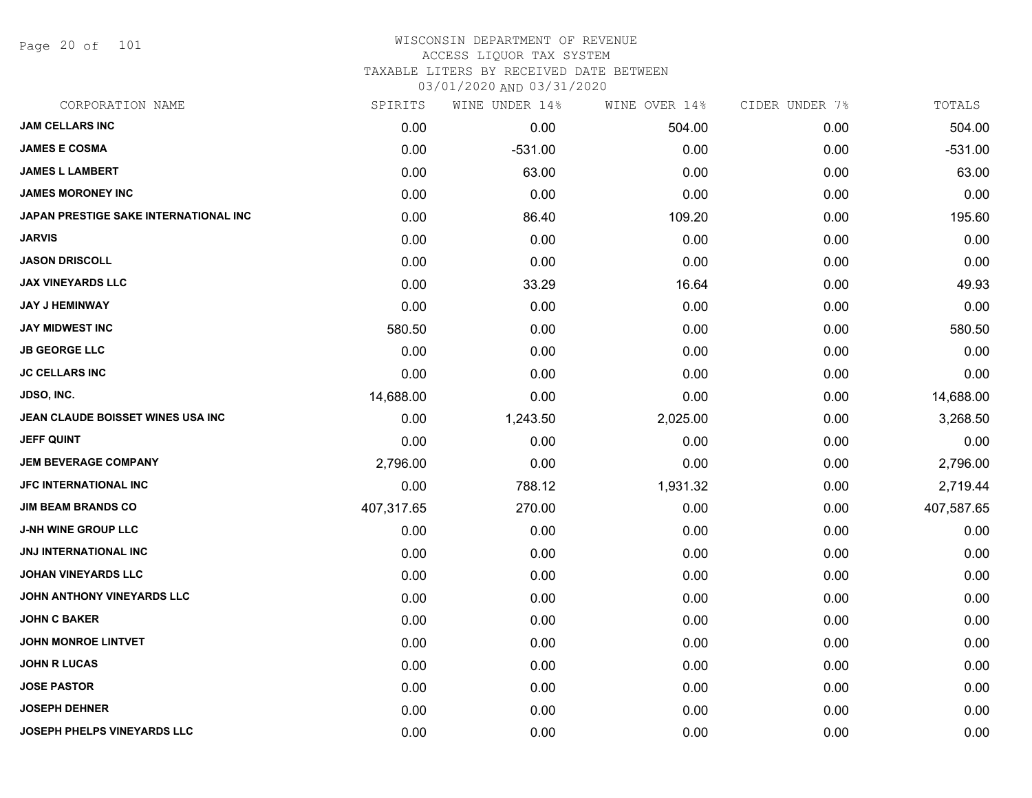# WISCONSIN DEPARTMENT OF REVENUE
## ACCESS LIQUOR TAX SYSTEM
### TAXABLE LITERS BY RECEIVED DATE BETWEEN 03/01/2020 AND 03/31/2020

| CORPORATION NAME | SPIRITS | WINE UNDER 14% | WINE OVER 14% | CIDER UNDER 7% | TOTALS |
|---|---|---|---|---|---|
| JAM CELLARS INC | 0.00 | 0.00 | 504.00 | 0.00 | 504.00 |
| JAMES E COSMA | 0.00 | -531.00 | 0.00 | 0.00 | -531.00 |
| JAMES L LAMBERT | 0.00 | 63.00 | 0.00 | 0.00 | 63.00 |
| JAMES MORONEY INC | 0.00 | 0.00 | 0.00 | 0.00 | 0.00 |
| JAPAN PRESTIGE SAKE INTERNATIONAL INC | 0.00 | 86.40 | 109.20 | 0.00 | 195.60 |
| JARVIS | 0.00 | 0.00 | 0.00 | 0.00 | 0.00 |
| JASON DRISCOLL | 0.00 | 0.00 | 0.00 | 0.00 | 0.00 |
| JAX VINEYARDS LLC | 0.00 | 33.29 | 16.64 | 0.00 | 49.93 |
| JAY J HEMINWAY | 0.00 | 0.00 | 0.00 | 0.00 | 0.00 |
| JAY MIDWEST INC | 580.50 | 0.00 | 0.00 | 0.00 | 580.50 |
| JB GEORGE LLC | 0.00 | 0.00 | 0.00 | 0.00 | 0.00 |
| JC CELLARS INC | 0.00 | 0.00 | 0.00 | 0.00 | 0.00 |
| JDSO, INC. | 14,688.00 | 0.00 | 0.00 | 0.00 | 14,688.00 |
| JEAN CLAUDE BOISSET WINES USA INC | 0.00 | 1,243.50 | 2,025.00 | 0.00 | 3,268.50 |
| JEFF QUINT | 0.00 | 0.00 | 0.00 | 0.00 | 0.00 |
| JEM BEVERAGE COMPANY | 2,796.00 | 0.00 | 0.00 | 0.00 | 2,796.00 |
| JFC INTERNATIONAL INC | 0.00 | 788.12 | 1,931.32 | 0.00 | 2,719.44 |
| JIM BEAM BRANDS CO | 407,317.65 | 270.00 | 0.00 | 0.00 | 407,587.65 |
| J-NH WINE GROUP LLC | 0.00 | 0.00 | 0.00 | 0.00 | 0.00 |
| JNJ INTERNATIONAL INC | 0.00 | 0.00 | 0.00 | 0.00 | 0.00 |
| JOHAN VINEYARDS LLC | 0.00 | 0.00 | 0.00 | 0.00 | 0.00 |
| JOHN ANTHONY VINEYARDS LLC | 0.00 | 0.00 | 0.00 | 0.00 | 0.00 |
| JOHN C BAKER | 0.00 | 0.00 | 0.00 | 0.00 | 0.00 |
| JOHN MONROE LINTVET | 0.00 | 0.00 | 0.00 | 0.00 | 0.00 |
| JOHN R LUCAS | 0.00 | 0.00 | 0.00 | 0.00 | 0.00 |
| JOSE PASTOR | 0.00 | 0.00 | 0.00 | 0.00 | 0.00 |
| JOSEPH DEHNER | 0.00 | 0.00 | 0.00 | 0.00 | 0.00 |
| JOSEPH PHELPS VINEYARDS LLC | 0.00 | 0.00 | 0.00 | 0.00 | 0.00 |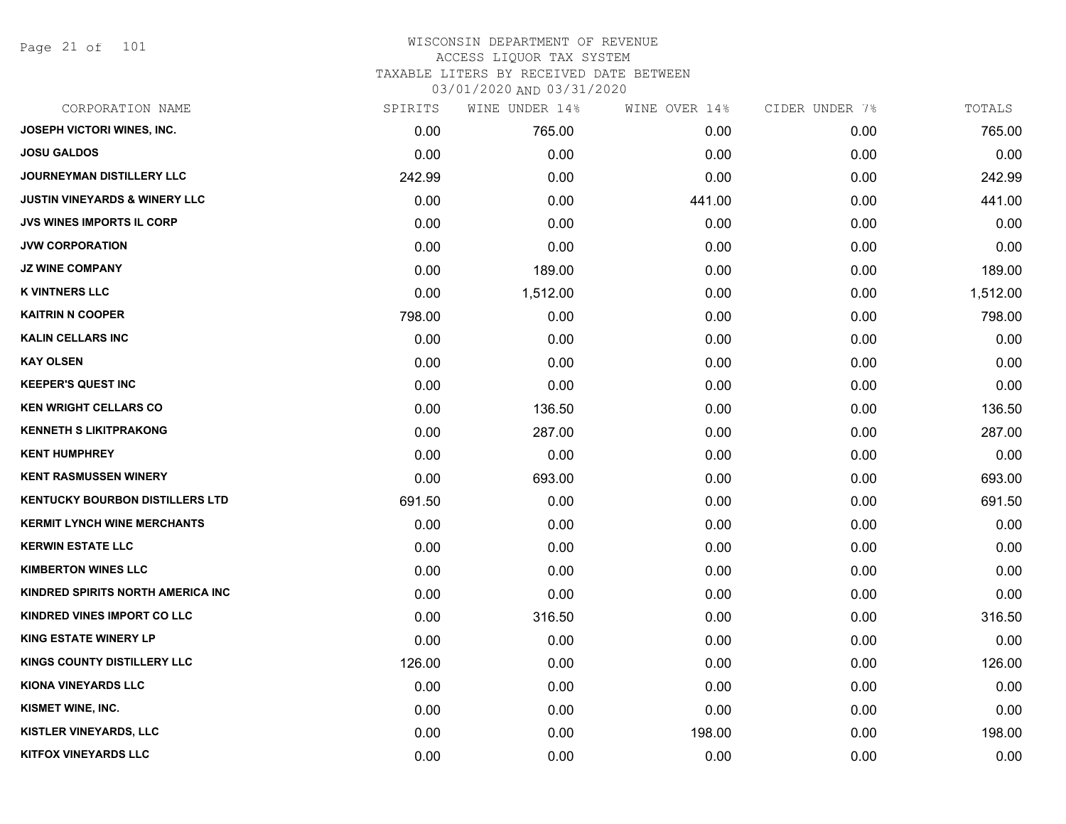# WISCONSIN DEPARTMENT OF REVENUE
## ACCESS LIQUOR TAX SYSTEM
### TAXABLE LITERS BY RECEIVED DATE BETWEEN 03/01/2020 AND 03/31/2020

| CORPORATION NAME | SPIRITS | WINE UNDER 14% | WINE OVER 14% | CIDER UNDER 7% | TOTALS |
|---|---|---|---|---|---|
| JOSEPH VICTORI WINES, INC. | 0.00 | 765.00 | 0.00 | 0.00 | 765.00 |
| JOSU GALDOS | 0.00 | 0.00 | 0.00 | 0.00 | 0.00 |
| JOURNEYMAN DISTILLERY LLC | 242.99 | 0.00 | 0.00 | 0.00 | 242.99 |
| JUSTIN VINEYARDS & WINERY LLC | 0.00 | 0.00 | 441.00 | 0.00 | 441.00 |
| JVS WINES IMPORTS IL CORP | 0.00 | 0.00 | 0.00 | 0.00 | 0.00 |
| JVW CORPORATION | 0.00 | 0.00 | 0.00 | 0.00 | 0.00 |
| JZ WINE COMPANY | 0.00 | 189.00 | 0.00 | 0.00 | 189.00 |
| K VINTNERS LLC | 0.00 | 1,512.00 | 0.00 | 0.00 | 1,512.00 |
| KAITRIN N COOPER | 798.00 | 0.00 | 0.00 | 0.00 | 798.00 |
| KALIN CELLARS INC | 0.00 | 0.00 | 0.00 | 0.00 | 0.00 |
| KAY OLSEN | 0.00 | 0.00 | 0.00 | 0.00 | 0.00 |
| KEEPER'S QUEST INC | 0.00 | 0.00 | 0.00 | 0.00 | 0.00 |
| KEN WRIGHT CELLARS CO | 0.00 | 136.50 | 0.00 | 0.00 | 136.50 |
| KENNETH S LIKITPRAKONG | 0.00 | 287.00 | 0.00 | 0.00 | 287.00 |
| KENT HUMPHREY | 0.00 | 0.00 | 0.00 | 0.00 | 0.00 |
| KENT RASMUSSEN WINERY | 0.00 | 693.00 | 0.00 | 0.00 | 693.00 |
| KENTUCKY BOURBON DISTILLERS LTD | 691.50 | 0.00 | 0.00 | 0.00 | 691.50 |
| KERMIT LYNCH WINE MERCHANTS | 0.00 | 0.00 | 0.00 | 0.00 | 0.00 |
| KERWIN ESTATE LLC | 0.00 | 0.00 | 0.00 | 0.00 | 0.00 |
| KIMBERTON WINES LLC | 0.00 | 0.00 | 0.00 | 0.00 | 0.00 |
| KINDRED SPIRITS NORTH AMERICA INC | 0.00 | 0.00 | 0.00 | 0.00 | 0.00 |
| KINDRED VINES IMPORT CO LLC | 0.00 | 316.50 | 0.00 | 0.00 | 316.50 |
| KING ESTATE WINERY LP | 0.00 | 0.00 | 0.00 | 0.00 | 0.00 |
| KINGS COUNTY DISTILLERY LLC | 126.00 | 0.00 | 0.00 | 0.00 | 126.00 |
| KIONA VINEYARDS LLC | 0.00 | 0.00 | 0.00 | 0.00 | 0.00 |
| KISMET WINE, INC. | 0.00 | 0.00 | 0.00 | 0.00 | 0.00 |
| KISTLER VINEYARDS, LLC | 0.00 | 0.00 | 198.00 | 0.00 | 198.00 |
| KITFOX VINEYARDS LLC | 0.00 | 0.00 | 0.00 | 0.00 | 0.00 |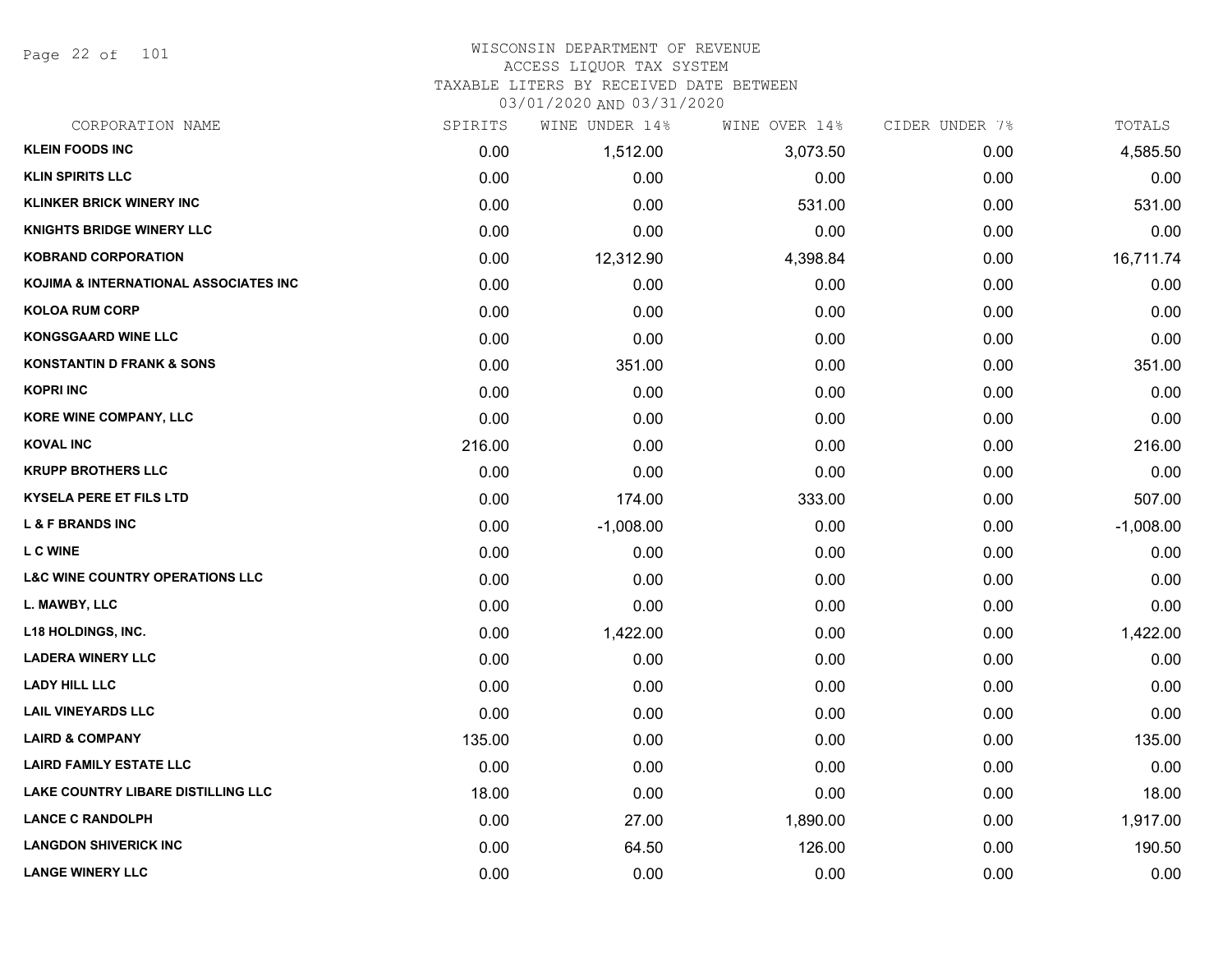# WISCONSIN DEPARTMENT OF REVENUE
## ACCESS LIQUOR TAX SYSTEM
### TAXABLE LITERS BY RECEIVED DATE BETWEEN 03/01/2020 AND 03/31/2020

| CORPORATION NAME | SPIRITS | WINE UNDER 14% | WINE OVER 14% | CIDER UNDER 7% | TOTALS |
|---|---|---|---|---|---|
| KLEIN FOODS INC | 0.00 | 1,512.00 | 3,073.50 | 0.00 | 4,585.50 |
| KLIN SPIRITS LLC | 0.00 | 0.00 | 0.00 | 0.00 | 0.00 |
| KLINKER BRICK WINERY INC | 0.00 | 0.00 | 531.00 | 0.00 | 531.00 |
| KNIGHTS BRIDGE WINERY LLC | 0.00 | 0.00 | 0.00 | 0.00 | 0.00 |
| KOBRAND CORPORATION | 0.00 | 12,312.90 | 4,398.84 | 0.00 | 16,711.74 |
| KOJIMA & INTERNATIONAL ASSOCIATES INC | 0.00 | 0.00 | 0.00 | 0.00 | 0.00 |
| KOLOA RUM CORP | 0.00 | 0.00 | 0.00 | 0.00 | 0.00 |
| KONGSGAARD WINE LLC | 0.00 | 0.00 | 0.00 | 0.00 | 0.00 |
| KONSTANTIN D FRANK & SONS | 0.00 | 351.00 | 0.00 | 0.00 | 351.00 |
| KOPRI INC | 0.00 | 0.00 | 0.00 | 0.00 | 0.00 |
| KORE WINE COMPANY, LLC | 0.00 | 0.00 | 0.00 | 0.00 | 0.00 |
| KOVAL INC | 216.00 | 0.00 | 0.00 | 0.00 | 216.00 |
| KRUPP BROTHERS LLC | 0.00 | 0.00 | 0.00 | 0.00 | 0.00 |
| KYSELA PERE ET FILS LTD | 0.00 | 174.00 | 333.00 | 0.00 | 507.00 |
| L & F BRANDS INC | 0.00 | -1,008.00 | 0.00 | 0.00 | -1,008.00 |
| L C WINE | 0.00 | 0.00 | 0.00 | 0.00 | 0.00 |
| L&C WINE COUNTRY OPERATIONS LLC | 0.00 | 0.00 | 0.00 | 0.00 | 0.00 |
| L. MAWBY, LLC | 0.00 | 0.00 | 0.00 | 0.00 | 0.00 |
| L18 HOLDINGS, INC. | 0.00 | 1,422.00 | 0.00 | 0.00 | 1,422.00 |
| LADERA WINERY LLC | 0.00 | 0.00 | 0.00 | 0.00 | 0.00 |
| LADY HILL LLC | 0.00 | 0.00 | 0.00 | 0.00 | 0.00 |
| LAIL VINEYARDS LLC | 0.00 | 0.00 | 0.00 | 0.00 | 0.00 |
| LAIRD & COMPANY | 135.00 | 0.00 | 0.00 | 0.00 | 135.00 |
| LAIRD FAMILY ESTATE LLC | 0.00 | 0.00 | 0.00 | 0.00 | 0.00 |
| LAKE COUNTRY LIBARE DISTILLING LLC | 18.00 | 0.00 | 0.00 | 0.00 | 18.00 |
| LANCE C RANDOLPH | 0.00 | 27.00 | 1,890.00 | 0.00 | 1,917.00 |
| LANGDON SHIVERICK INC | 0.00 | 64.50 | 126.00 | 0.00 | 190.50 |
| LANGE WINERY LLC | 0.00 | 0.00 | 0.00 | 0.00 | 0.00 |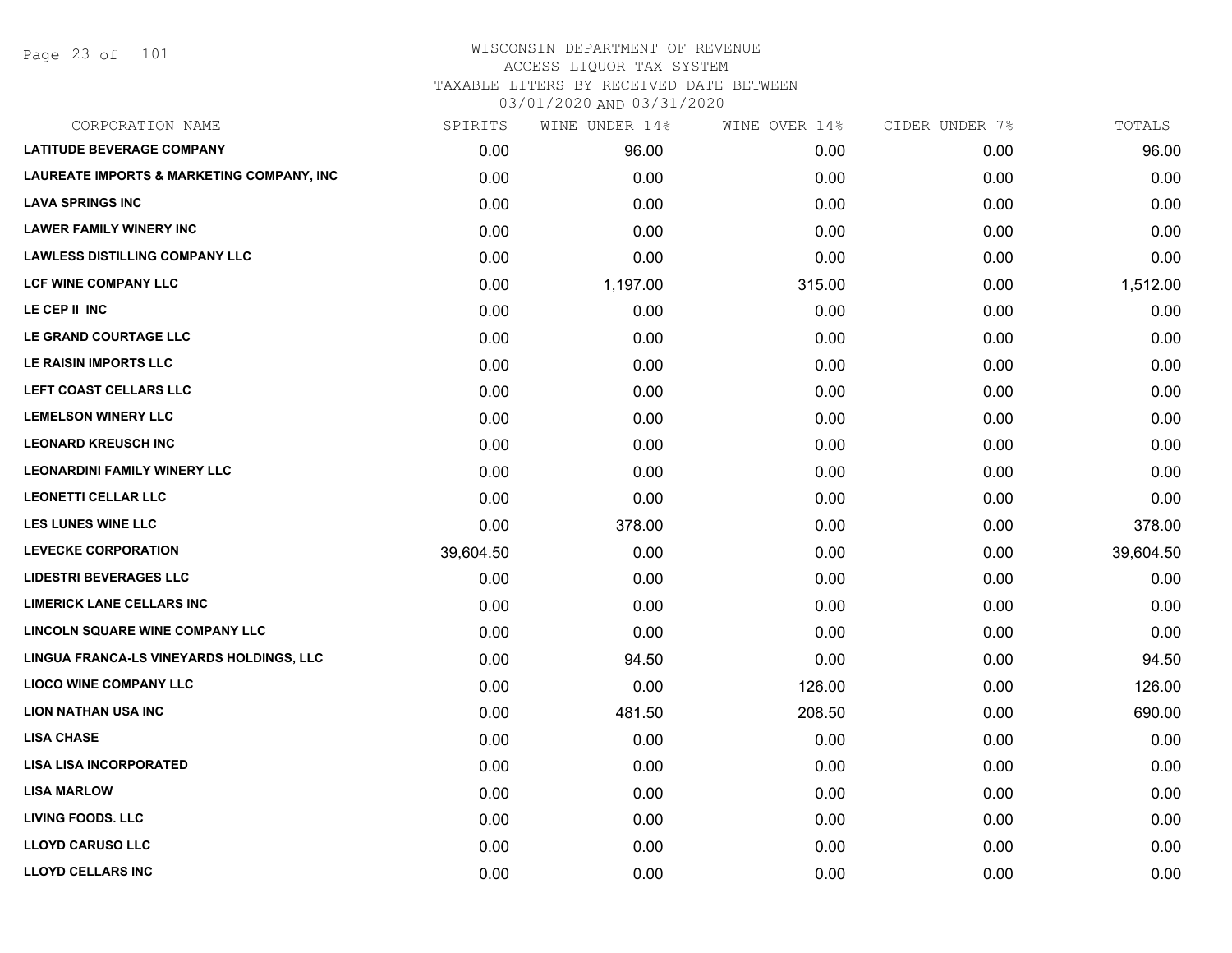WISCONSIN DEPARTMENT OF REVENUE
ACCESS LIQUOR TAX SYSTEM
TAXABLE LITERS BY RECEIVED DATE BETWEEN
03/01/2020 AND 03/31/2020

| CORPORATION NAME | SPIRITS | WINE UNDER 14% | WINE OVER 14% | CIDER UNDER 7% | TOTALS |
|---|---|---|---|---|---|
| **LATITUDE BEVERAGE COMPANY** | 0.00 | 96.00 | 0.00 | 0.00 | 96.00 |
| **LAUREATE IMPORTS & MARKETING COMPANY, INC** | 0.00 | 0.00 | 0.00 | 0.00 | 0.00 |
| **LAVA SPRINGS INC** | 0.00 | 0.00 | 0.00 | 0.00 | 0.00 |
| **LAWER FAMILY WINERY INC** | 0.00 | 0.00 | 0.00 | 0.00 | 0.00 |
| **LAWLESS DISTILLING COMPANY LLC** | 0.00 | 0.00 | 0.00 | 0.00 | 0.00 |
| **LCF WINE COMPANY LLC** | 0.00 | 1,197.00 | 315.00 | 0.00 | 1,512.00 |
| **LE CEP II INC** | 0.00 | 0.00 | 0.00 | 0.00 | 0.00 |
| **LE GRAND COURTAGE LLC** | 0.00 | 0.00 | 0.00 | 0.00 | 0.00 |
| **LE RAISIN IMPORTS LLC** | 0.00 | 0.00 | 0.00 | 0.00 | 0.00 |
| **LEFT COAST CELLARS LLC** | 0.00 | 0.00 | 0.00 | 0.00 | 0.00 |
| **LEMELSON WINERY LLC** | 0.00 | 0.00 | 0.00 | 0.00 | 0.00 |
| **LEONARD KREUSCH INC** | 0.00 | 0.00 | 0.00 | 0.00 | 0.00 |
| **LEONARDINI FAMILY WINERY LLC** | 0.00 | 0.00 | 0.00 | 0.00 | 0.00 |
| **LEONETTI CELLAR LLC** | 0.00 | 0.00 | 0.00 | 0.00 | 0.00 |
| **LES LUNES WINE LLC** | 0.00 | 378.00 | 0.00 | 0.00 | 378.00 |
| **LEVECKE CORPORATION** | 39,604.50 | 0.00 | 0.00 | 0.00 | 39,604.50 |
| **LIDESTRI BEVERAGES LLC** | 0.00 | 0.00 | 0.00 | 0.00 | 0.00 |
| **LIMERICK LANE CELLARS INC** | 0.00 | 0.00 | 0.00 | 0.00 | 0.00 |
| **LINCOLN SQUARE WINE COMPANY LLC** | 0.00 | 0.00 | 0.00 | 0.00 | 0.00 |
| **LINGUA FRANCA-LS VINEYARDS HOLDINGS, LLC** | 0.00 | 94.50 | 0.00 | 0.00 | 94.50 |
| **LIOCO WINE COMPANY LLC** | 0.00 | 0.00 | 126.00 | 0.00 | 126.00 |
| **LION NATHAN USA INC** | 0.00 | 481.50 | 208.50 | 0.00 | 690.00 |
| **LISA CHASE** | 0.00 | 0.00 | 0.00 | 0.00 | 0.00 |
| **LISA LISA INCORPORATED** | 0.00 | 0.00 | 0.00 | 0.00 | 0.00 |
| **LISA MARLOW** | 0.00 | 0.00 | 0.00 | 0.00 | 0.00 |
| **LIVING FOODS. LLC** | 0.00 | 0.00 | 0.00 | 0.00 | 0.00 |
| **LLOYD CARUSO LLC** | 0.00 | 0.00 | 0.00 | 0.00 | 0.00 |
| **LLOYD CELLARS INC** | 0.00 | 0.00 | 0.00 | 0.00 | 0.00 |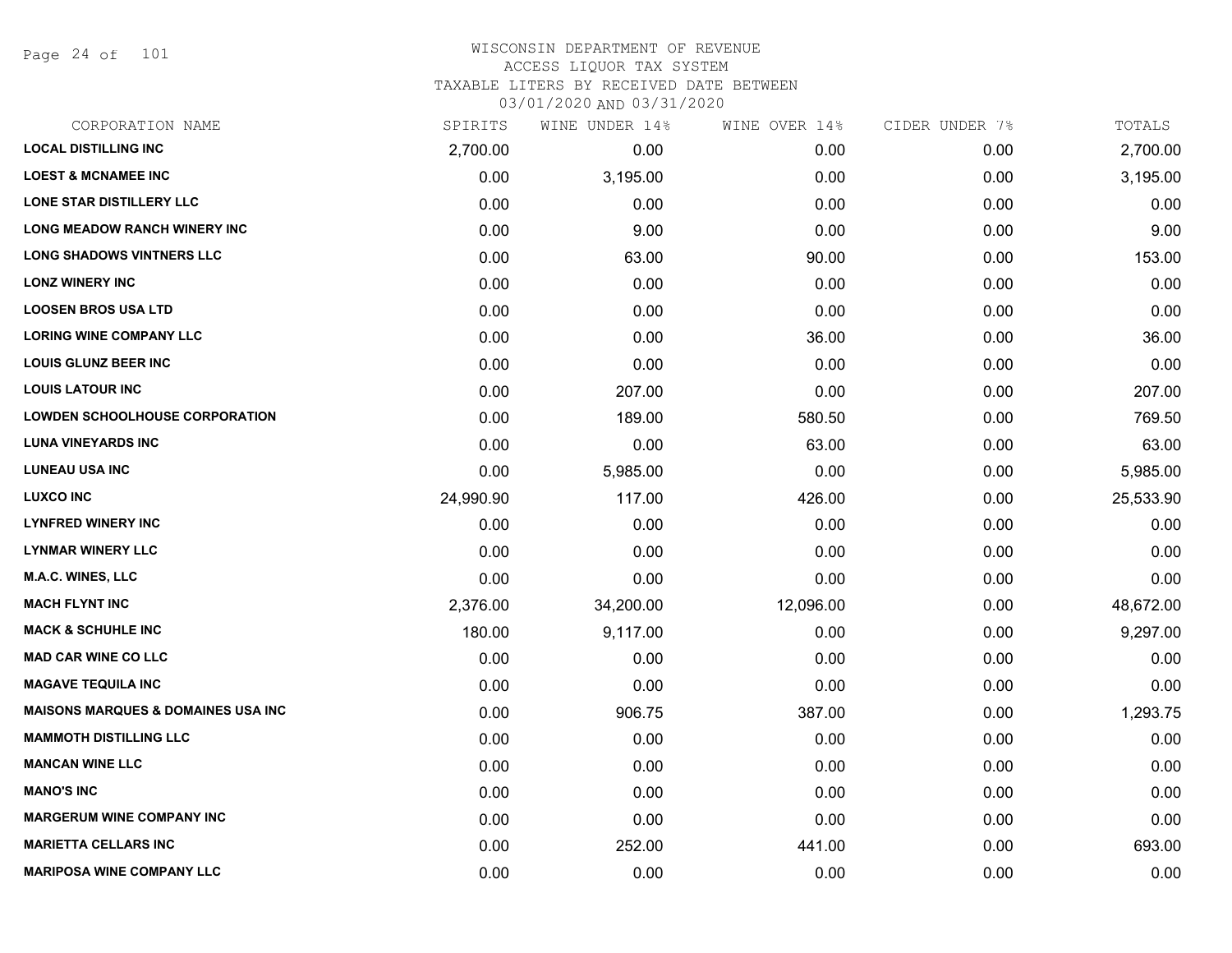# WISCONSIN DEPARTMENT OF REVENUE
## ACCESS LIQUOR TAX SYSTEM
### TAXABLE LITERS BY RECEIVED DATE BETWEEN 03/01/2020 AND 03/31/2020

| CORPORATION NAME | SPIRITS | WINE UNDER 14% | WINE OVER 14% | CIDER UNDER 7% | TOTALS |
|---|---|---|---|---|---|
| LOCAL DISTILLING INC | 2,700.00 | 0.00 | 0.00 | 0.00 | 2,700.00 |
| LOEST & MCNAMEE INC | 0.00 | 3,195.00 | 0.00 | 0.00 | 3,195.00 |
| LONE STAR DISTILLERY LLC | 0.00 | 0.00 | 0.00 | 0.00 | 0.00 |
| LONG MEADOW RANCH WINERY INC | 0.00 | 9.00 | 0.00 | 0.00 | 9.00 |
| LONG SHADOWS VINTNERS LLC | 0.00 | 63.00 | 90.00 | 0.00 | 153.00 |
| LONZ WINERY INC | 0.00 | 0.00 | 0.00 | 0.00 | 0.00 |
| LOOSEN BROS USA LTD | 0.00 | 0.00 | 0.00 | 0.00 | 0.00 |
| LORING WINE COMPANY LLC | 0.00 | 0.00 | 36.00 | 0.00 | 36.00 |
| LOUIS GLUNZ BEER INC | 0.00 | 0.00 | 0.00 | 0.00 | 0.00 |
| LOUIS LATOUR INC | 0.00 | 207.00 | 0.00 | 0.00 | 207.00 |
| LOWDEN SCHOOLHOUSE CORPORATION | 0.00 | 189.00 | 580.50 | 0.00 | 769.50 |
| LUNA VINEYARDS INC | 0.00 | 0.00 | 63.00 | 0.00 | 63.00 |
| LUNEAU USA INC | 0.00 | 5,985.00 | 0.00 | 0.00 | 5,985.00 |
| LUXCO INC | 24,990.90 | 117.00 | 426.00 | 0.00 | 25,533.90 |
| LYNFRED WINERY INC | 0.00 | 0.00 | 0.00 | 0.00 | 0.00 |
| LYNMAR WINERY LLC | 0.00 | 0.00 | 0.00 | 0.00 | 0.00 |
| M.A.C. WINES, LLC | 0.00 | 0.00 | 0.00 | 0.00 | 0.00 |
| MACH FLYNT INC | 2,376.00 | 34,200.00 | 12,096.00 | 0.00 | 48,672.00 |
| MACK & SCHUHLE INC | 180.00 | 9,117.00 | 0.00 | 0.00 | 9,297.00 |
| MAD CAR WINE CO LLC | 0.00 | 0.00 | 0.00 | 0.00 | 0.00 |
| MAGAVE TEQUILA INC | 0.00 | 0.00 | 0.00 | 0.00 | 0.00 |
| MAISONS MARQUES & DOMAINES USA INC | 0.00 | 906.75 | 387.00 | 0.00 | 1,293.75 |
| MAMMOTH DISTILLING LLC | 0.00 | 0.00 | 0.00 | 0.00 | 0.00 |
| MANCAN WINE LLC | 0.00 | 0.00 | 0.00 | 0.00 | 0.00 |
| MANO'S INC | 0.00 | 0.00 | 0.00 | 0.00 | 0.00 |
| MARGERUM WINE COMPANY INC | 0.00 | 0.00 | 0.00 | 0.00 | 0.00 |
| MARIETTA CELLARS INC | 0.00 | 252.00 | 441.00 | 0.00 | 693.00 |
| MARIPOSA WINE COMPANY LLC | 0.00 | 0.00 | 0.00 | 0.00 | 0.00 |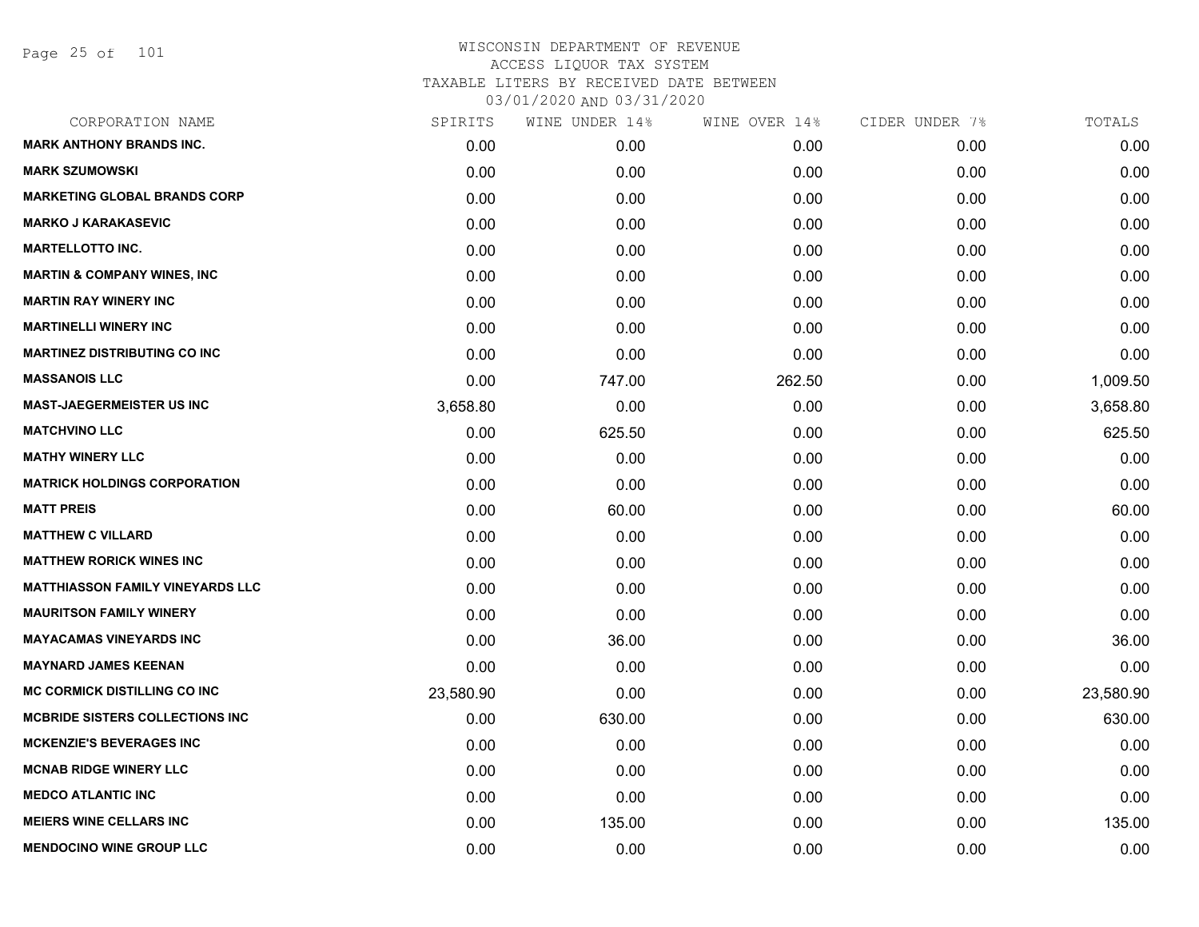# WISCONSIN DEPARTMENT OF REVENUE
## ACCESS LIQUOR TAX SYSTEM
### TAXABLE LITERS BY RECEIVED DATE BETWEEN 03/01/2020 AND 03/31/2020

| CORPORATION NAME | SPIRITS | WINE UNDER 14% | WINE OVER 14% | CIDER UNDER 7% | TOTALS |
|---|---|---|---|---|---|
| MARK ANTHONY BRANDS INC. | 0.00 | 0.00 | 0.00 | 0.00 | 0.00 |
| MARK SZUMOWSKI | 0.00 | 0.00 | 0.00 | 0.00 | 0.00 |
| MARKETING GLOBAL BRANDS CORP | 0.00 | 0.00 | 0.00 | 0.00 | 0.00 |
| MARKO J KARAKASEVIC | 0.00 | 0.00 | 0.00 | 0.00 | 0.00 |
| MARTELLOTTO INC. | 0.00 | 0.00 | 0.00 | 0.00 | 0.00 |
| MARTIN & COMPANY WINES, INC | 0.00 | 0.00 | 0.00 | 0.00 | 0.00 |
| MARTIN RAY WINERY INC | 0.00 | 0.00 | 0.00 | 0.00 | 0.00 |
| MARTINELLI WINERY INC | 0.00 | 0.00 | 0.00 | 0.00 | 0.00 |
| MARTINEZ DISTRIBUTING CO INC | 0.00 | 0.00 | 0.00 | 0.00 | 0.00 |
| MASSANOIS LLC | 0.00 | 747.00 | 262.50 | 0.00 | 1,009.50 |
| MAST-JAEGERMEISTER US INC | 3,658.80 | 0.00 | 0.00 | 0.00 | 3,658.80 |
| MATCHVINO LLC | 0.00 | 625.50 | 0.00 | 0.00 | 625.50 |
| MATHY WINERY LLC | 0.00 | 0.00 | 0.00 | 0.00 | 0.00 |
| MATRICK HOLDINGS CORPORATION | 0.00 | 0.00 | 0.00 | 0.00 | 0.00 |
| MATT PREIS | 0.00 | 60.00 | 0.00 | 0.00 | 60.00 |
| MATTHEW C VILLARD | 0.00 | 0.00 | 0.00 | 0.00 | 0.00 |
| MATTHEW RORICK WINES INC | 0.00 | 0.00 | 0.00 | 0.00 | 0.00 |
| MATTHIASSON FAMILY VINEYARDS LLC | 0.00 | 0.00 | 0.00 | 0.00 | 0.00 |
| MAURITSON FAMILY WINERY | 0.00 | 0.00 | 0.00 | 0.00 | 0.00 |
| MAYACAMAS VINEYARDS INC | 0.00 | 36.00 | 0.00 | 0.00 | 36.00 |
| MAYNARD JAMES KEENAN | 0.00 | 0.00 | 0.00 | 0.00 | 0.00 |
| MC CORMICK DISTILLING CO INC | 23,580.90 | 0.00 | 0.00 | 0.00 | 23,580.90 |
| MCBRIDE SISTERS COLLECTIONS INC | 0.00 | 630.00 | 0.00 | 0.00 | 630.00 |
| MCKENZIE'S BEVERAGES INC | 0.00 | 0.00 | 0.00 | 0.00 | 0.00 |
| MCNAB RIDGE WINERY LLC | 0.00 | 0.00 | 0.00 | 0.00 | 0.00 |
| MEDCO ATLANTIC INC | 0.00 | 0.00 | 0.00 | 0.00 | 0.00 |
| MEIERS WINE CELLARS INC | 0.00 | 135.00 | 0.00 | 0.00 | 135.00 |
| MENDOCINO WINE GROUP LLC | 0.00 | 0.00 | 0.00 | 0.00 | 0.00 |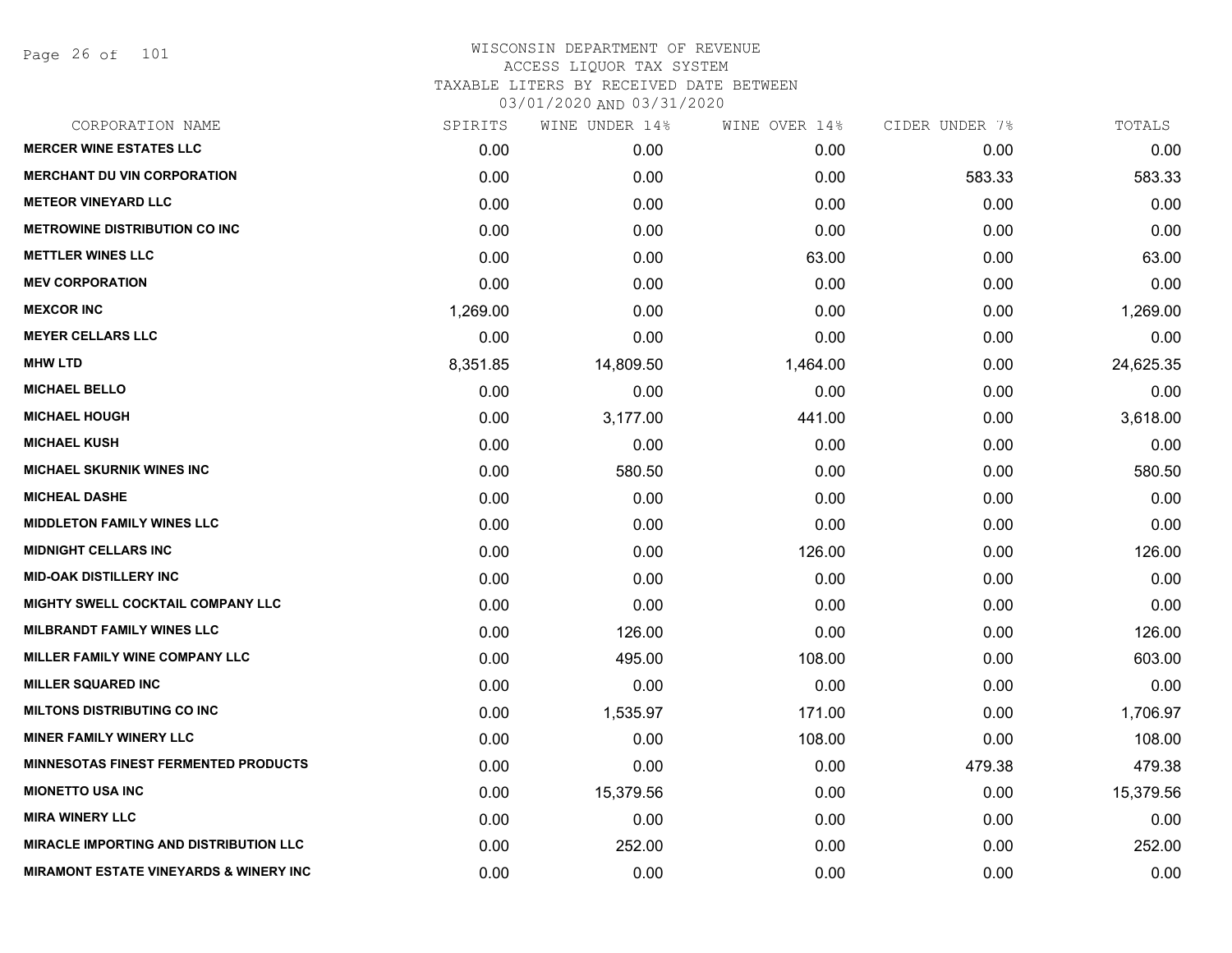WISCONSIN DEPARTMENT OF REVENUE
ACCESS LIQUOR TAX SYSTEM
TAXABLE LITERS BY RECEIVED DATE BETWEEN
03/01/2020 AND 03/31/2020

| CORPORATION NAME | SPIRITS | WINE UNDER 14% | WINE OVER 14% | CIDER UNDER 7% | TOTALS |
|---|---|---|---|---|---|
| MERCER WINE ESTATES LLC | 0.00 | 0.00 | 0.00 | 0.00 | 0.00 |
| MERCHANT DU VIN CORPORATION | 0.00 | 0.00 | 0.00 | 583.33 | 583.33 |
| METEOR VINEYARD LLC | 0.00 | 0.00 | 0.00 | 0.00 | 0.00 |
| METROWINE DISTRIBUTION CO INC | 0.00 | 0.00 | 0.00 | 0.00 | 0.00 |
| METTLER WINES LLC | 0.00 | 0.00 | 63.00 | 0.00 | 63.00 |
| MEV CORPORATION | 0.00 | 0.00 | 0.00 | 0.00 | 0.00 |
| MEXCOR INC | 1,269.00 | 0.00 | 0.00 | 0.00 | 1,269.00 |
| MEYER CELLARS LLC | 0.00 | 0.00 | 0.00 | 0.00 | 0.00 |
| MHW LTD | 8,351.85 | 14,809.50 | 1,464.00 | 0.00 | 24,625.35 |
| MICHAEL BELLO | 0.00 | 0.00 | 0.00 | 0.00 | 0.00 |
| MICHAEL HOUGH | 0.00 | 3,177.00 | 441.00 | 0.00 | 3,618.00 |
| MICHAEL KUSH | 0.00 | 0.00 | 0.00 | 0.00 | 0.00 |
| MICHAEL SKURNIK WINES INC | 0.00 | 580.50 | 0.00 | 0.00 | 580.50 |
| MICHEAL DASHE | 0.00 | 0.00 | 0.00 | 0.00 | 0.00 |
| MIDDLETON FAMILY WINES LLC | 0.00 | 0.00 | 0.00 | 0.00 | 0.00 |
| MIDNIGHT CELLARS INC | 0.00 | 0.00 | 126.00 | 0.00 | 126.00 |
| MID-OAK DISTILLERY INC | 0.00 | 0.00 | 0.00 | 0.00 | 0.00 |
| MIGHTY SWELL COCKTAIL COMPANY LLC | 0.00 | 0.00 | 0.00 | 0.00 | 0.00 |
| MILBRANDT FAMILY WINES LLC | 0.00 | 126.00 | 0.00 | 0.00 | 126.00 |
| MILLER FAMILY WINE COMPANY LLC | 0.00 | 495.00 | 108.00 | 0.00 | 603.00 |
| MILLER SQUARED INC | 0.00 | 0.00 | 0.00 | 0.00 | 0.00 |
| MILTONS DISTRIBUTING CO INC | 0.00 | 1,535.97 | 171.00 | 0.00 | 1,706.97 |
| MINER FAMILY WINERY LLC | 0.00 | 0.00 | 108.00 | 0.00 | 108.00 |
| MINNESOTAS FINEST FERMENTED PRODUCTS | 0.00 | 0.00 | 0.00 | 479.38 | 479.38 |
| MIONETTO USA INC | 0.00 | 15,379.56 | 0.00 | 0.00 | 15,379.56 |
| MIRA WINERY LLC | 0.00 | 0.00 | 0.00 | 0.00 | 0.00 |
| MIRACLE IMPORTING AND DISTRIBUTION LLC | 0.00 | 252.00 | 0.00 | 0.00 | 252.00 |
| MIRAMONT ESTATE VINEYARDS & WINERY INC | 0.00 | 0.00 | 0.00 | 0.00 | 0.00 |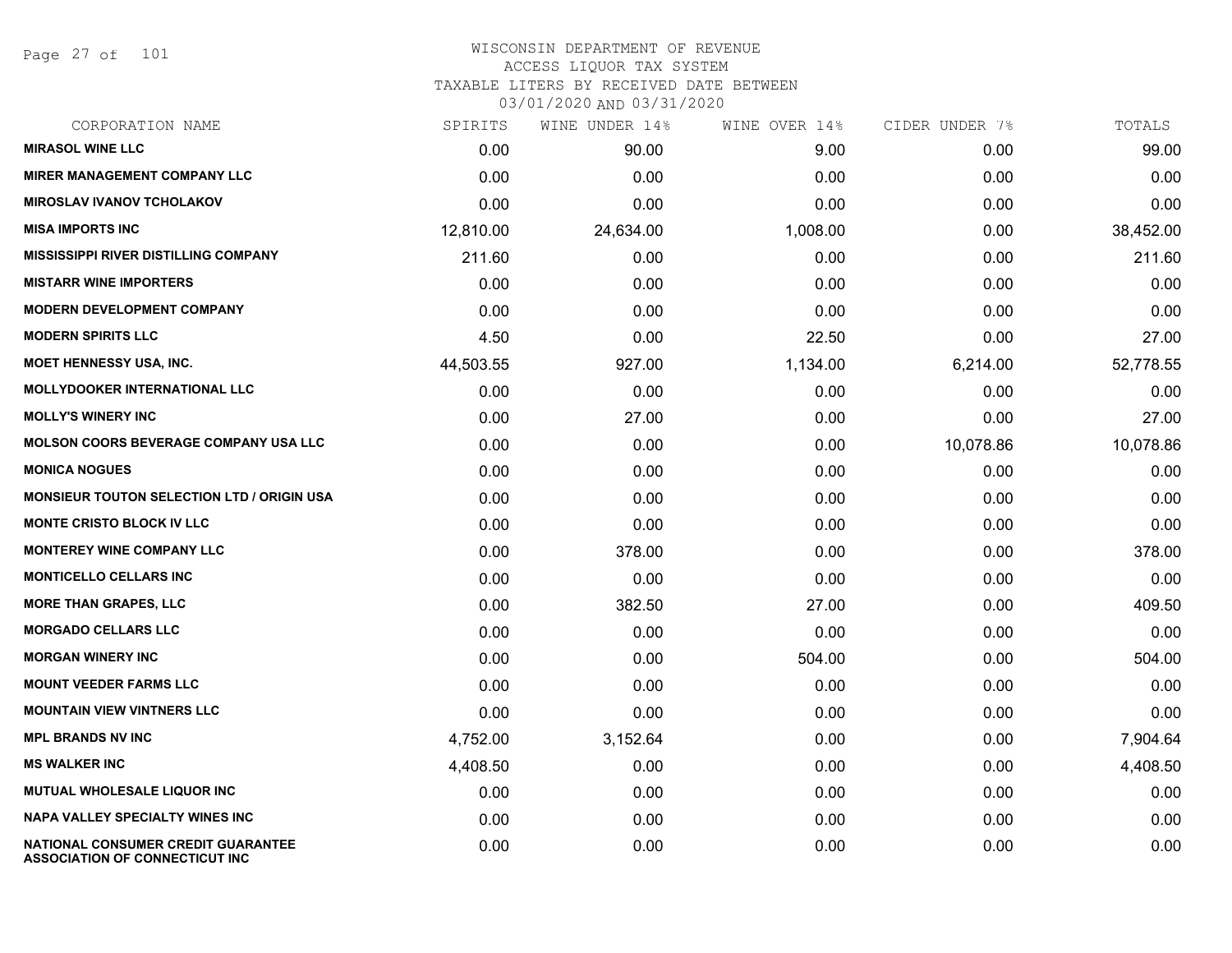# WISCONSIN DEPARTMENT OF REVENUE
ACCESS LIQUOR TAX SYSTEM
TAXABLE LITERS BY RECEIVED DATE BETWEEN
03/01/2020 AND 03/31/2020

| CORPORATION NAME | SPIRITS | WINE UNDER 14% | WINE OVER 14% | CIDER UNDER 7% | TOTALS |
|---|---|---|---|---|---|
| MIRASOL WINE LLC | 0.00 | 90.00 | 9.00 | 0.00 | 99.00 |
| MIRER MANAGEMENT COMPANY LLC | 0.00 | 0.00 | 0.00 | 0.00 | 0.00 |
| MIROSLAV IVANOV TCHOLAKOV | 0.00 | 0.00 | 0.00 | 0.00 | 0.00 |
| MISA IMPORTS INC | 12,810.00 | 24,634.00 | 1,008.00 | 0.00 | 38,452.00 |
| MISSISSIPPI RIVER DISTILLING COMPANY | 211.60 | 0.00 | 0.00 | 0.00 | 211.60 |
| MISTARR WINE IMPORTERS | 0.00 | 0.00 | 0.00 | 0.00 | 0.00 |
| MODERN DEVELOPMENT COMPANY | 0.00 | 0.00 | 0.00 | 0.00 | 0.00 |
| MODERN SPIRITS LLC | 4.50 | 0.00 | 22.50 | 0.00 | 27.00 |
| MOET HENNESSY USA, INC. | 44,503.55 | 927.00 | 1,134.00 | 6,214.00 | 52,778.55 |
| MOLLYDOOKER INTERNATIONAL LLC | 0.00 | 0.00 | 0.00 | 0.00 | 0.00 |
| MOLLY'S WINERY INC | 0.00 | 27.00 | 0.00 | 0.00 | 27.00 |
| MOLSON COORS BEVERAGE COMPANY USA LLC | 0.00 | 0.00 | 0.00 | 10,078.86 | 10,078.86 |
| MONICA NOGUES | 0.00 | 0.00 | 0.00 | 0.00 | 0.00 |
| MONSIEUR TOUTON SELECTION LTD / ORIGIN USA | 0.00 | 0.00 | 0.00 | 0.00 | 0.00 |
| MONTE CRISTO BLOCK IV LLC | 0.00 | 0.00 | 0.00 | 0.00 | 0.00 |
| MONTEREY WINE COMPANY LLC | 0.00 | 378.00 | 0.00 | 0.00 | 378.00 |
| MONTICELLO CELLARS INC | 0.00 | 0.00 | 0.00 | 0.00 | 0.00 |
| MORE THAN GRAPES, LLC | 0.00 | 382.50 | 27.00 | 0.00 | 409.50 |
| MORGADO CELLARS LLC | 0.00 | 0.00 | 0.00 | 0.00 | 0.00 |
| MORGAN WINERY INC | 0.00 | 0.00 | 504.00 | 0.00 | 504.00 |
| MOUNT VEEDER FARMS LLC | 0.00 | 0.00 | 0.00 | 0.00 | 0.00 |
| MOUNTAIN VIEW VINTNERS LLC | 0.00 | 0.00 | 0.00 | 0.00 | 0.00 |
| MPL BRANDS NV INC | 4,752.00 | 3,152.64 | 0.00 | 0.00 | 7,904.64 |
| MS WALKER INC | 4,408.50 | 0.00 | 0.00 | 0.00 | 4,408.50 |
| MUTUAL WHOLESALE LIQUOR INC | 0.00 | 0.00 | 0.00 | 0.00 | 0.00 |
| NAPA VALLEY SPECIALTY WINES INC | 0.00 | 0.00 | 0.00 | 0.00 | 0.00 |
| NATIONAL CONSUMER CREDIT GUARANTEE ASSOCIATION OF CONNECTICUT INC | 0.00 | 0.00 | 0.00 | 0.00 | 0.00 |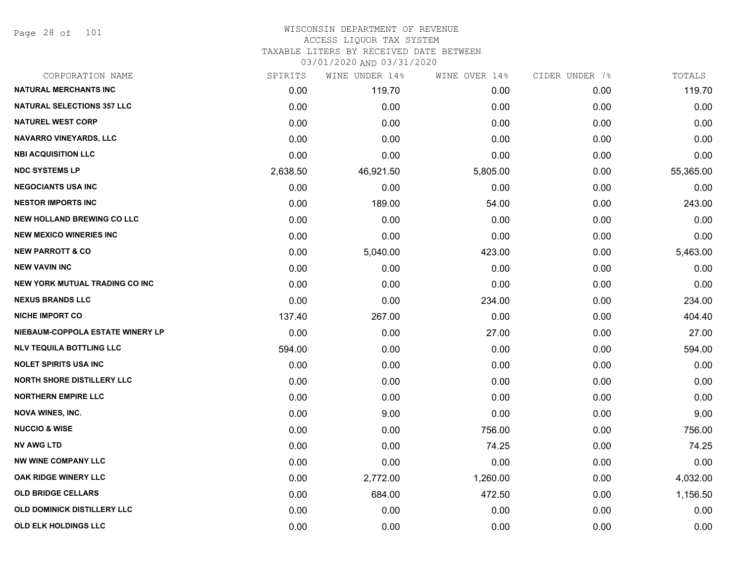# WISCONSIN DEPARTMENT OF REVENUE
## ACCESS LIQUOR TAX SYSTEM
### TAXABLE LITERS BY RECEIVED DATE BETWEEN 03/01/2020 AND 03/31/2020

| CORPORATION NAME | SPIRITS | WINE UNDER 14% | WINE OVER 14% | CIDER UNDER 7% | TOTALS |
|---|---|---|---|---|---|
| NATURAL MERCHANTS INC | 0.00 | 119.70 | 0.00 | 0.00 | 119.70 |
| NATURAL SELECTIONS 357 LLC | 0.00 | 0.00 | 0.00 | 0.00 | 0.00 |
| NATUREL WEST CORP | 0.00 | 0.00 | 0.00 | 0.00 | 0.00 |
| NAVARRO VINEYARDS, LLC | 0.00 | 0.00 | 0.00 | 0.00 | 0.00 |
| NBI ACQUISITION LLC | 0.00 | 0.00 | 0.00 | 0.00 | 0.00 |
| NDC SYSTEMS LP | 2,638.50 | 46,921.50 | 5,805.00 | 0.00 | 55,365.00 |
| NEGOCIANTS USA INC | 0.00 | 0.00 | 0.00 | 0.00 | 0.00 |
| NESTOR IMPORTS INC | 0.00 | 189.00 | 54.00 | 0.00 | 243.00 |
| NEW HOLLAND BREWING CO LLC | 0.00 | 0.00 | 0.00 | 0.00 | 0.00 |
| NEW MEXICO WINERIES INC | 0.00 | 0.00 | 0.00 | 0.00 | 0.00 |
| NEW PARROTT & CO | 0.00 | 5,040.00 | 423.00 | 0.00 | 5,463.00 |
| NEW VAVIN INC | 0.00 | 0.00 | 0.00 | 0.00 | 0.00 |
| NEW YORK MUTUAL TRADING CO INC | 0.00 | 0.00 | 0.00 | 0.00 | 0.00 |
| NEXUS BRANDS LLC | 0.00 | 0.00 | 234.00 | 0.00 | 234.00 |
| NICHE IMPORT CO | 137.40 | 267.00 | 0.00 | 0.00 | 404.40 |
| NIEBAUM-COPPOLA ESTATE WINERY LP | 0.00 | 0.00 | 27.00 | 0.00 | 27.00 |
| NLV TEQUILA BOTTLING LLC | 594.00 | 0.00 | 0.00 | 0.00 | 594.00 |
| NOLET SPIRITS USA INC | 0.00 | 0.00 | 0.00 | 0.00 | 0.00 |
| NORTH SHORE DISTILLERY LLC | 0.00 | 0.00 | 0.00 | 0.00 | 0.00 |
| NORTHERN EMPIRE LLC | 0.00 | 0.00 | 0.00 | 0.00 | 0.00 |
| NOVA WINES, INC. | 0.00 | 9.00 | 0.00 | 0.00 | 9.00 |
| NUCCIO & WISE | 0.00 | 0.00 | 756.00 | 0.00 | 756.00 |
| NV AWG LTD | 0.00 | 0.00 | 74.25 | 0.00 | 74.25 |
| NW WINE COMPANY LLC | 0.00 | 0.00 | 0.00 | 0.00 | 0.00 |
| OAK RIDGE WINERY LLC | 0.00 | 2,772.00 | 1,260.00 | 0.00 | 4,032.00 |
| OLD BRIDGE CELLARS | 0.00 | 684.00 | 472.50 | 0.00 | 1,156.50 |
| OLD DOMINICK DISTILLERY LLC | 0.00 | 0.00 | 0.00 | 0.00 | 0.00 |
| OLD ELK HOLDINGS LLC | 0.00 | 0.00 | 0.00 | 0.00 | 0.00 |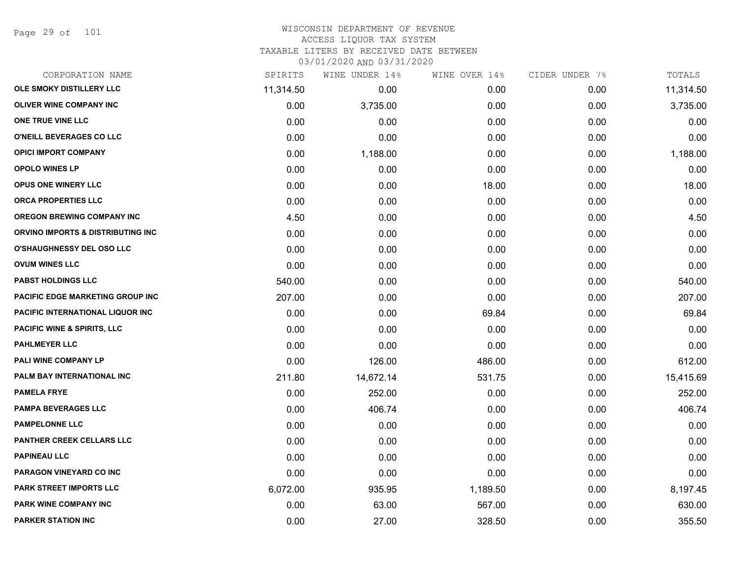WISCONSIN DEPARTMENT OF REVENUE
ACCESS LIQUOR TAX SYSTEM
TAXABLE LITERS BY RECEIVED DATE BETWEEN
03/01/2020 AND 03/31/2020

| CORPORATION NAME | SPIRITS | WINE UNDER 14% | WINE OVER 14% | CIDER UNDER 7% | TOTALS |
|---|---|---|---|---|---|
| OLE SMOKY DISTILLERY LLC | 11,314.50 | 0.00 | 0.00 | 0.00 | 11,314.50 |
| OLIVER WINE COMPANY INC | 0.00 | 3,735.00 | 0.00 | 0.00 | 3,735.00 |
| ONE TRUE VINE LLC | 0.00 | 0.00 | 0.00 | 0.00 | 0.00 |
| O'NEILL BEVERAGES CO LLC | 0.00 | 0.00 | 0.00 | 0.00 | 0.00 |
| OPICI IMPORT COMPANY | 0.00 | 1,188.00 | 0.00 | 0.00 | 1,188.00 |
| OPOLO WINES LP | 0.00 | 0.00 | 0.00 | 0.00 | 0.00 |
| OPUS ONE WINERY LLC | 0.00 | 0.00 | 18.00 | 0.00 | 18.00 |
| ORCA PROPERTIES LLC | 0.00 | 0.00 | 0.00 | 0.00 | 0.00 |
| OREGON BREWING COMPANY INC | 4.50 | 0.00 | 0.00 | 0.00 | 4.50 |
| ORVINO IMPORTS & DISTRIBUTING INC | 0.00 | 0.00 | 0.00 | 0.00 | 0.00 |
| O'SHAUGHNESSY DEL OSO LLC | 0.00 | 0.00 | 0.00 | 0.00 | 0.00 |
| OVUM WINES LLC | 0.00 | 0.00 | 0.00 | 0.00 | 0.00 |
| PABST HOLDINGS LLC | 540.00 | 0.00 | 0.00 | 0.00 | 540.00 |
| PACIFIC EDGE MARKETING GROUP INC | 207.00 | 0.00 | 0.00 | 0.00 | 207.00 |
| PACIFIC INTERNATIONAL LIQUOR INC | 0.00 | 0.00 | 69.84 | 0.00 | 69.84 |
| PACIFIC WINE & SPIRITS, LLC | 0.00 | 0.00 | 0.00 | 0.00 | 0.00 |
| PAHLMEYER LLC | 0.00 | 0.00 | 0.00 | 0.00 | 0.00 |
| PALI WINE COMPANY LP | 0.00 | 126.00 | 486.00 | 0.00 | 612.00 |
| PALM BAY INTERNATIONAL INC | 211.80 | 14,672.14 | 531.75 | 0.00 | 15,415.69 |
| PAMELA FRYE | 0.00 | 252.00 | 0.00 | 0.00 | 252.00 |
| PAMPA BEVERAGES LLC | 0.00 | 406.74 | 0.00 | 0.00 | 406.74 |
| PAMPELONNE LLC | 0.00 | 0.00 | 0.00 | 0.00 | 0.00 |
| PANTHER CREEK CELLARS LLC | 0.00 | 0.00 | 0.00 | 0.00 | 0.00 |
| PAPINEAU LLC | 0.00 | 0.00 | 0.00 | 0.00 | 0.00 |
| PARAGON VINEYARD CO INC | 0.00 | 0.00 | 0.00 | 0.00 | 0.00 |
| PARK STREET IMPORTS LLC | 6,072.00 | 935.95 | 1,189.50 | 0.00 | 8,197.45 |
| PARK WINE COMPANY INC | 0.00 | 63.00 | 567.00 | 0.00 | 630.00 |
| PARKER STATION INC | 0.00 | 27.00 | 328.50 | 0.00 | 355.50 |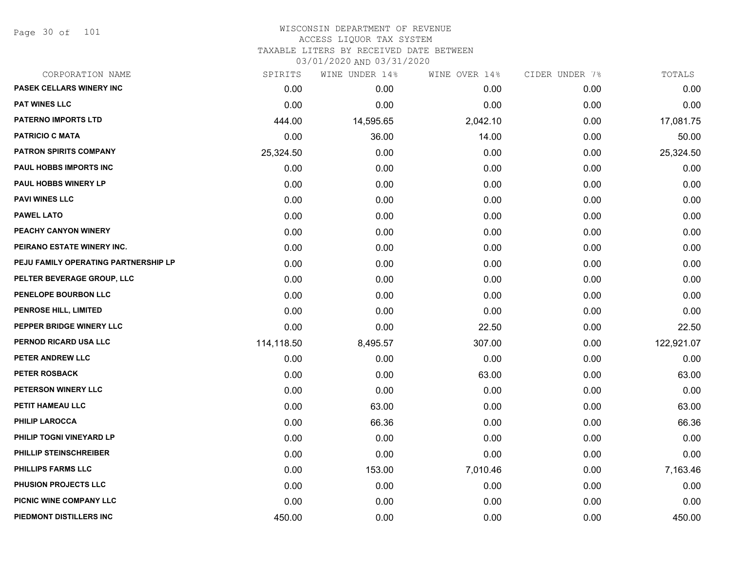WISCONSIN DEPARTMENT OF REVENUE
ACCESS LIQUOR TAX SYSTEM
TAXABLE LITERS BY RECEIVED DATE BETWEEN
03/01/2020 AND 03/31/2020

| CORPORATION NAME | SPIRITS | WINE UNDER 14% | WINE OVER 14% | CIDER UNDER 7% | TOTALS |
|---|---|---|---|---|---|
| PASEK CELLARS WINERY INC | 0.00 | 0.00 | 0.00 | 0.00 | 0.00 |
| PAT WINES LLC | 0.00 | 0.00 | 0.00 | 0.00 | 0.00 |
| PATERNO IMPORTS LTD | 444.00 | 14,595.65 | 2,042.10 | 0.00 | 17,081.75 |
| PATRICIO C MATA | 0.00 | 36.00 | 14.00 | 0.00 | 50.00 |
| PATRON SPIRITS COMPANY | 25,324.50 | 0.00 | 0.00 | 0.00 | 25,324.50 |
| PAUL HOBBS IMPORTS INC | 0.00 | 0.00 | 0.00 | 0.00 | 0.00 |
| PAUL HOBBS WINERY LP | 0.00 | 0.00 | 0.00 | 0.00 | 0.00 |
| PAVI WINES LLC | 0.00 | 0.00 | 0.00 | 0.00 | 0.00 |
| PAWEL LATO | 0.00 | 0.00 | 0.00 | 0.00 | 0.00 |
| PEACHY CANYON WINERY | 0.00 | 0.00 | 0.00 | 0.00 | 0.00 |
| PEIRANO ESTATE WINERY INC. | 0.00 | 0.00 | 0.00 | 0.00 | 0.00 |
| PEJU FAMILY OPERATING PARTNERSHIP LP | 0.00 | 0.00 | 0.00 | 0.00 | 0.00 |
| PELTER BEVERAGE GROUP, LLC | 0.00 | 0.00 | 0.00 | 0.00 | 0.00 |
| PENELOPE BOURBON LLC | 0.00 | 0.00 | 0.00 | 0.00 | 0.00 |
| PENROSE HILL, LIMITED | 0.00 | 0.00 | 0.00 | 0.00 | 0.00 |
| PEPPER BRIDGE WINERY LLC | 0.00 | 0.00 | 22.50 | 0.00 | 22.50 |
| PERNOD RICARD USA LLC | 114,118.50 | 8,495.57 | 307.00 | 0.00 | 122,921.07 |
| PETER ANDREW LLC | 0.00 | 0.00 | 0.00 | 0.00 | 0.00 |
| PETER ROSBACK | 0.00 | 0.00 | 63.00 | 0.00 | 63.00 |
| PETERSON WINERY LLC | 0.00 | 0.00 | 0.00 | 0.00 | 0.00 |
| PETIT HAMEAU LLC | 0.00 | 63.00 | 0.00 | 0.00 | 63.00 |
| PHILIP LAROCCA | 0.00 | 66.36 | 0.00 | 0.00 | 66.36 |
| PHILIP TOGNI VINEYARD LP | 0.00 | 0.00 | 0.00 | 0.00 | 0.00 |
| PHILLIP STEINSCHREIBER | 0.00 | 0.00 | 0.00 | 0.00 | 0.00 |
| PHILLIPS FARMS LLC | 0.00 | 153.00 | 7,010.46 | 0.00 | 7,163.46 |
| PHUSION PROJECTS LLC | 0.00 | 0.00 | 0.00 | 0.00 | 0.00 |
| PICNIC WINE COMPANY LLC | 0.00 | 0.00 | 0.00 | 0.00 | 0.00 |
| PIEDMONT DISTILLERS INC | 450.00 | 0.00 | 0.00 | 0.00 | 450.00 |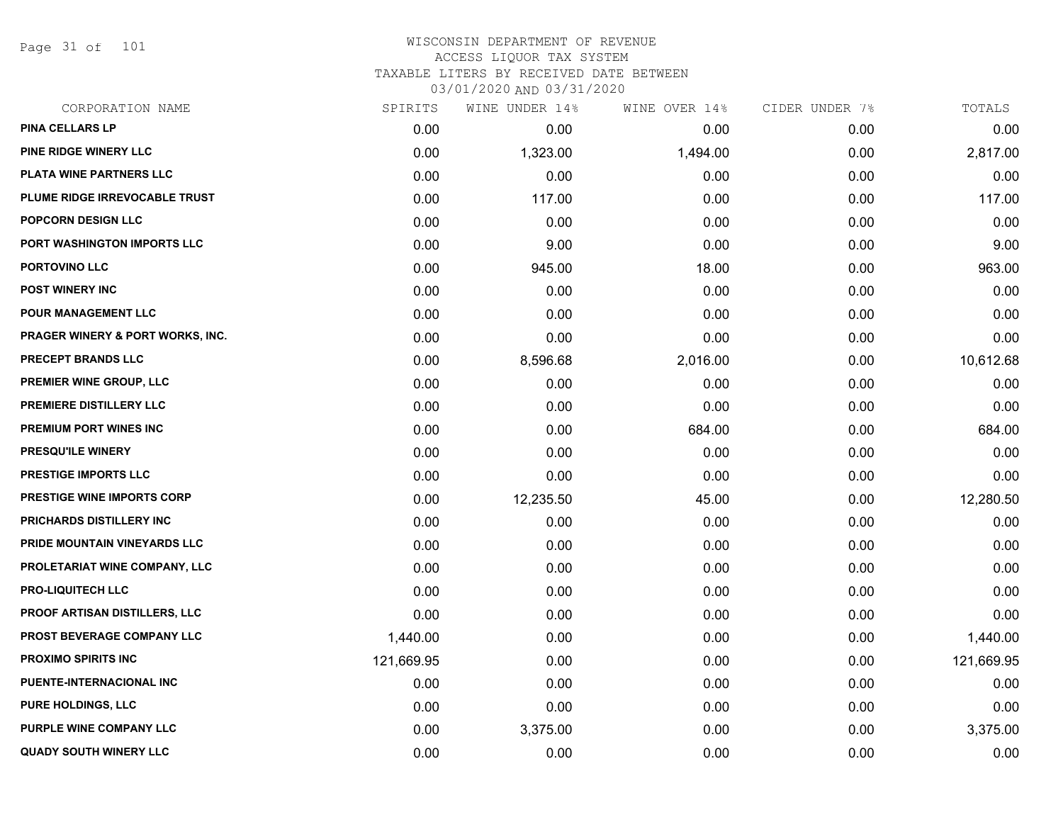# WISCONSIN DEPARTMENT OF REVENUE
ACCESS LIQUOR TAX SYSTEM
TAXABLE LITERS BY RECEIVED DATE BETWEEN
03/01/2020 AND 03/31/2020

| CORPORATION NAME | SPIRITS | WINE UNDER 14% | WINE OVER 14% | CIDER UNDER 7% | TOTALS |
|---|---|---|---|---|---|
| PINA CELLARS LP | 0.00 | 0.00 | 0.00 | 0.00 | 0.00 |
| PINE RIDGE WINERY LLC | 0.00 | 1,323.00 | 1,494.00 | 0.00 | 2,817.00 |
| PLATA WINE PARTNERS LLC | 0.00 | 0.00 | 0.00 | 0.00 | 0.00 |
| PLUME RIDGE IRREVOCABLE TRUST | 0.00 | 117.00 | 0.00 | 0.00 | 117.00 |
| POPCORN DESIGN LLC | 0.00 | 0.00 | 0.00 | 0.00 | 0.00 |
| PORT WASHINGTON IMPORTS LLC | 0.00 | 9.00 | 0.00 | 0.00 | 9.00 |
| PORTOVINO LLC | 0.00 | 945.00 | 18.00 | 0.00 | 963.00 |
| POST WINERY INC | 0.00 | 0.00 | 0.00 | 0.00 | 0.00 |
| POUR MANAGEMENT LLC | 0.00 | 0.00 | 0.00 | 0.00 | 0.00 |
| PRAGER WINERY & PORT WORKS, INC. | 0.00 | 0.00 | 0.00 | 0.00 | 0.00 |
| PRECEPT BRANDS LLC | 0.00 | 8,596.68 | 2,016.00 | 0.00 | 10,612.68 |
| PREMIER WINE GROUP, LLC | 0.00 | 0.00 | 0.00 | 0.00 | 0.00 |
| PREMIERE DISTILLERY LLC | 0.00 | 0.00 | 0.00 | 0.00 | 0.00 |
| PREMIUM PORT WINES INC | 0.00 | 0.00 | 684.00 | 0.00 | 684.00 |
| PRESQU'ILE WINERY | 0.00 | 0.00 | 0.00 | 0.00 | 0.00 |
| PRESTIGE IMPORTS LLC | 0.00 | 0.00 | 0.00 | 0.00 | 0.00 |
| PRESTIGE WINE IMPORTS CORP | 0.00 | 12,235.50 | 45.00 | 0.00 | 12,280.50 |
| PRICHARDS DISTILLERY INC | 0.00 | 0.00 | 0.00 | 0.00 | 0.00 |
| PRIDE MOUNTAIN VINEYARDS LLC | 0.00 | 0.00 | 0.00 | 0.00 | 0.00 |
| PROLETARIAT WINE COMPANY, LLC | 0.00 | 0.00 | 0.00 | 0.00 | 0.00 |
| PRO-LIQUITECH LLC | 0.00 | 0.00 | 0.00 | 0.00 | 0.00 |
| PROOF ARTISAN DISTILLERS, LLC | 0.00 | 0.00 | 0.00 | 0.00 | 0.00 |
| PROST BEVERAGE COMPANY LLC | 1,440.00 | 0.00 | 0.00 | 0.00 | 1,440.00 |
| PROXIMO SPIRITS INC | 121,669.95 | 0.00 | 0.00 | 0.00 | 121,669.95 |
| PUENTE-INTERNACIONAL INC | 0.00 | 0.00 | 0.00 | 0.00 | 0.00 |
| PURE HOLDINGS, LLC | 0.00 | 0.00 | 0.00 | 0.00 | 0.00 |
| PURPLE WINE COMPANY LLC | 0.00 | 3,375.00 | 0.00 | 0.00 | 3,375.00 |
| QUADY SOUTH WINERY LLC | 0.00 | 0.00 | 0.00 | 0.00 | 0.00 |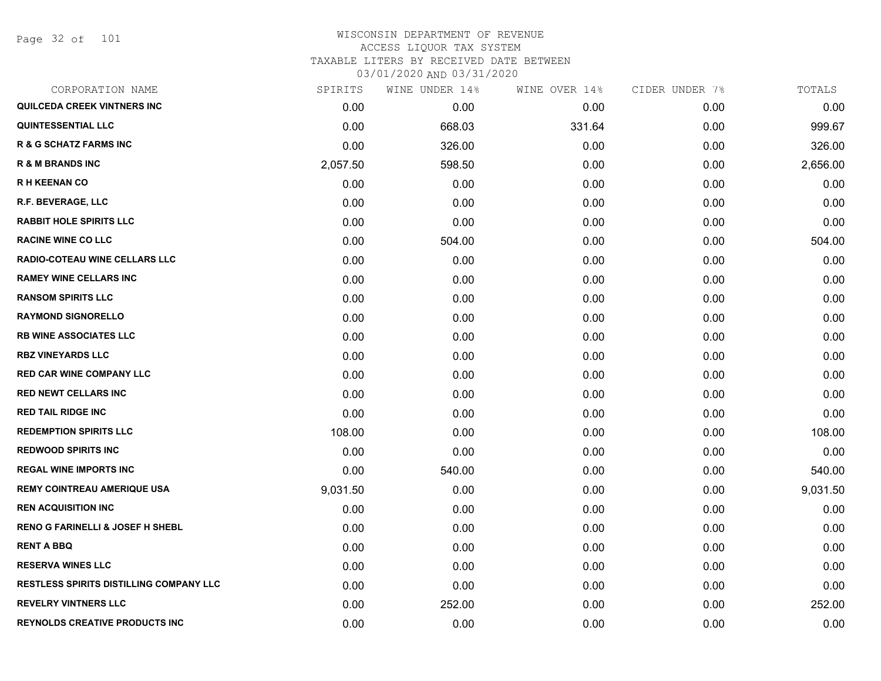# WISCONSIN DEPARTMENT OF REVENUE
## ACCESS LIQUOR TAX SYSTEM
### TAXABLE LITERS BY RECEIVED DATE BETWEEN 03/01/2020 AND 03/31/2020

| CORPORATION NAME | SPIRITS | WINE UNDER 14% | WINE OVER 14% | CIDER UNDER 7% | TOTALS |
|---|---|---|---|---|---|
| QUILCEDA CREEK VINTNERS INC | 0.00 | 0.00 | 0.00 | 0.00 | 0.00 |
| QUINTESSENTIAL LLC | 0.00 | 668.03 | 331.64 | 0.00 | 999.67 |
| R & G SCHATZ FARMS INC | 0.00 | 326.00 | 0.00 | 0.00 | 326.00 |
| R & M BRANDS INC | 2,057.50 | 598.50 | 0.00 | 0.00 | 2,656.00 |
| R H KEENAN CO | 0.00 | 0.00 | 0.00 | 0.00 | 0.00 |
| R.F. BEVERAGE, LLC | 0.00 | 0.00 | 0.00 | 0.00 | 0.00 |
| RABBIT HOLE SPIRITS LLC | 0.00 | 0.00 | 0.00 | 0.00 | 0.00 |
| RACINE WINE CO LLC | 0.00 | 504.00 | 0.00 | 0.00 | 504.00 |
| RADIO-COTEAU WINE CELLARS LLC | 0.00 | 0.00 | 0.00 | 0.00 | 0.00 |
| RAMEY WINE CELLARS INC | 0.00 | 0.00 | 0.00 | 0.00 | 0.00 |
| RANSOM SPIRITS LLC | 0.00 | 0.00 | 0.00 | 0.00 | 0.00 |
| RAYMOND SIGNORELLO | 0.00 | 0.00 | 0.00 | 0.00 | 0.00 |
| RB WINE ASSOCIATES LLC | 0.00 | 0.00 | 0.00 | 0.00 | 0.00 |
| RBZ VINEYARDS LLC | 0.00 | 0.00 | 0.00 | 0.00 | 0.00 |
| RED CAR WINE COMPANY LLC | 0.00 | 0.00 | 0.00 | 0.00 | 0.00 |
| RED NEWT CELLARS INC | 0.00 | 0.00 | 0.00 | 0.00 | 0.00 |
| RED TAIL RIDGE INC | 0.00 | 0.00 | 0.00 | 0.00 | 0.00 |
| REDEMPTION SPIRITS LLC | 108.00 | 0.00 | 0.00 | 0.00 | 108.00 |
| REDWOOD SPIRITS INC | 0.00 | 0.00 | 0.00 | 0.00 | 0.00 |
| REGAL WINE IMPORTS INC | 0.00 | 540.00 | 0.00 | 0.00 | 540.00 |
| REMY COINTREAU AMERIQUE USA | 9,031.50 | 0.00 | 0.00 | 0.00 | 9,031.50 |
| REN ACQUISITION INC | 0.00 | 0.00 | 0.00 | 0.00 | 0.00 |
| RENO G FARINELLI & JOSEF H SHEBL | 0.00 | 0.00 | 0.00 | 0.00 | 0.00 |
| RENT A BBQ | 0.00 | 0.00 | 0.00 | 0.00 | 0.00 |
| RESERVA WINES LLC | 0.00 | 0.00 | 0.00 | 0.00 | 0.00 |
| RESTLESS SPIRITS DISTILLING COMPANY LLC | 0.00 | 0.00 | 0.00 | 0.00 | 0.00 |
| REVELRY VINTNERS LLC | 0.00 | 252.00 | 0.00 | 0.00 | 252.00 |
| REYNOLDS CREATIVE PRODUCTS INC | 0.00 | 0.00 | 0.00 | 0.00 | 0.00 |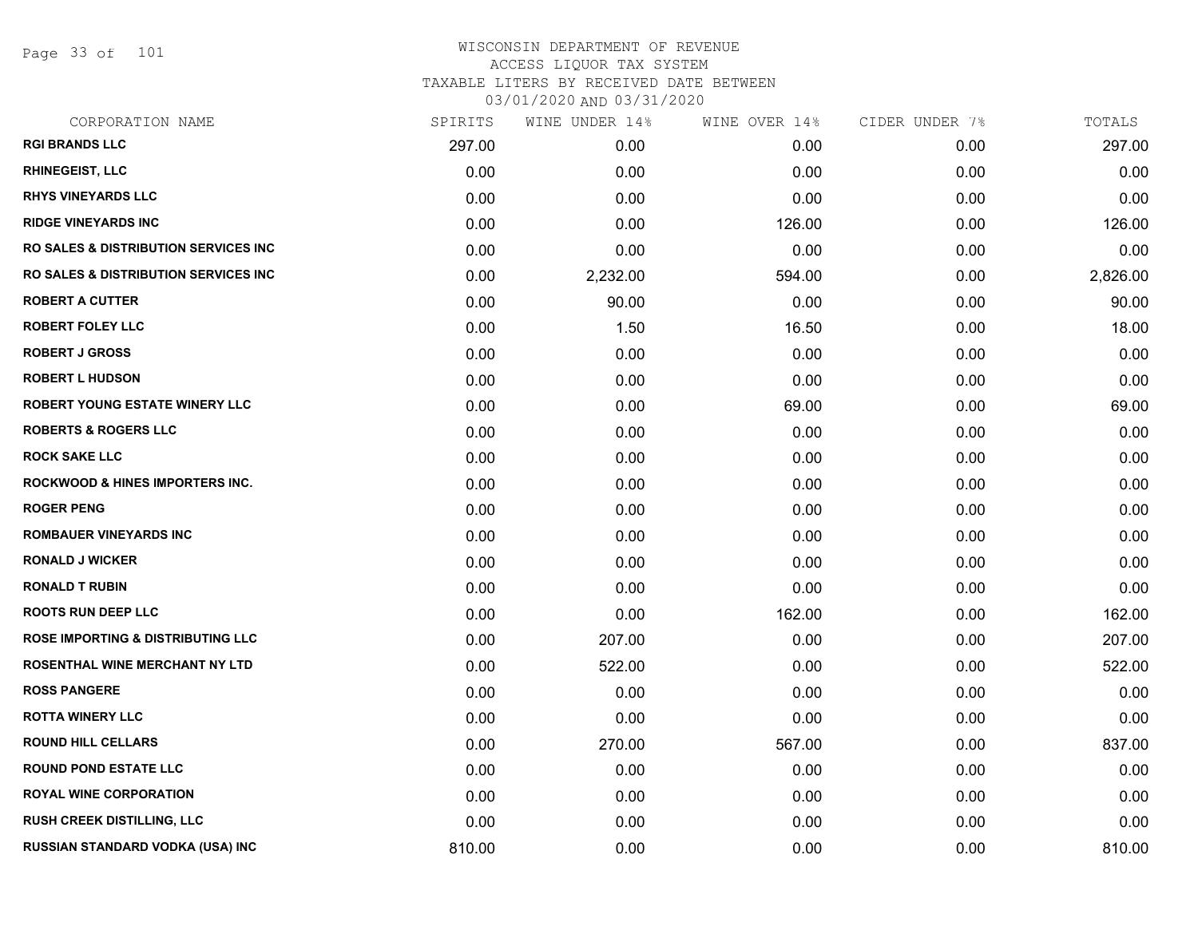WISCONSIN DEPARTMENT OF REVENUE
ACCESS LIQUOR TAX SYSTEM
TAXABLE LITERS BY RECEIVED DATE BETWEEN
03/01/2020 AND 03/31/2020

| CORPORATION NAME | SPIRITS | WINE UNDER 14% | WINE OVER 14% | CIDER UNDER 7% | TOTALS |
|---|---|---|---|---|---|
| RGI BRANDS LLC | 297.00 | 0.00 | 0.00 | 0.00 | 297.00 |
| RHINEGEIST, LLC | 0.00 | 0.00 | 0.00 | 0.00 | 0.00 |
| RHYS VINEYARDS LLC | 0.00 | 0.00 | 0.00 | 0.00 | 0.00 |
| RIDGE VINEYARDS INC | 0.00 | 0.00 | 126.00 | 0.00 | 126.00 |
| RO SALES & DISTRIBUTION SERVICES INC | 0.00 | 0.00 | 0.00 | 0.00 | 0.00 |
| RO SALES & DISTRIBUTION SERVICES INC | 0.00 | 2,232.00 | 594.00 | 0.00 | 2,826.00 |
| ROBERT A CUTTER | 0.00 | 90.00 | 0.00 | 0.00 | 90.00 |
| ROBERT FOLEY LLC | 0.00 | 1.50 | 16.50 | 0.00 | 18.00 |
| ROBERT J GROSS | 0.00 | 0.00 | 0.00 | 0.00 | 0.00 |
| ROBERT L HUDSON | 0.00 | 0.00 | 0.00 | 0.00 | 0.00 |
| ROBERT YOUNG ESTATE WINERY LLC | 0.00 | 0.00 | 69.00 | 0.00 | 69.00 |
| ROBERTS & ROGERS LLC | 0.00 | 0.00 | 0.00 | 0.00 | 0.00 |
| ROCK SAKE LLC | 0.00 | 0.00 | 0.00 | 0.00 | 0.00 |
| ROCKWOOD & HINES IMPORTERS INC. | 0.00 | 0.00 | 0.00 | 0.00 | 0.00 |
| ROGER PENG | 0.00 | 0.00 | 0.00 | 0.00 | 0.00 |
| ROMBAUER VINEYARDS INC | 0.00 | 0.00 | 0.00 | 0.00 | 0.00 |
| RONALD J WICKER | 0.00 | 0.00 | 0.00 | 0.00 | 0.00 |
| RONALD T RUBIN | 0.00 | 0.00 | 0.00 | 0.00 | 0.00 |
| ROOTS RUN DEEP LLC | 0.00 | 0.00 | 162.00 | 0.00 | 162.00 |
| ROSE IMPORTING & DISTRIBUTING LLC | 0.00 | 207.00 | 0.00 | 0.00 | 207.00 |
| ROSENTHAL WINE MERCHANT NY LTD | 0.00 | 522.00 | 0.00 | 0.00 | 522.00 |
| ROSS PANGERE | 0.00 | 0.00 | 0.00 | 0.00 | 0.00 |
| ROTTA WINERY LLC | 0.00 | 0.00 | 0.00 | 0.00 | 0.00 |
| ROUND HILL CELLARS | 0.00 | 270.00 | 567.00 | 0.00 | 837.00 |
| ROUND POND ESTATE LLC | 0.00 | 0.00 | 0.00 | 0.00 | 0.00 |
| ROYAL WINE CORPORATION | 0.00 | 0.00 | 0.00 | 0.00 | 0.00 |
| RUSH CREEK DISTILLING, LLC | 0.00 | 0.00 | 0.00 | 0.00 | 0.00 |
| RUSSIAN STANDARD VODKA (USA) INC | 810.00 | 0.00 | 0.00 | 0.00 | 810.00 |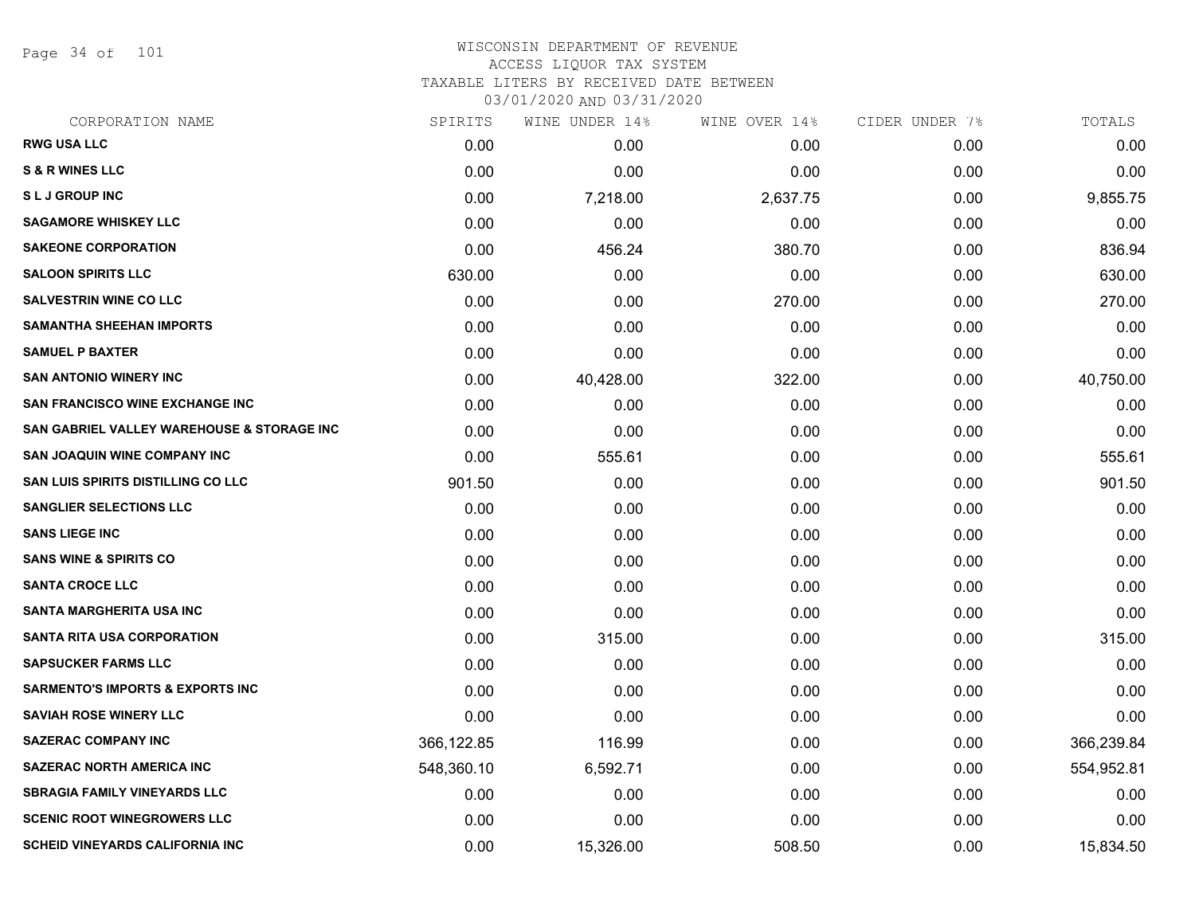WISCONSIN DEPARTMENT OF REVENUE
ACCESS LIQUOR TAX SYSTEM
TAXABLE LITERS BY RECEIVED DATE BETWEEN
03/01/2020 AND 03/31/2020

| CORPORATION NAME | SPIRITS | WINE UNDER 14% | WINE OVER 14% | CIDER UNDER 7% | TOTALS |
|---|---|---|---|---|---|
| RWG USA LLC | 0.00 | 0.00 | 0.00 | 0.00 | 0.00 |
| S & R WINES LLC | 0.00 | 0.00 | 0.00 | 0.00 | 0.00 |
| S L J GROUP INC | 0.00 | 7,218.00 | 2,637.75 | 0.00 | 9,855.75 |
| SAGAMORE WHISKEY LLC | 0.00 | 0.00 | 0.00 | 0.00 | 0.00 |
| SAKEONE CORPORATION | 0.00 | 456.24 | 380.70 | 0.00 | 836.94 |
| SALOON SPIRITS LLC | 630.00 | 0.00 | 0.00 | 0.00 | 630.00 |
| SALVESTRIN WINE CO LLC | 0.00 | 0.00 | 270.00 | 0.00 | 270.00 |
| SAMANTHA SHEEHAN IMPORTS | 0.00 | 0.00 | 0.00 | 0.00 | 0.00 |
| SAMUEL P BAXTER | 0.00 | 0.00 | 0.00 | 0.00 | 0.00 |
| SAN ANTONIO WINERY INC | 0.00 | 40,428.00 | 322.00 | 0.00 | 40,750.00 |
| SAN FRANCISCO WINE EXCHANGE INC | 0.00 | 0.00 | 0.00 | 0.00 | 0.00 |
| SAN GABRIEL VALLEY WAREHOUSE & STORAGE INC | 0.00 | 0.00 | 0.00 | 0.00 | 0.00 |
| SAN JOAQUIN WINE COMPANY INC | 0.00 | 555.61 | 0.00 | 0.00 | 555.61 |
| SAN LUIS SPIRITS DISTILLING CO LLC | 901.50 | 0.00 | 0.00 | 0.00 | 901.50 |
| SANGLIER SELECTIONS LLC | 0.00 | 0.00 | 0.00 | 0.00 | 0.00 |
| SANS LIEGE INC | 0.00 | 0.00 | 0.00 | 0.00 | 0.00 |
| SANS WINE & SPIRITS CO | 0.00 | 0.00 | 0.00 | 0.00 | 0.00 |
| SANTA CROCE LLC | 0.00 | 0.00 | 0.00 | 0.00 | 0.00 |
| SANTA MARGHERITA USA INC | 0.00 | 0.00 | 0.00 | 0.00 | 0.00 |
| SANTA RITA USA CORPORATION | 0.00 | 315.00 | 0.00 | 0.00 | 315.00 |
| SAPSUCKER FARMS LLC | 0.00 | 0.00 | 0.00 | 0.00 | 0.00 |
| SARMENTO'S IMPORTS & EXPORTS INC | 0.00 | 0.00 | 0.00 | 0.00 | 0.00 |
| SAVIAH ROSE WINERY LLC | 0.00 | 0.00 | 0.00 | 0.00 | 0.00 |
| SAZERAC COMPANY INC | 366,122.85 | 116.99 | 0.00 | 0.00 | 366,239.84 |
| SAZERAC NORTH AMERICA INC | 548,360.10 | 6,592.71 | 0.00 | 0.00 | 554,952.81 |
| SBRAGIA FAMILY VINEYARDS LLC | 0.00 | 0.00 | 0.00 | 0.00 | 0.00 |
| SCENIC ROOT WINEGROWERS LLC | 0.00 | 0.00 | 0.00 | 0.00 | 0.00 |
| SCHEID VINEYARDS CALIFORNIA INC | 0.00 | 15,326.00 | 508.50 | 0.00 | 15,834.50 |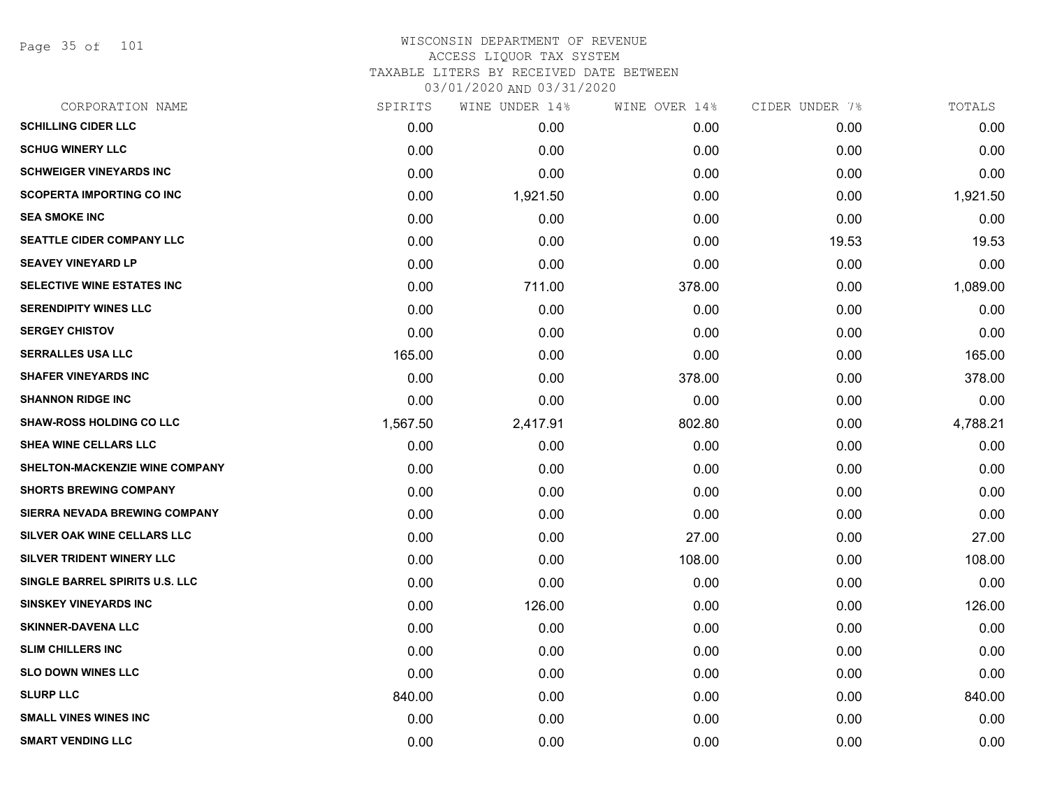WISCONSIN DEPARTMENT OF REVENUE
ACCESS LIQUOR TAX SYSTEM
TAXABLE LITERS BY RECEIVED DATE BETWEEN
03/01/2020 AND 03/31/2020

| CORPORATION NAME | SPIRITS | WINE UNDER 14% | WINE OVER 14% | CIDER UNDER 7% | TOTALS |
|---|---|---|---|---|---|
| SCHILLING CIDER LLC | 0.00 | 0.00 | 0.00 | 0.00 | 0.00 |
| SCHUG WINERY LLC | 0.00 | 0.00 | 0.00 | 0.00 | 0.00 |
| SCHWEIGER VINEYARDS INC | 0.00 | 0.00 | 0.00 | 0.00 | 0.00 |
| SCOPERTA IMPORTING CO INC | 0.00 | 1,921.50 | 0.00 | 0.00 | 1,921.50 |
| SEA SMOKE INC | 0.00 | 0.00 | 0.00 | 0.00 | 0.00 |
| SEATTLE CIDER COMPANY LLC | 0.00 | 0.00 | 0.00 | 19.53 | 19.53 |
| SEAVEY VINEYARD LP | 0.00 | 0.00 | 0.00 | 0.00 | 0.00 |
| SELECTIVE WINE ESTATES INC | 0.00 | 711.00 | 378.00 | 0.00 | 1,089.00 |
| SERENDIPITY WINES LLC | 0.00 | 0.00 | 0.00 | 0.00 | 0.00 |
| SERGEY CHISTOV | 0.00 | 0.00 | 0.00 | 0.00 | 0.00 |
| SERRALLES USA LLC | 165.00 | 0.00 | 0.00 | 0.00 | 165.00 |
| SHAFER VINEYARDS INC | 0.00 | 0.00 | 378.00 | 0.00 | 378.00 |
| SHANNON RIDGE INC | 0.00 | 0.00 | 0.00 | 0.00 | 0.00 |
| SHAW-ROSS HOLDING CO LLC | 1,567.50 | 2,417.91 | 802.80 | 0.00 | 4,788.21 |
| SHEA WINE CELLARS LLC | 0.00 | 0.00 | 0.00 | 0.00 | 0.00 |
| SHELTON-MACKENZIE WINE COMPANY | 0.00 | 0.00 | 0.00 | 0.00 | 0.00 |
| SHORTS BREWING COMPANY | 0.00 | 0.00 | 0.00 | 0.00 | 0.00 |
| SIERRA NEVADA BREWING COMPANY | 0.00 | 0.00 | 0.00 | 0.00 | 0.00 |
| SILVER OAK WINE CELLARS LLC | 0.00 | 0.00 | 27.00 | 0.00 | 27.00 |
| SILVER TRIDENT WINERY LLC | 0.00 | 0.00 | 108.00 | 0.00 | 108.00 |
| SINGLE BARREL SPIRITS U.S. LLC | 0.00 | 0.00 | 0.00 | 0.00 | 0.00 |
| SINSKEY VINEYARDS INC | 0.00 | 126.00 | 0.00 | 0.00 | 126.00 |
| SKINNER-DAVENA LLC | 0.00 | 0.00 | 0.00 | 0.00 | 0.00 |
| SLIM CHILLERS INC | 0.00 | 0.00 | 0.00 | 0.00 | 0.00 |
| SLO DOWN WINES LLC | 0.00 | 0.00 | 0.00 | 0.00 | 0.00 |
| SLURP LLC | 840.00 | 0.00 | 0.00 | 0.00 | 840.00 |
| SMALL VINES WINES INC | 0.00 | 0.00 | 0.00 | 0.00 | 0.00 |
| SMART VENDING LLC | 0.00 | 0.00 | 0.00 | 0.00 | 0.00 |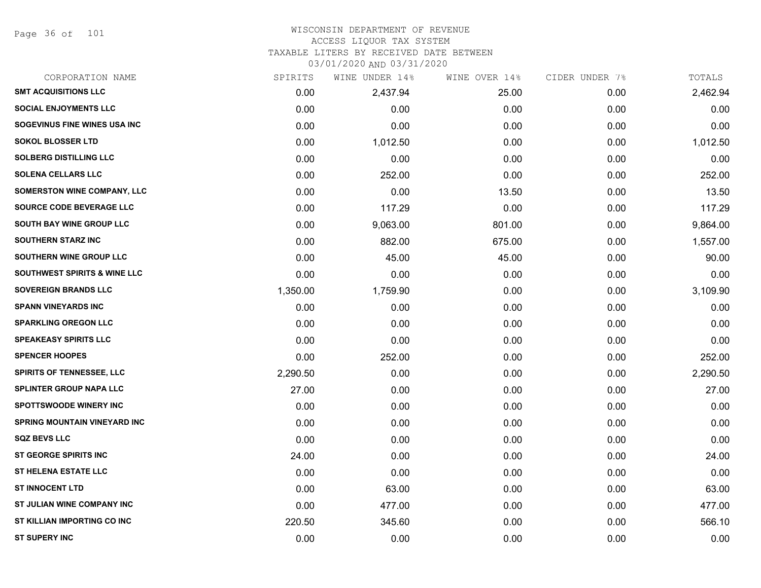WISCONSIN DEPARTMENT OF REVENUE
ACCESS LIQUOR TAX SYSTEM
TAXABLE LITERS BY RECEIVED DATE BETWEEN
03/01/2020 AND 03/31/2020

| CORPORATION NAME | SPIRITS | WINE UNDER 14% | WINE OVER 14% | CIDER UNDER 7% | TOTALS |
|---|---|---|---|---|---|
| SMT ACQUISITIONS LLC | 0.00 | 2,437.94 | 25.00 | 0.00 | 2,462.94 |
| SOCIAL ENJOYMENTS LLC | 0.00 | 0.00 | 0.00 | 0.00 | 0.00 |
| SOGEVINUS FINE WINES USA INC | 0.00 | 0.00 | 0.00 | 0.00 | 0.00 |
| SOKOL BLOSSER LTD | 0.00 | 1,012.50 | 0.00 | 0.00 | 1,012.50 |
| SOLBERG DISTILLING LLC | 0.00 | 0.00 | 0.00 | 0.00 | 0.00 |
| SOLENA CELLARS LLC | 0.00 | 252.00 | 0.00 | 0.00 | 252.00 |
| SOMERSTON WINE COMPANY, LLC | 0.00 | 0.00 | 13.50 | 0.00 | 13.50 |
| SOURCE CODE BEVERAGE LLC | 0.00 | 117.29 | 0.00 | 0.00 | 117.29 |
| SOUTH BAY WINE GROUP LLC | 0.00 | 9,063.00 | 801.00 | 0.00 | 9,864.00 |
| SOUTHERN STARZ INC | 0.00 | 882.00 | 675.00 | 0.00 | 1,557.00 |
| SOUTHERN WINE GROUP LLC | 0.00 | 45.00 | 45.00 | 0.00 | 90.00 |
| SOUTHWEST SPIRITS & WINE LLC | 0.00 | 0.00 | 0.00 | 0.00 | 0.00 |
| SOVEREIGN BRANDS LLC | 1,350.00 | 1,759.90 | 0.00 | 0.00 | 3,109.90 |
| SPANN VINEYARDS INC | 0.00 | 0.00 | 0.00 | 0.00 | 0.00 |
| SPARKLING OREGON LLC | 0.00 | 0.00 | 0.00 | 0.00 | 0.00 |
| SPEAKEASY SPIRITS LLC | 0.00 | 0.00 | 0.00 | 0.00 | 0.00 |
| SPENCER HOOPES | 0.00 | 252.00 | 0.00 | 0.00 | 252.00 |
| SPIRITS OF TENNESSEE, LLC | 2,290.50 | 0.00 | 0.00 | 0.00 | 2,290.50 |
| SPLINTER GROUP NAPA LLC | 27.00 | 0.00 | 0.00 | 0.00 | 27.00 |
| SPOTTSWOODE WINERY INC | 0.00 | 0.00 | 0.00 | 0.00 | 0.00 |
| SPRING MOUNTAIN VINEYARD INC | 0.00 | 0.00 | 0.00 | 0.00 | 0.00 |
| SQZ BEVS LLC | 0.00 | 0.00 | 0.00 | 0.00 | 0.00 |
| ST GEORGE SPIRITS INC | 24.00 | 0.00 | 0.00 | 0.00 | 24.00 |
| ST HELENA ESTATE LLC | 0.00 | 0.00 | 0.00 | 0.00 | 0.00 |
| ST INNOCENT LTD | 0.00 | 63.00 | 0.00 | 0.00 | 63.00 |
| ST JULIAN WINE COMPANY INC | 0.00 | 477.00 | 0.00 | 0.00 | 477.00 |
| ST KILLIAN IMPORTING CO INC | 220.50 | 345.60 | 0.00 | 0.00 | 566.10 |
| ST SUPERY INC | 0.00 | 0.00 | 0.00 | 0.00 | 0.00 |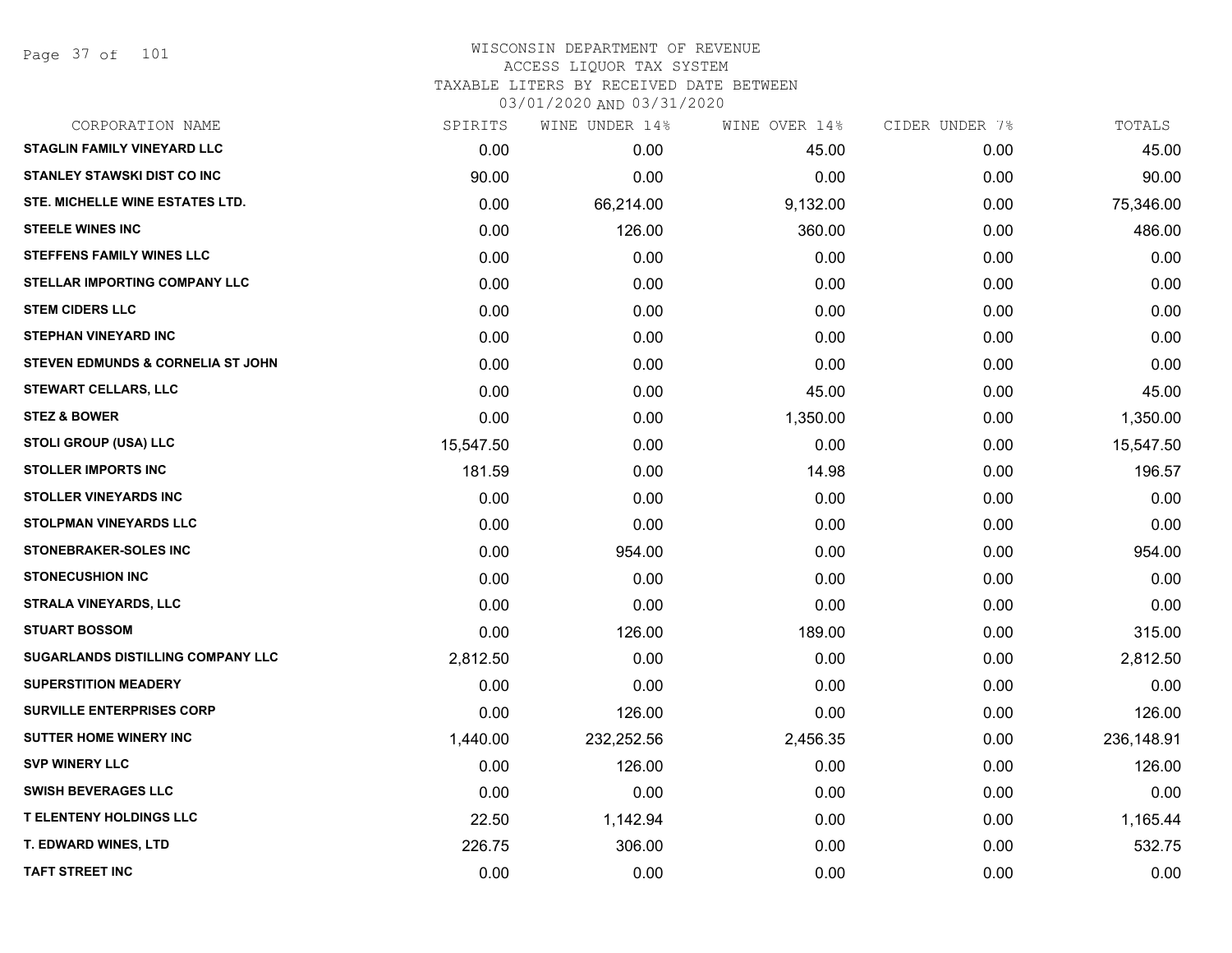WISCONSIN DEPARTMENT OF REVENUE
ACCESS LIQUOR TAX SYSTEM
TAXABLE LITERS BY RECEIVED DATE BETWEEN
03/01/2020 AND 03/31/2020

| CORPORATION NAME | SPIRITS | WINE UNDER 14% | WINE OVER 14% | CIDER UNDER 7% | TOTALS |
|---|---|---|---|---|---|
| STAGLIN FAMILY VINEYARD LLC | 0.00 | 0.00 | 45.00 | 0.00 | 45.00 |
| STANLEY STAWSKI DIST CO INC | 90.00 | 0.00 | 0.00 | 0.00 | 90.00 |
| STE. MICHELLE WINE ESTATES LTD. | 0.00 | 66,214.00 | 9,132.00 | 0.00 | 75,346.00 |
| STEELE WINES INC | 0.00 | 126.00 | 360.00 | 0.00 | 486.00 |
| STEFFENS FAMILY WINES LLC | 0.00 | 0.00 | 0.00 | 0.00 | 0.00 |
| STELLAR IMPORTING COMPANY LLC | 0.00 | 0.00 | 0.00 | 0.00 | 0.00 |
| STEM CIDERS LLC | 0.00 | 0.00 | 0.00 | 0.00 | 0.00 |
| STEPHAN VINEYARD INC | 0.00 | 0.00 | 0.00 | 0.00 | 0.00 |
| STEVEN EDMUNDS & CORNELIA ST JOHN | 0.00 | 0.00 | 0.00 | 0.00 | 0.00 |
| STEWART CELLARS, LLC | 0.00 | 0.00 | 45.00 | 0.00 | 45.00 |
| STEZ & BOWER | 0.00 | 0.00 | 1,350.00 | 0.00 | 1,350.00 |
| STOLI GROUP (USA) LLC | 15,547.50 | 0.00 | 0.00 | 0.00 | 15,547.50 |
| STOLLER IMPORTS INC | 181.59 | 0.00 | 14.98 | 0.00 | 196.57 |
| STOLLER VINEYARDS INC | 0.00 | 0.00 | 0.00 | 0.00 | 0.00 |
| STOLPMAN VINEYARDS LLC | 0.00 | 0.00 | 0.00 | 0.00 | 0.00 |
| STONEBRAKER-SOLES INC | 0.00 | 954.00 | 0.00 | 0.00 | 954.00 |
| STONECUSHION INC | 0.00 | 0.00 | 0.00 | 0.00 | 0.00 |
| STRALA VINEYARDS, LLC | 0.00 | 0.00 | 0.00 | 0.00 | 0.00 |
| STUART BOSSOM | 0.00 | 126.00 | 189.00 | 0.00 | 315.00 |
| SUGARLANDS DISTILLING COMPANY LLC | 2,812.50 | 0.00 | 0.00 | 0.00 | 2,812.50 |
| SUPERSTITION MEADERY | 0.00 | 0.00 | 0.00 | 0.00 | 0.00 |
| SURVILLE ENTERPRISES CORP | 0.00 | 126.00 | 0.00 | 0.00 | 126.00 |
| SUTTER HOME WINERY INC | 1,440.00 | 232,252.56 | 2,456.35 | 0.00 | 236,148.91 |
| SVP WINERY LLC | 0.00 | 126.00 | 0.00 | 0.00 | 126.00 |
| SWISH BEVERAGES LLC | 0.00 | 0.00 | 0.00 | 0.00 | 0.00 |
| T ELENTENY HOLDINGS LLC | 22.50 | 1,142.94 | 0.00 | 0.00 | 1,165.44 |
| T. EDWARD WINES, LTD | 226.75 | 306.00 | 0.00 | 0.00 | 532.75 |
| TAFT STREET INC | 0.00 | 0.00 | 0.00 | 0.00 | 0.00 |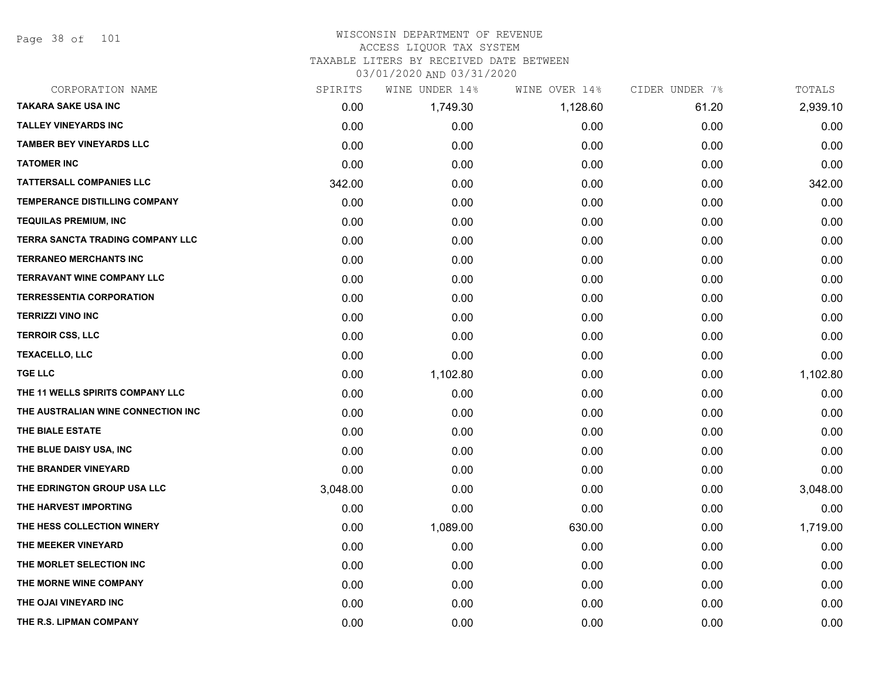WISCONSIN DEPARTMENT OF REVENUE
ACCESS LIQUOR TAX SYSTEM
TAXABLE LITERS BY RECEIVED DATE BETWEEN
03/01/2020 AND 03/31/2020

| CORPORATION NAME | SPIRITS | WINE UNDER 14% | WINE OVER 14% | CIDER UNDER 7% | TOTALS |
|---|---|---|---|---|---|
| TAKARA SAKE USA INC | 0.00 | 1,749.30 | 1,128.60 | 61.20 | 2,939.10 |
| TALLEY VINEYARDS INC | 0.00 | 0.00 | 0.00 | 0.00 | 0.00 |
| TAMBER BEY VINEYARDS LLC | 0.00 | 0.00 | 0.00 | 0.00 | 0.00 |
| TATOMER INC | 0.00 | 0.00 | 0.00 | 0.00 | 0.00 |
| TATTERSALL COMPANIES LLC | 342.00 | 0.00 | 0.00 | 0.00 | 342.00 |
| TEMPERANCE DISTILLING COMPANY | 0.00 | 0.00 | 0.00 | 0.00 | 0.00 |
| TEQUILAS PREMIUM, INC | 0.00 | 0.00 | 0.00 | 0.00 | 0.00 |
| TERRA SANCTA TRADING COMPANY LLC | 0.00 | 0.00 | 0.00 | 0.00 | 0.00 |
| TERRANEO MERCHANTS INC | 0.00 | 0.00 | 0.00 | 0.00 | 0.00 |
| TERRAVANT WINE COMPANY LLC | 0.00 | 0.00 | 0.00 | 0.00 | 0.00 |
| TERRESSENTIA CORPORATION | 0.00 | 0.00 | 0.00 | 0.00 | 0.00 |
| TERRIZZI VINO INC | 0.00 | 0.00 | 0.00 | 0.00 | 0.00 |
| TERROIR CSS, LLC | 0.00 | 0.00 | 0.00 | 0.00 | 0.00 |
| TEXACELLO, LLC | 0.00 | 0.00 | 0.00 | 0.00 | 0.00 |
| TGE LLC | 0.00 | 1,102.80 | 0.00 | 0.00 | 1,102.80 |
| THE 11 WELLS SPIRITS COMPANY LLC | 0.00 | 0.00 | 0.00 | 0.00 | 0.00 |
| THE AUSTRALIAN WINE CONNECTION INC | 0.00 | 0.00 | 0.00 | 0.00 | 0.00 |
| THE BIALE ESTATE | 0.00 | 0.00 | 0.00 | 0.00 | 0.00 |
| THE BLUE DAISY USA, INC | 0.00 | 0.00 | 0.00 | 0.00 | 0.00 |
| THE BRANDER VINEYARD | 0.00 | 0.00 | 0.00 | 0.00 | 0.00 |
| THE EDRINGTON GROUP USA LLC | 3,048.00 | 0.00 | 0.00 | 0.00 | 3,048.00 |
| THE HARVEST IMPORTING | 0.00 | 0.00 | 0.00 | 0.00 | 0.00 |
| THE HESS COLLECTION WINERY | 0.00 | 1,089.00 | 630.00 | 0.00 | 1,719.00 |
| THE MEEKER VINEYARD | 0.00 | 0.00 | 0.00 | 0.00 | 0.00 |
| THE MORLET SELECTION INC | 0.00 | 0.00 | 0.00 | 0.00 | 0.00 |
| THE MORNE WINE COMPANY | 0.00 | 0.00 | 0.00 | 0.00 | 0.00 |
| THE OJAI VINEYARD INC | 0.00 | 0.00 | 0.00 | 0.00 | 0.00 |
| THE R.S. LIPMAN COMPANY | 0.00 | 0.00 | 0.00 | 0.00 | 0.00 |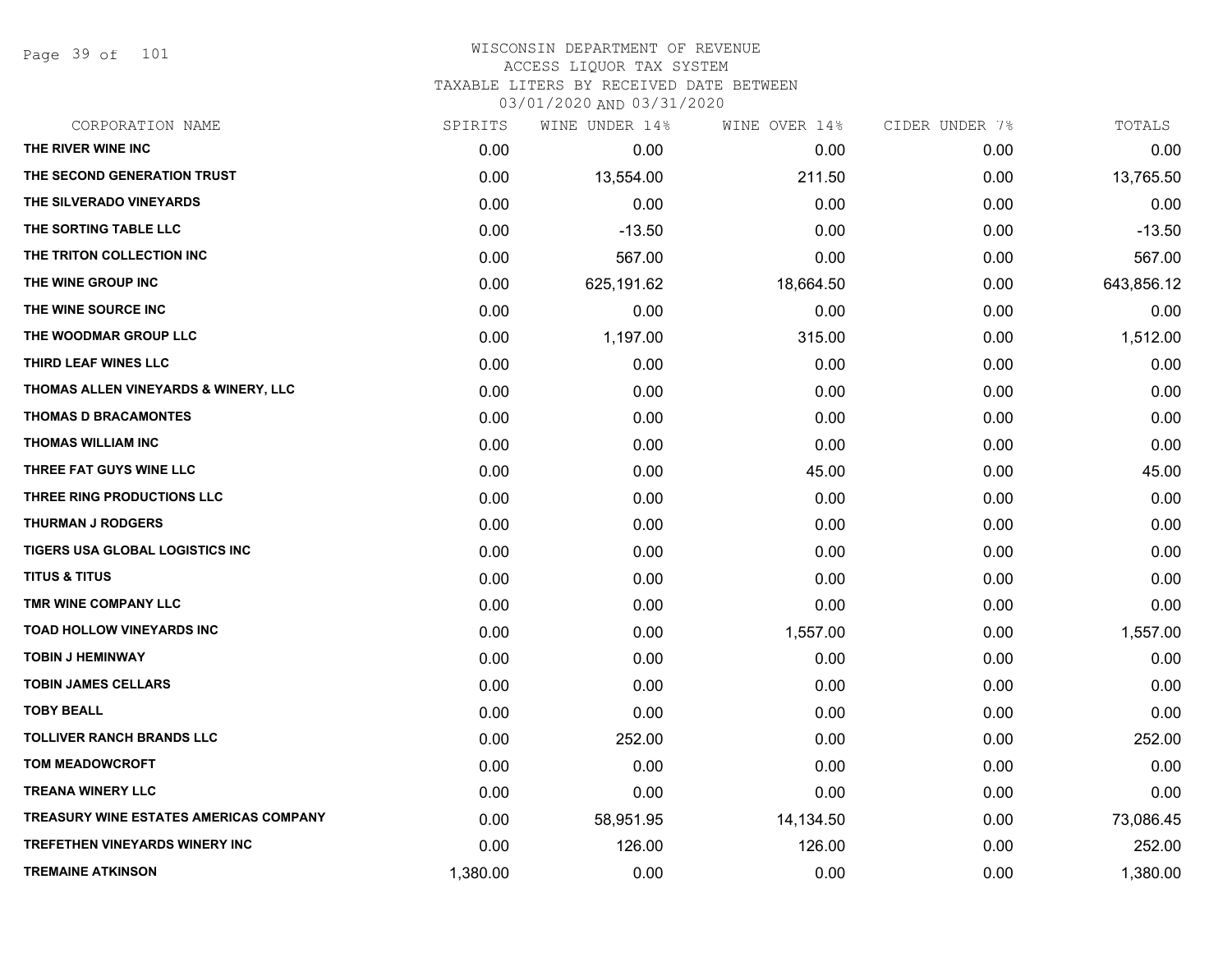WISCONSIN DEPARTMENT OF REVENUE
ACCESS LIQUOR TAX SYSTEM
TAXABLE LITERS BY RECEIVED DATE BETWEEN
03/01/2020 AND 03/31/2020

| CORPORATION NAME | SPIRITS | WINE UNDER 14% | WINE OVER 14% | CIDER UNDER 7% | TOTALS |
|---|---|---|---|---|---|
| THE RIVER WINE INC | 0.00 | 0.00 | 0.00 | 0.00 | 0.00 |
| THE SECOND GENERATION TRUST | 0.00 | 13,554.00 | 211.50 | 0.00 | 13,765.50 |
| THE SILVERADO VINEYARDS | 0.00 | 0.00 | 0.00 | 0.00 | 0.00 |
| THE SORTING TABLE LLC | 0.00 | -13.50 | 0.00 | 0.00 | -13.50 |
| THE TRITON COLLECTION INC | 0.00 | 567.00 | 0.00 | 0.00 | 567.00 |
| THE WINE GROUP INC | 0.00 | 625,191.62 | 18,664.50 | 0.00 | 643,856.12 |
| THE WINE SOURCE INC | 0.00 | 0.00 | 0.00 | 0.00 | 0.00 |
| THE WOODMAR GROUP LLC | 0.00 | 1,197.00 | 315.00 | 0.00 | 1,512.00 |
| THIRD LEAF WINES LLC | 0.00 | 0.00 | 0.00 | 0.00 | 0.00 |
| THOMAS ALLEN VINEYARDS & WINERY, LLC | 0.00 | 0.00 | 0.00 | 0.00 | 0.00 |
| THOMAS D BRACAMONTES | 0.00 | 0.00 | 0.00 | 0.00 | 0.00 |
| THOMAS WILLIAM INC | 0.00 | 0.00 | 0.00 | 0.00 | 0.00 |
| THREE FAT GUYS WINE LLC | 0.00 | 0.00 | 45.00 | 0.00 | 45.00 |
| THREE RING PRODUCTIONS LLC | 0.00 | 0.00 | 0.00 | 0.00 | 0.00 |
| THURMAN J RODGERS | 0.00 | 0.00 | 0.00 | 0.00 | 0.00 |
| TIGERS USA GLOBAL LOGISTICS INC | 0.00 | 0.00 | 0.00 | 0.00 | 0.00 |
| TITUS & TITUS | 0.00 | 0.00 | 0.00 | 0.00 | 0.00 |
| TMR WINE COMPANY LLC | 0.00 | 0.00 | 0.00 | 0.00 | 0.00 |
| TOAD HOLLOW VINEYARDS INC | 0.00 | 0.00 | 1,557.00 | 0.00 | 1,557.00 |
| TOBIN J HEMINWAY | 0.00 | 0.00 | 0.00 | 0.00 | 0.00 |
| TOBIN JAMES CELLARS | 0.00 | 0.00 | 0.00 | 0.00 | 0.00 |
| TOBY BEALL | 0.00 | 0.00 | 0.00 | 0.00 | 0.00 |
| TOLLIVER RANCH BRANDS LLC | 0.00 | 252.00 | 0.00 | 0.00 | 252.00 |
| TOM MEADOWCROFT | 0.00 | 0.00 | 0.00 | 0.00 | 0.00 |
| TREANA WINERY LLC | 0.00 | 0.00 | 0.00 | 0.00 | 0.00 |
| TREASURY WINE ESTATES AMERICAS COMPANY | 0.00 | 58,951.95 | 14,134.50 | 0.00 | 73,086.45 |
| TREFETHEN VINEYARDS WINERY INC | 0.00 | 126.00 | 126.00 | 0.00 | 252.00 |
| TREMAINE ATKINSON | 1,380.00 | 0.00 | 0.00 | 0.00 | 1,380.00 |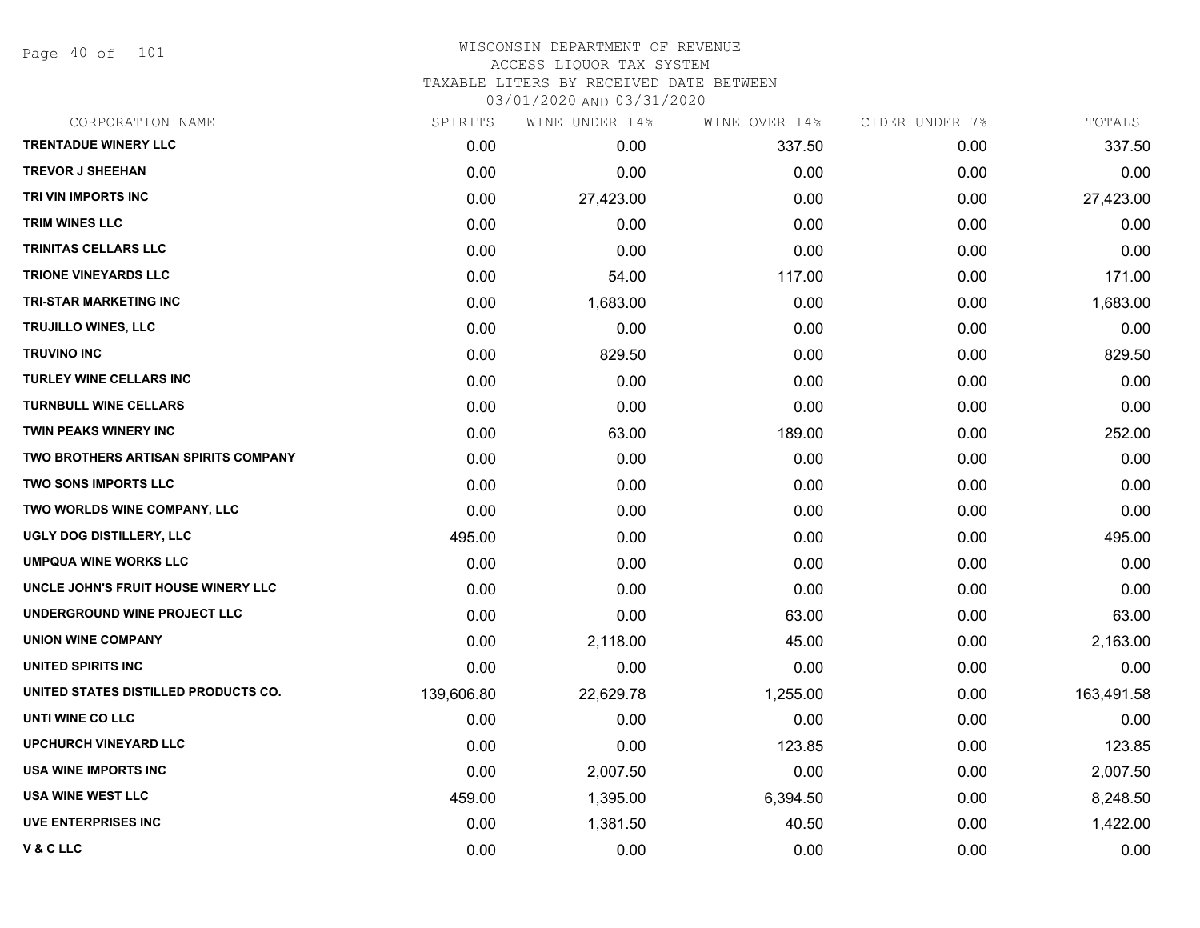# WISCONSIN DEPARTMENT OF REVENUE
## ACCESS LIQUOR TAX SYSTEM
### TAXABLE LITERS BY RECEIVED DATE BETWEEN 03/01/2020 AND 03/31/2020

| CORPORATION NAME | SPIRITS | WINE UNDER 14% | WINE OVER 14% | CIDER UNDER 7% | TOTALS |
|---|---|---|---|---|---|
| TRENTADUE WINERY LLC | 0.00 | 0.00 | 337.50 | 0.00 | 337.50 |
| TREVOR J SHEEHAN | 0.00 | 0.00 | 0.00 | 0.00 | 0.00 |
| TRI VIN IMPORTS INC | 0.00 | 27,423.00 | 0.00 | 0.00 | 27,423.00 |
| TRIM WINES LLC | 0.00 | 0.00 | 0.00 | 0.00 | 0.00 |
| TRINITAS CELLARS LLC | 0.00 | 0.00 | 0.00 | 0.00 | 0.00 |
| TRIONE VINEYARDS LLC | 0.00 | 54.00 | 117.00 | 0.00 | 171.00 |
| TRI-STAR MARKETING INC | 0.00 | 1,683.00 | 0.00 | 0.00 | 1,683.00 |
| TRUJILLO WINES, LLC | 0.00 | 0.00 | 0.00 | 0.00 | 0.00 |
| TRUVINO INC | 0.00 | 829.50 | 0.00 | 0.00 | 829.50 |
| TURLEY WINE CELLARS INC | 0.00 | 0.00 | 0.00 | 0.00 | 0.00 |
| TURNBULL WINE CELLARS | 0.00 | 0.00 | 0.00 | 0.00 | 0.00 |
| TWIN PEAKS WINERY INC | 0.00 | 63.00 | 189.00 | 0.00 | 252.00 |
| TWO BROTHERS ARTISAN SPIRITS COMPANY | 0.00 | 0.00 | 0.00 | 0.00 | 0.00 |
| TWO SONS IMPORTS LLC | 0.00 | 0.00 | 0.00 | 0.00 | 0.00 |
| TWO WORLDS WINE COMPANY, LLC | 0.00 | 0.00 | 0.00 | 0.00 | 0.00 |
| UGLY DOG DISTILLERY, LLC | 495.00 | 0.00 | 0.00 | 0.00 | 495.00 |
| UMPQUA WINE WORKS LLC | 0.00 | 0.00 | 0.00 | 0.00 | 0.00 |
| UNCLE JOHN'S FRUIT HOUSE WINERY LLC | 0.00 | 0.00 | 0.00 | 0.00 | 0.00 |
| UNDERGROUND WINE PROJECT LLC | 0.00 | 0.00 | 63.00 | 0.00 | 63.00 |
| UNION WINE COMPANY | 0.00 | 2,118.00 | 45.00 | 0.00 | 2,163.00 |
| UNITED SPIRITS INC | 0.00 | 0.00 | 0.00 | 0.00 | 0.00 |
| UNITED STATES DISTILLED PRODUCTS CO. | 139,606.80 | 22,629.78 | 1,255.00 | 0.00 | 163,491.58 |
| UNTI WINE CO LLC | 0.00 | 0.00 | 0.00 | 0.00 | 0.00 |
| UPCHURCH VINEYARD LLC | 0.00 | 0.00 | 123.85 | 0.00 | 123.85 |
| USA WINE IMPORTS INC | 0.00 | 2,007.50 | 0.00 | 0.00 | 2,007.50 |
| USA WINE WEST LLC | 459.00 | 1,395.00 | 6,394.50 | 0.00 | 8,248.50 |
| UVE ENTERPRISES INC | 0.00 | 1,381.50 | 40.50 | 0.00 | 1,422.00 |
| V & C LLC | 0.00 | 0.00 | 0.00 | 0.00 | 0.00 |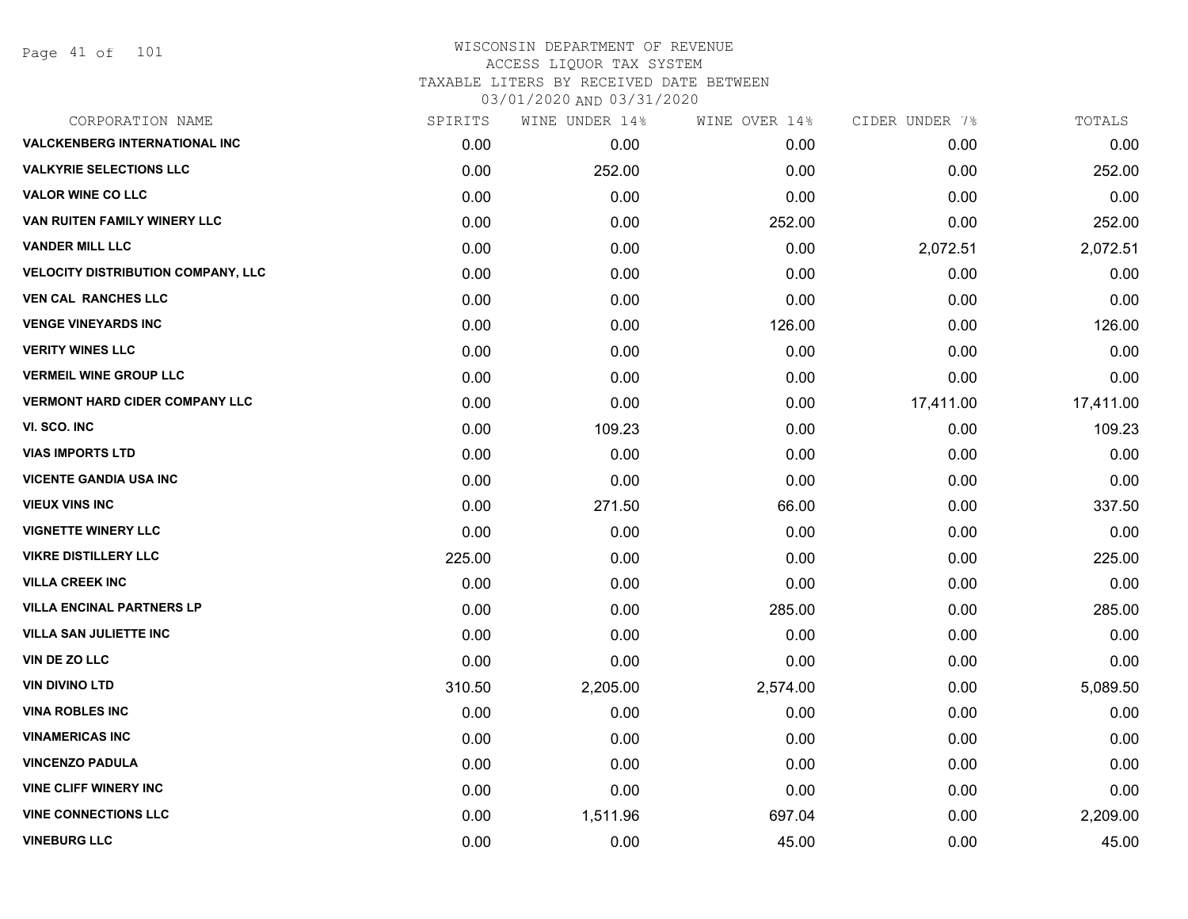# WISCONSIN DEPARTMENT OF REVENUE
## ACCESS LIQUOR TAX SYSTEM
### TAXABLE LITERS BY RECEIVED DATE BETWEEN 03/01/2020 AND 03/31/2020

| CORPORATION NAME | SPIRITS | WINE UNDER 14% | WINE OVER 14% | CIDER UNDER 7% | TOTALS |
|---|---|---|---|---|---|
| VALCKENBERG INTERNATIONAL INC | 0.00 | 0.00 | 0.00 | 0.00 | 0.00 |
| VALKYRIE SELECTIONS LLC | 0.00 | 252.00 | 0.00 | 0.00 | 252.00 |
| VALOR WINE CO LLC | 0.00 | 0.00 | 0.00 | 0.00 | 0.00 |
| VAN RUITEN FAMILY WINERY LLC | 0.00 | 0.00 | 252.00 | 0.00 | 252.00 |
| VANDER MILL LLC | 0.00 | 0.00 | 0.00 | 2,072.51 | 2,072.51 |
| VELOCITY DISTRIBUTION COMPANY, LLC | 0.00 | 0.00 | 0.00 | 0.00 | 0.00 |
| VEN CAL RANCHES LLC | 0.00 | 0.00 | 0.00 | 0.00 | 0.00 |
| VENGE VINEYARDS INC | 0.00 | 0.00 | 126.00 | 0.00 | 126.00 |
| VERITY WINES LLC | 0.00 | 0.00 | 0.00 | 0.00 | 0.00 |
| VERMEIL WINE GROUP LLC | 0.00 | 0.00 | 0.00 | 0.00 | 0.00 |
| VERMONT HARD CIDER COMPANY LLC | 0.00 | 0.00 | 0.00 | 17,411.00 | 17,411.00 |
| VI. SCO. INC | 0.00 | 109.23 | 0.00 | 0.00 | 109.23 |
| VIAS IMPORTS LTD | 0.00 | 0.00 | 0.00 | 0.00 | 0.00 |
| VICENTE GANDIA USA INC | 0.00 | 0.00 | 0.00 | 0.00 | 0.00 |
| VIEUX VINS INC | 0.00 | 271.50 | 66.00 | 0.00 | 337.50 |
| VIGNETTE WINERY LLC | 0.00 | 0.00 | 0.00 | 0.00 | 0.00 |
| VIKRE DISTILLERY LLC | 225.00 | 0.00 | 0.00 | 0.00 | 225.00 |
| VILLA CREEK INC | 0.00 | 0.00 | 0.00 | 0.00 | 0.00 |
| VILLA ENCINAL PARTNERS LP | 0.00 | 0.00 | 285.00 | 0.00 | 285.00 |
| VILLA SAN JULIETTE INC | 0.00 | 0.00 | 0.00 | 0.00 | 0.00 |
| VIN DE ZO LLC | 0.00 | 0.00 | 0.00 | 0.00 | 0.00 |
| VIN DIVINO LTD | 310.50 | 2,205.00 | 2,574.00 | 0.00 | 5,089.50 |
| VINA ROBLES INC | 0.00 | 0.00 | 0.00 | 0.00 | 0.00 |
| VINAMERICAS INC | 0.00 | 0.00 | 0.00 | 0.00 | 0.00 |
| VINCENZO PADULA | 0.00 | 0.00 | 0.00 | 0.00 | 0.00 |
| VINE CLIFF WINERY INC | 0.00 | 0.00 | 0.00 | 0.00 | 0.00 |
| VINE CONNECTIONS LLC | 0.00 | 1,511.96 | 697.04 | 0.00 | 2,209.00 |
| VINEBURG LLC | 0.00 | 0.00 | 45.00 | 0.00 | 45.00 |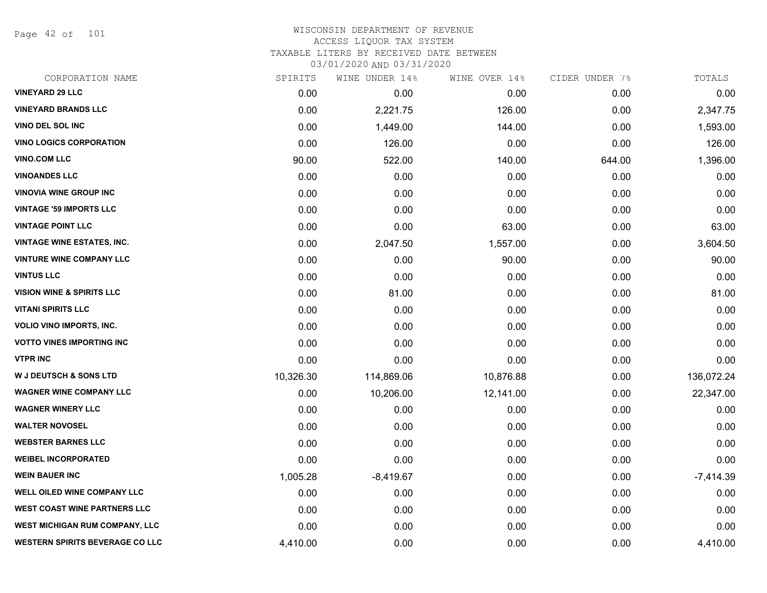# WISCONSIN DEPARTMENT OF REVENUE
## ACCESS LIQUOR TAX SYSTEM
### TAXABLE LITERS BY RECEIVED DATE BETWEEN 03/01/2020 AND 03/31/2020

| CORPORATION NAME | SPIRITS | WINE UNDER 14% | WINE OVER 14% | CIDER UNDER 7% | TOTALS |
|---|---|---|---|---|---|
| VINEYARD 29 LLC | 0.00 | 0.00 | 0.00 | 0.00 | 0.00 |
| VINEYARD BRANDS LLC | 0.00 | 2,221.75 | 126.00 | 0.00 | 2,347.75 |
| VINO DEL SOL INC | 0.00 | 1,449.00 | 144.00 | 0.00 | 1,593.00 |
| VINO LOGICS CORPORATION | 0.00 | 126.00 | 0.00 | 0.00 | 126.00 |
| VINO.COM LLC | 90.00 | 522.00 | 140.00 | 644.00 | 1,396.00 |
| VINOANDES LLC | 0.00 | 0.00 | 0.00 | 0.00 | 0.00 |
| VINOVIA WINE GROUP INC | 0.00 | 0.00 | 0.00 | 0.00 | 0.00 |
| VINTAGE '59 IMPORTS LLC | 0.00 | 0.00 | 0.00 | 0.00 | 0.00 |
| VINTAGE POINT LLC | 0.00 | 0.00 | 63.00 | 0.00 | 63.00 |
| VINTAGE WINE ESTATES, INC. | 0.00 | 2,047.50 | 1,557.00 | 0.00 | 3,604.50 |
| VINTURE WINE COMPANY LLC | 0.00 | 0.00 | 90.00 | 0.00 | 90.00 |
| VINTUS LLC | 0.00 | 0.00 | 0.00 | 0.00 | 0.00 |
| VISION WINE & SPIRITS LLC | 0.00 | 81.00 | 0.00 | 0.00 | 81.00 |
| VITANI SPIRITS LLC | 0.00 | 0.00 | 0.00 | 0.00 | 0.00 |
| VOLIO VINO IMPORTS, INC. | 0.00 | 0.00 | 0.00 | 0.00 | 0.00 |
| VOTTO VINES IMPORTING INC | 0.00 | 0.00 | 0.00 | 0.00 | 0.00 |
| VTPR INC | 0.00 | 0.00 | 0.00 | 0.00 | 0.00 |
| W J DEUTSCH & SONS LTD | 10,326.30 | 114,869.06 | 10,876.88 | 0.00 | 136,072.24 |
| WAGNER WINE COMPANY LLC | 0.00 | 10,206.00 | 12,141.00 | 0.00 | 22,347.00 |
| WAGNER WINERY LLC | 0.00 | 0.00 | 0.00 | 0.00 | 0.00 |
| WALTER NOVOSEL | 0.00 | 0.00 | 0.00 | 0.00 | 0.00 |
| WEBSTER BARNES LLC | 0.00 | 0.00 | 0.00 | 0.00 | 0.00 |
| WEIBEL INCORPORATED | 0.00 | 0.00 | 0.00 | 0.00 | 0.00 |
| WEIN BAUER INC | 1,005.28 | -8,419.67 | 0.00 | 0.00 | -7,414.39 |
| WELL OILED WINE COMPANY LLC | 0.00 | 0.00 | 0.00 | 0.00 | 0.00 |
| WEST COAST WINE PARTNERS LLC | 0.00 | 0.00 | 0.00 | 0.00 | 0.00 |
| WEST MICHIGAN RUM COMPANY, LLC | 0.00 | 0.00 | 0.00 | 0.00 | 0.00 |
| WESTERN SPIRITS BEVERAGE CO LLC | 4,410.00 | 0.00 | 0.00 | 0.00 | 4,410.00 |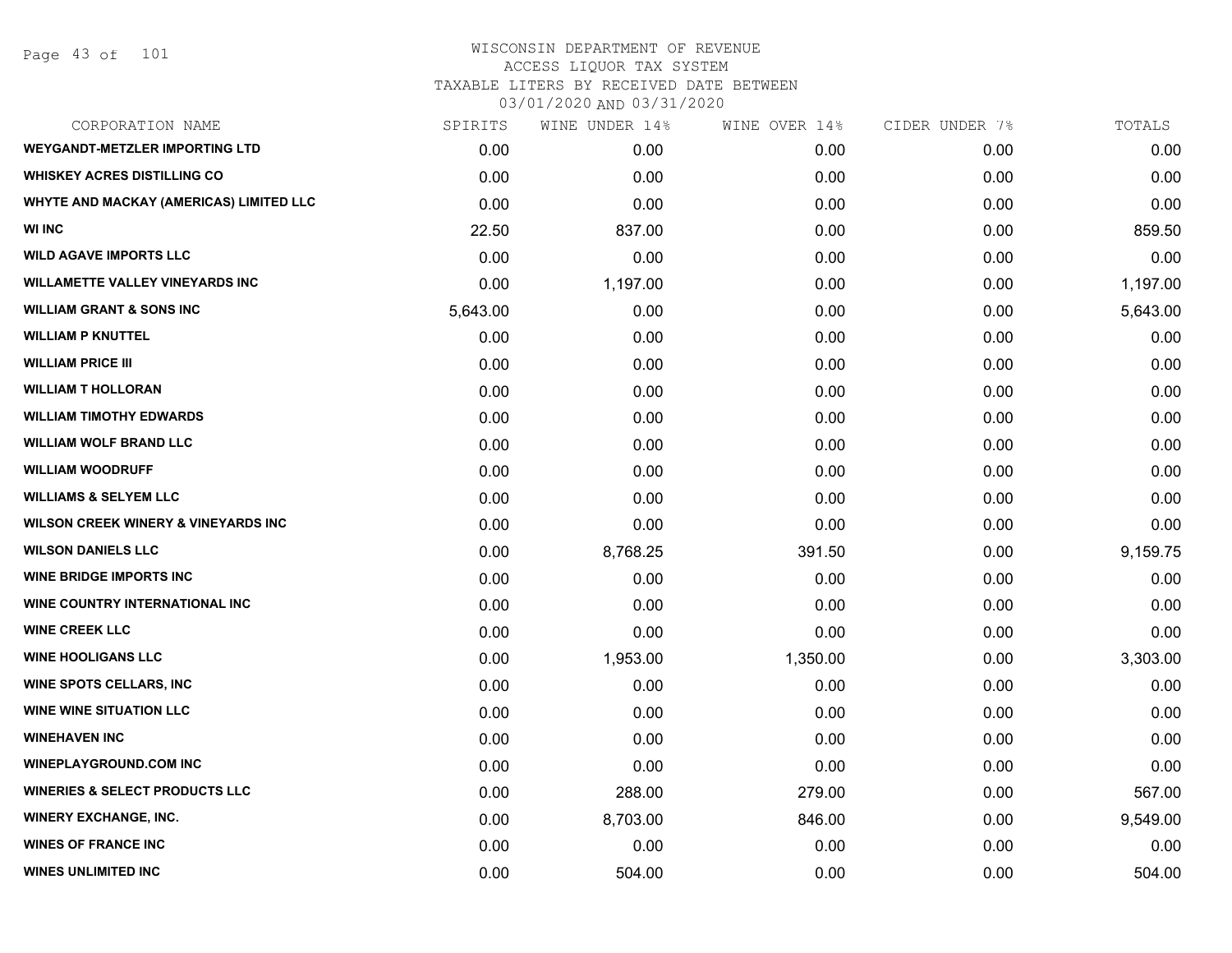WISCONSIN DEPARTMENT OF REVENUE
ACCESS LIQUOR TAX SYSTEM
TAXABLE LITERS BY RECEIVED DATE BETWEEN
03/01/2020 AND 03/31/2020

| CORPORATION NAME | SPIRITS | WINE UNDER 14% | WINE OVER 14% | CIDER UNDER 7% | TOTALS |
|---|---|---|---|---|---|
| WEYGANDT-METZLER IMPORTING LTD | 0.00 | 0.00 | 0.00 | 0.00 | 0.00 |
| WHISKEY ACRES DISTILLING CO | 0.00 | 0.00 | 0.00 | 0.00 | 0.00 |
| WHYTE AND MACKAY (AMERICAS) LIMITED LLC | 0.00 | 0.00 | 0.00 | 0.00 | 0.00 |
| WI INC | 22.50 | 837.00 | 0.00 | 0.00 | 859.50 |
| WILD AGAVE IMPORTS LLC | 0.00 | 0.00 | 0.00 | 0.00 | 0.00 |
| WILLAMETTE VALLEY VINEYARDS INC | 0.00 | 1,197.00 | 0.00 | 0.00 | 1,197.00 |
| WILLIAM GRANT & SONS INC | 5,643.00 | 0.00 | 0.00 | 0.00 | 5,643.00 |
| WILLIAM P KNUTTEL | 0.00 | 0.00 | 0.00 | 0.00 | 0.00 |
| WILLIAM PRICE III | 0.00 | 0.00 | 0.00 | 0.00 | 0.00 |
| WILLIAM T HOLLORAN | 0.00 | 0.00 | 0.00 | 0.00 | 0.00 |
| WILLIAM TIMOTHY EDWARDS | 0.00 | 0.00 | 0.00 | 0.00 | 0.00 |
| WILLIAM WOLF BRAND LLC | 0.00 | 0.00 | 0.00 | 0.00 | 0.00 |
| WILLIAM WOODRUFF | 0.00 | 0.00 | 0.00 | 0.00 | 0.00 |
| WILLIAMS & SELYEM LLC | 0.00 | 0.00 | 0.00 | 0.00 | 0.00 |
| WILSON CREEK WINERY & VINEYARDS INC | 0.00 | 0.00 | 0.00 | 0.00 | 0.00 |
| WILSON DANIELS LLC | 0.00 | 8,768.25 | 391.50 | 0.00 | 9,159.75 |
| WINE BRIDGE IMPORTS INC | 0.00 | 0.00 | 0.00 | 0.00 | 0.00 |
| WINE COUNTRY INTERNATIONAL INC | 0.00 | 0.00 | 0.00 | 0.00 | 0.00 |
| WINE CREEK LLC | 0.00 | 0.00 | 0.00 | 0.00 | 0.00 |
| WINE HOOLIGANS LLC | 0.00 | 1,953.00 | 1,350.00 | 0.00 | 3,303.00 |
| WINE SPOTS CELLARS, INC | 0.00 | 0.00 | 0.00 | 0.00 | 0.00 |
| WINE WINE SITUATION LLC | 0.00 | 0.00 | 0.00 | 0.00 | 0.00 |
| WINEHAVEN INC | 0.00 | 0.00 | 0.00 | 0.00 | 0.00 |
| WINEPLAYGROUND.COM INC | 0.00 | 0.00 | 0.00 | 0.00 | 0.00 |
| WINERIES & SELECT PRODUCTS LLC | 0.00 | 288.00 | 279.00 | 0.00 | 567.00 |
| WINERY EXCHANGE, INC. | 0.00 | 8,703.00 | 846.00 | 0.00 | 9,549.00 |
| WINES OF FRANCE INC | 0.00 | 0.00 | 0.00 | 0.00 | 0.00 |
| WINES UNLIMITED INC | 0.00 | 504.00 | 0.00 | 0.00 | 504.00 |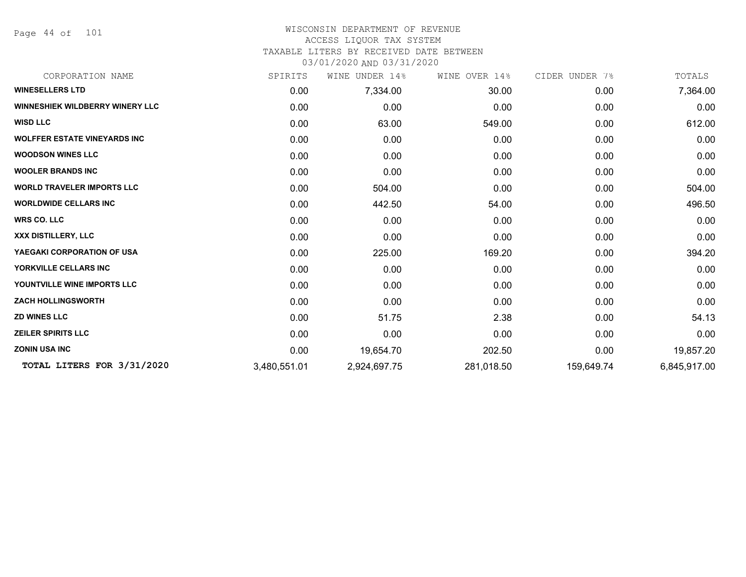WISCONSIN DEPARTMENT OF REVENUE
ACCESS LIQUOR TAX SYSTEM
TAXABLE LITERS BY RECEIVED DATE BETWEEN
03/01/2020 AND 03/31/2020

| CORPORATION NAME | SPIRITS | WINE UNDER 14% | WINE OVER 14% | CIDER UNDER 7% | TOTALS |
|---|---|---|---|---|---|
| **WINESELLERS LTD** | 0.00 | 7,334.00 | 30.00 | 0.00 | 7,364.00 |
| **WINNESHIEK WILDBERRY WINERY LLC** | 0.00 | 0.00 | 0.00 | 0.00 | 0.00 |
| **WISD LLC** | 0.00 | 63.00 | 549.00 | 0.00 | 612.00 |
| **WOLFFER ESTATE VINEYARDS INC** | 0.00 | 0.00 | 0.00 | 0.00 | 0.00 |
| **WOODSON WINES LLC** | 0.00 | 0.00 | 0.00 | 0.00 | 0.00 |
| **WOOLER BRANDS INC** | 0.00 | 0.00 | 0.00 | 0.00 | 0.00 |
| **WORLD TRAVELER IMPORTS LLC** | 0.00 | 504.00 | 0.00 | 0.00 | 504.00 |
| **WORLDWIDE CELLARS INC** | 0.00 | 442.50 | 54.00 | 0.00 | 496.50 |
| **WRS CO. LLC** | 0.00 | 0.00 | 0.00 | 0.00 | 0.00 |
| **XXX DISTILLERY, LLC** | 0.00 | 0.00 | 0.00 | 0.00 | 0.00 |
| **YAEGAKI CORPORATION OF USA** | 0.00 | 225.00 | 169.20 | 0.00 | 394.20 |
| **YORKVILLE CELLARS INC** | 0.00 | 0.00 | 0.00 | 0.00 | 0.00 |
| **YOUNTVILLE WINE IMPORTS LLC** | 0.00 | 0.00 | 0.00 | 0.00 | 0.00 |
| **ZACH HOLLINGSWORTH** | 0.00 | 0.00 | 0.00 | 0.00 | 0.00 |
| **ZD WINES LLC** | 0.00 | 51.75 | 2.38 | 0.00 | 54.13 |
| **ZEILER SPIRITS LLC** | 0.00 | 0.00 | 0.00 | 0.00 | 0.00 |
| **ZONIN USA INC** | 0.00 | 19,654.70 | 202.50 | 0.00 | 19,857.20 |
| **TOTAL LITERS FOR 3/31/2020** | 3,480,551.01 | 2,924,697.75 | 281,018.50 | 159,649.74 | 6,845,917.00 |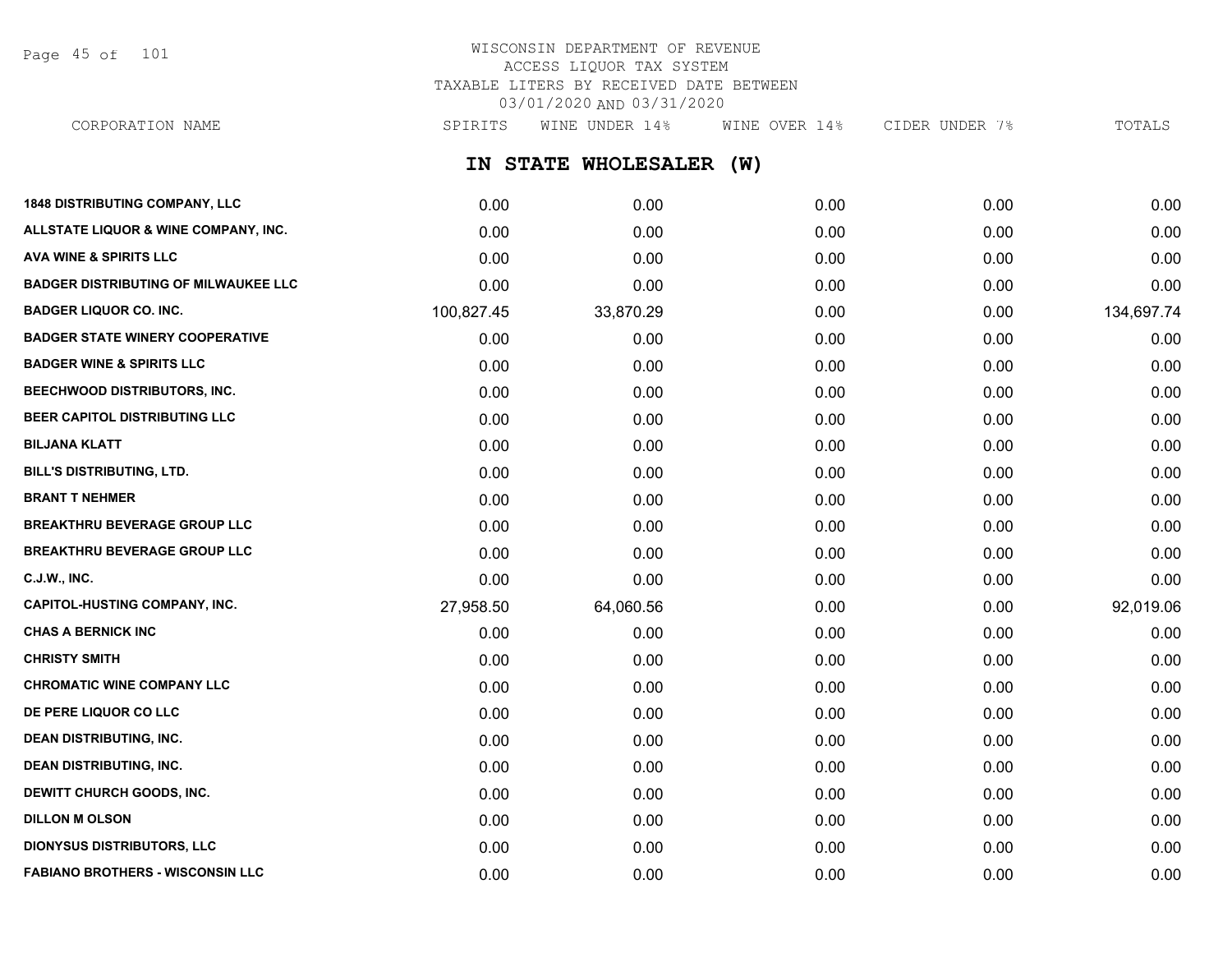WISCONSIN DEPARTMENT OF REVENUE
ACCESS LIQUOR TAX SYSTEM
TAXABLE LITERS BY RECEIVED DATE BETWEEN
03/01/2020 AND 03/31/2020

## IN STATE WHOLESALER (W)

| CORPORATION NAME | SPIRITS | WINE UNDER 14% | WINE OVER 14% | CIDER UNDER 7% | TOTALS |
|---|---|---|---|---|---|
| 1848 DISTRIBUTING COMPANY, LLC | 0.00 | 0.00 | 0.00 | 0.00 | 0.00 |
| ALLSTATE LIQUOR & WINE COMPANY, INC. | 0.00 | 0.00 | 0.00 | 0.00 | 0.00 |
| AVA WINE & SPIRITS LLC | 0.00 | 0.00 | 0.00 | 0.00 | 0.00 |
| BADGER DISTRIBUTING OF MILWAUKEE LLC | 0.00 | 0.00 | 0.00 | 0.00 | 0.00 |
| BADGER LIQUOR CO. INC. | 100,827.45 | 33,870.29 | 0.00 | 0.00 | 134,697.74 |
| BADGER STATE WINERY COOPERATIVE | 0.00 | 0.00 | 0.00 | 0.00 | 0.00 |
| BADGER WINE & SPIRITS LLC | 0.00 | 0.00 | 0.00 | 0.00 | 0.00 |
| BEECHWOOD DISTRIBUTORS, INC. | 0.00 | 0.00 | 0.00 | 0.00 | 0.00 |
| BEER CAPITOL DISTRIBUTING LLC | 0.00 | 0.00 | 0.00 | 0.00 | 0.00 |
| BILJANA KLATT | 0.00 | 0.00 | 0.00 | 0.00 | 0.00 |
| BILL'S DISTRIBUTING, LTD. | 0.00 | 0.00 | 0.00 | 0.00 | 0.00 |
| BRANT T NEHMER | 0.00 | 0.00 | 0.00 | 0.00 | 0.00 |
| BREAKTHRU BEVERAGE GROUP LLC | 0.00 | 0.00 | 0.00 | 0.00 | 0.00 |
| BREAKTHRU BEVERAGE GROUP LLC | 0.00 | 0.00 | 0.00 | 0.00 | 0.00 |
| C.J.W., INC. | 0.00 | 0.00 | 0.00 | 0.00 | 0.00 |
| CAPITOL-HUSTING COMPANY, INC. | 27,958.50 | 64,060.56 | 0.00 | 0.00 | 92,019.06 |
| CHAS A BERNICK INC | 0.00 | 0.00 | 0.00 | 0.00 | 0.00 |
| CHRISTY SMITH | 0.00 | 0.00 | 0.00 | 0.00 | 0.00 |
| CHROMATIC WINE COMPANY LLC | 0.00 | 0.00 | 0.00 | 0.00 | 0.00 |
| DE PERE LIQUOR CO LLC | 0.00 | 0.00 | 0.00 | 0.00 | 0.00 |
| DEAN DISTRIBUTING, INC. | 0.00 | 0.00 | 0.00 | 0.00 | 0.00 |
| DEAN DISTRIBUTING, INC. | 0.00 | 0.00 | 0.00 | 0.00 | 0.00 |
| DEWITT CHURCH GOODS, INC. | 0.00 | 0.00 | 0.00 | 0.00 | 0.00 |
| DILLON M OLSON | 0.00 | 0.00 | 0.00 | 0.00 | 0.00 |
| DIONYSUS DISTRIBUTORS, LLC | 0.00 | 0.00 | 0.00 | 0.00 | 0.00 |
| FABIANO BROTHERS - WISCONSIN LLC | 0.00 | 0.00 | 0.00 | 0.00 | 0.00 |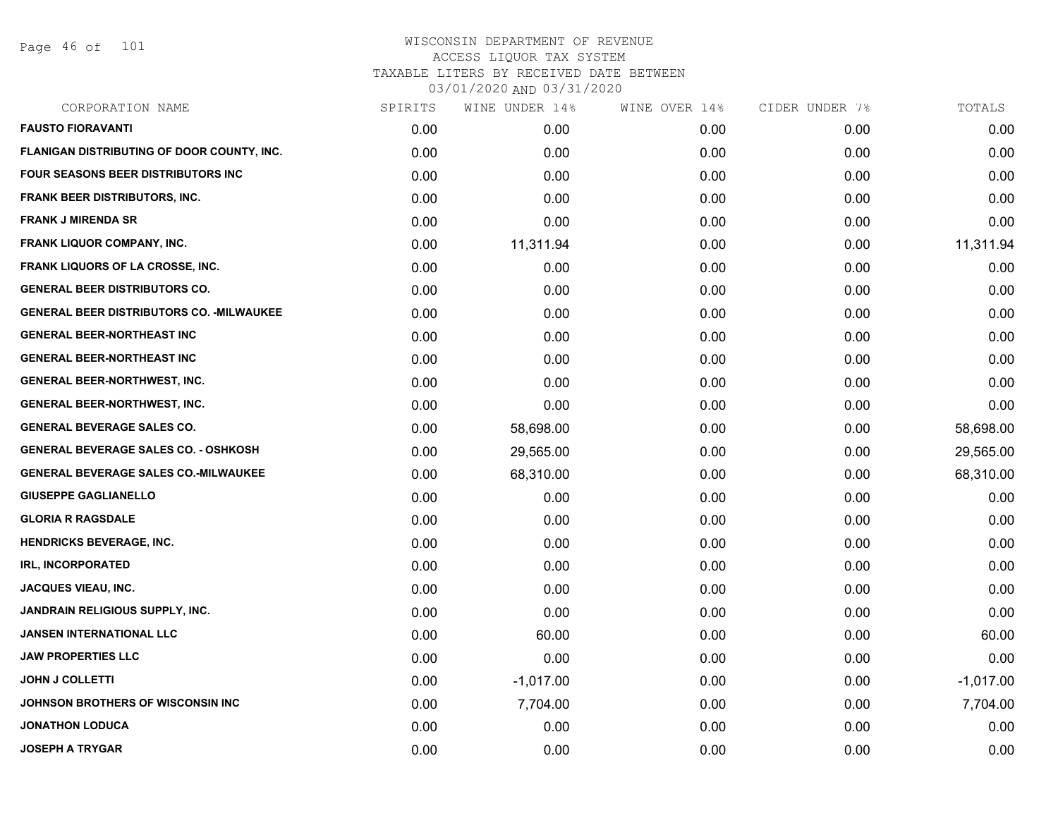WISCONSIN DEPARTMENT OF REVENUE
ACCESS LIQUOR TAX SYSTEM
TAXABLE LITERS BY RECEIVED DATE BETWEEN
03/01/2020 AND 03/31/2020

| CORPORATION NAME | SPIRITS | WINE UNDER 14% | WINE OVER 14% | CIDER UNDER 7% | TOTALS |
|---|---|---|---|---|---|
| **FAUSTO FIORAVANTI** | 0.00 | 0.00 | 0.00 | 0.00 | 0.00 |
| **FLANIGAN DISTRIBUTING OF DOOR COUNTY, INC.** | 0.00 | 0.00 | 0.00 | 0.00 | 0.00 |
| **FOUR SEASONS BEER DISTRIBUTORS INC** | 0.00 | 0.00 | 0.00 | 0.00 | 0.00 |
| **FRANK BEER DISTRIBUTORS, INC.** | 0.00 | 0.00 | 0.00 | 0.00 | 0.00 |
| **FRANK J MIRENDA SR** | 0.00 | 0.00 | 0.00 | 0.00 | 0.00 |
| **FRANK LIQUOR COMPANY, INC.** | 0.00 | 11,311.94 | 0.00 | 0.00 | 11,311.94 |
| **FRANK LIQUORS OF LA CROSSE, INC.** | 0.00 | 0.00 | 0.00 | 0.00 | 0.00 |
| **GENERAL BEER DISTRIBUTORS CO.** | 0.00 | 0.00 | 0.00 | 0.00 | 0.00 |
| **GENERAL BEER DISTRIBUTORS CO. -MILWAUKEE** | 0.00 | 0.00 | 0.00 | 0.00 | 0.00 |
| **GENERAL BEER-NORTHEAST INC** | 0.00 | 0.00 | 0.00 | 0.00 | 0.00 |
| **GENERAL BEER-NORTHEAST INC** | 0.00 | 0.00 | 0.00 | 0.00 | 0.00 |
| **GENERAL BEER-NORTHWEST, INC.** | 0.00 | 0.00 | 0.00 | 0.00 | 0.00 |
| **GENERAL BEER-NORTHWEST, INC.** | 0.00 | 0.00 | 0.00 | 0.00 | 0.00 |
| **GENERAL BEVERAGE SALES CO.** | 0.00 | 58,698.00 | 0.00 | 0.00 | 58,698.00 |
| **GENERAL BEVERAGE SALES CO. - OSHKOSH** | 0.00 | 29,565.00 | 0.00 | 0.00 | 29,565.00 |
| **GENERAL BEVERAGE SALES CO.-MILWAUKEE** | 0.00 | 68,310.00 | 0.00 | 0.00 | 68,310.00 |
| **GIUSEPPE GAGLIANELLO** | 0.00 | 0.00 | 0.00 | 0.00 | 0.00 |
| **GLORIA R RAGSDALE** | 0.00 | 0.00 | 0.00 | 0.00 | 0.00 |
| **HENDRICKS BEVERAGE, INC.** | 0.00 | 0.00 | 0.00 | 0.00 | 0.00 |
| **IRL, INCORPORATED** | 0.00 | 0.00 | 0.00 | 0.00 | 0.00 |
| **JACQUES VIEAU, INC.** | 0.00 | 0.00 | 0.00 | 0.00 | 0.00 |
| **JANDRAIN RELIGIOUS SUPPLY, INC.** | 0.00 | 0.00 | 0.00 | 0.00 | 0.00 |
| **JANSEN INTERNATIONAL LLC** | 0.00 | 60.00 | 0.00 | 0.00 | 60.00 |
| **JAW PROPERTIES LLC** | 0.00 | 0.00 | 0.00 | 0.00 | 0.00 |
| **JOHN J COLLETTI** | 0.00 | -1,017.00 | 0.00 | 0.00 | -1,017.00 |
| **JOHNSON BROTHERS OF WISCONSIN INC** | 0.00 | 7,704.00 | 0.00 | 0.00 | 7,704.00 |
| **JONATHON LODUCA** | 0.00 | 0.00 | 0.00 | 0.00 | 0.00 |
| **JOSEPH A TRYGAR** | 0.00 | 0.00 | 0.00 | 0.00 | 0.00 |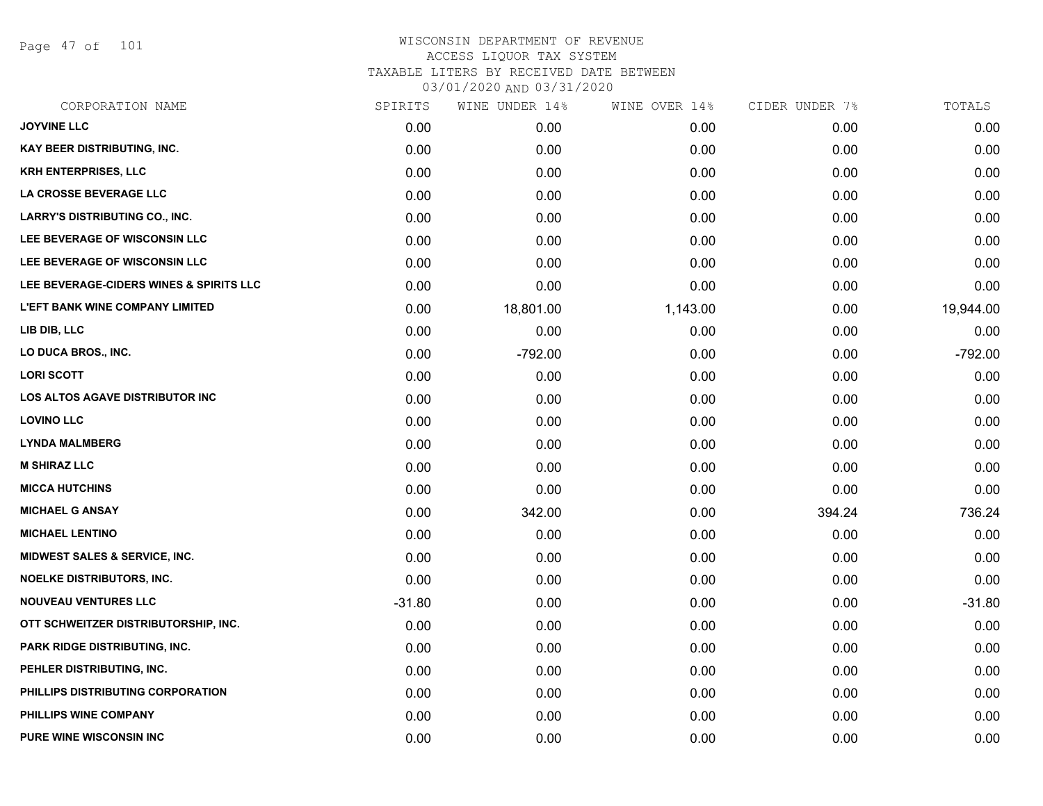# WISCONSIN DEPARTMENT OF REVENUE

ACCESS LIQUOR TAX SYSTEM

TAXABLE LITERS BY RECEIVED DATE BETWEEN

03/01/2020 AND 03/31/2020

| CORPORATION NAME | SPIRITS | WINE UNDER 14% | WINE OVER 14% | CIDER UNDER 7% | TOTALS |
|---|---|---|---|---|---|
| JOYVINE LLC | 0.00 | 0.00 | 0.00 | 0.00 | 0.00 |
| KAY BEER DISTRIBUTING, INC. | 0.00 | 0.00 | 0.00 | 0.00 | 0.00 |
| KRH ENTERPRISES, LLC | 0.00 | 0.00 | 0.00 | 0.00 | 0.00 |
| LA CROSSE BEVERAGE LLC | 0.00 | 0.00 | 0.00 | 0.00 | 0.00 |
| LARRY'S DISTRIBUTING CO., INC. | 0.00 | 0.00 | 0.00 | 0.00 | 0.00 |
| LEE BEVERAGE OF WISCONSIN LLC | 0.00 | 0.00 | 0.00 | 0.00 | 0.00 |
| LEE BEVERAGE OF WISCONSIN LLC | 0.00 | 0.00 | 0.00 | 0.00 | 0.00 |
| LEE BEVERAGE-CIDERS WINES & SPIRITS LLC | 0.00 | 0.00 | 0.00 | 0.00 | 0.00 |
| L'EFT BANK WINE COMPANY LIMITED | 0.00 | 18,801.00 | 1,143.00 | 0.00 | 19,944.00 |
| LIB DIB, LLC | 0.00 | 0.00 | 0.00 | 0.00 | 0.00 |
| LO DUCA BROS., INC. | 0.00 | -792.00 | 0.00 | 0.00 | -792.00 |
| LORI SCOTT | 0.00 | 0.00 | 0.00 | 0.00 | 0.00 |
| LOS ALTOS AGAVE DISTRIBUTOR INC | 0.00 | 0.00 | 0.00 | 0.00 | 0.00 |
| LOVINO LLC | 0.00 | 0.00 | 0.00 | 0.00 | 0.00 |
| LYNDA MALMBERG | 0.00 | 0.00 | 0.00 | 0.00 | 0.00 |
| M SHIRAZ LLC | 0.00 | 0.00 | 0.00 | 0.00 | 0.00 |
| MICCA HUTCHINS | 0.00 | 0.00 | 0.00 | 0.00 | 0.00 |
| MICHAEL G ANSAY | 0.00 | 342.00 | 0.00 | 394.24 | 736.24 |
| MICHAEL LENTINO | 0.00 | 0.00 | 0.00 | 0.00 | 0.00 |
| MIDWEST SALES & SERVICE, INC. | 0.00 | 0.00 | 0.00 | 0.00 | 0.00 |
| NOELKE DISTRIBUTORS, INC. | 0.00 | 0.00 | 0.00 | 0.00 | 0.00 |
| NOUVEAU VENTURES LLC | -31.80 | 0.00 | 0.00 | 0.00 | -31.80 |
| OTT SCHWEITZER DISTRIBUTORSHIP, INC. | 0.00 | 0.00 | 0.00 | 0.00 | 0.00 |
| PARK RIDGE DISTRIBUTING, INC. | 0.00 | 0.00 | 0.00 | 0.00 | 0.00 |
| PEHLER DISTRIBUTING, INC. | 0.00 | 0.00 | 0.00 | 0.00 | 0.00 |
| PHILLIPS DISTRIBUTING CORPORATION | 0.00 | 0.00 | 0.00 | 0.00 | 0.00 |
| PHILLIPS WINE COMPANY | 0.00 | 0.00 | 0.00 | 0.00 | 0.00 |
| PURE WINE WISCONSIN INC | 0.00 | 0.00 | 0.00 | 0.00 | 0.00 |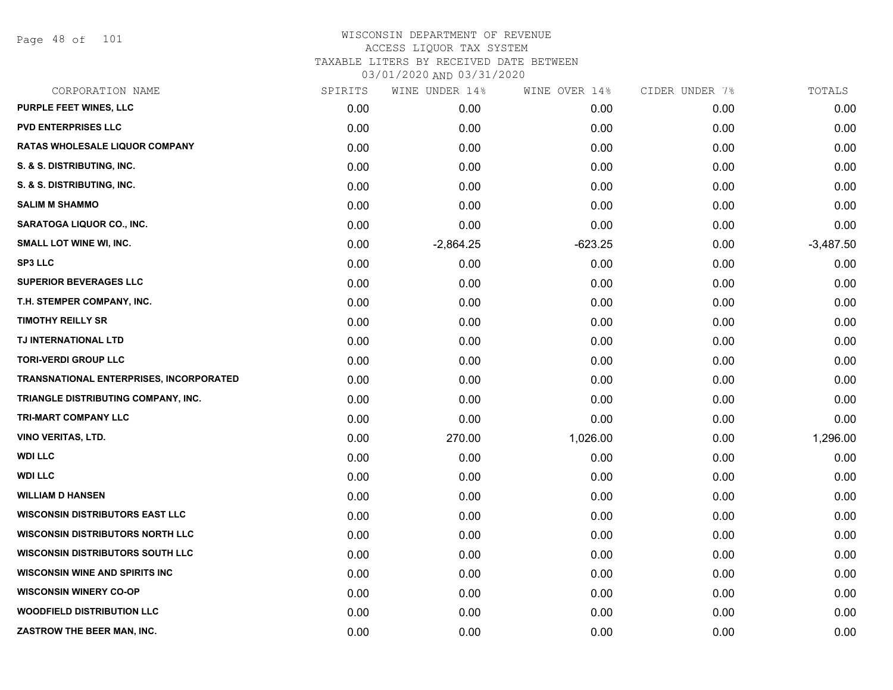# WISCONSIN DEPARTMENT OF REVENUE
## ACCESS LIQUOR TAX SYSTEM
### TAXABLE LITERS BY RECEIVED DATE BETWEEN 03/01/2020 AND 03/31/2020

| CORPORATION NAME | SPIRITS | WINE UNDER 14% | WINE OVER 14% | CIDER UNDER 7% | TOTALS |
|---|---|---|---|---|---|
| PURPLE FEET WINES, LLC | 0.00 | 0.00 | 0.00 | 0.00 | 0.00 |
| PVD ENTERPRISES LLC | 0.00 | 0.00 | 0.00 | 0.00 | 0.00 |
| RATAS WHOLESALE LIQUOR COMPANY | 0.00 | 0.00 | 0.00 | 0.00 | 0.00 |
| S. & S. DISTRIBUTING, INC. | 0.00 | 0.00 | 0.00 | 0.00 | 0.00 |
| S. & S. DISTRIBUTING, INC. | 0.00 | 0.00 | 0.00 | 0.00 | 0.00 |
| SALIM M SHAMMO | 0.00 | 0.00 | 0.00 | 0.00 | 0.00 |
| SARATOGA LIQUOR CO., INC. | 0.00 | 0.00 | 0.00 | 0.00 | 0.00 |
| SMALL LOT WINE WI, INC. | 0.00 | -2,864.25 | -623.25 | 0.00 | -3,487.50 |
| SP3 LLC | 0.00 | 0.00 | 0.00 | 0.00 | 0.00 |
| SUPERIOR BEVERAGES LLC | 0.00 | 0.00 | 0.00 | 0.00 | 0.00 |
| T.H. STEMPER COMPANY, INC. | 0.00 | 0.00 | 0.00 | 0.00 | 0.00 |
| TIMOTHY REILLY SR | 0.00 | 0.00 | 0.00 | 0.00 | 0.00 |
| TJ INTERNATIONAL LTD | 0.00 | 0.00 | 0.00 | 0.00 | 0.00 |
| TORI-VERDI GROUP LLC | 0.00 | 0.00 | 0.00 | 0.00 | 0.00 |
| TRANSNATIONAL ENTERPRISES, INCORPORATED | 0.00 | 0.00 | 0.00 | 0.00 | 0.00 |
| TRIANGLE DISTRIBUTING COMPANY, INC. | 0.00 | 0.00 | 0.00 | 0.00 | 0.00 |
| TRI-MART COMPANY LLC | 0.00 | 0.00 | 0.00 | 0.00 | 0.00 |
| VINO VERITAS, LTD. | 0.00 | 270.00 | 1,026.00 | 0.00 | 1,296.00 |
| WDI LLC | 0.00 | 0.00 | 0.00 | 0.00 | 0.00 |
| WDI LLC | 0.00 | 0.00 | 0.00 | 0.00 | 0.00 |
| WILLIAM D HANSEN | 0.00 | 0.00 | 0.00 | 0.00 | 0.00 |
| WISCONSIN DISTRIBUTORS EAST LLC | 0.00 | 0.00 | 0.00 | 0.00 | 0.00 |
| WISCONSIN DISTRIBUTORS NORTH LLC | 0.00 | 0.00 | 0.00 | 0.00 | 0.00 |
| WISCONSIN DISTRIBUTORS SOUTH LLC | 0.00 | 0.00 | 0.00 | 0.00 | 0.00 |
| WISCONSIN WINE AND SPIRITS INC | 0.00 | 0.00 | 0.00 | 0.00 | 0.00 |
| WISCONSIN WINERY CO-OP | 0.00 | 0.00 | 0.00 | 0.00 | 0.00 |
| WOODFIELD DISTRIBUTION LLC | 0.00 | 0.00 | 0.00 | 0.00 | 0.00 |
| ZASTROW THE BEER MAN, INC. | 0.00 | 0.00 | 0.00 | 0.00 | 0.00 |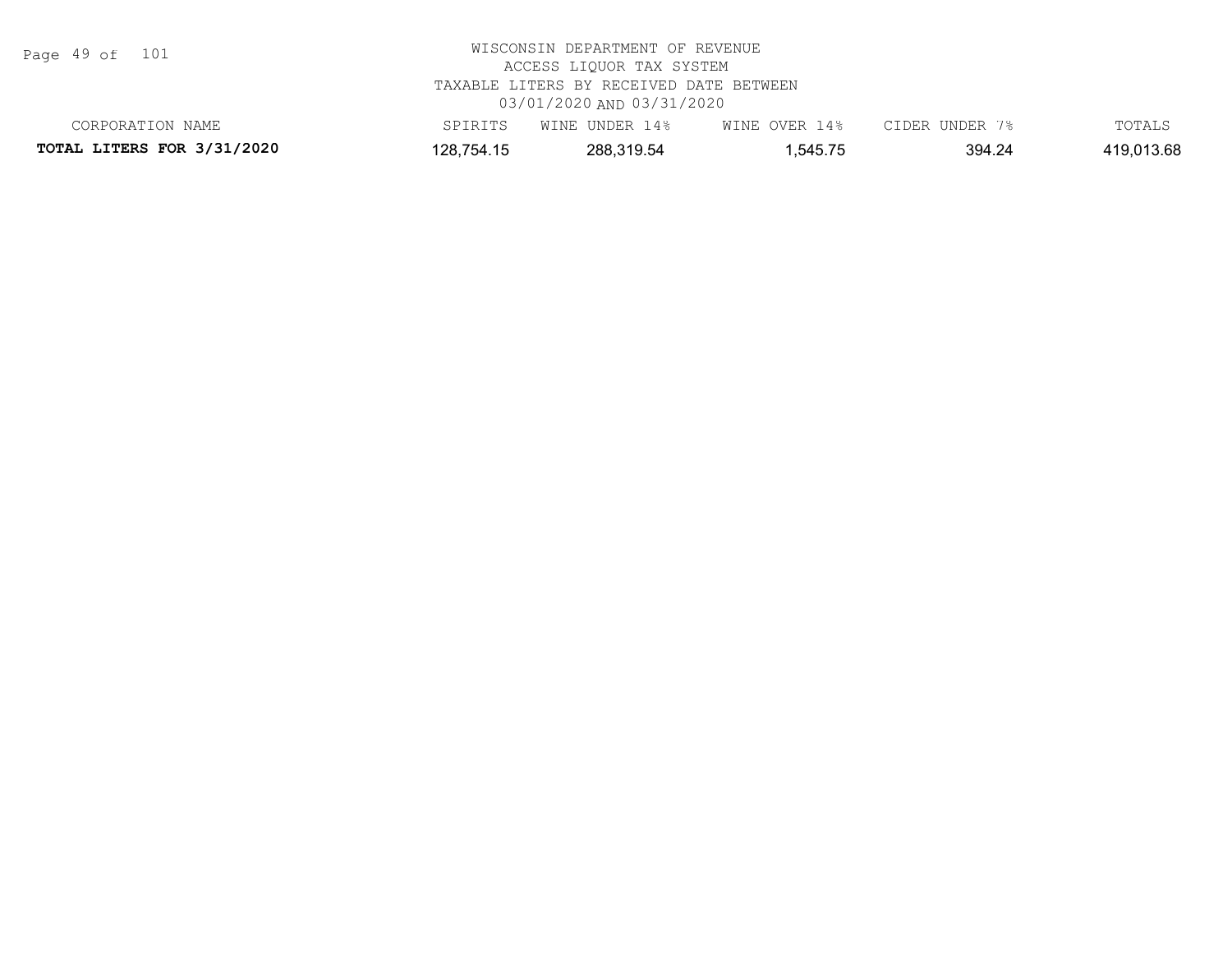WISCONSIN DEPARTMENT OF REVENUE
ACCESS LIQUOR TAX SYSTEM
TAXABLE LITERS BY RECEIVED DATE BETWEEN
03/01/2020 AND 03/31/2020

| CORPORATION NAME | SPIRITS | WINE UNDER 14% | WINE OVER 14% | CIDER UNDER 7% | TOTALS |
| --- | --- | --- | --- | --- | --- |
| **TOTAL LITERS FOR 3/31/2020** | 128,754.15 | 288,319.54 | 1,545.75 | 394.24 | 419,013.68 |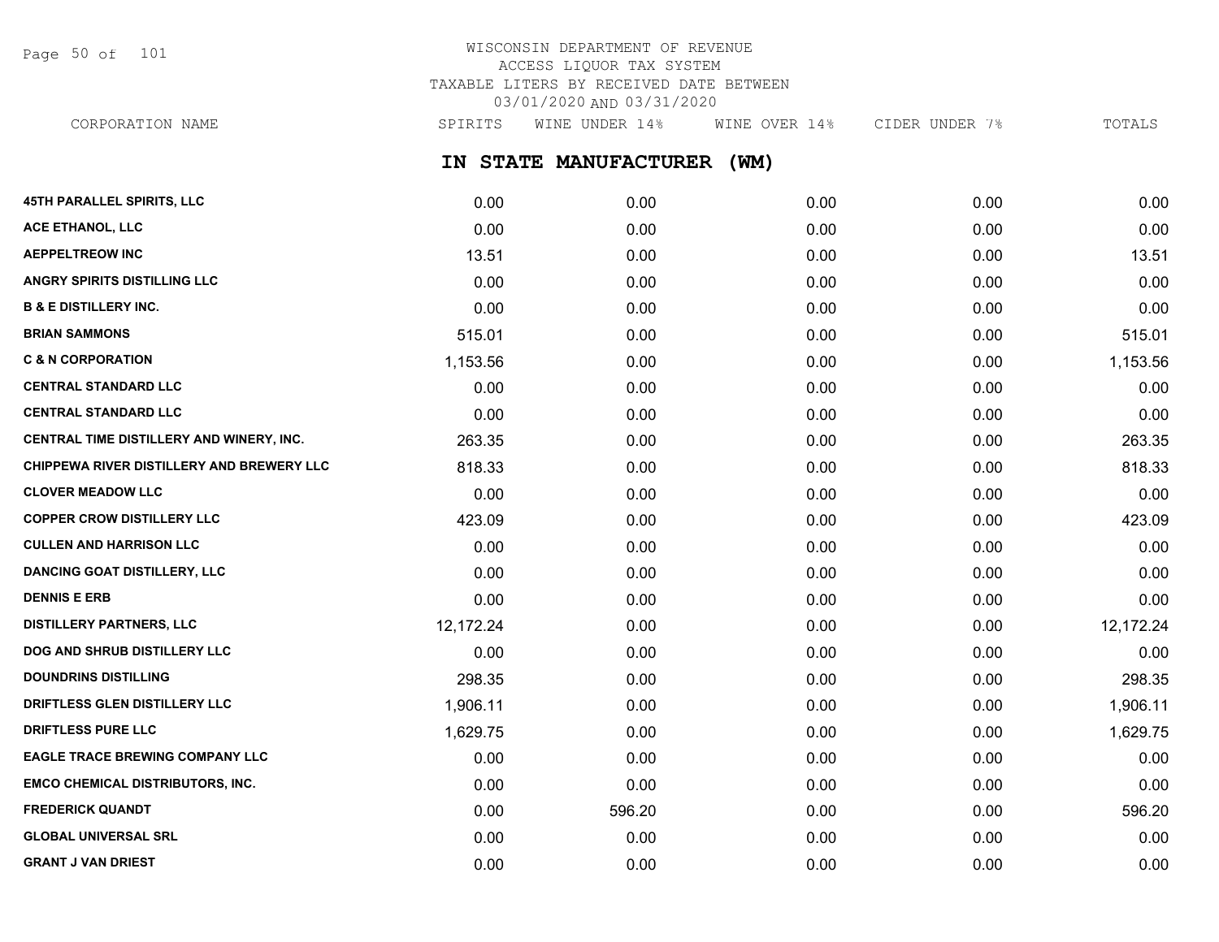WISCONSIN DEPARTMENT OF REVENUE
ACCESS LIQUOR TAX SYSTEM
TAXABLE LITERS BY RECEIVED DATE BETWEEN
03/01/2020 AND 03/31/2020

## IN STATE MANUFACTURER (WM)

| CORPORATION NAME | SPIRITS | WINE UNDER 14% | WINE OVER 14% | CIDER UNDER 7% | TOTALS |
|---|---|---|---|---|---|
| 45TH PARALLEL SPIRITS, LLC | 0.00 | 0.00 | 0.00 | 0.00 | 0.00 |
| ACE ETHANOL, LLC | 0.00 | 0.00 | 0.00 | 0.00 | 0.00 |
| AEPPELTREOW INC | 13.51 | 0.00 | 0.00 | 0.00 | 13.51 |
| ANGRY SPIRITS DISTILLING LLC | 0.00 | 0.00 | 0.00 | 0.00 | 0.00 |
| B & E DISTILLERY INC. | 0.00 | 0.00 | 0.00 | 0.00 | 0.00 |
| BRIAN SAMMONS | 515.01 | 0.00 | 0.00 | 0.00 | 515.01 |
| C & N CORPORATION | 1,153.56 | 0.00 | 0.00 | 0.00 | 1,153.56 |
| CENTRAL STANDARD LLC | 0.00 | 0.00 | 0.00 | 0.00 | 0.00 |
| CENTRAL STANDARD LLC | 0.00 | 0.00 | 0.00 | 0.00 | 0.00 |
| CENTRAL TIME DISTILLERY AND WINERY, INC. | 263.35 | 0.00 | 0.00 | 0.00 | 263.35 |
| CHIPPEWA RIVER DISTILLERY AND BREWERY LLC | 818.33 | 0.00 | 0.00 | 0.00 | 818.33 |
| CLOVER MEADOW LLC | 0.00 | 0.00 | 0.00 | 0.00 | 0.00 |
| COPPER CROW DISTILLERY LLC | 423.09 | 0.00 | 0.00 | 0.00 | 423.09 |
| CULLEN AND HARRISON LLC | 0.00 | 0.00 | 0.00 | 0.00 | 0.00 |
| DANCING GOAT DISTILLERY, LLC | 0.00 | 0.00 | 0.00 | 0.00 | 0.00 |
| DENNIS E ERB | 0.00 | 0.00 | 0.00 | 0.00 | 0.00 |
| DISTILLERY PARTNERS, LLC | 12,172.24 | 0.00 | 0.00 | 0.00 | 12,172.24 |
| DOG AND SHRUB DISTILLERY LLC | 0.00 | 0.00 | 0.00 | 0.00 | 0.00 |
| DOUNDRINS DISTILLING | 298.35 | 0.00 | 0.00 | 0.00 | 298.35 |
| DRIFTLESS GLEN DISTILLERY LLC | 1,906.11 | 0.00 | 0.00 | 0.00 | 1,906.11 |
| DRIFTLESS PURE LLC | 1,629.75 | 0.00 | 0.00 | 0.00 | 1,629.75 |
| EAGLE TRACE BREWING COMPANY LLC | 0.00 | 0.00 | 0.00 | 0.00 | 0.00 |
| EMCO CHEMICAL DISTRIBUTORS, INC. | 0.00 | 0.00 | 0.00 | 0.00 | 0.00 |
| FREDERICK QUANDT | 0.00 | 596.20 | 0.00 | 0.00 | 596.20 |
| GLOBAL UNIVERSAL SRL | 0.00 | 0.00 | 0.00 | 0.00 | 0.00 |
| GRANT J VAN DRIEST | 0.00 | 0.00 | 0.00 | 0.00 | 0.00 |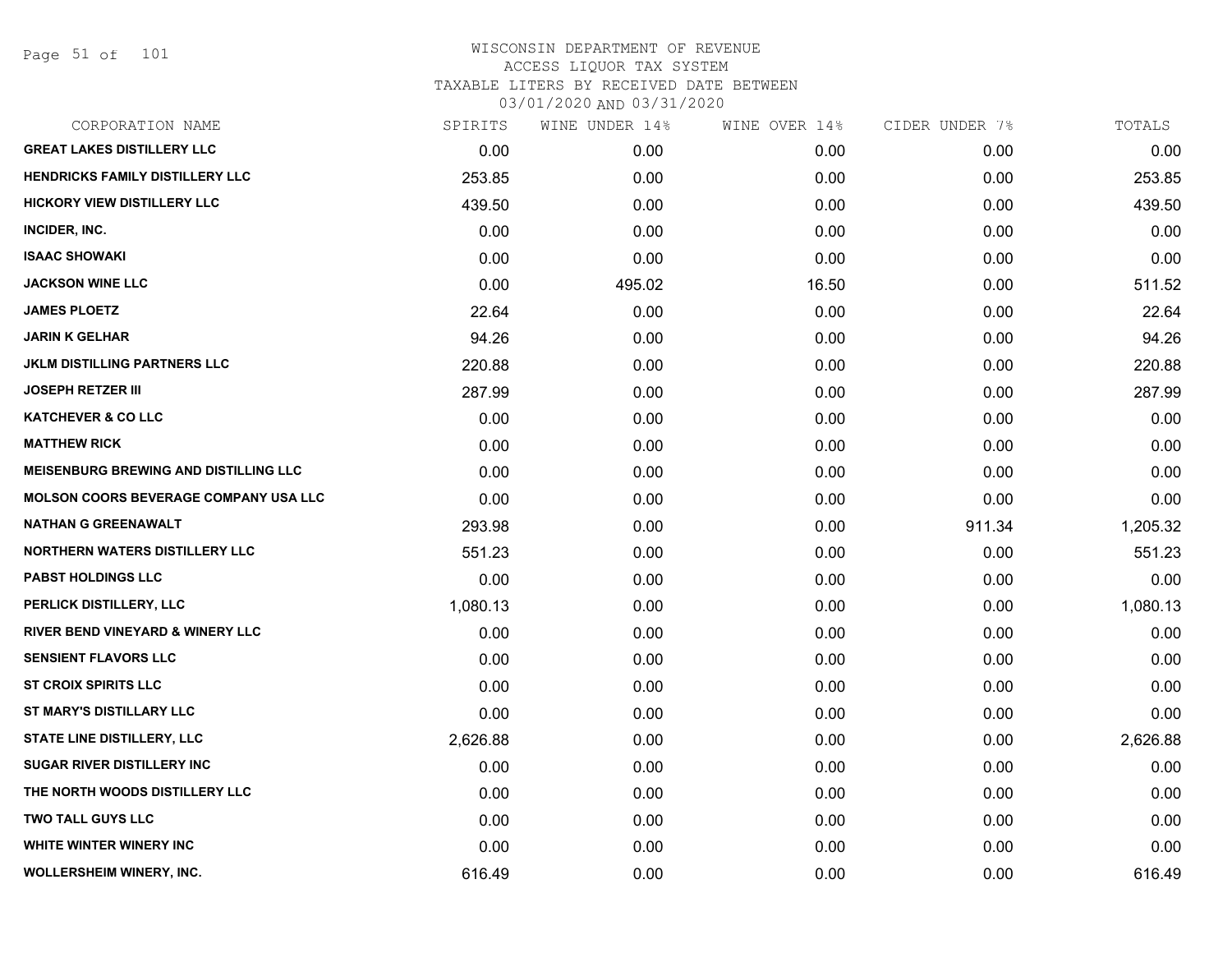# WISCONSIN DEPARTMENT OF REVENUE
## ACCESS LIQUOR TAX SYSTEM
### TAXABLE LITERS BY RECEIVED DATE BETWEEN 03/01/2020 AND 03/31/2020

| CORPORATION NAME | SPIRITS | WINE UNDER 14% | WINE OVER 14% | CIDER UNDER 7% | TOTALS |
|---|---|---|---|---|---|
| GREAT LAKES DISTILLERY LLC | 0.00 | 0.00 | 0.00 | 0.00 | 0.00 |
| HENDRICKS FAMILY DISTILLERY LLC | 253.85 | 0.00 | 0.00 | 0.00 | 253.85 |
| HICKORY VIEW DISTILLERY LLC | 439.50 | 0.00 | 0.00 | 0.00 | 439.50 |
| INCIDER, INC. | 0.00 | 0.00 | 0.00 | 0.00 | 0.00 |
| ISAAC SHOWAKI | 0.00 | 0.00 | 0.00 | 0.00 | 0.00 |
| JACKSON WINE LLC | 0.00 | 495.02 | 16.50 | 0.00 | 511.52 |
| JAMES PLOETZ | 22.64 | 0.00 | 0.00 | 0.00 | 22.64 |
| JARIN K GELHAR | 94.26 | 0.00 | 0.00 | 0.00 | 94.26 |
| JKLM DISTILLING PARTNERS LLC | 220.88 | 0.00 | 0.00 | 0.00 | 220.88 |
| JOSEPH RETZER III | 287.99 | 0.00 | 0.00 | 0.00 | 287.99 |
| KATCHEVER & CO LLC | 0.00 | 0.00 | 0.00 | 0.00 | 0.00 |
| MATTHEW RICK | 0.00 | 0.00 | 0.00 | 0.00 | 0.00 |
| MEISENBURG BREWING AND DISTILLING LLC | 0.00 | 0.00 | 0.00 | 0.00 | 0.00 |
| MOLSON COORS BEVERAGE COMPANY USA LLC | 0.00 | 0.00 | 0.00 | 0.00 | 0.00 |
| NATHAN G GREENAWALT | 293.98 | 0.00 | 0.00 | 911.34 | 1,205.32 |
| NORTHERN WATERS DISTILLERY LLC | 551.23 | 0.00 | 0.00 | 0.00 | 551.23 |
| PABST HOLDINGS LLC | 0.00 | 0.00 | 0.00 | 0.00 | 0.00 |
| PERLICK DISTILLERY, LLC | 1,080.13 | 0.00 | 0.00 | 0.00 | 1,080.13 |
| RIVER BEND VINEYARD & WINERY LLC | 0.00 | 0.00 | 0.00 | 0.00 | 0.00 |
| SENSIENT FLAVORS LLC | 0.00 | 0.00 | 0.00 | 0.00 | 0.00 |
| ST CROIX SPIRITS LLC | 0.00 | 0.00 | 0.00 | 0.00 | 0.00 |
| ST MARY'S DISTILLARY LLC | 0.00 | 0.00 | 0.00 | 0.00 | 0.00 |
| STATE LINE DISTILLERY, LLC | 2,626.88 | 0.00 | 0.00 | 0.00 | 2,626.88 |
| SUGAR RIVER DISTILLERY INC | 0.00 | 0.00 | 0.00 | 0.00 | 0.00 |
| THE NORTH WOODS DISTILLERY LLC | 0.00 | 0.00 | 0.00 | 0.00 | 0.00 |
| TWO TALL GUYS LLC | 0.00 | 0.00 | 0.00 | 0.00 | 0.00 |
| WHITE WINTER WINERY INC | 0.00 | 0.00 | 0.00 | 0.00 | 0.00 |
| WOLLERSHEIM WINERY, INC. | 616.49 | 0.00 | 0.00 | 0.00 | 616.49 |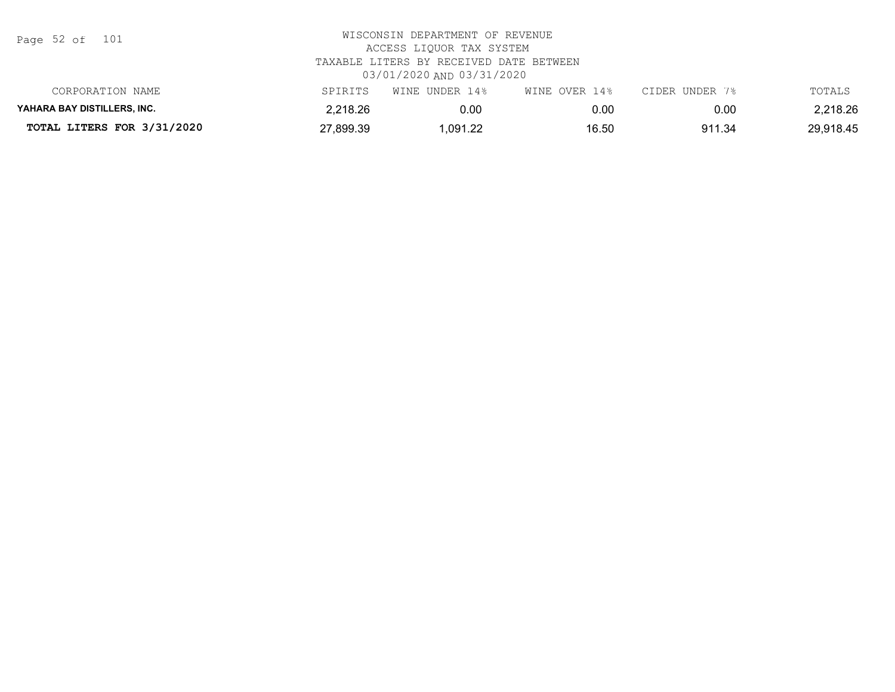WISCONSIN DEPARTMENT OF REVENUE
ACCESS LIQUOR TAX SYSTEM
TAXABLE LITERS BY RECEIVED DATE BETWEEN
03/01/2020 AND 03/31/2020

| CORPORATION NAME | SPIRITS | WINE UNDER 14% | WINE OVER 14% | CIDER UNDER 7% | TOTALS |
|---|---|---|---|---|---|
| **YAHARA BAY DISTILLERS, INC.** | 2,218.26 | 0.00 | 0.00 | 0.00 | 2,218.26 |
| **TOTAL LITERS FOR 3/31/2020** | 27,899.39 | 1,091.22 | 16.50 | 911.34 | 29,918.45 |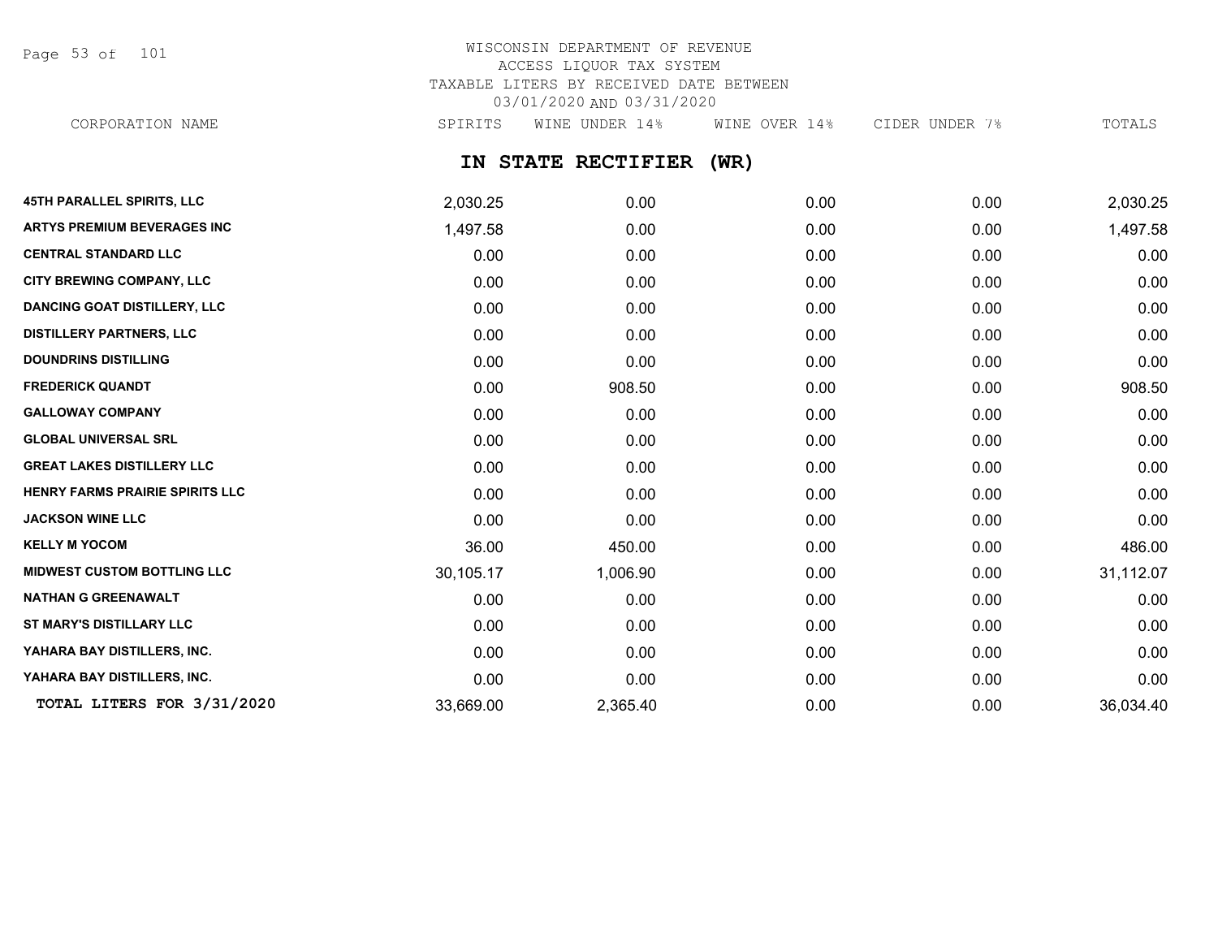WISCONSIN DEPARTMENT OF REVENUE
ACCESS LIQUOR TAX SYSTEM
TAXABLE LITERS BY RECEIVED DATE BETWEEN
03/01/2020 AND 03/31/2020

## IN STATE RECTIFIER (WR)

| CORPORATION NAME | SPIRITS | WINE UNDER 14% | WINE OVER 14% | CIDER UNDER 7% | TOTALS |
|---|---|---|---|---|---|
| **45TH PARALLEL SPIRITS, LLC** | 2,030.25 | 0.00 | 0.00 | 0.00 | 2,030.25 |
| **ARTYS PREMIUM BEVERAGES INC** | 1,497.58 | 0.00 | 0.00 | 0.00 | 1,497.58 |
| **CENTRAL STANDARD LLC** | 0.00 | 0.00 | 0.00 | 0.00 | 0.00 |
| **CITY BREWING COMPANY, LLC** | 0.00 | 0.00 | 0.00 | 0.00 | 0.00 |
| **DANCING GOAT DISTILLERY, LLC** | 0.00 | 0.00 | 0.00 | 0.00 | 0.00 |
| **DISTILLERY PARTNERS, LLC** | 0.00 | 0.00 | 0.00 | 0.00 | 0.00 |
| **DOUNDRINS DISTILLING** | 0.00 | 0.00 | 0.00 | 0.00 | 0.00 |
| **FREDERICK QUANDT** | 0.00 | 908.50 | 0.00 | 0.00 | 908.50 |
| **GALLOWAY COMPANY** | 0.00 | 0.00 | 0.00 | 0.00 | 0.00 |
| **GLOBAL UNIVERSAL SRL** | 0.00 | 0.00 | 0.00 | 0.00 | 0.00 |
| **GREAT LAKES DISTILLERY LLC** | 0.00 | 0.00 | 0.00 | 0.00 | 0.00 |
| **HENRY FARMS PRAIRIE SPIRITS LLC** | 0.00 | 0.00 | 0.00 | 0.00 | 0.00 |
| **JACKSON WINE LLC** | 0.00 | 0.00 | 0.00 | 0.00 | 0.00 |
| **KELLY M YOCOM** | 36.00 | 450.00 | 0.00 | 0.00 | 486.00 |
| **MIDWEST CUSTOM BOTTLING LLC** | 30,105.17 | 1,006.90 | 0.00 | 0.00 | 31,112.07 |
| **NATHAN G GREENAWALT** | 0.00 | 0.00 | 0.00 | 0.00 | 0.00 |
| **ST MARY'S DISTILLARY LLC** | 0.00 | 0.00 | 0.00 | 0.00 | 0.00 |
| **YAHARA BAY DISTILLERS, INC.** | 0.00 | 0.00 | 0.00 | 0.00 | 0.00 |
| **YAHARA BAY DISTILLERS, INC.** | 0.00 | 0.00 | 0.00 | 0.00 | 0.00 |
| **TOTAL LITERS FOR 3/31/2020** | 33,669.00 | 2,365.40 | 0.00 | 0.00 | 36,034.40 |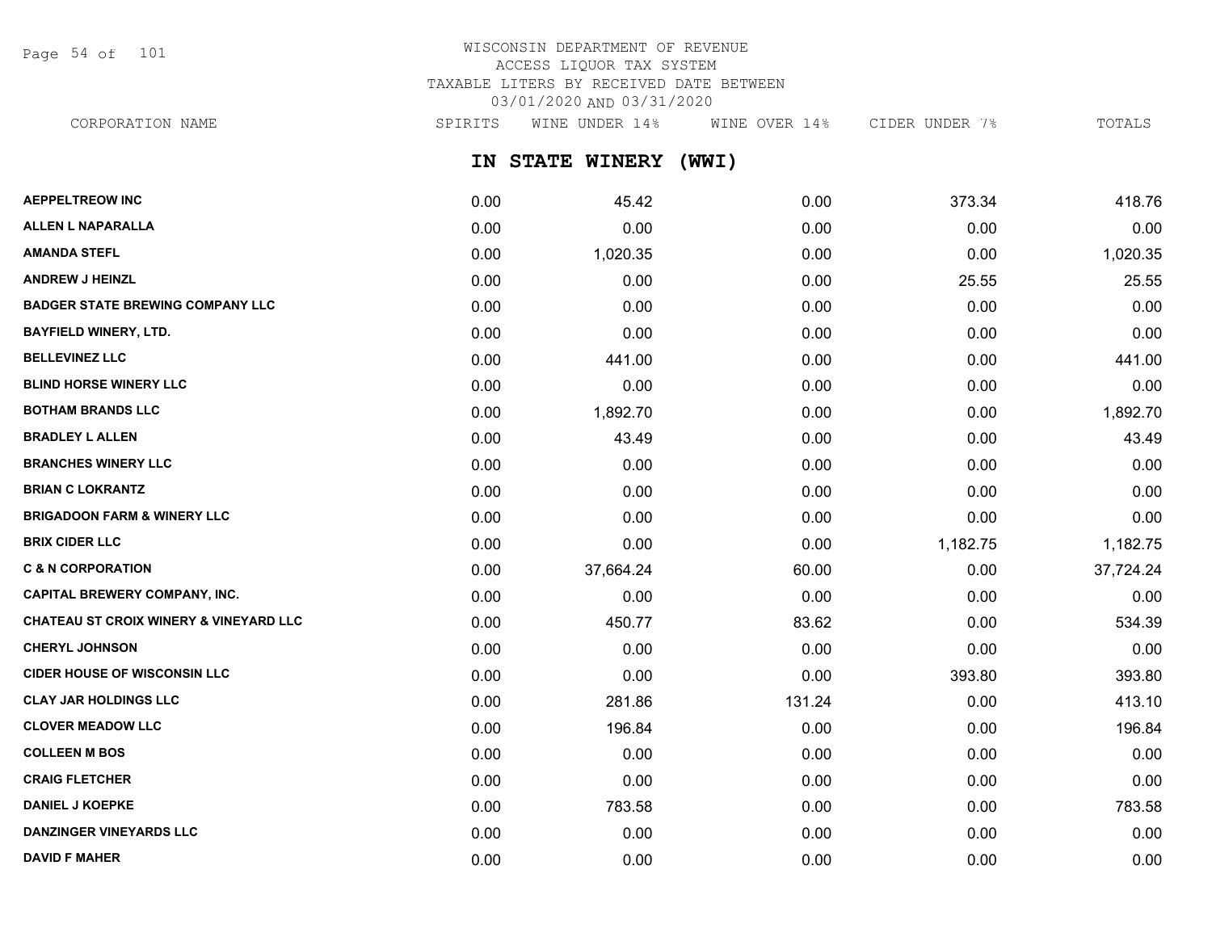# WISCONSIN DEPARTMENT OF REVENUE
## ACCESS LIQUOR TAX SYSTEM
## TAXABLE LITERS BY RECEIVED DATE BETWEEN 03/01/2020 AND 03/31/2020

### IN STATE WINERY (WWI)

| CORPORATION NAME | SPIRITS | WINE UNDER 14% | WINE OVER 14% | CIDER UNDER 7% | TOTALS |
|---|---|---|---|---|---|
| AEPPELTREOW INC | 0.00 | 45.42 | 0.00 | 373.34 | 418.76 |
| ALLEN L NAPARALLA | 0.00 | 0.00 | 0.00 | 0.00 | 0.00 |
| AMANDA STEFL | 0.00 | 1,020.35 | 0.00 | 0.00 | 1,020.35 |
| ANDREW J HEINZL | 0.00 | 0.00 | 0.00 | 25.55 | 25.55 |
| BADGER STATE BREWING COMPANY LLC | 0.00 | 0.00 | 0.00 | 0.00 | 0.00 |
| BAYFIELD WINERY, LTD. | 0.00 | 0.00 | 0.00 | 0.00 | 0.00 |
| BELLEVINEZ LLC | 0.00 | 441.00 | 0.00 | 0.00 | 441.00 |
| BLIND HORSE WINERY LLC | 0.00 | 0.00 | 0.00 | 0.00 | 0.00 |
| BOTHAM BRANDS LLC | 0.00 | 1,892.70 | 0.00 | 0.00 | 1,892.70 |
| BRADLEY L ALLEN | 0.00 | 43.49 | 0.00 | 0.00 | 43.49 |
| BRANCHES WINERY LLC | 0.00 | 0.00 | 0.00 | 0.00 | 0.00 |
| BRIAN C LOKRANTZ | 0.00 | 0.00 | 0.00 | 0.00 | 0.00 |
| BRIGADOON FARM & WINERY LLC | 0.00 | 0.00 | 0.00 | 0.00 | 0.00 |
| BRIX CIDER LLC | 0.00 | 0.00 | 0.00 | 1,182.75 | 1,182.75 |
| C & N CORPORATION | 0.00 | 37,664.24 | 60.00 | 0.00 | 37,724.24 |
| CAPITAL BREWERY COMPANY, INC. | 0.00 | 0.00 | 0.00 | 0.00 | 0.00 |
| CHATEAU ST CROIX WINERY & VINEYARD LLC | 0.00 | 450.77 | 83.62 | 0.00 | 534.39 |
| CHERYL JOHNSON | 0.00 | 0.00 | 0.00 | 0.00 | 0.00 |
| CIDER HOUSE OF WISCONSIN LLC | 0.00 | 0.00 | 0.00 | 393.80 | 393.80 |
| CLAY JAR HOLDINGS LLC | 0.00 | 281.86 | 131.24 | 0.00 | 413.10 |
| CLOVER MEADOW LLC | 0.00 | 196.84 | 0.00 | 0.00 | 196.84 |
| COLLEEN M BOS | 0.00 | 0.00 | 0.00 | 0.00 | 0.00 |
| CRAIG FLETCHER | 0.00 | 0.00 | 0.00 | 0.00 | 0.00 |
| DANIEL J KOEPKE | 0.00 | 783.58 | 0.00 | 0.00 | 783.58 |
| DANZINGER VINEYARDS LLC | 0.00 | 0.00 | 0.00 | 0.00 | 0.00 |
| DAVID F MAHER | 0.00 | 0.00 | 0.00 | 0.00 | 0.00 |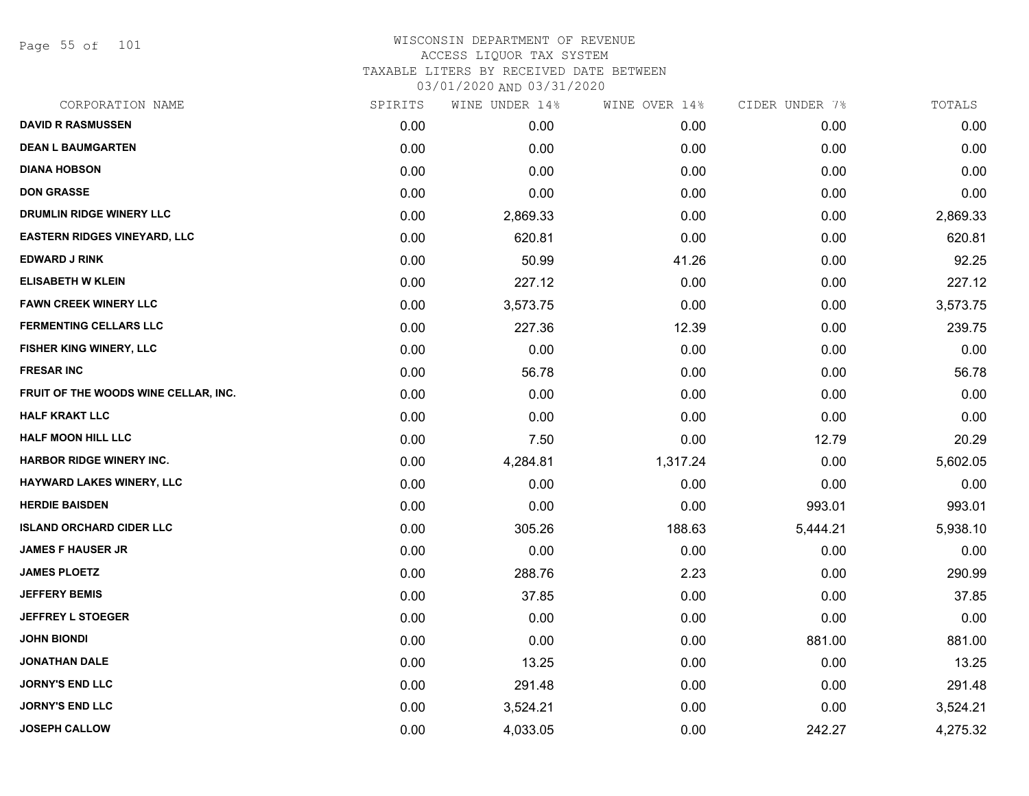WISCONSIN DEPARTMENT OF REVENUE
ACCESS LIQUOR TAX SYSTEM
TAXABLE LITERS BY RECEIVED DATE BETWEEN
03/01/2020 AND 03/31/2020

| CORPORATION NAME | SPIRITS | WINE UNDER 14% | WINE OVER 14% | CIDER UNDER 7% | TOTALS |
|---|---|---|---|---|---|
| DAVID R RASMUSSEN | 0.00 | 0.00 | 0.00 | 0.00 | 0.00 |
| DEAN L BAUMGARTEN | 0.00 | 0.00 | 0.00 | 0.00 | 0.00 |
| DIANA HOBSON | 0.00 | 0.00 | 0.00 | 0.00 | 0.00 |
| DON GRASSE | 0.00 | 0.00 | 0.00 | 0.00 | 0.00 |
| DRUMLIN RIDGE WINERY LLC | 0.00 | 2,869.33 | 0.00 | 0.00 | 2,869.33 |
| EASTERN RIDGES VINEYARD, LLC | 0.00 | 620.81 | 0.00 | 0.00 | 620.81 |
| EDWARD J RINK | 0.00 | 50.99 | 41.26 | 0.00 | 92.25 |
| ELISABETH W KLEIN | 0.00 | 227.12 | 0.00 | 0.00 | 227.12 |
| FAWN CREEK WINERY LLC | 0.00 | 3,573.75 | 0.00 | 0.00 | 3,573.75 |
| FERMENTING CELLARS LLC | 0.00 | 227.36 | 12.39 | 0.00 | 239.75 |
| FISHER KING WINERY, LLC | 0.00 | 0.00 | 0.00 | 0.00 | 0.00 |
| FRESAR INC | 0.00 | 56.78 | 0.00 | 0.00 | 56.78 |
| FRUIT OF THE WOODS WINE CELLAR, INC. | 0.00 | 0.00 | 0.00 | 0.00 | 0.00 |
| HALF KRAKT LLC | 0.00 | 0.00 | 0.00 | 0.00 | 0.00 |
| HALF MOON HILL LLC | 0.00 | 7.50 | 0.00 | 12.79 | 20.29 |
| HARBOR RIDGE WINERY INC. | 0.00 | 4,284.81 | 1,317.24 | 0.00 | 5,602.05 |
| HAYWARD LAKES WINERY, LLC | 0.00 | 0.00 | 0.00 | 0.00 | 0.00 |
| HERDIE BAISDEN | 0.00 | 0.00 | 0.00 | 993.01 | 993.01 |
| ISLAND ORCHARD CIDER LLC | 0.00 | 305.26 | 188.63 | 5,444.21 | 5,938.10 |
| JAMES F HAUSER JR | 0.00 | 0.00 | 0.00 | 0.00 | 0.00 |
| JAMES PLOETZ | 0.00 | 288.76 | 2.23 | 0.00 | 290.99 |
| JEFFERY BEMIS | 0.00 | 37.85 | 0.00 | 0.00 | 37.85 |
| JEFFREY L STOEGER | 0.00 | 0.00 | 0.00 | 0.00 | 0.00 |
| JOHN BIONDI | 0.00 | 0.00 | 0.00 | 881.00 | 881.00 |
| JONATHAN DALE | 0.00 | 13.25 | 0.00 | 0.00 | 13.25 |
| JORNY'S END LLC | 0.00 | 291.48 | 0.00 | 0.00 | 291.48 |
| JORNY'S END LLC | 0.00 | 3,524.21 | 0.00 | 0.00 | 3,524.21 |
| JOSEPH CALLOW | 0.00 | 4,033.05 | 0.00 | 242.27 | 4,275.32 |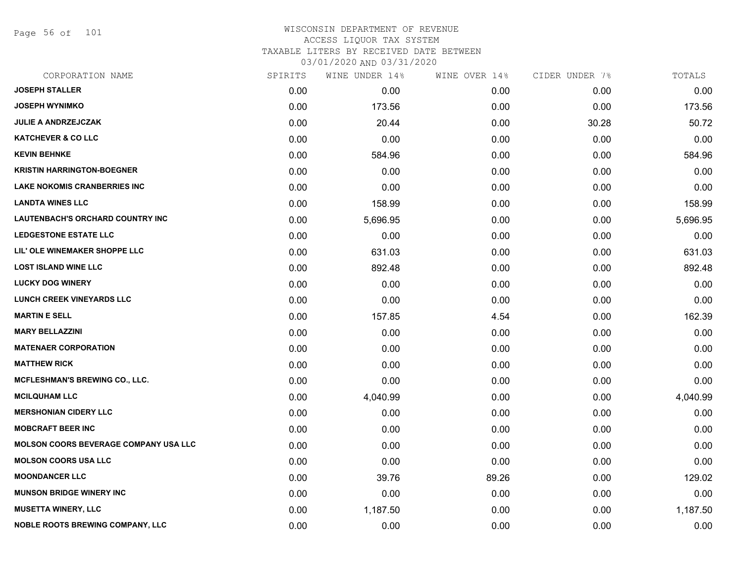WISCONSIN DEPARTMENT OF REVENUE
ACCESS LIQUOR TAX SYSTEM
TAXABLE LITERS BY RECEIVED DATE BETWEEN
03/01/2020 AND 03/31/2020

| CORPORATION NAME | SPIRITS | WINE UNDER 14% | WINE OVER 14% | CIDER UNDER 7% | TOTALS |
|---|---|---|---|---|---|
| JOSEPH STALLER | 0.00 | 0.00 | 0.00 | 0.00 | 0.00 |
| JOSEPH WYNIMKO | 0.00 | 173.56 | 0.00 | 0.00 | 173.56 |
| JULIE A ANDRZEJCZAK | 0.00 | 20.44 | 0.00 | 30.28 | 50.72 |
| KATCHEVER & CO LLC | 0.00 | 0.00 | 0.00 | 0.00 | 0.00 |
| KEVIN BEHNKE | 0.00 | 584.96 | 0.00 | 0.00 | 584.96 |
| KRISTIN HARRINGTON-BOEGNER | 0.00 | 0.00 | 0.00 | 0.00 | 0.00 |
| LAKE NOKOMIS CRANBERRIES INC | 0.00 | 0.00 | 0.00 | 0.00 | 0.00 |
| LANDTA WINES LLC | 0.00 | 158.99 | 0.00 | 0.00 | 158.99 |
| LAUTENBACH'S ORCHARD COUNTRY INC | 0.00 | 5,696.95 | 0.00 | 0.00 | 5,696.95 |
| LEDGESTONE ESTATE LLC | 0.00 | 0.00 | 0.00 | 0.00 | 0.00 |
| LIL' OLE WINEMAKER SHOPPE LLC | 0.00 | 631.03 | 0.00 | 0.00 | 631.03 |
| LOST ISLAND WINE LLC | 0.00 | 892.48 | 0.00 | 0.00 | 892.48 |
| LUCKY DOG WINERY | 0.00 | 0.00 | 0.00 | 0.00 | 0.00 |
| LUNCH CREEK VINEYARDS LLC | 0.00 | 0.00 | 0.00 | 0.00 | 0.00 |
| MARTIN E SELL | 0.00 | 157.85 | 4.54 | 0.00 | 162.39 |
| MARY BELLAZZINI | 0.00 | 0.00 | 0.00 | 0.00 | 0.00 |
| MATENAER CORPORATION | 0.00 | 0.00 | 0.00 | 0.00 | 0.00 |
| MATTHEW RICK | 0.00 | 0.00 | 0.00 | 0.00 | 0.00 |
| MCFLESHMAN'S BREWING CO., LLC. | 0.00 | 0.00 | 0.00 | 0.00 | 0.00 |
| MCILQUHAM LLC | 0.00 | 4,040.99 | 0.00 | 0.00 | 4,040.99 |
| MERSHONIAN CIDERY LLC | 0.00 | 0.00 | 0.00 | 0.00 | 0.00 |
| MOBCRAFT BEER INC | 0.00 | 0.00 | 0.00 | 0.00 | 0.00 |
| MOLSON COORS BEVERAGE COMPANY USA LLC | 0.00 | 0.00 | 0.00 | 0.00 | 0.00 |
| MOLSON COORS USA LLC | 0.00 | 0.00 | 0.00 | 0.00 | 0.00 |
| MOONDANCER LLC | 0.00 | 39.76 | 89.26 | 0.00 | 129.02 |
| MUNSON BRIDGE WINERY INC | 0.00 | 0.00 | 0.00 | 0.00 | 0.00 |
| MUSETTA WINERY, LLC | 0.00 | 1,187.50 | 0.00 | 0.00 | 1,187.50 |
| NOBLE ROOTS BREWING COMPANY, LLC | 0.00 | 0.00 | 0.00 | 0.00 | 0.00 |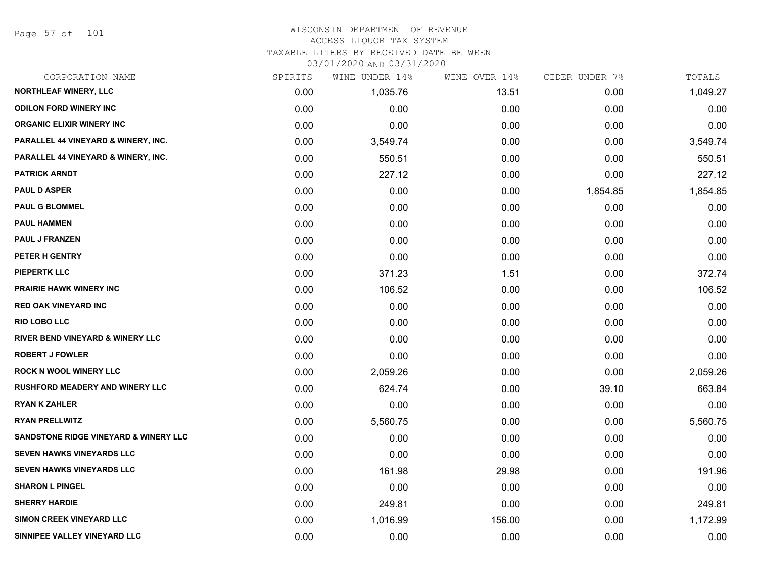WISCONSIN DEPARTMENT OF REVENUE
ACCESS LIQUOR TAX SYSTEM
TAXABLE LITERS BY RECEIVED DATE BETWEEN
03/01/2020 AND 03/31/2020

| CORPORATION NAME | SPIRITS | WINE UNDER 14% | WINE OVER 14% | CIDER UNDER 7% | TOTALS |
|---|---|---|---|---|---|
| NORTHLEAF WINERY, LLC | 0.00 | 1,035.76 | 13.51 | 0.00 | 1,049.27 |
| ODILON FORD WINERY INC | 0.00 | 0.00 | 0.00 | 0.00 | 0.00 |
| ORGANIC ELIXIR WINERY INC | 0.00 | 0.00 | 0.00 | 0.00 | 0.00 |
| PARALLEL 44 VINEYARD & WINERY, INC. | 0.00 | 3,549.74 | 0.00 | 0.00 | 3,549.74 |
| PARALLEL 44 VINEYARD & WINERY, INC. | 0.00 | 550.51 | 0.00 | 0.00 | 550.51 |
| PATRICK ARNDT | 0.00 | 227.12 | 0.00 | 0.00 | 227.12 |
| PAUL D ASPER | 0.00 | 0.00 | 0.00 | 1,854.85 | 1,854.85 |
| PAUL G BLOMMEL | 0.00 | 0.00 | 0.00 | 0.00 | 0.00 |
| PAUL HAMMEN | 0.00 | 0.00 | 0.00 | 0.00 | 0.00 |
| PAUL J FRANZEN | 0.00 | 0.00 | 0.00 | 0.00 | 0.00 |
| PETER H GENTRY | 0.00 | 0.00 | 0.00 | 0.00 | 0.00 |
| PIEPERTK LLC | 0.00 | 371.23 | 1.51 | 0.00 | 372.74 |
| PRAIRIE HAWK WINERY INC | 0.00 | 106.52 | 0.00 | 0.00 | 106.52 |
| RED OAK VINEYARD INC | 0.00 | 0.00 | 0.00 | 0.00 | 0.00 |
| RIO LOBO LLC | 0.00 | 0.00 | 0.00 | 0.00 | 0.00 |
| RIVER BEND VINEYARD & WINERY LLC | 0.00 | 0.00 | 0.00 | 0.00 | 0.00 |
| ROBERT J FOWLER | 0.00 | 0.00 | 0.00 | 0.00 | 0.00 |
| ROCK N WOOL WINERY LLC | 0.00 | 2,059.26 | 0.00 | 0.00 | 2,059.26 |
| RUSHFORD MEADERY AND WINERY LLC | 0.00 | 624.74 | 0.00 | 39.10 | 663.84 |
| RYAN K ZAHLER | 0.00 | 0.00 | 0.00 | 0.00 | 0.00 |
| RYAN PRELLWITZ | 0.00 | 5,560.75 | 0.00 | 0.00 | 5,560.75 |
| SANDSTONE RIDGE VINEYARD & WINERY LLC | 0.00 | 0.00 | 0.00 | 0.00 | 0.00 |
| SEVEN HAWKS VINEYARDS LLC | 0.00 | 0.00 | 0.00 | 0.00 | 0.00 |
| SEVEN HAWKS VINEYARDS LLC | 0.00 | 161.98 | 29.98 | 0.00 | 191.96 |
| SHARON L PINGEL | 0.00 | 0.00 | 0.00 | 0.00 | 0.00 |
| SHERRY HARDIE | 0.00 | 249.81 | 0.00 | 0.00 | 249.81 |
| SIMON CREEK VINEYARD LLC | 0.00 | 1,016.99 | 156.00 | 0.00 | 1,172.99 |
| SINNIPEE VALLEY VINEYARD LLC | 0.00 | 0.00 | 0.00 | 0.00 | 0.00 |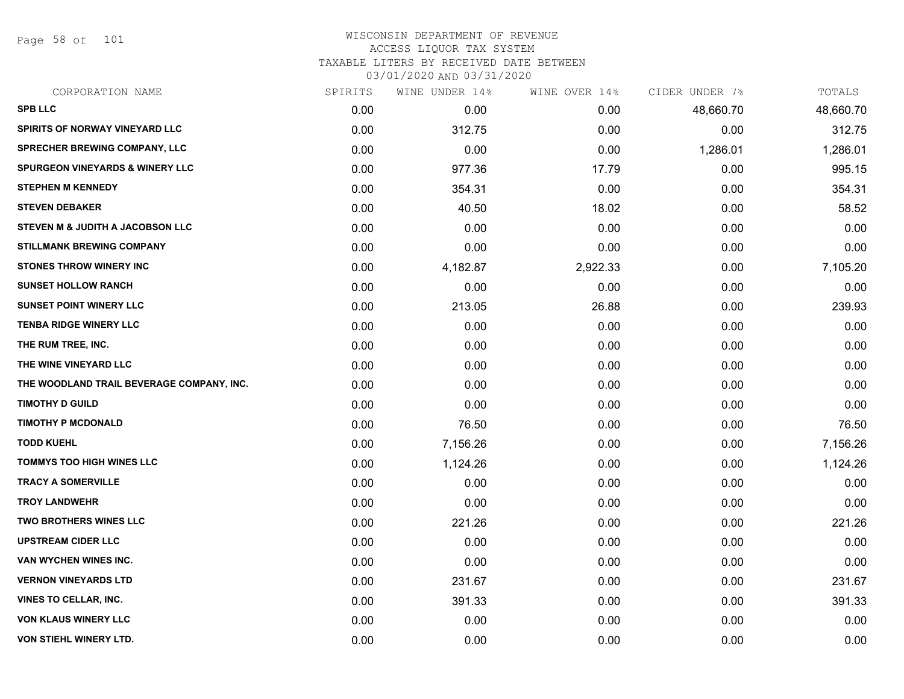# WISCONSIN DEPARTMENT OF REVENUE
## ACCESS LIQUOR TAX SYSTEM
### TAXABLE LITERS BY RECEIVED DATE BETWEEN 03/01/2020 AND 03/31/2020

| CORPORATION NAME | SPIRITS | WINE UNDER 14% | WINE OVER 14% | CIDER UNDER 7% | TOTALS |
|---|---|---|---|---|---|
| SPB LLC | 0.00 | 0.00 | 0.00 | 48,660.70 | 48,660.70 |
| SPIRITS OF NORWAY VINEYARD LLC | 0.00 | 312.75 | 0.00 | 0.00 | 312.75 |
| SPRECHER BREWING COMPANY, LLC | 0.00 | 0.00 | 0.00 | 1,286.01 | 1,286.01 |
| SPURGEON VINEYARDS & WINERY LLC | 0.00 | 977.36 | 17.79 | 0.00 | 995.15 |
| STEPHEN M KENNEDY | 0.00 | 354.31 | 0.00 | 0.00 | 354.31 |
| STEVEN DEBAKER | 0.00 | 40.50 | 18.02 | 0.00 | 58.52 |
| STEVEN M & JUDITH A JACOBSON LLC | 0.00 | 0.00 | 0.00 | 0.00 | 0.00 |
| STILLMANK BREWING COMPANY | 0.00 | 0.00 | 0.00 | 0.00 | 0.00 |
| STONES THROW WINERY INC | 0.00 | 4,182.87 | 2,922.33 | 0.00 | 7,105.20 |
| SUNSET HOLLOW RANCH | 0.00 | 0.00 | 0.00 | 0.00 | 0.00 |
| SUNSET POINT WINERY LLC | 0.00 | 213.05 | 26.88 | 0.00 | 239.93 |
| TENBA RIDGE WINERY LLC | 0.00 | 0.00 | 0.00 | 0.00 | 0.00 |
| THE RUM TREE, INC. | 0.00 | 0.00 | 0.00 | 0.00 | 0.00 |
| THE WINE VINEYARD LLC | 0.00 | 0.00 | 0.00 | 0.00 | 0.00 |
| THE WOODLAND TRAIL BEVERAGE COMPANY, INC. | 0.00 | 0.00 | 0.00 | 0.00 | 0.00 |
| TIMOTHY D GUILD | 0.00 | 0.00 | 0.00 | 0.00 | 0.00 |
| TIMOTHY P MCDONALD | 0.00 | 76.50 | 0.00 | 0.00 | 76.50 |
| TODD KUEHL | 0.00 | 7,156.26 | 0.00 | 0.00 | 7,156.26 |
| TOMMYS TOO HIGH WINES LLC | 0.00 | 1,124.26 | 0.00 | 0.00 | 1,124.26 |
| TRACY A SOMERVILLE | 0.00 | 0.00 | 0.00 | 0.00 | 0.00 |
| TROY LANDWEHR | 0.00 | 0.00 | 0.00 | 0.00 | 0.00 |
| TWO BROTHERS WINES LLC | 0.00 | 221.26 | 0.00 | 0.00 | 221.26 |
| UPSTREAM CIDER LLC | 0.00 | 0.00 | 0.00 | 0.00 | 0.00 |
| VAN WYCHEN WINES INC. | 0.00 | 0.00 | 0.00 | 0.00 | 0.00 |
| VERNON VINEYARDS LTD | 0.00 | 231.67 | 0.00 | 0.00 | 231.67 |
| VINES TO CELLAR, INC. | 0.00 | 391.33 | 0.00 | 0.00 | 391.33 |
| VON KLAUS WINERY LLC | 0.00 | 0.00 | 0.00 | 0.00 | 0.00 |
| VON STIEHL WINERY LTD. | 0.00 | 0.00 | 0.00 | 0.00 | 0.00 |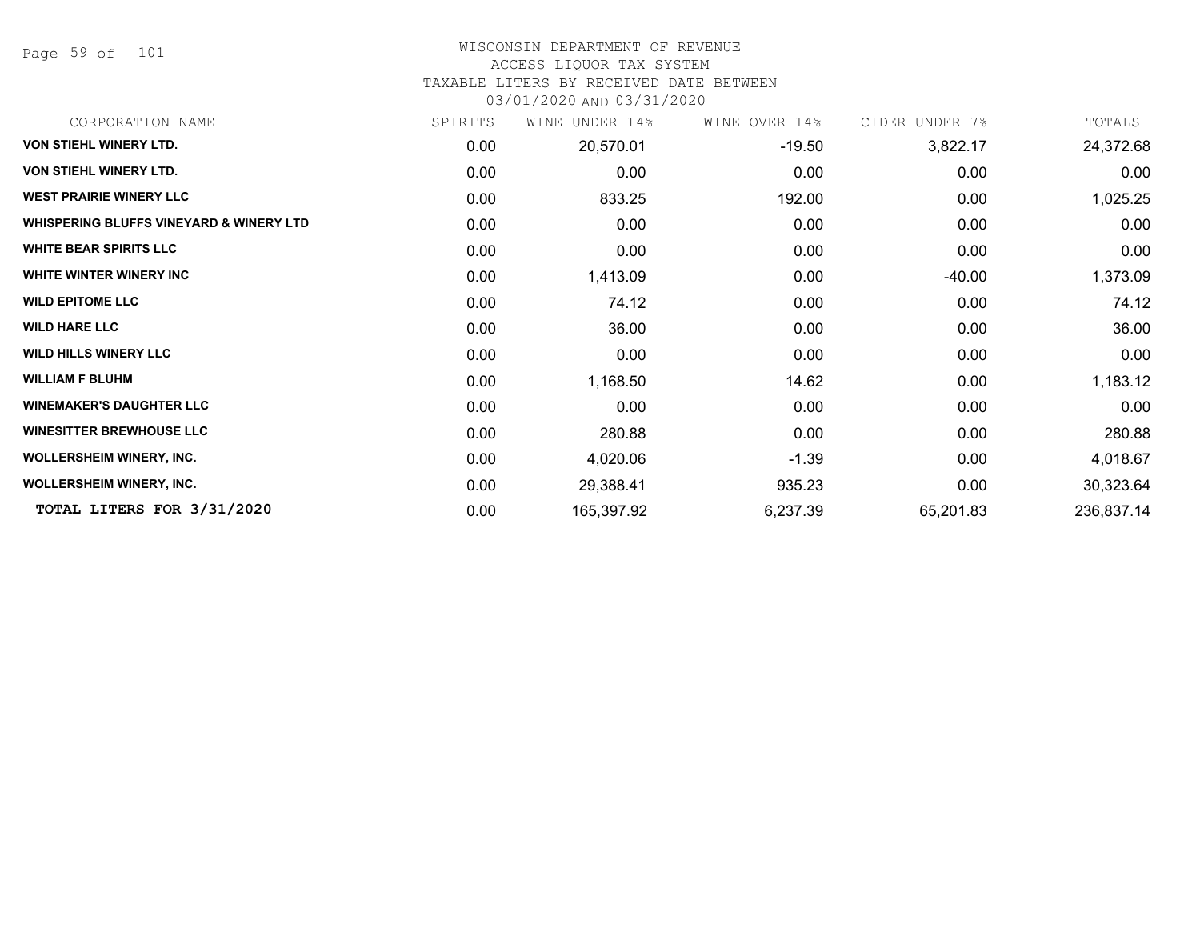# WISCONSIN DEPARTMENT OF REVENUE
## ACCESS LIQUOR TAX SYSTEM
### TAXABLE LITERS BY RECEIVED DATE BETWEEN 03/01/2020 AND 03/31/2020

| CORPORATION NAME | SPIRITS | WINE UNDER 14% | WINE OVER 14% | CIDER UNDER 7% | TOTALS |
|---|---|---|---|---|---|
| **VON STIEHL WINERY LTD.** | 0.00 | 20,570.01 | -19.50 | 3,822.17 | 24,372.68 |
| **VON STIEHL WINERY LTD.** | 0.00 | 0.00 | 0.00 | 0.00 | 0.00 |
| **WEST PRAIRIE WINERY LLC** | 0.00 | 833.25 | 192.00 | 0.00 | 1,025.25 |
| **WHISPERING BLUFFS VINEYARD & WINERY LTD** | 0.00 | 0.00 | 0.00 | 0.00 | 0.00 |
| **WHITE BEAR SPIRITS LLC** | 0.00 | 0.00 | 0.00 | 0.00 | 0.00 |
| **WHITE WINTER WINERY INC** | 0.00 | 1,413.09 | 0.00 | -40.00 | 1,373.09 |
| **WILD EPITOME LLC** | 0.00 | 74.12 | 0.00 | 0.00 | 74.12 |
| **WILD HARE LLC** | 0.00 | 36.00 | 0.00 | 0.00 | 36.00 |
| **WILD HILLS WINERY LLC** | 0.00 | 0.00 | 0.00 | 0.00 | 0.00 |
| **WILLIAM F BLUHM** | 0.00 | 1,168.50 | 14.62 | 0.00 | 1,183.12 |
| **WINEMAKER'S DAUGHTER LLC** | 0.00 | 0.00 | 0.00 | 0.00 | 0.00 |
| **WINESITTER BREWHOUSE LLC** | 0.00 | 280.88 | 0.00 | 0.00 | 280.88 |
| **WOLLERSHEIM WINERY, INC.** | 0.00 | 4,020.06 | -1.39 | 0.00 | 4,018.67 |
| **WOLLERSHEIM WINERY, INC.** | 0.00 | 29,388.41 | 935.23 | 0.00 | 30,323.64 |
| **TOTAL LITERS FOR 3/31/2020** | 0.00 | 165,397.92 | 6,237.39 | 65,201.83 | 236,837.14 |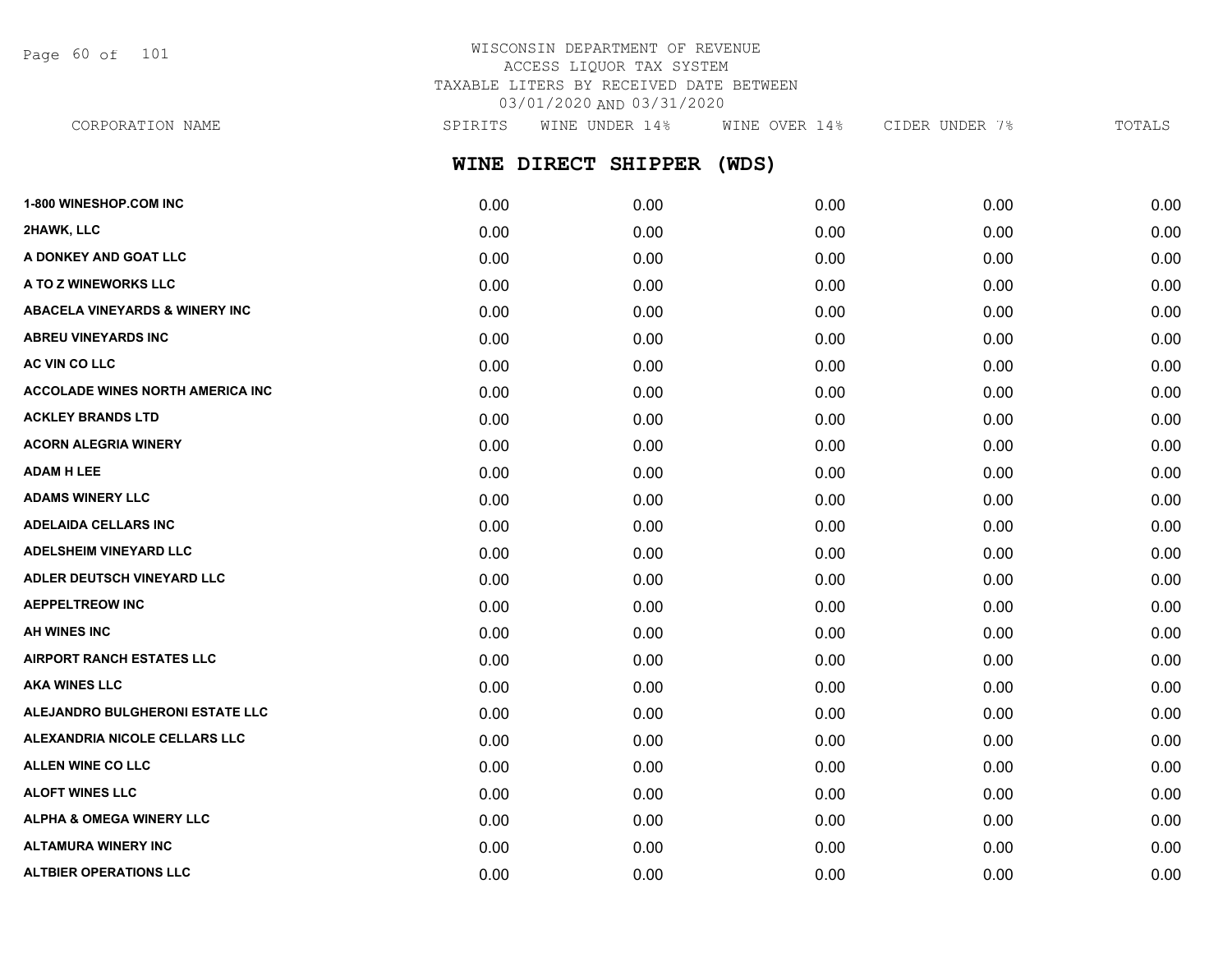WISCONSIN DEPARTMENT OF REVENUE
ACCESS LIQUOR TAX SYSTEM
TAXABLE LITERS BY RECEIVED DATE BETWEEN
03/01/2020 AND 03/31/2020

## WINE DIRECT SHIPPER (WDS)

| CORPORATION NAME | SPIRITS | WINE UNDER 14% | WINE OVER 14% | CIDER UNDER 7% | TOTALS |
|---|---|---|---|---|---|
| 1-800 WINESHOP.COM INC | 0.00 | 0.00 | 0.00 | 0.00 | 0.00 |
| 2HAWK, LLC | 0.00 | 0.00 | 0.00 | 0.00 | 0.00 |
| A DONKEY AND GOAT LLC | 0.00 | 0.00 | 0.00 | 0.00 | 0.00 |
| A TO Z WINEWORKS LLC | 0.00 | 0.00 | 0.00 | 0.00 | 0.00 |
| ABACELA VINEYARDS & WINERY INC | 0.00 | 0.00 | 0.00 | 0.00 | 0.00 |
| ABREU VINEYARDS INC | 0.00 | 0.00 | 0.00 | 0.00 | 0.00 |
| AC VIN CO LLC | 0.00 | 0.00 | 0.00 | 0.00 | 0.00 |
| ACCOLADE WINES NORTH AMERICA INC | 0.00 | 0.00 | 0.00 | 0.00 | 0.00 |
| ACKLEY BRANDS LTD | 0.00 | 0.00 | 0.00 | 0.00 | 0.00 |
| ACORN ALEGRIA WINERY | 0.00 | 0.00 | 0.00 | 0.00 | 0.00 |
| ADAM H LEE | 0.00 | 0.00 | 0.00 | 0.00 | 0.00 |
| ADAMS WINERY LLC | 0.00 | 0.00 | 0.00 | 0.00 | 0.00 |
| ADELAIDA CELLARS INC | 0.00 | 0.00 | 0.00 | 0.00 | 0.00 |
| ADELSHEIM VINEYARD LLC | 0.00 | 0.00 | 0.00 | 0.00 | 0.00 |
| ADLER DEUTSCH VINEYARD LLC | 0.00 | 0.00 | 0.00 | 0.00 | 0.00 |
| AEPPELTREOW INC | 0.00 | 0.00 | 0.00 | 0.00 | 0.00 |
| AH WINES INC | 0.00 | 0.00 | 0.00 | 0.00 | 0.00 |
| AIRPORT RANCH ESTATES LLC | 0.00 | 0.00 | 0.00 | 0.00 | 0.00 |
| AKA WINES LLC | 0.00 | 0.00 | 0.00 | 0.00 | 0.00 |
| ALEJANDRO BULGHERONI ESTATE LLC | 0.00 | 0.00 | 0.00 | 0.00 | 0.00 |
| ALEXANDRIA NICOLE CELLARS LLC | 0.00 | 0.00 | 0.00 | 0.00 | 0.00 |
| ALLEN WINE CO LLC | 0.00 | 0.00 | 0.00 | 0.00 | 0.00 |
| ALOFT WINES LLC | 0.00 | 0.00 | 0.00 | 0.00 | 0.00 |
| ALPHA & OMEGA WINERY LLC | 0.00 | 0.00 | 0.00 | 0.00 | 0.00 |
| ALTAMURA WINERY INC | 0.00 | 0.00 | 0.00 | 0.00 | 0.00 |
| ALTBIER OPERATIONS LLC | 0.00 | 0.00 | 0.00 | 0.00 | 0.00 |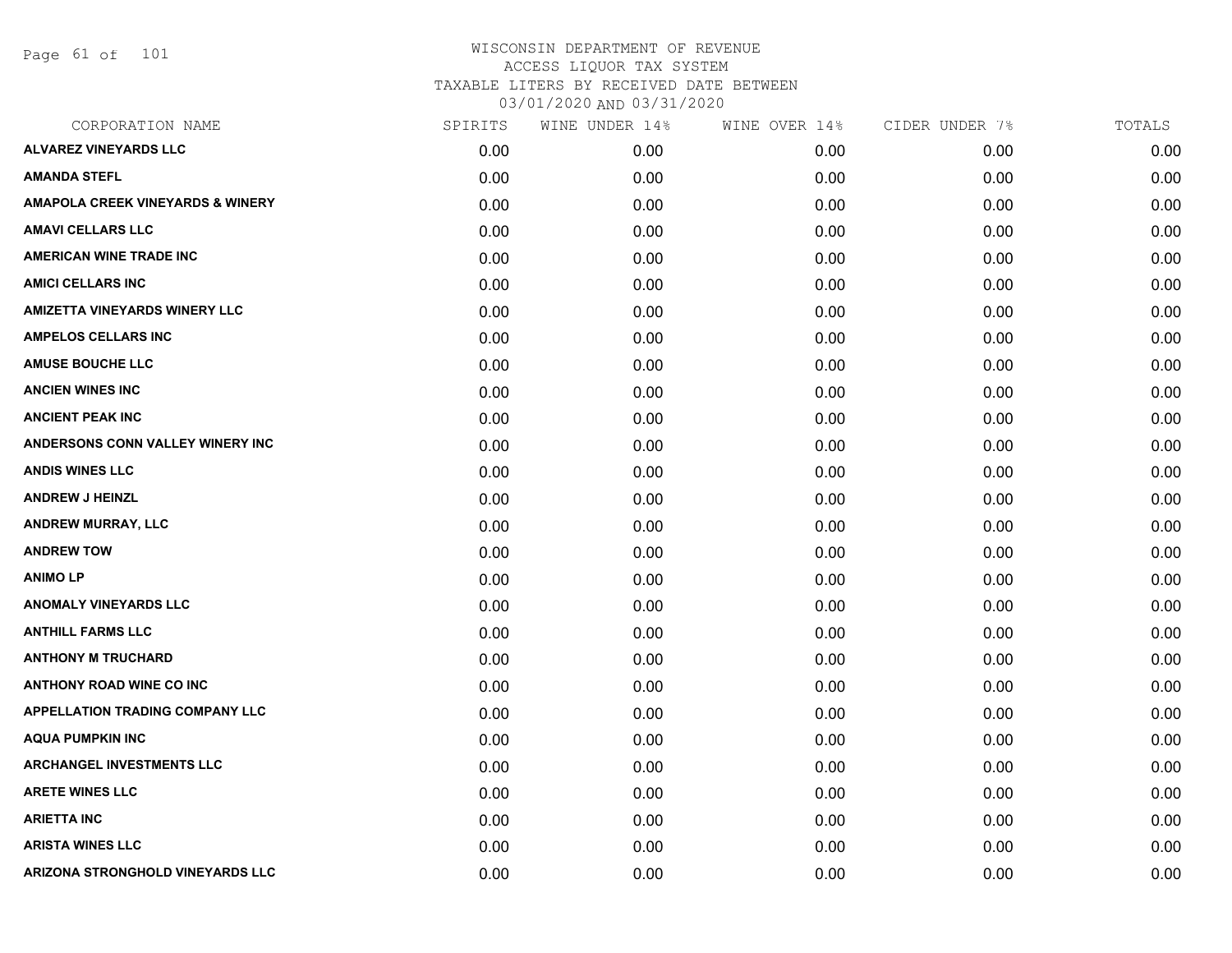WISCONSIN DEPARTMENT OF REVENUE
ACCESS LIQUOR TAX SYSTEM
TAXABLE LITERS BY RECEIVED DATE BETWEEN
03/01/2020 AND 03/31/2020

| CORPORATION NAME | SPIRITS | WINE UNDER 14% | WINE OVER 14% | CIDER UNDER 7% | TOTALS |
|---|---|---|---|---|---|
| ALVAREZ VINEYARDS LLC | 0.00 | 0.00 | 0.00 | 0.00 | 0.00 |
| AMANDA STEFL | 0.00 | 0.00 | 0.00 | 0.00 | 0.00 |
| AMAPOLA CREEK VINEYARDS & WINERY | 0.00 | 0.00 | 0.00 | 0.00 | 0.00 |
| AMAVI CELLARS LLC | 0.00 | 0.00 | 0.00 | 0.00 | 0.00 |
| AMERICAN WINE TRADE INC | 0.00 | 0.00 | 0.00 | 0.00 | 0.00 |
| AMICI CELLARS INC | 0.00 | 0.00 | 0.00 | 0.00 | 0.00 |
| AMIZETTA VINEYARDS WINERY LLC | 0.00 | 0.00 | 0.00 | 0.00 | 0.00 |
| AMPELOS CELLARS INC | 0.00 | 0.00 | 0.00 | 0.00 | 0.00 |
| AMUSE BOUCHE LLC | 0.00 | 0.00 | 0.00 | 0.00 | 0.00 |
| ANCIEN WINES INC | 0.00 | 0.00 | 0.00 | 0.00 | 0.00 |
| ANCIENT PEAK INC | 0.00 | 0.00 | 0.00 | 0.00 | 0.00 |
| ANDERSONS CONN VALLEY WINERY INC | 0.00 | 0.00 | 0.00 | 0.00 | 0.00 |
| ANDIS WINES LLC | 0.00 | 0.00 | 0.00 | 0.00 | 0.00 |
| ANDREW J HEINZL | 0.00 | 0.00 | 0.00 | 0.00 | 0.00 |
| ANDREW MURRAY, LLC | 0.00 | 0.00 | 0.00 | 0.00 | 0.00 |
| ANDREW TOW | 0.00 | 0.00 | 0.00 | 0.00 | 0.00 |
| ANIMO LP | 0.00 | 0.00 | 0.00 | 0.00 | 0.00 |
| ANOMALY VINEYARDS LLC | 0.00 | 0.00 | 0.00 | 0.00 | 0.00 |
| ANTHILL FARMS LLC | 0.00 | 0.00 | 0.00 | 0.00 | 0.00 |
| ANTHONY M TRUCHARD | 0.00 | 0.00 | 0.00 | 0.00 | 0.00 |
| ANTHONY ROAD WINE CO INC | 0.00 | 0.00 | 0.00 | 0.00 | 0.00 |
| APPELLATION TRADING COMPANY LLC | 0.00 | 0.00 | 0.00 | 0.00 | 0.00 |
| AQUA PUMPKIN INC | 0.00 | 0.00 | 0.00 | 0.00 | 0.00 |
| ARCHANGEL INVESTMENTS LLC | 0.00 | 0.00 | 0.00 | 0.00 | 0.00 |
| ARETE WINES LLC | 0.00 | 0.00 | 0.00 | 0.00 | 0.00 |
| ARIETTA INC | 0.00 | 0.00 | 0.00 | 0.00 | 0.00 |
| ARISTA WINES LLC | 0.00 | 0.00 | 0.00 | 0.00 | 0.00 |
| ARIZONA STRONGHOLD VINEYARDS LLC | 0.00 | 0.00 | 0.00 | 0.00 | 0.00 |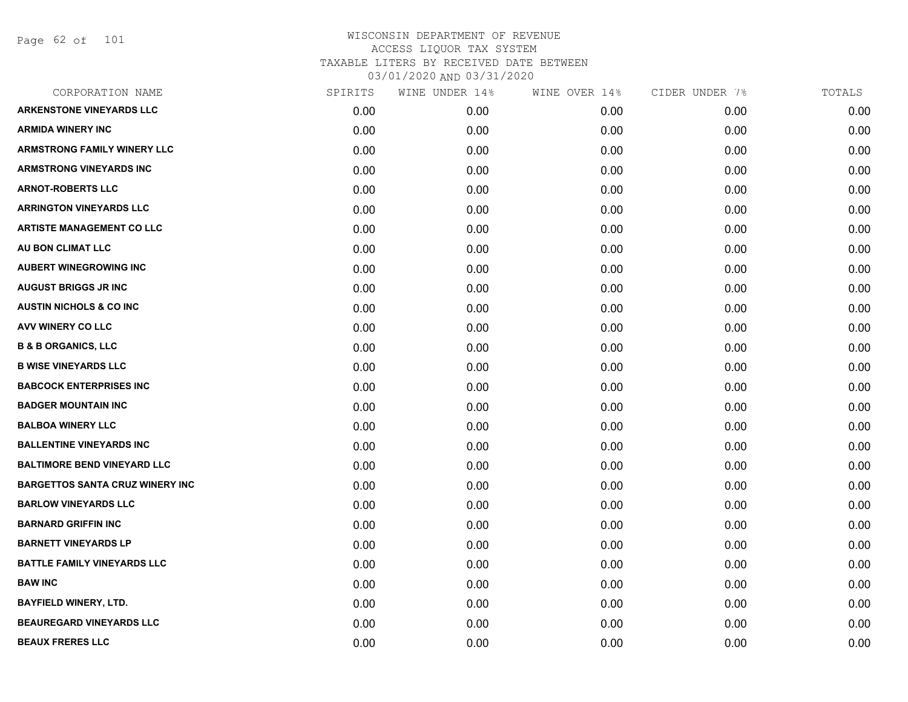# WISCONSIN DEPARTMENT OF REVENUE
## ACCESS LIQUOR TAX SYSTEM
### TAXABLE LITERS BY RECEIVED DATE BETWEEN 03/01/2020 AND 03/31/2020

| CORPORATION NAME | SPIRITS | WINE UNDER 14% | WINE OVER 14% | CIDER UNDER 7% | TOTALS |
|---|---|---|---|---|---|
| ARKENSTONE VINEYARDS LLC | 0.00 | 0.00 | 0.00 | 0.00 | 0.00 |
| ARMIDA WINERY INC | 0.00 | 0.00 | 0.00 | 0.00 | 0.00 |
| ARMSTRONG FAMILY WINERY LLC | 0.00 | 0.00 | 0.00 | 0.00 | 0.00 |
| ARMSTRONG VINEYARDS INC | 0.00 | 0.00 | 0.00 | 0.00 | 0.00 |
| ARNOT-ROBERTS LLC | 0.00 | 0.00 | 0.00 | 0.00 | 0.00 |
| ARRINGTON VINEYARDS LLC | 0.00 | 0.00 | 0.00 | 0.00 | 0.00 |
| ARTISTE MANAGEMENT CO LLC | 0.00 | 0.00 | 0.00 | 0.00 | 0.00 |
| AU BON CLIMAT LLC | 0.00 | 0.00 | 0.00 | 0.00 | 0.00 |
| AUBERT WINEGROWING INC | 0.00 | 0.00 | 0.00 | 0.00 | 0.00 |
| AUGUST BRIGGS JR INC | 0.00 | 0.00 | 0.00 | 0.00 | 0.00 |
| AUSTIN NICHOLS & CO INC | 0.00 | 0.00 | 0.00 | 0.00 | 0.00 |
| AVV WINERY CO LLC | 0.00 | 0.00 | 0.00 | 0.00 | 0.00 |
| B & B ORGANICS, LLC | 0.00 | 0.00 | 0.00 | 0.00 | 0.00 |
| B WISE VINEYARDS LLC | 0.00 | 0.00 | 0.00 | 0.00 | 0.00 |
| BABCOCK ENTERPRISES INC | 0.00 | 0.00 | 0.00 | 0.00 | 0.00 |
| BADGER MOUNTAIN INC | 0.00 | 0.00 | 0.00 | 0.00 | 0.00 |
| BALBOA WINERY LLC | 0.00 | 0.00 | 0.00 | 0.00 | 0.00 |
| BALLENTINE VINEYARDS INC | 0.00 | 0.00 | 0.00 | 0.00 | 0.00 |
| BALTIMORE BEND VINEYARD LLC | 0.00 | 0.00 | 0.00 | 0.00 | 0.00 |
| BARGETTOS SANTA CRUZ WINERY INC | 0.00 | 0.00 | 0.00 | 0.00 | 0.00 |
| BARLOW VINEYARDS LLC | 0.00 | 0.00 | 0.00 | 0.00 | 0.00 |
| BARNARD GRIFFIN INC | 0.00 | 0.00 | 0.00 | 0.00 | 0.00 |
| BARNETT VINEYARDS LP | 0.00 | 0.00 | 0.00 | 0.00 | 0.00 |
| BATTLE FAMILY VINEYARDS LLC | 0.00 | 0.00 | 0.00 | 0.00 | 0.00 |
| BAW INC | 0.00 | 0.00 | 0.00 | 0.00 | 0.00 |
| BAYFIELD WINERY, LTD. | 0.00 | 0.00 | 0.00 | 0.00 | 0.00 |
| BEAUREGARD VINEYARDS LLC | 0.00 | 0.00 | 0.00 | 0.00 | 0.00 |
| BEAUX FRERES LLC | 0.00 | 0.00 | 0.00 | 0.00 | 0.00 |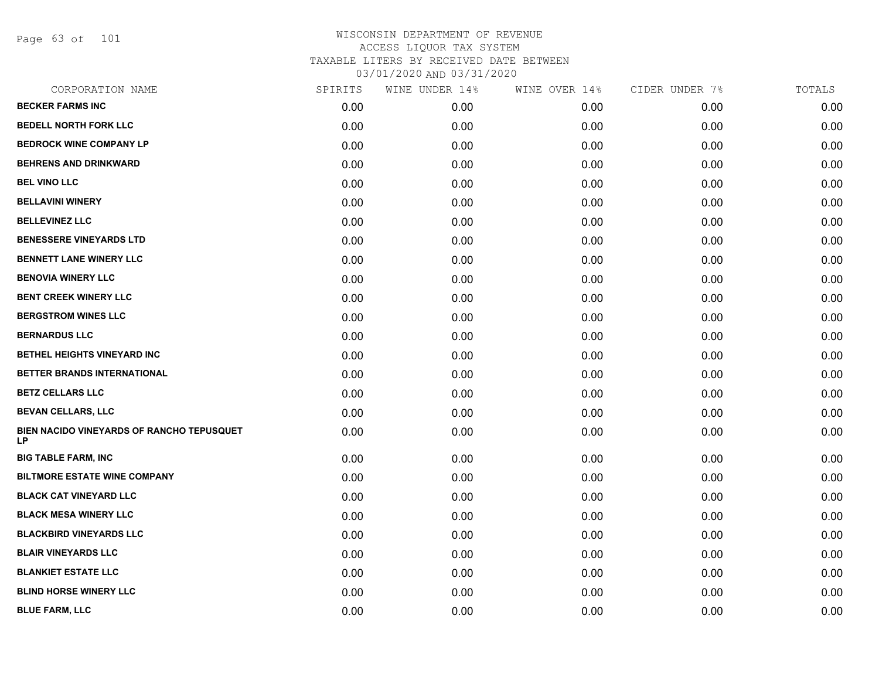WISCONSIN DEPARTMENT OF REVENUE
ACCESS LIQUOR TAX SYSTEM
TAXABLE LITERS BY RECEIVED DATE BETWEEN
03/01/2020 AND 03/31/2020

| CORPORATION NAME | SPIRITS | WINE UNDER 14% | WINE OVER 14% | CIDER UNDER 7% | TOTALS |
|---|---|---|---|---|---|
| **BECKER FARMS INC** | 0.00 | 0.00 | 0.00 | 0.00 | 0.00 |
| **BEDELL NORTH FORK LLC** | 0.00 | 0.00 | 0.00 | 0.00 | 0.00 |
| **BEDROCK WINE COMPANY LP** | 0.00 | 0.00 | 0.00 | 0.00 | 0.00 |
| **BEHRENS AND DRINKWARD** | 0.00 | 0.00 | 0.00 | 0.00 | 0.00 |
| **BEL VINO LLC** | 0.00 | 0.00 | 0.00 | 0.00 | 0.00 |
| **BELLAVINI WINERY** | 0.00 | 0.00 | 0.00 | 0.00 | 0.00 |
| **BELLEVINEZ LLC** | 0.00 | 0.00 | 0.00 | 0.00 | 0.00 |
| **BENESSERE VINEYARDS LTD** | 0.00 | 0.00 | 0.00 | 0.00 | 0.00 |
| **BENNETT LANE WINERY LLC** | 0.00 | 0.00 | 0.00 | 0.00 | 0.00 |
| **BENOVIA WINERY LLC** | 0.00 | 0.00 | 0.00 | 0.00 | 0.00 |
| **BENT CREEK WINERY LLC** | 0.00 | 0.00 | 0.00 | 0.00 | 0.00 |
| **BERGSTROM WINES LLC** | 0.00 | 0.00 | 0.00 | 0.00 | 0.00 |
| **BERNARDUS LLC** | 0.00 | 0.00 | 0.00 | 0.00 | 0.00 |
| **BETHEL HEIGHTS VINEYARD INC** | 0.00 | 0.00 | 0.00 | 0.00 | 0.00 |
| **BETTER BRANDS INTERNATIONAL** | 0.00 | 0.00 | 0.00 | 0.00 | 0.00 |
| **BETZ CELLARS LLC** | 0.00 | 0.00 | 0.00 | 0.00 | 0.00 |
| **BEVAN CELLARS, LLC** | 0.00 | 0.00 | 0.00 | 0.00 | 0.00 |
| **BIEN NACIDO VINEYARDS OF RANCHO TEPUSQUET LP** | 0.00 | 0.00 | 0.00 | 0.00 | 0.00 |
| **BIG TABLE FARM, INC** | 0.00 | 0.00 | 0.00 | 0.00 | 0.00 |
| **BILTMORE ESTATE WINE COMPANY** | 0.00 | 0.00 | 0.00 | 0.00 | 0.00 |
| **BLACK CAT VINEYARD LLC** | 0.00 | 0.00 | 0.00 | 0.00 | 0.00 |
| **BLACK MESA WINERY LLC** | 0.00 | 0.00 | 0.00 | 0.00 | 0.00 |
| **BLACKBIRD VINEYARDS LLC** | 0.00 | 0.00 | 0.00 | 0.00 | 0.00 |
| **BLAIR VINEYARDS LLC** | 0.00 | 0.00 | 0.00 | 0.00 | 0.00 |
| **BLANKIET ESTATE LLC** | 0.00 | 0.00 | 0.00 | 0.00 | 0.00 |
| **BLIND HORSE WINERY LLC** | 0.00 | 0.00 | 0.00 | 0.00 | 0.00 |
| **BLUE FARM, LLC** | 0.00 | 0.00 | 0.00 | 0.00 | 0.00 |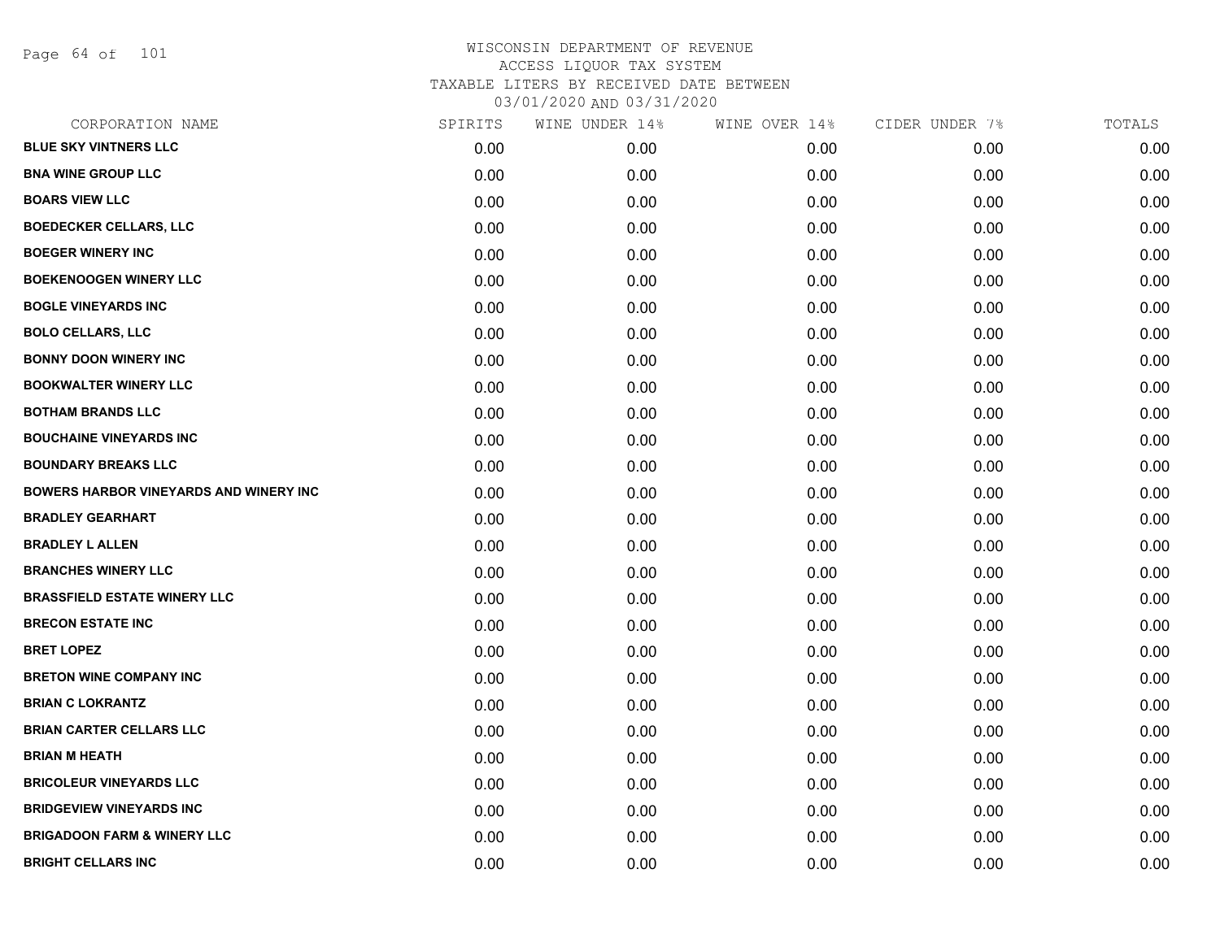# WISCONSIN DEPARTMENT OF REVENUE
ACCESS LIQUOR TAX SYSTEM
TAXABLE LITERS BY RECEIVED DATE BETWEEN
03/01/2020 AND 03/31/2020

| CORPORATION NAME | SPIRITS | WINE UNDER 14% | WINE OVER 14% | CIDER UNDER 7% | TOTALS |
|---|---|---|---|---|---|
| **BLUE SKY VINTNERS LLC** | 0.00 | 0.00 | 0.00 | 0.00 | 0.00 |
| **BNA WINE GROUP LLC** | 0.00 | 0.00 | 0.00 | 0.00 | 0.00 |
| **BOARS VIEW LLC** | 0.00 | 0.00 | 0.00 | 0.00 | 0.00 |
| **BOEDECKER CELLARS, LLC** | 0.00 | 0.00 | 0.00 | 0.00 | 0.00 |
| **BOEGER WINERY INC** | 0.00 | 0.00 | 0.00 | 0.00 | 0.00 |
| **BOEKENOOGEN WINERY LLC** | 0.00 | 0.00 | 0.00 | 0.00 | 0.00 |
| **BOGLE VINEYARDS INC** | 0.00 | 0.00 | 0.00 | 0.00 | 0.00 |
| **BOLO CELLARS, LLC** | 0.00 | 0.00 | 0.00 | 0.00 | 0.00 |
| **BONNY DOON WINERY INC** | 0.00 | 0.00 | 0.00 | 0.00 | 0.00 |
| **BOOKWALTER WINERY LLC** | 0.00 | 0.00 | 0.00 | 0.00 | 0.00 |
| **BOTHAM BRANDS LLC** | 0.00 | 0.00 | 0.00 | 0.00 | 0.00 |
| **BOUCHAINE VINEYARDS INC** | 0.00 | 0.00 | 0.00 | 0.00 | 0.00 |
| **BOUNDARY BREAKS LLC** | 0.00 | 0.00 | 0.00 | 0.00 | 0.00 |
| **BOWERS HARBOR VINEYARDS AND WINERY INC** | 0.00 | 0.00 | 0.00 | 0.00 | 0.00 |
| **BRADLEY GEARHART** | 0.00 | 0.00 | 0.00 | 0.00 | 0.00 |
| **BRADLEY L ALLEN** | 0.00 | 0.00 | 0.00 | 0.00 | 0.00 |
| **BRANCHES WINERY LLC** | 0.00 | 0.00 | 0.00 | 0.00 | 0.00 |
| **BRASSFIELD ESTATE WINERY LLC** | 0.00 | 0.00 | 0.00 | 0.00 | 0.00 |
| **BRECON ESTATE INC** | 0.00 | 0.00 | 0.00 | 0.00 | 0.00 |
| **BRET LOPEZ** | 0.00 | 0.00 | 0.00 | 0.00 | 0.00 |
| **BRETON WINE COMPANY INC** | 0.00 | 0.00 | 0.00 | 0.00 | 0.00 |
| **BRIAN C LOKRANTZ** | 0.00 | 0.00 | 0.00 | 0.00 | 0.00 |
| **BRIAN CARTER CELLARS LLC** | 0.00 | 0.00 | 0.00 | 0.00 | 0.00 |
| **BRIAN M HEATH** | 0.00 | 0.00 | 0.00 | 0.00 | 0.00 |
| **BRICOLEUR VINEYARDS LLC** | 0.00 | 0.00 | 0.00 | 0.00 | 0.00 |
| **BRIDGEVIEW VINEYARDS INC** | 0.00 | 0.00 | 0.00 | 0.00 | 0.00 |
| **BRIGADOON FARM & WINERY LLC** | 0.00 | 0.00 | 0.00 | 0.00 | 0.00 |
| **BRIGHT CELLARS INC** | 0.00 | 0.00 | 0.00 | 0.00 | 0.00 |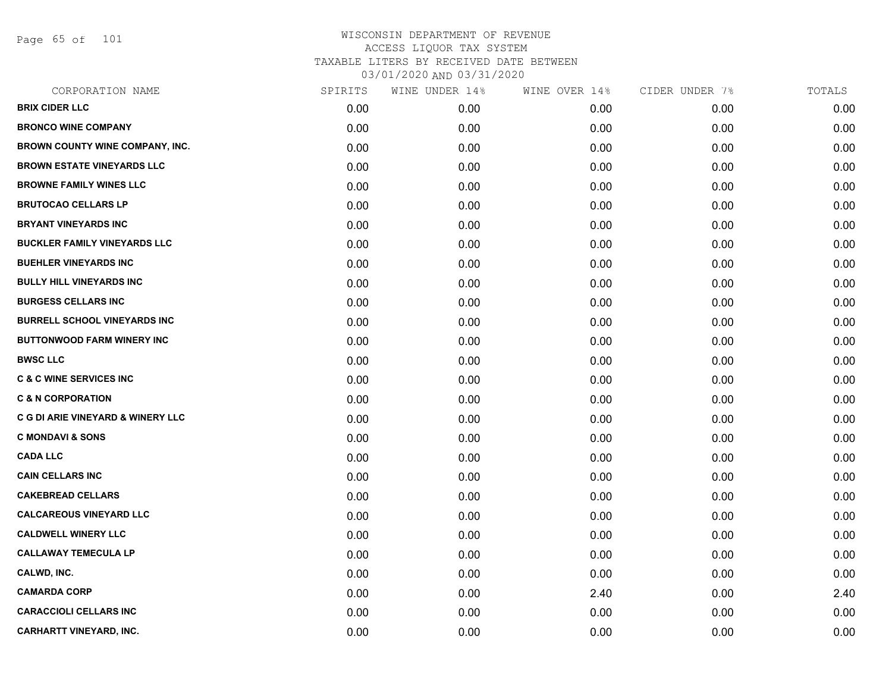WISCONSIN DEPARTMENT OF REVENUE
ACCESS LIQUOR TAX SYSTEM
TAXABLE LITERS BY RECEIVED DATE BETWEEN
03/01/2020 AND 03/31/2020

| CORPORATION NAME | SPIRITS | WINE UNDER 14% | WINE OVER 14% | CIDER UNDER 7% | TOTALS |
|---|---|---|---|---|---|
| **BRIX CIDER LLC** | 0.00 | 0.00 | 0.00 | 0.00 | 0.00 |
| **BRONCO WINE COMPANY** | 0.00 | 0.00 | 0.00 | 0.00 | 0.00 |
| **BROWN COUNTY WINE COMPANY, INC.** | 0.00 | 0.00 | 0.00 | 0.00 | 0.00 |
| **BROWN ESTATE VINEYARDS LLC** | 0.00 | 0.00 | 0.00 | 0.00 | 0.00 |
| **BROWNE FAMILY WINES LLC** | 0.00 | 0.00 | 0.00 | 0.00 | 0.00 |
| **BRUTOCAO CELLARS LP** | 0.00 | 0.00 | 0.00 | 0.00 | 0.00 |
| **BRYANT VINEYARDS INC** | 0.00 | 0.00 | 0.00 | 0.00 | 0.00 |
| **BUCKLER FAMILY VINEYARDS LLC** | 0.00 | 0.00 | 0.00 | 0.00 | 0.00 |
| **BUEHLER VINEYARDS INC** | 0.00 | 0.00 | 0.00 | 0.00 | 0.00 |
| **BULLY HILL VINEYARDS INC** | 0.00 | 0.00 | 0.00 | 0.00 | 0.00 |
| **BURGESS CELLARS INC** | 0.00 | 0.00 | 0.00 | 0.00 | 0.00 |
| **BURRELL SCHOOL VINEYARDS INC** | 0.00 | 0.00 | 0.00 | 0.00 | 0.00 |
| **BUTTONWOOD FARM WINERY INC** | 0.00 | 0.00 | 0.00 | 0.00 | 0.00 |
| **BWSC LLC** | 0.00 | 0.00 | 0.00 | 0.00 | 0.00 |
| **C & C WINE SERVICES INC** | 0.00 | 0.00 | 0.00 | 0.00 | 0.00 |
| **C & N CORPORATION** | 0.00 | 0.00 | 0.00 | 0.00 | 0.00 |
| **C G DI ARIE VINEYARD & WINERY LLC** | 0.00 | 0.00 | 0.00 | 0.00 | 0.00 |
| **C MONDAVI & SONS** | 0.00 | 0.00 | 0.00 | 0.00 | 0.00 |
| **CADA LLC** | 0.00 | 0.00 | 0.00 | 0.00 | 0.00 |
| **CAIN CELLARS INC** | 0.00 | 0.00 | 0.00 | 0.00 | 0.00 |
| **CAKEBREAD CELLARS** | 0.00 | 0.00 | 0.00 | 0.00 | 0.00 |
| **CALCAREOUS VINEYARD LLC** | 0.00 | 0.00 | 0.00 | 0.00 | 0.00 |
| **CALDWELL WINERY LLC** | 0.00 | 0.00 | 0.00 | 0.00 | 0.00 |
| **CALLAWAY TEMECULA LP** | 0.00 | 0.00 | 0.00 | 0.00 | 0.00 |
| **CALWD, INC.** | 0.00 | 0.00 | 0.00 | 0.00 | 0.00 |
| **CAMARDA CORP** | 0.00 | 0.00 | 2.40 | 0.00 | 2.40 |
| **CARACCIOLI CELLARS INC** | 0.00 | 0.00 | 0.00 | 0.00 | 0.00 |
| **CARHARTT VINEYARD, INC.** | 0.00 | 0.00 | 0.00 | 0.00 | 0.00 |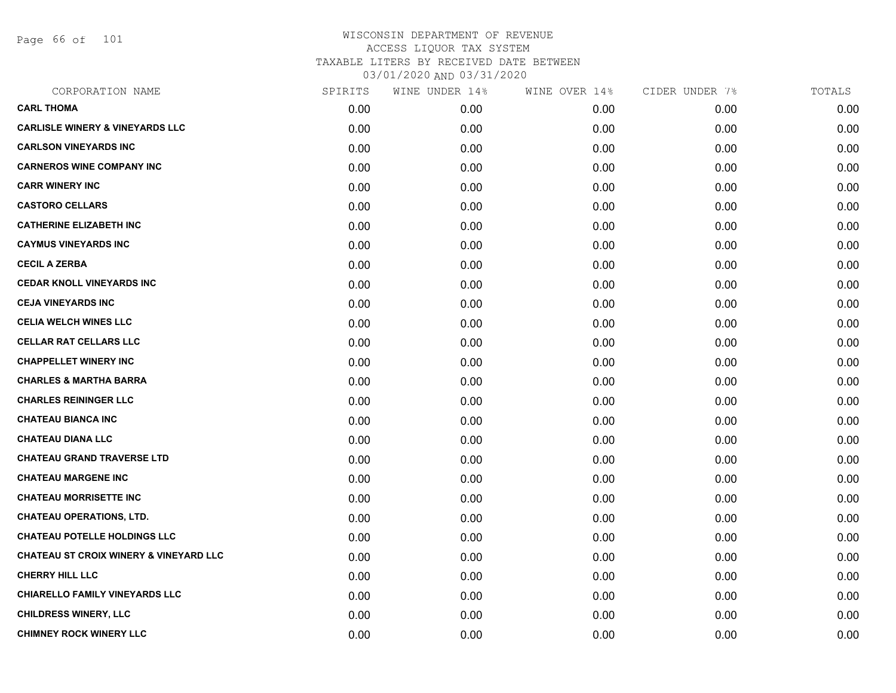WISCONSIN DEPARTMENT OF REVENUE
ACCESS LIQUOR TAX SYSTEM
TAXABLE LITERS BY RECEIVED DATE BETWEEN
03/01/2020 AND 03/31/2020

| CORPORATION NAME | SPIRITS | WINE UNDER 14% | WINE OVER 14% | CIDER UNDER 7% | TOTALS |
|---|---|---|---|---|---|
| **CARL THOMA** | 0.00 | 0.00 | 0.00 | 0.00 | 0.00 |
| **CARLISLE WINERY & VINEYARDS LLC** | 0.00 | 0.00 | 0.00 | 0.00 | 0.00 |
| **CARLSON VINEYARDS INC** | 0.00 | 0.00 | 0.00 | 0.00 | 0.00 |
| **CARNEROS WINE COMPANY INC** | 0.00 | 0.00 | 0.00 | 0.00 | 0.00 |
| **CARR WINERY INC** | 0.00 | 0.00 | 0.00 | 0.00 | 0.00 |
| **CASTORO CELLARS** | 0.00 | 0.00 | 0.00 | 0.00 | 0.00 |
| **CATHERINE ELIZABETH INC** | 0.00 | 0.00 | 0.00 | 0.00 | 0.00 |
| **CAYMUS VINEYARDS INC** | 0.00 | 0.00 | 0.00 | 0.00 | 0.00 |
| **CECIL A ZERBA** | 0.00 | 0.00 | 0.00 | 0.00 | 0.00 |
| **CEDAR KNOLL VINEYARDS INC** | 0.00 | 0.00 | 0.00 | 0.00 | 0.00 |
| **CEJA VINEYARDS INC** | 0.00 | 0.00 | 0.00 | 0.00 | 0.00 |
| **CELIA WELCH WINES LLC** | 0.00 | 0.00 | 0.00 | 0.00 | 0.00 |
| **CELLAR RAT CELLARS LLC** | 0.00 | 0.00 | 0.00 | 0.00 | 0.00 |
| **CHAPPELLET WINERY INC** | 0.00 | 0.00 | 0.00 | 0.00 | 0.00 |
| **CHARLES & MARTHA BARRA** | 0.00 | 0.00 | 0.00 | 0.00 | 0.00 |
| **CHARLES REININGER LLC** | 0.00 | 0.00 | 0.00 | 0.00 | 0.00 |
| **CHATEAU BIANCA INC** | 0.00 | 0.00 | 0.00 | 0.00 | 0.00 |
| **CHATEAU DIANA LLC** | 0.00 | 0.00 | 0.00 | 0.00 | 0.00 |
| **CHATEAU GRAND TRAVERSE LTD** | 0.00 | 0.00 | 0.00 | 0.00 | 0.00 |
| **CHATEAU MARGENE INC** | 0.00 | 0.00 | 0.00 | 0.00 | 0.00 |
| **CHATEAU MORRISETTE INC** | 0.00 | 0.00 | 0.00 | 0.00 | 0.00 |
| **CHATEAU OPERATIONS, LTD.** | 0.00 | 0.00 | 0.00 | 0.00 | 0.00 |
| **CHATEAU POTELLE HOLDINGS LLC** | 0.00 | 0.00 | 0.00 | 0.00 | 0.00 |
| **CHATEAU ST CROIX WINERY & VINEYARD LLC** | 0.00 | 0.00 | 0.00 | 0.00 | 0.00 |
| **CHERRY HILL LLC** | 0.00 | 0.00 | 0.00 | 0.00 | 0.00 |
| **CHIARELLO FAMILY VINEYARDS LLC** | 0.00 | 0.00 | 0.00 | 0.00 | 0.00 |
| **CHILDRESS WINERY, LLC** | 0.00 | 0.00 | 0.00 | 0.00 | 0.00 |
| **CHIMNEY ROCK WINERY LLC** | 0.00 | 0.00 | 0.00 | 0.00 | 0.00 |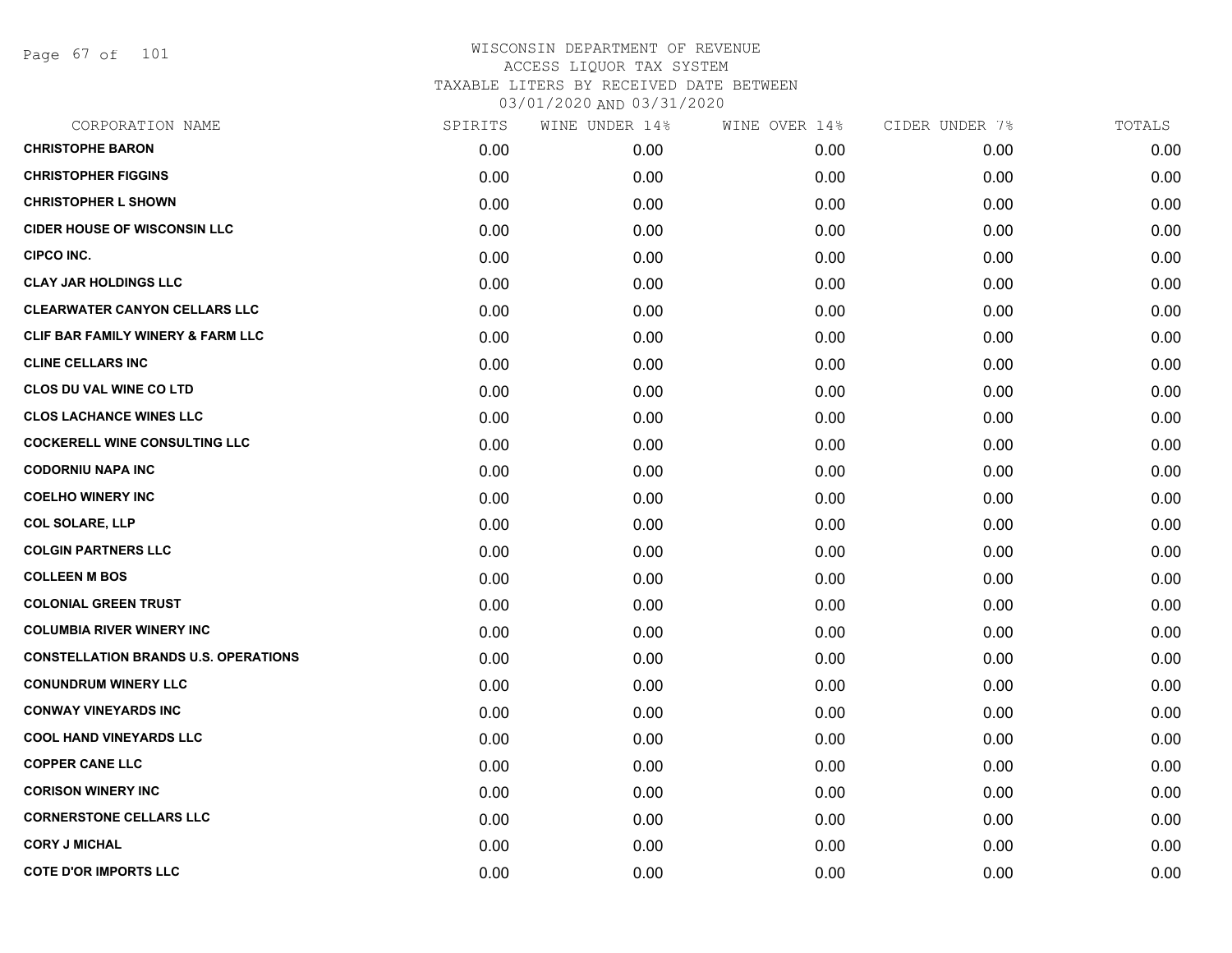WISCONSIN DEPARTMENT OF REVENUE
ACCESS LIQUOR TAX SYSTEM
TAXABLE LITERS BY RECEIVED DATE BETWEEN
03/01/2020 AND 03/31/2020

| CORPORATION NAME | SPIRITS | WINE UNDER 14% | WINE OVER 14% | CIDER UNDER 7% | TOTALS |
|---|---|---|---|---|---|
| CHRISTOPHE BARON | 0.00 | 0.00 | 0.00 | 0.00 | 0.00 |
| CHRISTOPHER FIGGINS | 0.00 | 0.00 | 0.00 | 0.00 | 0.00 |
| CHRISTOPHER L SHOWN | 0.00 | 0.00 | 0.00 | 0.00 | 0.00 |
| CIDER HOUSE OF WISCONSIN LLC | 0.00 | 0.00 | 0.00 | 0.00 | 0.00 |
| CIPCO INC. | 0.00 | 0.00 | 0.00 | 0.00 | 0.00 |
| CLAY JAR HOLDINGS LLC | 0.00 | 0.00 | 0.00 | 0.00 | 0.00 |
| CLEARWATER CANYON CELLARS LLC | 0.00 | 0.00 | 0.00 | 0.00 | 0.00 |
| CLIF BAR FAMILY WINERY & FARM LLC | 0.00 | 0.00 | 0.00 | 0.00 | 0.00 |
| CLINE CELLARS INC | 0.00 | 0.00 | 0.00 | 0.00 | 0.00 |
| CLOS DU VAL WINE CO LTD | 0.00 | 0.00 | 0.00 | 0.00 | 0.00 |
| CLOS LACHANCE WINES LLC | 0.00 | 0.00 | 0.00 | 0.00 | 0.00 |
| COCKERELL WINE CONSULTING LLC | 0.00 | 0.00 | 0.00 | 0.00 | 0.00 |
| CODORNIU NAPA INC | 0.00 | 0.00 | 0.00 | 0.00 | 0.00 |
| COELHO WINERY INC | 0.00 | 0.00 | 0.00 | 0.00 | 0.00 |
| COL SOLARE, LLP | 0.00 | 0.00 | 0.00 | 0.00 | 0.00 |
| COLGIN PARTNERS LLC | 0.00 | 0.00 | 0.00 | 0.00 | 0.00 |
| COLLEEN M BOS | 0.00 | 0.00 | 0.00 | 0.00 | 0.00 |
| COLONIAL GREEN TRUST | 0.00 | 0.00 | 0.00 | 0.00 | 0.00 |
| COLUMBIA RIVER WINERY INC | 0.00 | 0.00 | 0.00 | 0.00 | 0.00 |
| CONSTELLATION BRANDS U.S. OPERATIONS | 0.00 | 0.00 | 0.00 | 0.00 | 0.00 |
| CONUNDRUM WINERY LLC | 0.00 | 0.00 | 0.00 | 0.00 | 0.00 |
| CONWAY VINEYARDS INC | 0.00 | 0.00 | 0.00 | 0.00 | 0.00 |
| COOL HAND VINEYARDS LLC | 0.00 | 0.00 | 0.00 | 0.00 | 0.00 |
| COPPER CANE LLC | 0.00 | 0.00 | 0.00 | 0.00 | 0.00 |
| CORISON WINERY INC | 0.00 | 0.00 | 0.00 | 0.00 | 0.00 |
| CORNERSTONE CELLARS LLC | 0.00 | 0.00 | 0.00 | 0.00 | 0.00 |
| CORY J MICHAL | 0.00 | 0.00 | 0.00 | 0.00 | 0.00 |
| COTE D'OR IMPORTS LLC | 0.00 | 0.00 | 0.00 | 0.00 | 0.00 |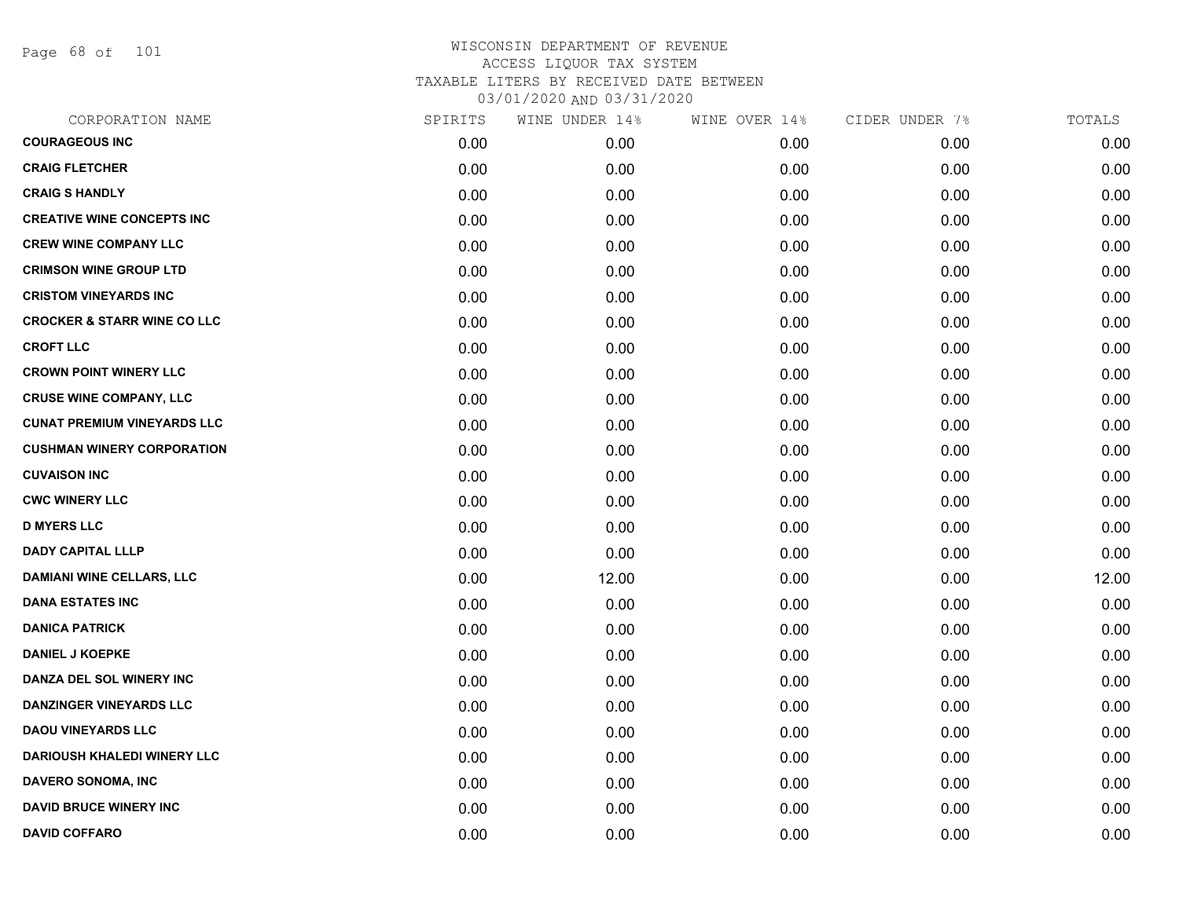# WISCONSIN DEPARTMENT OF REVENUE
## ACCESS LIQUOR TAX SYSTEM
## TAXABLE LITERS BY RECEIVED DATE BETWEEN 03/01/2020 AND 03/31/2020

| CORPORATION NAME | SPIRITS | WINE UNDER 14% | WINE OVER 14% | CIDER UNDER 7% | TOTALS |
|---|---|---|---|---|---|
| COURAGEOUS INC | 0.00 | 0.00 | 0.00 | 0.00 | 0.00 |
| CRAIG FLETCHER | 0.00 | 0.00 | 0.00 | 0.00 | 0.00 |
| CRAIG S HANDLY | 0.00 | 0.00 | 0.00 | 0.00 | 0.00 |
| CREATIVE WINE CONCEPTS INC | 0.00 | 0.00 | 0.00 | 0.00 | 0.00 |
| CREW WINE COMPANY LLC | 0.00 | 0.00 | 0.00 | 0.00 | 0.00 |
| CRIMSON WINE GROUP LTD | 0.00 | 0.00 | 0.00 | 0.00 | 0.00 |
| CRISTOM VINEYARDS INC | 0.00 | 0.00 | 0.00 | 0.00 | 0.00 |
| CROCKER & STARR WINE CO LLC | 0.00 | 0.00 | 0.00 | 0.00 | 0.00 |
| CROFT LLC | 0.00 | 0.00 | 0.00 | 0.00 | 0.00 |
| CROWN POINT WINERY LLC | 0.00 | 0.00 | 0.00 | 0.00 | 0.00 |
| CRUSE WINE COMPANY, LLC | 0.00 | 0.00 | 0.00 | 0.00 | 0.00 |
| CUNAT PREMIUM VINEYARDS LLC | 0.00 | 0.00 | 0.00 | 0.00 | 0.00 |
| CUSHMAN WINERY CORPORATION | 0.00 | 0.00 | 0.00 | 0.00 | 0.00 |
| CUVAISON INC | 0.00 | 0.00 | 0.00 | 0.00 | 0.00 |
| CWC WINERY LLC | 0.00 | 0.00 | 0.00 | 0.00 | 0.00 |
| D MYERS LLC | 0.00 | 0.00 | 0.00 | 0.00 | 0.00 |
| DADY CAPITAL LLLP | 0.00 | 0.00 | 0.00 | 0.00 | 0.00 |
| DAMIANI WINE CELLARS, LLC | 0.00 | 12.00 | 0.00 | 0.00 | 12.00 |
| DANA ESTATES INC | 0.00 | 0.00 | 0.00 | 0.00 | 0.00 |
| DANICA PATRICK | 0.00 | 0.00 | 0.00 | 0.00 | 0.00 |
| DANIEL J KOEPKE | 0.00 | 0.00 | 0.00 | 0.00 | 0.00 |
| DANZA DEL SOL WINERY INC | 0.00 | 0.00 | 0.00 | 0.00 | 0.00 |
| DANZINGER VINEYARDS LLC | 0.00 | 0.00 | 0.00 | 0.00 | 0.00 |
| DAOU VINEYARDS LLC | 0.00 | 0.00 | 0.00 | 0.00 | 0.00 |
| DARIOUSH KHALEDI WINERY LLC | 0.00 | 0.00 | 0.00 | 0.00 | 0.00 |
| DAVERO SONOMA, INC | 0.00 | 0.00 | 0.00 | 0.00 | 0.00 |
| DAVID BRUCE WINERY INC | 0.00 | 0.00 | 0.00 | 0.00 | 0.00 |
| DAVID COFFARO | 0.00 | 0.00 | 0.00 | 0.00 | 0.00 |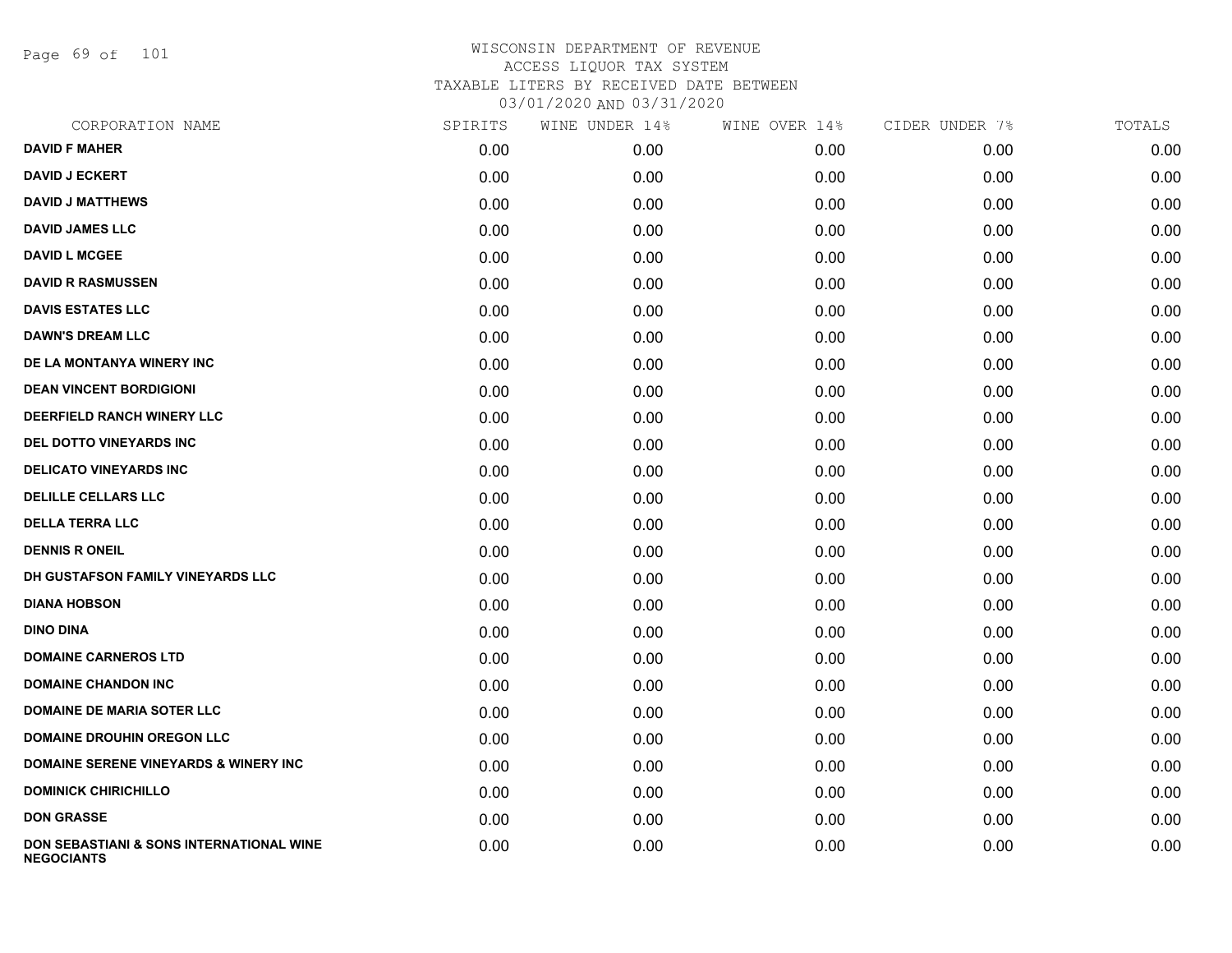WISCONSIN DEPARTMENT OF REVENUE
ACCESS LIQUOR TAX SYSTEM
TAXABLE LITERS BY RECEIVED DATE BETWEEN
03/01/2020 AND 03/31/2020

| CORPORATION NAME | SPIRITS | WINE UNDER 14% | WINE OVER 14% | CIDER UNDER 7% | TOTALS |
|---|---|---|---|---|---|
| **DAVID F MAHER** | 0.00 | 0.00 | 0.00 | 0.00 | 0.00 |
| **DAVID J ECKERT** | 0.00 | 0.00 | 0.00 | 0.00 | 0.00 |
| **DAVID J MATTHEWS** | 0.00 | 0.00 | 0.00 | 0.00 | 0.00 |
| **DAVID JAMES LLC** | 0.00 | 0.00 | 0.00 | 0.00 | 0.00 |
| **DAVID L MCGEE** | 0.00 | 0.00 | 0.00 | 0.00 | 0.00 |
| **DAVID R RASMUSSEN** | 0.00 | 0.00 | 0.00 | 0.00 | 0.00 |
| **DAVIS ESTATES LLC** | 0.00 | 0.00 | 0.00 | 0.00 | 0.00 |
| **DAWN'S DREAM LLC** | 0.00 | 0.00 | 0.00 | 0.00 | 0.00 |
| **DE LA MONTANYA WINERY INC** | 0.00 | 0.00 | 0.00 | 0.00 | 0.00 |
| **DEAN VINCENT BORDIGIONI** | 0.00 | 0.00 | 0.00 | 0.00 | 0.00 |
| **DEERFIELD RANCH WINERY LLC** | 0.00 | 0.00 | 0.00 | 0.00 | 0.00 |
| **DEL DOTTO VINEYARDS INC** | 0.00 | 0.00 | 0.00 | 0.00 | 0.00 |
| **DELICATO VINEYARDS INC** | 0.00 | 0.00 | 0.00 | 0.00 | 0.00 |
| **DELILLE CELLARS LLC** | 0.00 | 0.00 | 0.00 | 0.00 | 0.00 |
| **DELLA TERRA LLC** | 0.00 | 0.00 | 0.00 | 0.00 | 0.00 |
| **DENNIS R ONEIL** | 0.00 | 0.00 | 0.00 | 0.00 | 0.00 |
| **DH GUSTAFSON FAMILY VINEYARDS LLC** | 0.00 | 0.00 | 0.00 | 0.00 | 0.00 |
| **DIANA HOBSON** | 0.00 | 0.00 | 0.00 | 0.00 | 0.00 |
| **DINO DINA** | 0.00 | 0.00 | 0.00 | 0.00 | 0.00 |
| **DOMAINE CARNEROS LTD** | 0.00 | 0.00 | 0.00 | 0.00 | 0.00 |
| **DOMAINE CHANDON INC** | 0.00 | 0.00 | 0.00 | 0.00 | 0.00 |
| **DOMAINE DE MARIA SOTER LLC** | 0.00 | 0.00 | 0.00 | 0.00 | 0.00 |
| **DOMAINE DROUHIN OREGON LLC** | 0.00 | 0.00 | 0.00 | 0.00 | 0.00 |
| **DOMAINE SERENE VINEYARDS & WINERY INC** | 0.00 | 0.00 | 0.00 | 0.00 | 0.00 |
| **DOMINICK CHIRICHILLO** | 0.00 | 0.00 | 0.00 | 0.00 | 0.00 |
| **DON GRASSE** | 0.00 | 0.00 | 0.00 | 0.00 | 0.00 |
| **DON SEBASTIANI & SONS INTERNATIONAL WINE NEGOCIANTS** | 0.00 | 0.00 | 0.00 | 0.00 | 0.00 |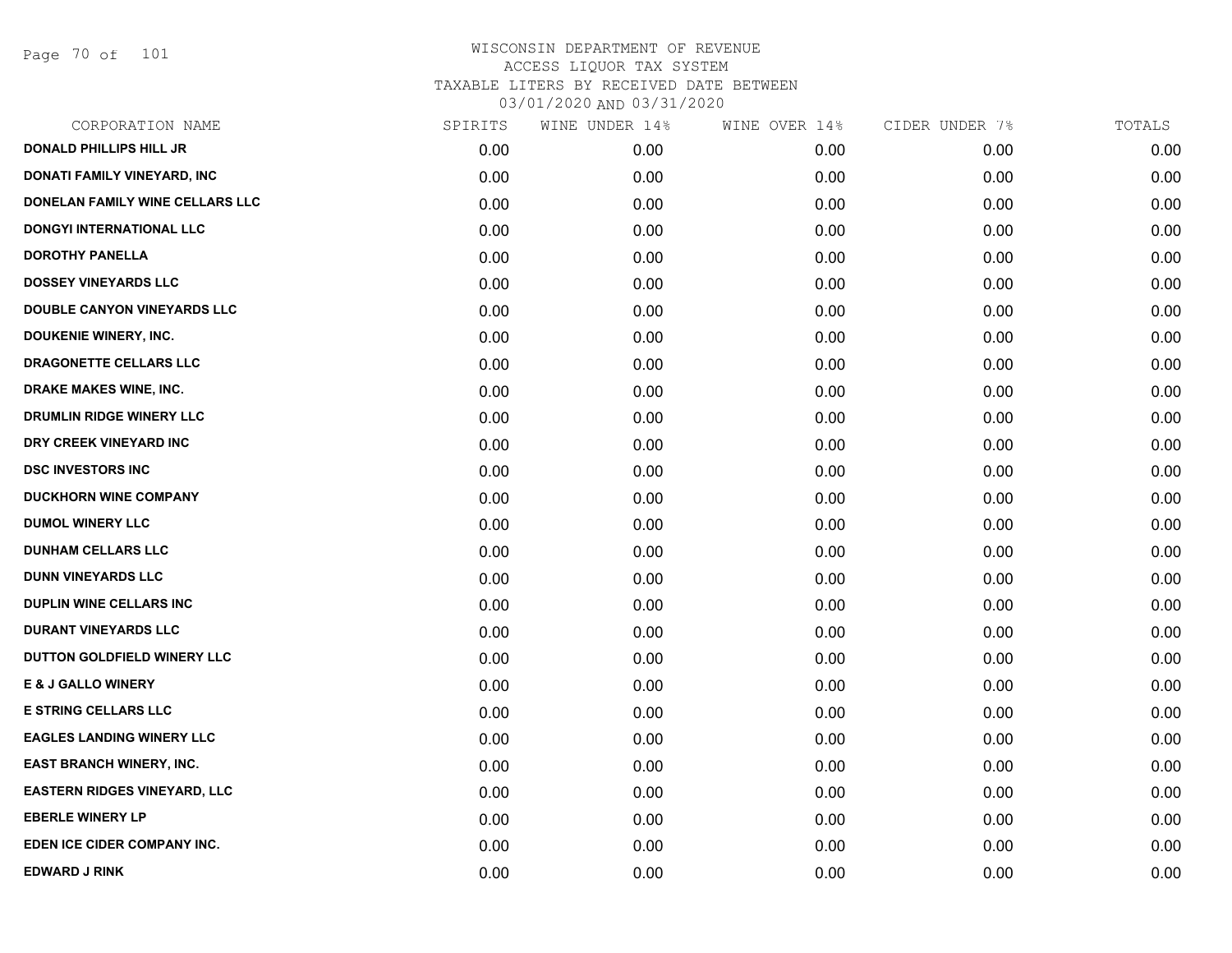WISCONSIN DEPARTMENT OF REVENUE
ACCESS LIQUOR TAX SYSTEM
TAXABLE LITERS BY RECEIVED DATE BETWEEN
03/01/2020 AND 03/31/2020

| CORPORATION NAME | SPIRITS | WINE UNDER 14% | WINE OVER 14% | CIDER UNDER 7% | TOTALS |
|---|---|---|---|---|---|
| DONALD PHILLIPS HILL JR | 0.00 | 0.00 | 0.00 | 0.00 | 0.00 |
| DONATI FAMILY VINEYARD, INC | 0.00 | 0.00 | 0.00 | 0.00 | 0.00 |
| DONELAN FAMILY WINE CELLARS LLC | 0.00 | 0.00 | 0.00 | 0.00 | 0.00 |
| DONGYI INTERNATIONAL LLC | 0.00 | 0.00 | 0.00 | 0.00 | 0.00 |
| DOROTHY PANELLA | 0.00 | 0.00 | 0.00 | 0.00 | 0.00 |
| DOSSEY VINEYARDS LLC | 0.00 | 0.00 | 0.00 | 0.00 | 0.00 |
| DOUBLE CANYON VINEYARDS LLC | 0.00 | 0.00 | 0.00 | 0.00 | 0.00 |
| DOUKENIE WINERY, INC. | 0.00 | 0.00 | 0.00 | 0.00 | 0.00 |
| DRAGONETTE CELLARS LLC | 0.00 | 0.00 | 0.00 | 0.00 | 0.00 |
| DRAKE MAKES WINE, INC. | 0.00 | 0.00 | 0.00 | 0.00 | 0.00 |
| DRUMLIN RIDGE WINERY LLC | 0.00 | 0.00 | 0.00 | 0.00 | 0.00 |
| DRY CREEK VINEYARD INC | 0.00 | 0.00 | 0.00 | 0.00 | 0.00 |
| DSC INVESTORS INC | 0.00 | 0.00 | 0.00 | 0.00 | 0.00 |
| DUCKHORN WINE COMPANY | 0.00 | 0.00 | 0.00 | 0.00 | 0.00 |
| DUMOL WINERY LLC | 0.00 | 0.00 | 0.00 | 0.00 | 0.00 |
| DUNHAM CELLARS LLC | 0.00 | 0.00 | 0.00 | 0.00 | 0.00 |
| DUNN VINEYARDS LLC | 0.00 | 0.00 | 0.00 | 0.00 | 0.00 |
| DUPLIN WINE CELLARS INC | 0.00 | 0.00 | 0.00 | 0.00 | 0.00 |
| DURANT VINEYARDS LLC | 0.00 | 0.00 | 0.00 | 0.00 | 0.00 |
| DUTTON GOLDFIELD WINERY LLC | 0.00 | 0.00 | 0.00 | 0.00 | 0.00 |
| E & J GALLO WINERY | 0.00 | 0.00 | 0.00 | 0.00 | 0.00 |
| E STRING CELLARS LLC | 0.00 | 0.00 | 0.00 | 0.00 | 0.00 |
| EAGLES LANDING WINERY LLC | 0.00 | 0.00 | 0.00 | 0.00 | 0.00 |
| EAST BRANCH WINERY, INC. | 0.00 | 0.00 | 0.00 | 0.00 | 0.00 |
| EASTERN RIDGES VINEYARD, LLC | 0.00 | 0.00 | 0.00 | 0.00 | 0.00 |
| EBERLE WINERY LP | 0.00 | 0.00 | 0.00 | 0.00 | 0.00 |
| EDEN ICE CIDER COMPANY INC. | 0.00 | 0.00 | 0.00 | 0.00 | 0.00 |
| EDWARD J RINK | 0.00 | 0.00 | 0.00 | 0.00 | 0.00 |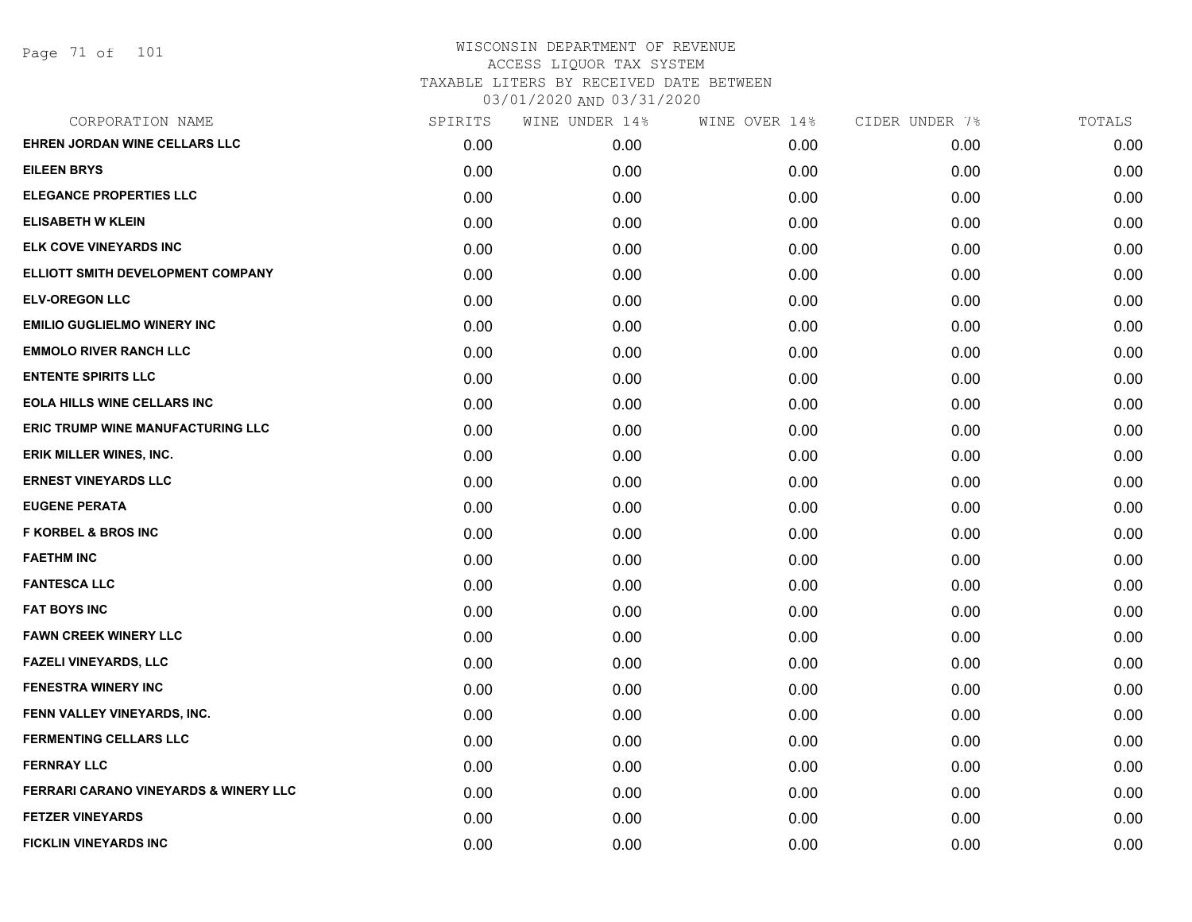# WISCONSIN DEPARTMENT OF REVENUE
## ACCESS LIQUOR TAX SYSTEM
### TAXABLE LITERS BY RECEIVED DATE BETWEEN 03/01/2020 AND 03/31/2020

| CORPORATION NAME | SPIRITS | WINE UNDER 14% | WINE OVER 14% | CIDER UNDER 7% | TOTALS |
|---|---|---|---|---|---|
| EHREN JORDAN WINE CELLARS LLC | 0.00 | 0.00 | 0.00 | 0.00 | 0.00 |
| EILEEN BRYS | 0.00 | 0.00 | 0.00 | 0.00 | 0.00 |
| ELEGANCE PROPERTIES LLC | 0.00 | 0.00 | 0.00 | 0.00 | 0.00 |
| ELISABETH W KLEIN | 0.00 | 0.00 | 0.00 | 0.00 | 0.00 |
| ELK COVE VINEYARDS INC | 0.00 | 0.00 | 0.00 | 0.00 | 0.00 |
| ELLIOTT SMITH DEVELOPMENT COMPANY | 0.00 | 0.00 | 0.00 | 0.00 | 0.00 |
| ELV-OREGON LLC | 0.00 | 0.00 | 0.00 | 0.00 | 0.00 |
| EMILIO GUGLIELMO WINERY INC | 0.00 | 0.00 | 0.00 | 0.00 | 0.00 |
| EMMOLO RIVER RANCH LLC | 0.00 | 0.00 | 0.00 | 0.00 | 0.00 |
| ENTENTE SPIRITS LLC | 0.00 | 0.00 | 0.00 | 0.00 | 0.00 |
| EOLA HILLS WINE CELLARS INC | 0.00 | 0.00 | 0.00 | 0.00 | 0.00 |
| ERIC TRUMP WINE MANUFACTURING LLC | 0.00 | 0.00 | 0.00 | 0.00 | 0.00 |
| ERIK MILLER WINES, INC. | 0.00 | 0.00 | 0.00 | 0.00 | 0.00 |
| ERNEST VINEYARDS LLC | 0.00 | 0.00 | 0.00 | 0.00 | 0.00 |
| EUGENE PERATA | 0.00 | 0.00 | 0.00 | 0.00 | 0.00 |
| F KORBEL & BROS INC | 0.00 | 0.00 | 0.00 | 0.00 | 0.00 |
| FAETHM INC | 0.00 | 0.00 | 0.00 | 0.00 | 0.00 |
| FANTESCA LLC | 0.00 | 0.00 | 0.00 | 0.00 | 0.00 |
| FAT BOYS INC | 0.00 | 0.00 | 0.00 | 0.00 | 0.00 |
| FAWN CREEK WINERY LLC | 0.00 | 0.00 | 0.00 | 0.00 | 0.00 |
| FAZELI VINEYARDS, LLC | 0.00 | 0.00 | 0.00 | 0.00 | 0.00 |
| FENESTRA WINERY INC | 0.00 | 0.00 | 0.00 | 0.00 | 0.00 |
| FENN VALLEY VINEYARDS, INC. | 0.00 | 0.00 | 0.00 | 0.00 | 0.00 |
| FERMENTING CELLARS LLC | 0.00 | 0.00 | 0.00 | 0.00 | 0.00 |
| FERNRAY LLC | 0.00 | 0.00 | 0.00 | 0.00 | 0.00 |
| FERRARI CARANO VINEYARDS & WINERY LLC | 0.00 | 0.00 | 0.00 | 0.00 | 0.00 |
| FETZER VINEYARDS | 0.00 | 0.00 | 0.00 | 0.00 | 0.00 |
| FICKLIN VINEYARDS INC | 0.00 | 0.00 | 0.00 | 0.00 | 0.00 |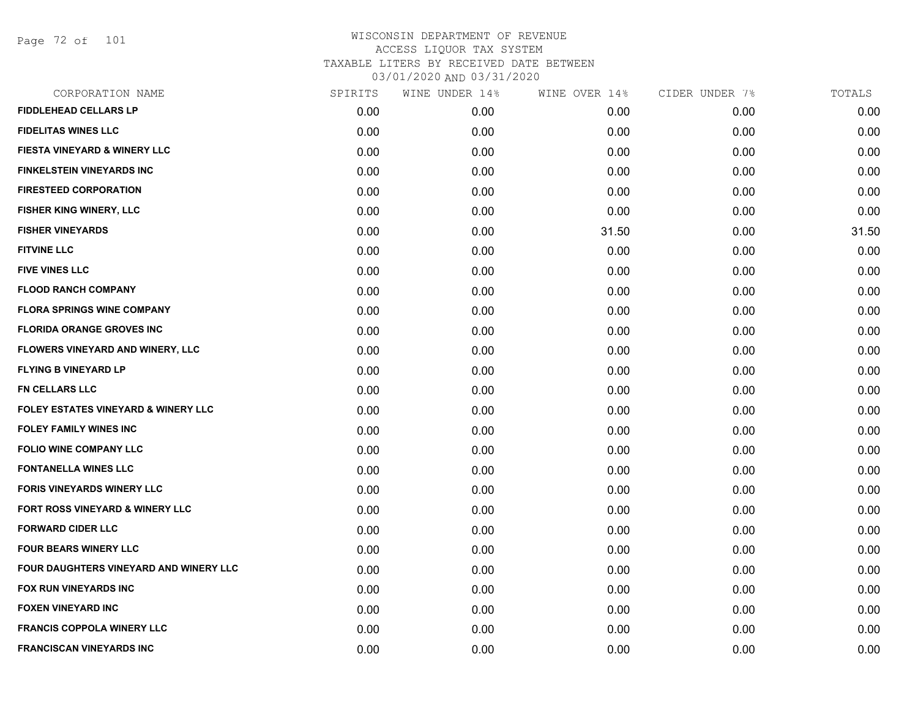WISCONSIN DEPARTMENT OF REVENUE
ACCESS LIQUOR TAX SYSTEM
TAXABLE LITERS BY RECEIVED DATE BETWEEN
03/01/2020 AND 03/31/2020

| CORPORATION NAME | SPIRITS | WINE UNDER 14% | WINE OVER 14% | CIDER UNDER 7% | TOTALS |
|---|---|---|---|---|---|
| FIDDLEHEAD CELLARS LP | 0.00 | 0.00 | 0.00 | 0.00 | 0.00 |
| FIDELITAS WINES LLC | 0.00 | 0.00 | 0.00 | 0.00 | 0.00 |
| FIESTA VINEYARD & WINERY LLC | 0.00 | 0.00 | 0.00 | 0.00 | 0.00 |
| FINKELSTEIN VINEYARDS INC | 0.00 | 0.00 | 0.00 | 0.00 | 0.00 |
| FIRESTEED CORPORATION | 0.00 | 0.00 | 0.00 | 0.00 | 0.00 |
| FISHER KING WINERY, LLC | 0.00 | 0.00 | 0.00 | 0.00 | 0.00 |
| FISHER VINEYARDS | 0.00 | 0.00 | 31.50 | 0.00 | 31.50 |
| FITVINE LLC | 0.00 | 0.00 | 0.00 | 0.00 | 0.00 |
| FIVE VINES LLC | 0.00 | 0.00 | 0.00 | 0.00 | 0.00 |
| FLOOD RANCH COMPANY | 0.00 | 0.00 | 0.00 | 0.00 | 0.00 |
| FLORA SPRINGS WINE COMPANY | 0.00 | 0.00 | 0.00 | 0.00 | 0.00 |
| FLORIDA ORANGE GROVES INC | 0.00 | 0.00 | 0.00 | 0.00 | 0.00 |
| FLOWERS VINEYARD AND WINERY, LLC | 0.00 | 0.00 | 0.00 | 0.00 | 0.00 |
| FLYING B VINEYARD LP | 0.00 | 0.00 | 0.00 | 0.00 | 0.00 |
| FN CELLARS LLC | 0.00 | 0.00 | 0.00 | 0.00 | 0.00 |
| FOLEY ESTATES VINEYARD & WINERY LLC | 0.00 | 0.00 | 0.00 | 0.00 | 0.00 |
| FOLEY FAMILY WINES INC | 0.00 | 0.00 | 0.00 | 0.00 | 0.00 |
| FOLIO WINE COMPANY LLC | 0.00 | 0.00 | 0.00 | 0.00 | 0.00 |
| FONTANELLA WINES LLC | 0.00 | 0.00 | 0.00 | 0.00 | 0.00 |
| FORIS VINEYARDS WINERY LLC | 0.00 | 0.00 | 0.00 | 0.00 | 0.00 |
| FORT ROSS VINEYARD & WINERY LLC | 0.00 | 0.00 | 0.00 | 0.00 | 0.00 |
| FORWARD CIDER LLC | 0.00 | 0.00 | 0.00 | 0.00 | 0.00 |
| FOUR BEARS WINERY LLC | 0.00 | 0.00 | 0.00 | 0.00 | 0.00 |
| FOUR DAUGHTERS VINEYARD AND WINERY LLC | 0.00 | 0.00 | 0.00 | 0.00 | 0.00 |
| FOX RUN VINEYARDS INC | 0.00 | 0.00 | 0.00 | 0.00 | 0.00 |
| FOXEN VINEYARD INC | 0.00 | 0.00 | 0.00 | 0.00 | 0.00 |
| FRANCIS COPPOLA WINERY LLC | 0.00 | 0.00 | 0.00 | 0.00 | 0.00 |
| FRANCISCAN VINEYARDS INC | 0.00 | 0.00 | 0.00 | 0.00 | 0.00 |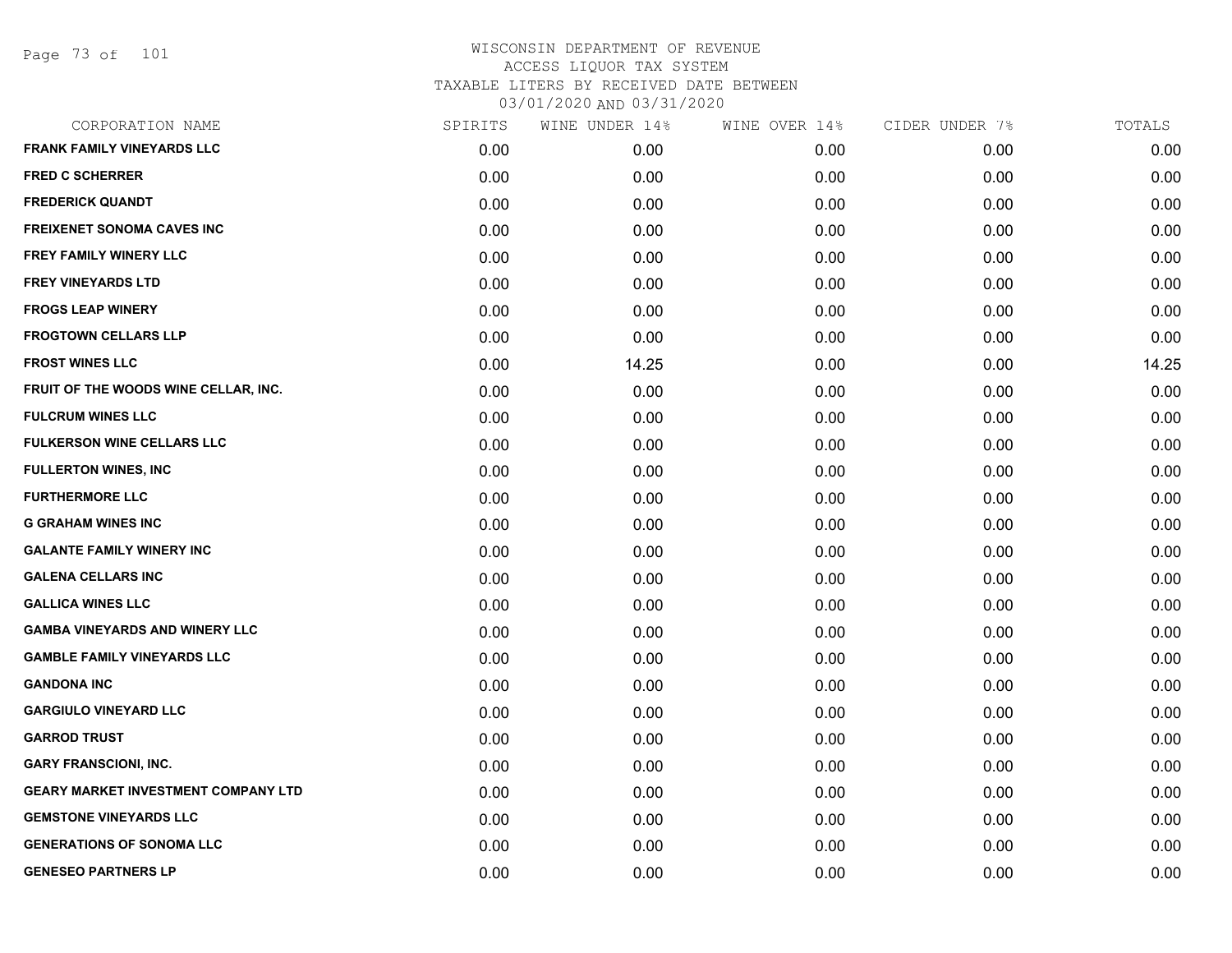WISCONSIN DEPARTMENT OF REVENUE
ACCESS LIQUOR TAX SYSTEM
TAXABLE LITERS BY RECEIVED DATE BETWEEN
03/01/2020 AND 03/31/2020

| CORPORATION NAME | SPIRITS | WINE UNDER 14% | WINE OVER 14% | CIDER UNDER 7% | TOTALS |
|---|---|---|---|---|---|
| FRANK FAMILY VINEYARDS LLC | 0.00 | 0.00 | 0.00 | 0.00 | 0.00 |
| FRED C SCHERRER | 0.00 | 0.00 | 0.00 | 0.00 | 0.00 |
| FREDERICK QUANDT | 0.00 | 0.00 | 0.00 | 0.00 | 0.00 |
| FREIXENET SONOMA CAVES INC | 0.00 | 0.00 | 0.00 | 0.00 | 0.00 |
| FREY FAMILY WINERY LLC | 0.00 | 0.00 | 0.00 | 0.00 | 0.00 |
| FREY VINEYARDS LTD | 0.00 | 0.00 | 0.00 | 0.00 | 0.00 |
| FROGS LEAP WINERY | 0.00 | 0.00 | 0.00 | 0.00 | 0.00 |
| FROGTOWN CELLARS LLP | 0.00 | 0.00 | 0.00 | 0.00 | 0.00 |
| FROST WINES LLC | 0.00 | 14.25 | 0.00 | 0.00 | 14.25 |
| FRUIT OF THE WOODS WINE CELLAR, INC. | 0.00 | 0.00 | 0.00 | 0.00 | 0.00 |
| FULCRUM WINES LLC | 0.00 | 0.00 | 0.00 | 0.00 | 0.00 |
| FULKERSON WINE CELLARS LLC | 0.00 | 0.00 | 0.00 | 0.00 | 0.00 |
| FULLERTON WINES, INC | 0.00 | 0.00 | 0.00 | 0.00 | 0.00 |
| FURTHERMORE LLC | 0.00 | 0.00 | 0.00 | 0.00 | 0.00 |
| G GRAHAM WINES INC | 0.00 | 0.00 | 0.00 | 0.00 | 0.00 |
| GALANTE FAMILY WINERY INC | 0.00 | 0.00 | 0.00 | 0.00 | 0.00 |
| GALENA CELLARS INC | 0.00 | 0.00 | 0.00 | 0.00 | 0.00 |
| GALLICA WINES LLC | 0.00 | 0.00 | 0.00 | 0.00 | 0.00 |
| GAMBA VINEYARDS AND WINERY LLC | 0.00 | 0.00 | 0.00 | 0.00 | 0.00 |
| GAMBLE FAMILY VINEYARDS LLC | 0.00 | 0.00 | 0.00 | 0.00 | 0.00 |
| GANDONA INC | 0.00 | 0.00 | 0.00 | 0.00 | 0.00 |
| GARGIULO VINEYARD LLC | 0.00 | 0.00 | 0.00 | 0.00 | 0.00 |
| GARROD TRUST | 0.00 | 0.00 | 0.00 | 0.00 | 0.00 |
| GARY FRANSCIONI, INC. | 0.00 | 0.00 | 0.00 | 0.00 | 0.00 |
| GEARY MARKET INVESTMENT COMPANY LTD | 0.00 | 0.00 | 0.00 | 0.00 | 0.00 |
| GEMSTONE VINEYARDS LLC | 0.00 | 0.00 | 0.00 | 0.00 | 0.00 |
| GENERATIONS OF SONOMA LLC | 0.00 | 0.00 | 0.00 | 0.00 | 0.00 |
| GENESEO PARTNERS LP | 0.00 | 0.00 | 0.00 | 0.00 | 0.00 |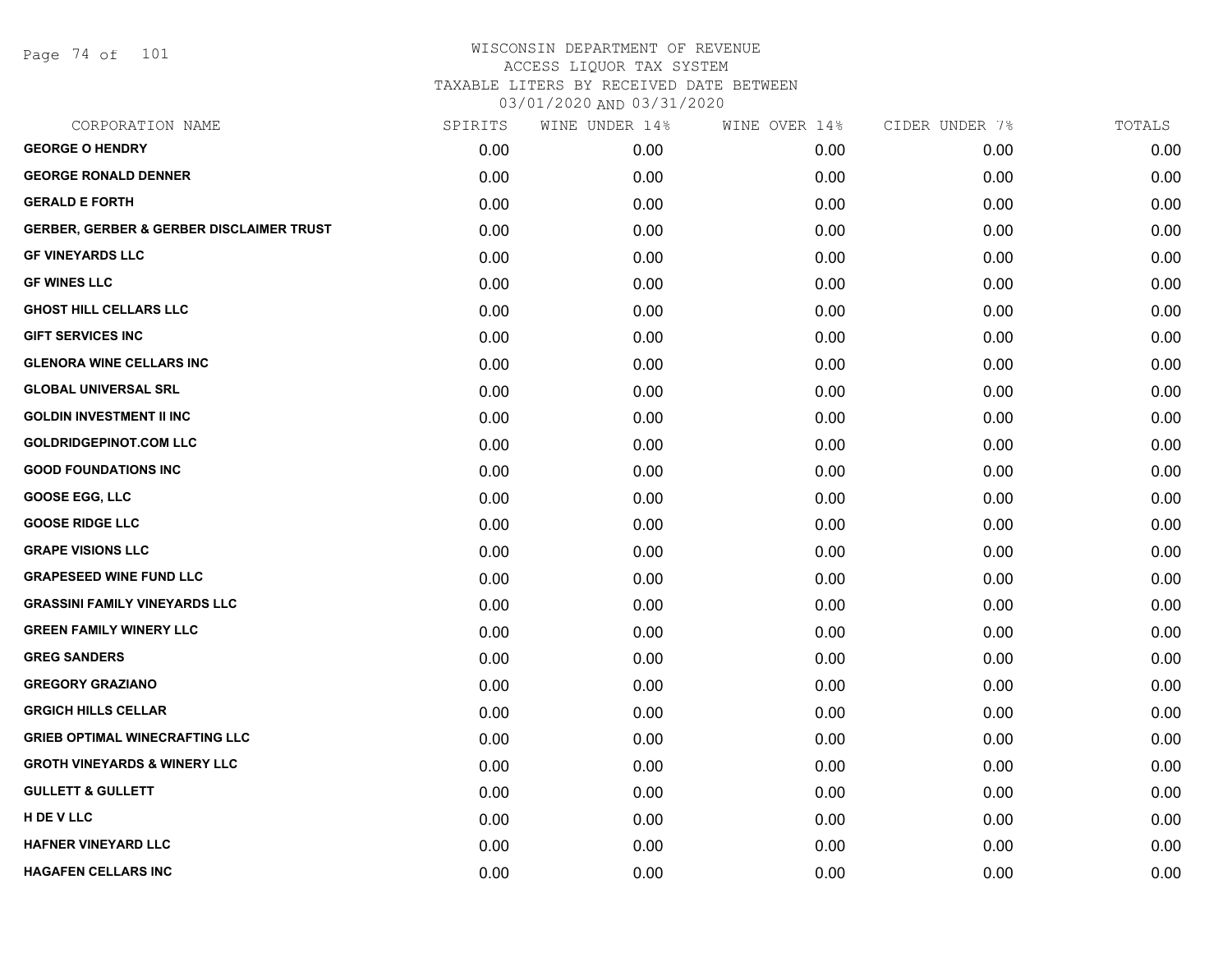# WISCONSIN DEPARTMENT OF REVENUE
## ACCESS LIQUOR TAX SYSTEM
### TAXABLE LITERS BY RECEIVED DATE BETWEEN 03/01/2020 AND 03/31/2020

| CORPORATION NAME | SPIRITS | WINE UNDER 14% | WINE OVER 14% | CIDER UNDER 7% | TOTALS |
|---|---|---|---|---|---|
| GEORGE O HENDRY | 0.00 | 0.00 | 0.00 | 0.00 | 0.00 |
| GEORGE RONALD DENNER | 0.00 | 0.00 | 0.00 | 0.00 | 0.00 |
| GERALD E FORTH | 0.00 | 0.00 | 0.00 | 0.00 | 0.00 |
| GERBER, GERBER & GERBER DISCLAIMER TRUST | 0.00 | 0.00 | 0.00 | 0.00 | 0.00 |
| GF VINEYARDS LLC | 0.00 | 0.00 | 0.00 | 0.00 | 0.00 |
| GF WINES LLC | 0.00 | 0.00 | 0.00 | 0.00 | 0.00 |
| GHOST HILL CELLARS LLC | 0.00 | 0.00 | 0.00 | 0.00 | 0.00 |
| GIFT SERVICES INC | 0.00 | 0.00 | 0.00 | 0.00 | 0.00 |
| GLENORA WINE CELLARS INC | 0.00 | 0.00 | 0.00 | 0.00 | 0.00 |
| GLOBAL UNIVERSAL SRL | 0.00 | 0.00 | 0.00 | 0.00 | 0.00 |
| GOLDIN INVESTMENT II INC | 0.00 | 0.00 | 0.00 | 0.00 | 0.00 |
| GOLDRIDGEPINOT.COM LLC | 0.00 | 0.00 | 0.00 | 0.00 | 0.00 |
| GOOD FOUNDATIONS INC | 0.00 | 0.00 | 0.00 | 0.00 | 0.00 |
| GOOSE EGG, LLC | 0.00 | 0.00 | 0.00 | 0.00 | 0.00 |
| GOOSE RIDGE LLC | 0.00 | 0.00 | 0.00 | 0.00 | 0.00 |
| GRAPE VISIONS LLC | 0.00 | 0.00 | 0.00 | 0.00 | 0.00 |
| GRAPESEED WINE FUND LLC | 0.00 | 0.00 | 0.00 | 0.00 | 0.00 |
| GRASSINI FAMILY VINEYARDS LLC | 0.00 | 0.00 | 0.00 | 0.00 | 0.00 |
| GREEN FAMILY WINERY LLC | 0.00 | 0.00 | 0.00 | 0.00 | 0.00 |
| GREG SANDERS | 0.00 | 0.00 | 0.00 | 0.00 | 0.00 |
| GREGORY GRAZIANO | 0.00 | 0.00 | 0.00 | 0.00 | 0.00 |
| GRGICH HILLS CELLAR | 0.00 | 0.00 | 0.00 | 0.00 | 0.00 |
| GRIEB OPTIMAL WINECRAFTING LLC | 0.00 | 0.00 | 0.00 | 0.00 | 0.00 |
| GROTH VINEYARDS & WINERY LLC | 0.00 | 0.00 | 0.00 | 0.00 | 0.00 |
| GULLETT & GULLETT | 0.00 | 0.00 | 0.00 | 0.00 | 0.00 |
| H DE V LLC | 0.00 | 0.00 | 0.00 | 0.00 | 0.00 |
| HAFNER VINEYARD LLC | 0.00 | 0.00 | 0.00 | 0.00 | 0.00 |
| HAGAFEN CELLARS INC | 0.00 | 0.00 | 0.00 | 0.00 | 0.00 |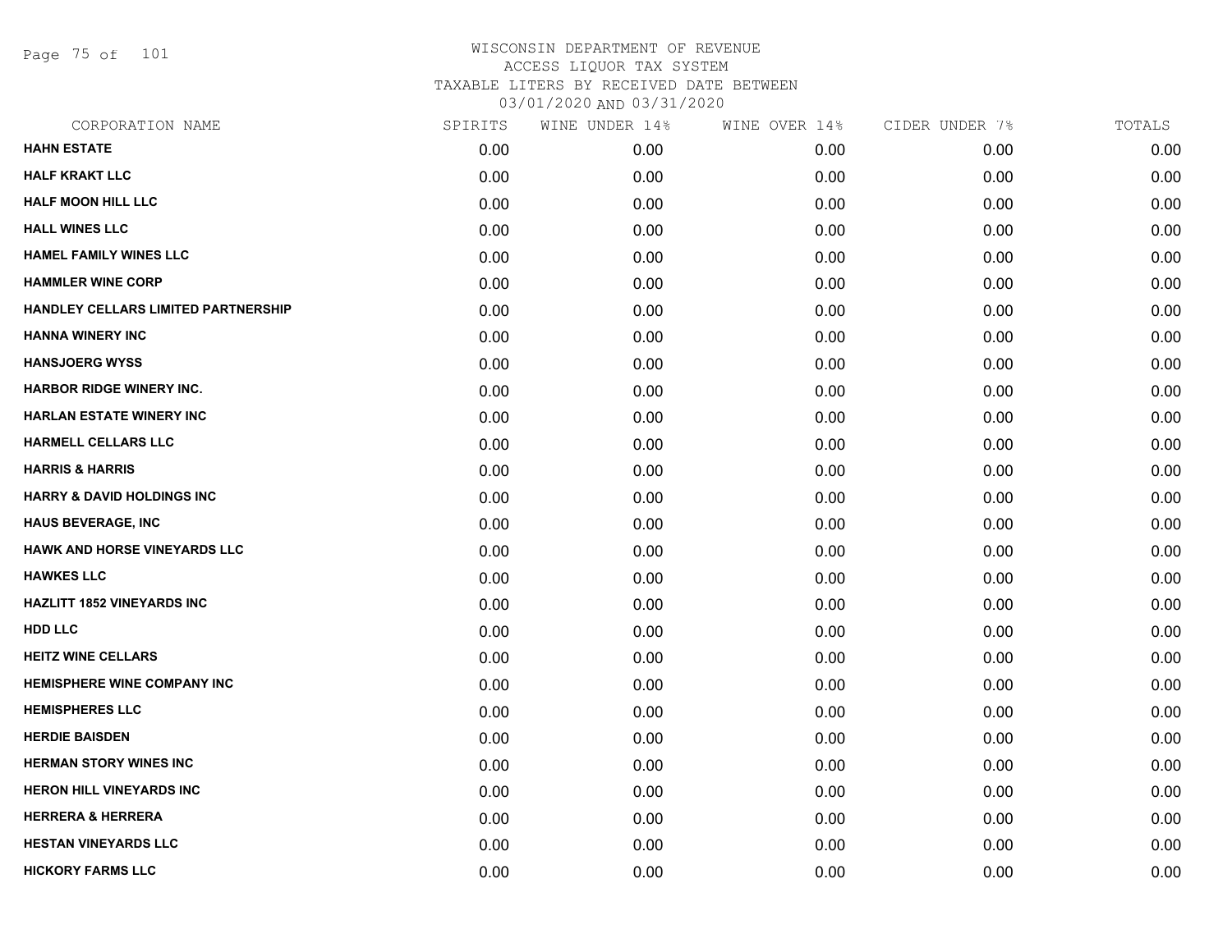# WISCONSIN DEPARTMENT OF REVENUE
## ACCESS LIQUOR TAX SYSTEM
## TAXABLE LITERS BY RECEIVED DATE BETWEEN
## 03/01/2020 AND 03/31/2020

| CORPORATION NAME | SPIRITS | WINE UNDER 14% | WINE OVER 14% | CIDER UNDER 7% | TOTALS |
|---|---|---|---|---|---|
| **HAHN ESTATE** | 0.00 | 0.00 | 0.00 | 0.00 | 0.00 |
| **HALF KRAKT LLC** | 0.00 | 0.00 | 0.00 | 0.00 | 0.00 |
| **HALF MOON HILL LLC** | 0.00 | 0.00 | 0.00 | 0.00 | 0.00 |
| **HALL WINES LLC** | 0.00 | 0.00 | 0.00 | 0.00 | 0.00 |
| **HAMEL FAMILY WINES LLC** | 0.00 | 0.00 | 0.00 | 0.00 | 0.00 |
| **HAMMLER WINE CORP** | 0.00 | 0.00 | 0.00 | 0.00 | 0.00 |
| **HANDLEY CELLARS LIMITED PARTNERSHIP** | 0.00 | 0.00 | 0.00 | 0.00 | 0.00 |
| **HANNA WINERY INC** | 0.00 | 0.00 | 0.00 | 0.00 | 0.00 |
| **HANSJOERG WYSS** | 0.00 | 0.00 | 0.00 | 0.00 | 0.00 |
| **HARBOR RIDGE WINERY INC.** | 0.00 | 0.00 | 0.00 | 0.00 | 0.00 |
| **HARLAN ESTATE WINERY INC** | 0.00 | 0.00 | 0.00 | 0.00 | 0.00 |
| **HARMELL CELLARS LLC** | 0.00 | 0.00 | 0.00 | 0.00 | 0.00 |
| **HARRIS & HARRIS** | 0.00 | 0.00 | 0.00 | 0.00 | 0.00 |
| **HARRY & DAVID HOLDINGS INC** | 0.00 | 0.00 | 0.00 | 0.00 | 0.00 |
| **HAUS BEVERAGE, INC** | 0.00 | 0.00 | 0.00 | 0.00 | 0.00 |
| **HAWK AND HORSE VINEYARDS LLC** | 0.00 | 0.00 | 0.00 | 0.00 | 0.00 |
| **HAWKES LLC** | 0.00 | 0.00 | 0.00 | 0.00 | 0.00 |
| **HAZLITT 1852 VINEYARDS INC** | 0.00 | 0.00 | 0.00 | 0.00 | 0.00 |
| **HDD LLC** | 0.00 | 0.00 | 0.00 | 0.00 | 0.00 |
| **HEITZ WINE CELLARS** | 0.00 | 0.00 | 0.00 | 0.00 | 0.00 |
| **HEMISPHERE WINE COMPANY INC** | 0.00 | 0.00 | 0.00 | 0.00 | 0.00 |
| **HEMISPHERES LLC** | 0.00 | 0.00 | 0.00 | 0.00 | 0.00 |
| **HERDIE BAISDEN** | 0.00 | 0.00 | 0.00 | 0.00 | 0.00 |
| **HERMAN STORY WINES INC** | 0.00 | 0.00 | 0.00 | 0.00 | 0.00 |
| **HERON HILL VINEYARDS INC** | 0.00 | 0.00 | 0.00 | 0.00 | 0.00 |
| **HERRERA & HERRERA** | 0.00 | 0.00 | 0.00 | 0.00 | 0.00 |
| **HESTAN VINEYARDS LLC** | 0.00 | 0.00 | 0.00 | 0.00 | 0.00 |
| **HICKORY FARMS LLC** | 0.00 | 0.00 | 0.00 | 0.00 | 0.00 |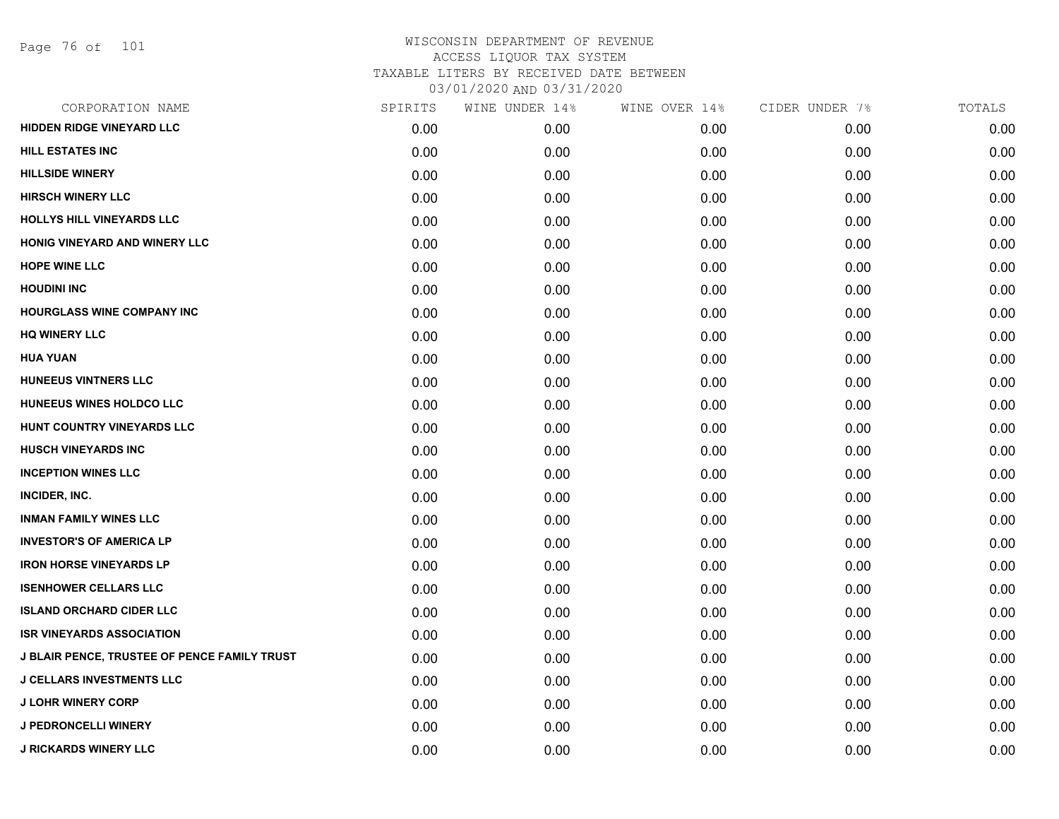WISCONSIN DEPARTMENT OF REVENUE
ACCESS LIQUOR TAX SYSTEM
TAXABLE LITERS BY RECEIVED DATE BETWEEN
03/01/2020 AND 03/31/2020

| CORPORATION NAME | SPIRITS | WINE UNDER 14% | WINE OVER 14% | CIDER UNDER 7% | TOTALS |
|---|---|---|---|---|---|
| HIDDEN RIDGE VINEYARD LLC | 0.00 | 0.00 | 0.00 | 0.00 | 0.00 |
| HILL ESTATES INC | 0.00 | 0.00 | 0.00 | 0.00 | 0.00 |
| HILLSIDE WINERY | 0.00 | 0.00 | 0.00 | 0.00 | 0.00 |
| HIRSCH WINERY LLC | 0.00 | 0.00 | 0.00 | 0.00 | 0.00 |
| HOLLYS HILL VINEYARDS LLC | 0.00 | 0.00 | 0.00 | 0.00 | 0.00 |
| HONIG VINEYARD AND WINERY LLC | 0.00 | 0.00 | 0.00 | 0.00 | 0.00 |
| HOPE WINE LLC | 0.00 | 0.00 | 0.00 | 0.00 | 0.00 |
| HOUDINI INC | 0.00 | 0.00 | 0.00 | 0.00 | 0.00 |
| HOURGLASS WINE COMPANY INC | 0.00 | 0.00 | 0.00 | 0.00 | 0.00 |
| HQ WINERY LLC | 0.00 | 0.00 | 0.00 | 0.00 | 0.00 |
| HUA YUAN | 0.00 | 0.00 | 0.00 | 0.00 | 0.00 |
| HUNEEUS VINTNERS LLC | 0.00 | 0.00 | 0.00 | 0.00 | 0.00 |
| HUNEEUS WINES HOLDCO LLC | 0.00 | 0.00 | 0.00 | 0.00 | 0.00 |
| HUNT COUNTRY VINEYARDS LLC | 0.00 | 0.00 | 0.00 | 0.00 | 0.00 |
| HUSCH VINEYARDS INC | 0.00 | 0.00 | 0.00 | 0.00 | 0.00 |
| INCEPTION WINES LLC | 0.00 | 0.00 | 0.00 | 0.00 | 0.00 |
| INCIDER, INC. | 0.00 | 0.00 | 0.00 | 0.00 | 0.00 |
| INMAN FAMILY WINES LLC | 0.00 | 0.00 | 0.00 | 0.00 | 0.00 |
| INVESTOR'S OF AMERICA LP | 0.00 | 0.00 | 0.00 | 0.00 | 0.00 |
| IRON HORSE VINEYARDS LP | 0.00 | 0.00 | 0.00 | 0.00 | 0.00 |
| ISENHOWER CELLARS LLC | 0.00 | 0.00 | 0.00 | 0.00 | 0.00 |
| ISLAND ORCHARD CIDER LLC | 0.00 | 0.00 | 0.00 | 0.00 | 0.00 |
| ISR VINEYARDS ASSOCIATION | 0.00 | 0.00 | 0.00 | 0.00 | 0.00 |
| J BLAIR PENCE, TRUSTEE OF PENCE FAMILY TRUST | 0.00 | 0.00 | 0.00 | 0.00 | 0.00 |
| J CELLARS INVESTMENTS LLC | 0.00 | 0.00 | 0.00 | 0.00 | 0.00 |
| J LOHR WINERY CORP | 0.00 | 0.00 | 0.00 | 0.00 | 0.00 |
| J PEDRONCELLI WINERY | 0.00 | 0.00 | 0.00 | 0.00 | 0.00 |
| J RICKARDS WINERY LLC | 0.00 | 0.00 | 0.00 | 0.00 | 0.00 |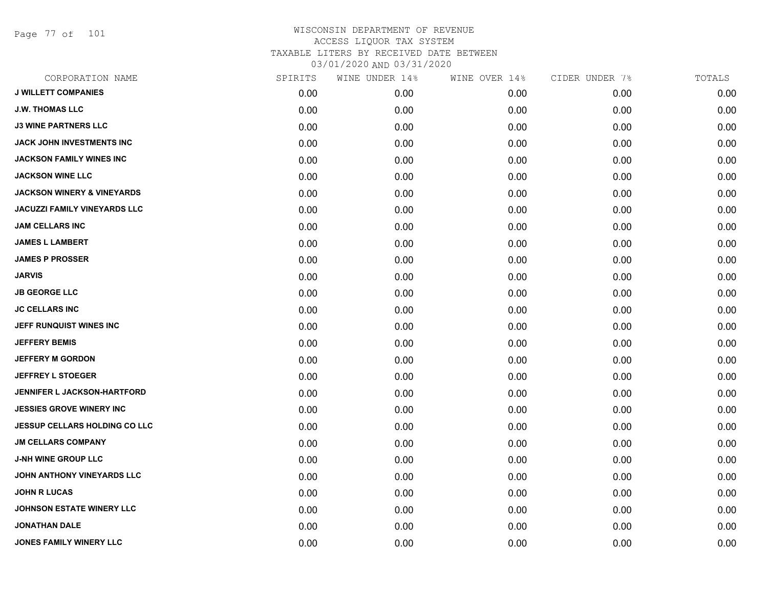WISCONSIN DEPARTMENT OF REVENUE
ACCESS LIQUOR TAX SYSTEM
TAXABLE LITERS BY RECEIVED DATE BETWEEN
03/01/2020 AND 03/31/2020

| CORPORATION NAME | SPIRITS | WINE UNDER 14% | WINE OVER 14% | CIDER UNDER 7% | TOTALS |
|---|---|---|---|---|---|
| **J WILLETT COMPANIES** | 0.00 | 0.00 | 0.00 | 0.00 | 0.00 |
| **J.W. THOMAS LLC** | 0.00 | 0.00 | 0.00 | 0.00 | 0.00 |
| **J3 WINE PARTNERS LLC** | 0.00 | 0.00 | 0.00 | 0.00 | 0.00 |
| **JACK JOHN INVESTMENTS INC** | 0.00 | 0.00 | 0.00 | 0.00 | 0.00 |
| **JACKSON FAMILY WINES INC** | 0.00 | 0.00 | 0.00 | 0.00 | 0.00 |
| **JACKSON WINE LLC** | 0.00 | 0.00 | 0.00 | 0.00 | 0.00 |
| **JACKSON WINERY & VINEYARDS** | 0.00 | 0.00 | 0.00 | 0.00 | 0.00 |
| **JACUZZI FAMILY VINEYARDS LLC** | 0.00 | 0.00 | 0.00 | 0.00 | 0.00 |
| **JAM CELLARS INC** | 0.00 | 0.00 | 0.00 | 0.00 | 0.00 |
| **JAMES L LAMBERT** | 0.00 | 0.00 | 0.00 | 0.00 | 0.00 |
| **JAMES P PROSSER** | 0.00 | 0.00 | 0.00 | 0.00 | 0.00 |
| **JARVIS** | 0.00 | 0.00 | 0.00 | 0.00 | 0.00 |
| **JB GEORGE LLC** | 0.00 | 0.00 | 0.00 | 0.00 | 0.00 |
| **JC CELLARS INC** | 0.00 | 0.00 | 0.00 | 0.00 | 0.00 |
| **JEFF RUNQUIST WINES INC** | 0.00 | 0.00 | 0.00 | 0.00 | 0.00 |
| **JEFFERY BEMIS** | 0.00 | 0.00 | 0.00 | 0.00 | 0.00 |
| **JEFFERY M GORDON** | 0.00 | 0.00 | 0.00 | 0.00 | 0.00 |
| **JEFFREY L STOEGER** | 0.00 | 0.00 | 0.00 | 0.00 | 0.00 |
| **JENNIFER L JACKSON-HARTFORD** | 0.00 | 0.00 | 0.00 | 0.00 | 0.00 |
| **JESSIES GROVE WINERY INC** | 0.00 | 0.00 | 0.00 | 0.00 | 0.00 |
| **JESSUP CELLARS HOLDING CO LLC** | 0.00 | 0.00 | 0.00 | 0.00 | 0.00 |
| **JM CELLARS COMPANY** | 0.00 | 0.00 | 0.00 | 0.00 | 0.00 |
| **J-NH WINE GROUP LLC** | 0.00 | 0.00 | 0.00 | 0.00 | 0.00 |
| **JOHN ANTHONY VINEYARDS LLC** | 0.00 | 0.00 | 0.00 | 0.00 | 0.00 |
| **JOHN R LUCAS** | 0.00 | 0.00 | 0.00 | 0.00 | 0.00 |
| **JOHNSON ESTATE WINERY LLC** | 0.00 | 0.00 | 0.00 | 0.00 | 0.00 |
| **JONATHAN DALE** | 0.00 | 0.00 | 0.00 | 0.00 | 0.00 |
| **JONES FAMILY WINERY LLC** | 0.00 | 0.00 | 0.00 | 0.00 | 0.00 |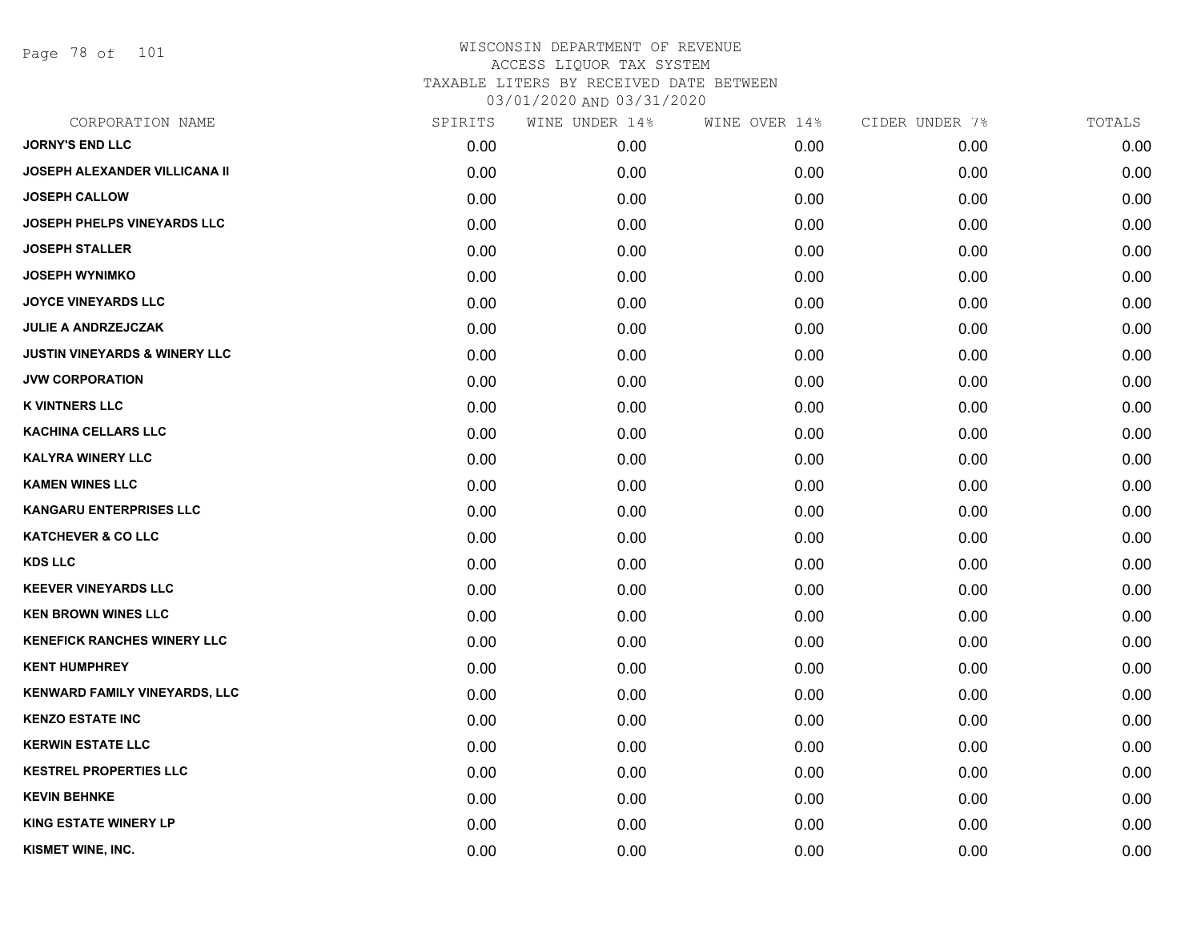WISCONSIN DEPARTMENT OF REVENUE
ACCESS LIQUOR TAX SYSTEM
TAXABLE LITERS BY RECEIVED DATE BETWEEN
03/01/2020 AND 03/31/2020

| CORPORATION NAME | SPIRITS | WINE UNDER 14% | WINE OVER 14% | CIDER UNDER 7% | TOTALS |
|---|---|---|---|---|---|
| JORNY'S END LLC | 0.00 | 0.00 | 0.00 | 0.00 | 0.00 |
| JOSEPH ALEXANDER VILLICANA II | 0.00 | 0.00 | 0.00 | 0.00 | 0.00 |
| JOSEPH CALLOW | 0.00 | 0.00 | 0.00 | 0.00 | 0.00 |
| JOSEPH PHELPS VINEYARDS LLC | 0.00 | 0.00 | 0.00 | 0.00 | 0.00 |
| JOSEPH STALLER | 0.00 | 0.00 | 0.00 | 0.00 | 0.00 |
| JOSEPH WYNIMKO | 0.00 | 0.00 | 0.00 | 0.00 | 0.00 |
| JOYCE VINEYARDS LLC | 0.00 | 0.00 | 0.00 | 0.00 | 0.00 |
| JULIE A ANDRZEJCZAK | 0.00 | 0.00 | 0.00 | 0.00 | 0.00 |
| JUSTIN VINEYARDS & WINERY LLC | 0.00 | 0.00 | 0.00 | 0.00 | 0.00 |
| JVW CORPORATION | 0.00 | 0.00 | 0.00 | 0.00 | 0.00 |
| K VINTNERS LLC | 0.00 | 0.00 | 0.00 | 0.00 | 0.00 |
| KACHINA CELLARS LLC | 0.00 | 0.00 | 0.00 | 0.00 | 0.00 |
| KALYRA WINERY LLC | 0.00 | 0.00 | 0.00 | 0.00 | 0.00 |
| KAMEN WINES LLC | 0.00 | 0.00 | 0.00 | 0.00 | 0.00 |
| KANGARU ENTERPRISES LLC | 0.00 | 0.00 | 0.00 | 0.00 | 0.00 |
| KATCHEVER & CO LLC | 0.00 | 0.00 | 0.00 | 0.00 | 0.00 |
| KDS LLC | 0.00 | 0.00 | 0.00 | 0.00 | 0.00 |
| KEEVER VINEYARDS LLC | 0.00 | 0.00 | 0.00 | 0.00 | 0.00 |
| KEN BROWN WINES LLC | 0.00 | 0.00 | 0.00 | 0.00 | 0.00 |
| KENEFICK RANCHES WINERY LLC | 0.00 | 0.00 | 0.00 | 0.00 | 0.00 |
| KENT HUMPHREY | 0.00 | 0.00 | 0.00 | 0.00 | 0.00 |
| KENWARD FAMILY VINEYARDS, LLC | 0.00 | 0.00 | 0.00 | 0.00 | 0.00 |
| KENZO ESTATE INC | 0.00 | 0.00 | 0.00 | 0.00 | 0.00 |
| KERWIN ESTATE LLC | 0.00 | 0.00 | 0.00 | 0.00 | 0.00 |
| KESTREL PROPERTIES LLC | 0.00 | 0.00 | 0.00 | 0.00 | 0.00 |
| KEVIN BEHNKE | 0.00 | 0.00 | 0.00 | 0.00 | 0.00 |
| KING ESTATE WINERY LP | 0.00 | 0.00 | 0.00 | 0.00 | 0.00 |
| KISMET WINE, INC. | 0.00 | 0.00 | 0.00 | 0.00 | 0.00 |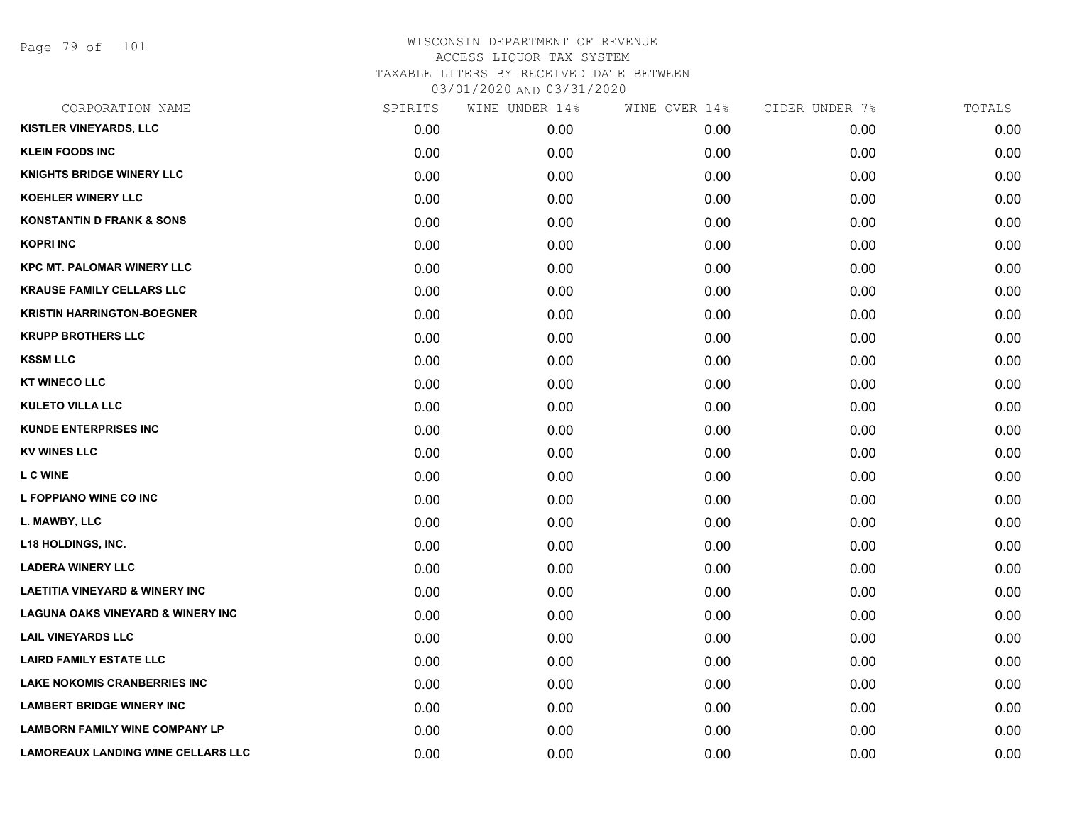# WISCONSIN DEPARTMENT OF REVENUE
## ACCESS LIQUOR TAX SYSTEM
### TAXABLE LITERS BY RECEIVED DATE BETWEEN 03/01/2020 AND 03/31/2020

| CORPORATION NAME | SPIRITS | WINE UNDER 14% | WINE OVER 14% | CIDER UNDER 7% | TOTALS |
|---|---|---|---|---|---|
| KISTLER VINEYARDS, LLC | 0.00 | 0.00 | 0.00 | 0.00 | 0.00 |
| KLEIN FOODS INC | 0.00 | 0.00 | 0.00 | 0.00 | 0.00 |
| KNIGHTS BRIDGE WINERY LLC | 0.00 | 0.00 | 0.00 | 0.00 | 0.00 |
| KOEHLER WINERY LLC | 0.00 | 0.00 | 0.00 | 0.00 | 0.00 |
| KONSTANTIN D FRANK & SONS | 0.00 | 0.00 | 0.00 | 0.00 | 0.00 |
| KOPRI INC | 0.00 | 0.00 | 0.00 | 0.00 | 0.00 |
| KPC MT. PALOMAR WINERY LLC | 0.00 | 0.00 | 0.00 | 0.00 | 0.00 |
| KRAUSE FAMILY CELLARS LLC | 0.00 | 0.00 | 0.00 | 0.00 | 0.00 |
| KRISTIN HARRINGTON-BOEGNER | 0.00 | 0.00 | 0.00 | 0.00 | 0.00 |
| KRUPP BROTHERS LLC | 0.00 | 0.00 | 0.00 | 0.00 | 0.00 |
| KSSM LLC | 0.00 | 0.00 | 0.00 | 0.00 | 0.00 |
| KT WINECO LLC | 0.00 | 0.00 | 0.00 | 0.00 | 0.00 |
| KULETO VILLA LLC | 0.00 | 0.00 | 0.00 | 0.00 | 0.00 |
| KUNDE ENTERPRISES INC | 0.00 | 0.00 | 0.00 | 0.00 | 0.00 |
| KV WINES LLC | 0.00 | 0.00 | 0.00 | 0.00 | 0.00 |
| L C WINE | 0.00 | 0.00 | 0.00 | 0.00 | 0.00 |
| L FOPPIANO WINE CO INC | 0.00 | 0.00 | 0.00 | 0.00 | 0.00 |
| L. MAWBY, LLC | 0.00 | 0.00 | 0.00 | 0.00 | 0.00 |
| L18 HOLDINGS, INC. | 0.00 | 0.00 | 0.00 | 0.00 | 0.00 |
| LADERA WINERY LLC | 0.00 | 0.00 | 0.00 | 0.00 | 0.00 |
| LAETITIA VINEYARD & WINERY INC | 0.00 | 0.00 | 0.00 | 0.00 | 0.00 |
| LAGUNA OAKS VINEYARD & WINERY INC | 0.00 | 0.00 | 0.00 | 0.00 | 0.00 |
| LAIL VINEYARDS LLC | 0.00 | 0.00 | 0.00 | 0.00 | 0.00 |
| LAIRD FAMILY ESTATE LLC | 0.00 | 0.00 | 0.00 | 0.00 | 0.00 |
| LAKE NOKOMIS CRANBERRIES INC | 0.00 | 0.00 | 0.00 | 0.00 | 0.00 |
| LAMBERT BRIDGE WINERY INC | 0.00 | 0.00 | 0.00 | 0.00 | 0.00 |
| LAMBORN FAMILY WINE COMPANY LP | 0.00 | 0.00 | 0.00 | 0.00 | 0.00 |
| LAMOREAUX LANDING WINE CELLARS LLC | 0.00 | 0.00 | 0.00 | 0.00 | 0.00 |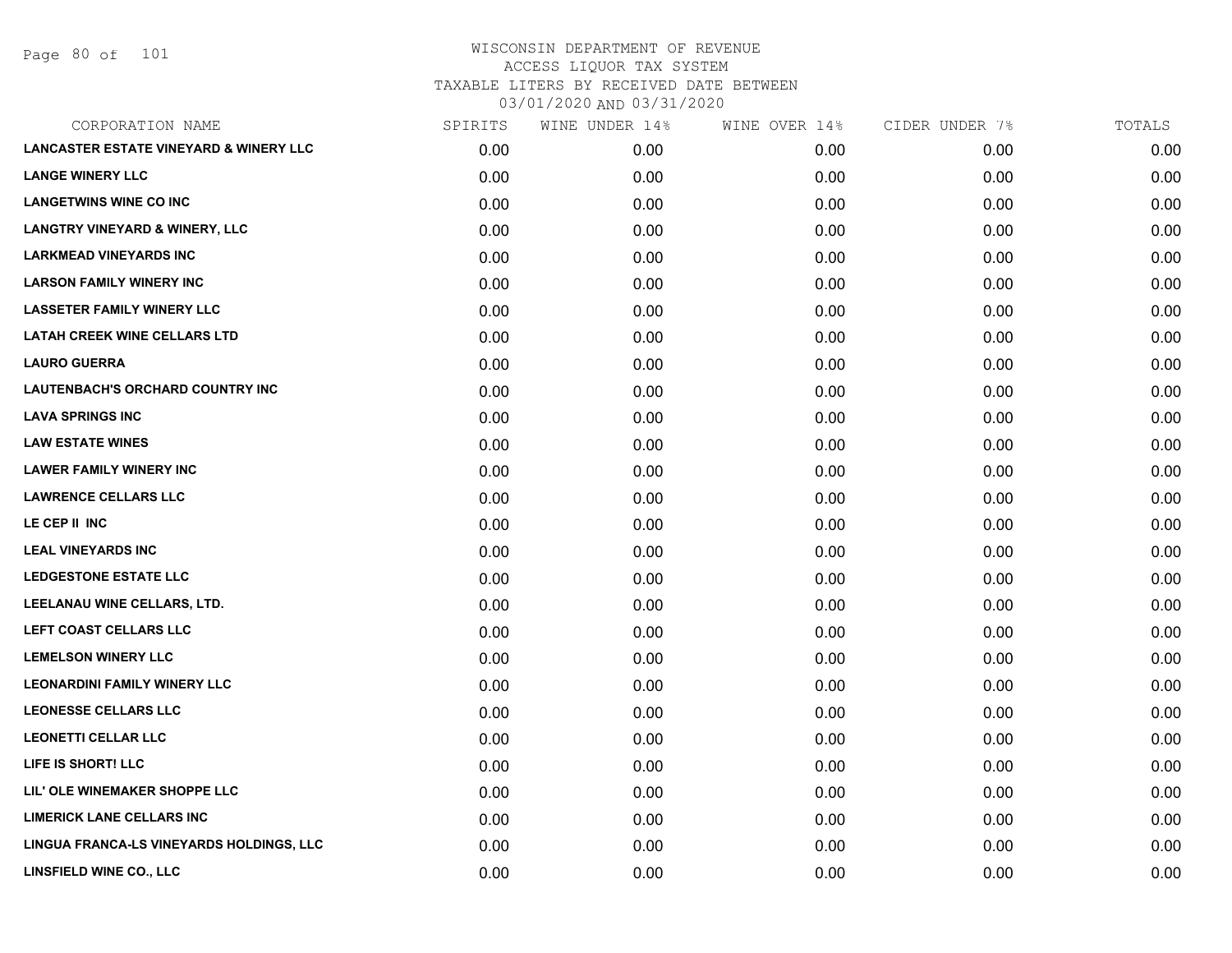WISCONSIN DEPARTMENT OF REVENUE
ACCESS LIQUOR TAX SYSTEM
TAXABLE LITERS BY RECEIVED DATE BETWEEN
03/01/2020 AND 03/31/2020

| CORPORATION NAME | SPIRITS | WINE UNDER 14% | WINE OVER 14% | CIDER UNDER 7% | TOTALS |
|---|---|---|---|---|---|
| LANCASTER ESTATE VINEYARD & WINERY LLC | 0.00 | 0.00 | 0.00 | 0.00 | 0.00 |
| LANGE WINERY LLC | 0.00 | 0.00 | 0.00 | 0.00 | 0.00 |
| LANGETWINS WINE CO INC | 0.00 | 0.00 | 0.00 | 0.00 | 0.00 |
| LANGTRY VINEYARD & WINERY, LLC | 0.00 | 0.00 | 0.00 | 0.00 | 0.00 |
| LARKMEAD VINEYARDS INC | 0.00 | 0.00 | 0.00 | 0.00 | 0.00 |
| LARSON FAMILY WINERY INC | 0.00 | 0.00 | 0.00 | 0.00 | 0.00 |
| LASSETER FAMILY WINERY LLC | 0.00 | 0.00 | 0.00 | 0.00 | 0.00 |
| LATAH CREEK WINE CELLARS LTD | 0.00 | 0.00 | 0.00 | 0.00 | 0.00 |
| LAURO GUERRA | 0.00 | 0.00 | 0.00 | 0.00 | 0.00 |
| LAUTENBACH'S ORCHARD COUNTRY INC | 0.00 | 0.00 | 0.00 | 0.00 | 0.00 |
| LAVA SPRINGS INC | 0.00 | 0.00 | 0.00 | 0.00 | 0.00 |
| LAW ESTATE WINES | 0.00 | 0.00 | 0.00 | 0.00 | 0.00 |
| LAWER FAMILY WINERY INC | 0.00 | 0.00 | 0.00 | 0.00 | 0.00 |
| LAWRENCE CELLARS LLC | 0.00 | 0.00 | 0.00 | 0.00 | 0.00 |
| LE CEP II INC | 0.00 | 0.00 | 0.00 | 0.00 | 0.00 |
| LEAL VINEYARDS INC | 0.00 | 0.00 | 0.00 | 0.00 | 0.00 |
| LEDGESTONE ESTATE LLC | 0.00 | 0.00 | 0.00 | 0.00 | 0.00 |
| LEELANAU WINE CELLARS, LTD. | 0.00 | 0.00 | 0.00 | 0.00 | 0.00 |
| LEFT COAST CELLARS LLC | 0.00 | 0.00 | 0.00 | 0.00 | 0.00 |
| LEMELSON WINERY LLC | 0.00 | 0.00 | 0.00 | 0.00 | 0.00 |
| LEONARDINI FAMILY WINERY LLC | 0.00 | 0.00 | 0.00 | 0.00 | 0.00 |
| LEONESSE CELLARS LLC | 0.00 | 0.00 | 0.00 | 0.00 | 0.00 |
| LEONETTI CELLAR LLC | 0.00 | 0.00 | 0.00 | 0.00 | 0.00 |
| LIFE IS SHORT! LLC | 0.00 | 0.00 | 0.00 | 0.00 | 0.00 |
| LIL' OLE WINEMAKER SHOPPE LLC | 0.00 | 0.00 | 0.00 | 0.00 | 0.00 |
| LIMERICK LANE CELLARS INC | 0.00 | 0.00 | 0.00 | 0.00 | 0.00 |
| LINGUA FRANCA-LS VINEYARDS HOLDINGS, LLC | 0.00 | 0.00 | 0.00 | 0.00 | 0.00 |
| LINSFIELD WINE CO., LLC | 0.00 | 0.00 | 0.00 | 0.00 | 0.00 |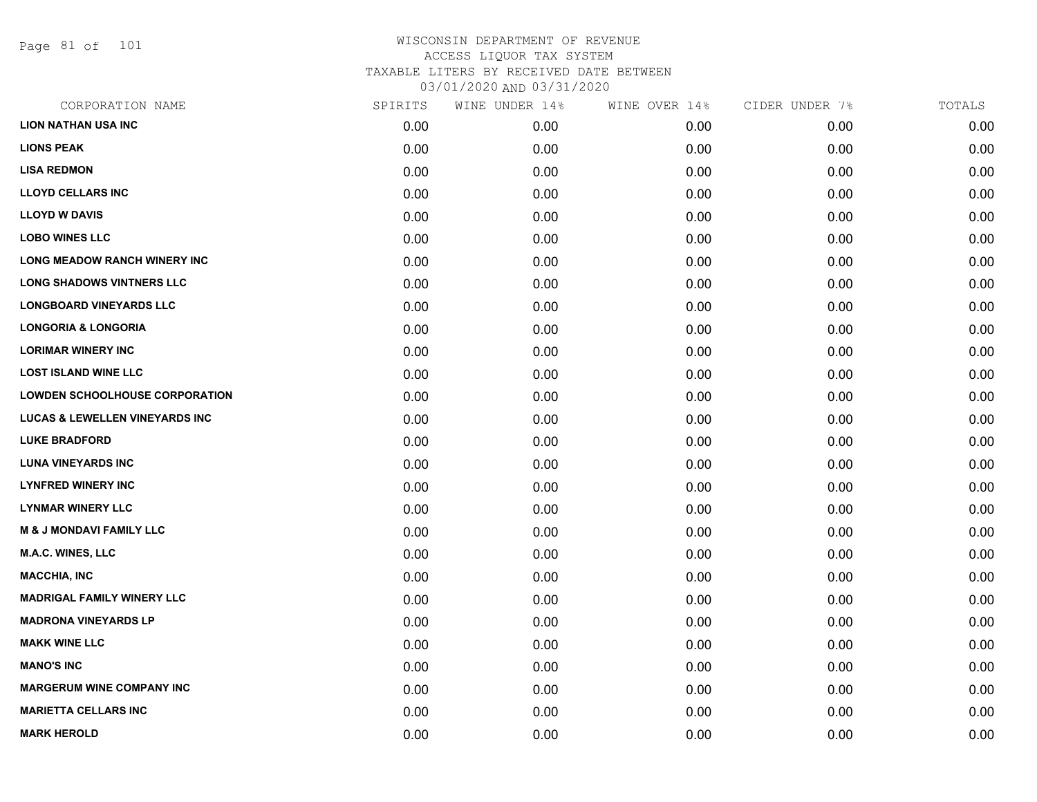WISCONSIN DEPARTMENT OF REVENUE
ACCESS LIQUOR TAX SYSTEM
TAXABLE LITERS BY RECEIVED DATE BETWEEN
03/01/2020 AND 03/31/2020

| CORPORATION NAME | SPIRITS | WINE UNDER 14% | WINE OVER 14% | CIDER UNDER 7% | TOTALS |
|---|---|---|---|---|---|
| LION NATHAN USA INC | 0.00 | 0.00 | 0.00 | 0.00 | 0.00 |
| LIONS PEAK | 0.00 | 0.00 | 0.00 | 0.00 | 0.00 |
| LISA REDMON | 0.00 | 0.00 | 0.00 | 0.00 | 0.00 |
| LLOYD CELLARS INC | 0.00 | 0.00 | 0.00 | 0.00 | 0.00 |
| LLOYD W DAVIS | 0.00 | 0.00 | 0.00 | 0.00 | 0.00 |
| LOBO WINES LLC | 0.00 | 0.00 | 0.00 | 0.00 | 0.00 |
| LONG MEADOW RANCH WINERY INC | 0.00 | 0.00 | 0.00 | 0.00 | 0.00 |
| LONG SHADOWS VINTNERS LLC | 0.00 | 0.00 | 0.00 | 0.00 | 0.00 |
| LONGBOARD VINEYARDS LLC | 0.00 | 0.00 | 0.00 | 0.00 | 0.00 |
| LONGORIA & LONGORIA | 0.00 | 0.00 | 0.00 | 0.00 | 0.00 |
| LORIMAR WINERY INC | 0.00 | 0.00 | 0.00 | 0.00 | 0.00 |
| LOST ISLAND WINE LLC | 0.00 | 0.00 | 0.00 | 0.00 | 0.00 |
| LOWDEN SCHOOLHOUSE CORPORATION | 0.00 | 0.00 | 0.00 | 0.00 | 0.00 |
| LUCAS & LEWELLEN VINEYARDS INC | 0.00 | 0.00 | 0.00 | 0.00 | 0.00 |
| LUKE BRADFORD | 0.00 | 0.00 | 0.00 | 0.00 | 0.00 |
| LUNA VINEYARDS INC | 0.00 | 0.00 | 0.00 | 0.00 | 0.00 |
| LYNFRED WINERY INC | 0.00 | 0.00 | 0.00 | 0.00 | 0.00 |
| LYNMAR WINERY LLC | 0.00 | 0.00 | 0.00 | 0.00 | 0.00 |
| M & J MONDAVI FAMILY LLC | 0.00 | 0.00 | 0.00 | 0.00 | 0.00 |
| M.A.C. WINES, LLC | 0.00 | 0.00 | 0.00 | 0.00 | 0.00 |
| MACCHIA, INC | 0.00 | 0.00 | 0.00 | 0.00 | 0.00 |
| MADRIGAL FAMILY WINERY LLC | 0.00 | 0.00 | 0.00 | 0.00 | 0.00 |
| MADRONA VINEYARDS LP | 0.00 | 0.00 | 0.00 | 0.00 | 0.00 |
| MAKK WINE LLC | 0.00 | 0.00 | 0.00 | 0.00 | 0.00 |
| MANO'S INC | 0.00 | 0.00 | 0.00 | 0.00 | 0.00 |
| MARGERUM WINE COMPANY INC | 0.00 | 0.00 | 0.00 | 0.00 | 0.00 |
| MARIETTA CELLARS INC | 0.00 | 0.00 | 0.00 | 0.00 | 0.00 |
| MARK HEROLD | 0.00 | 0.00 | 0.00 | 0.00 | 0.00 |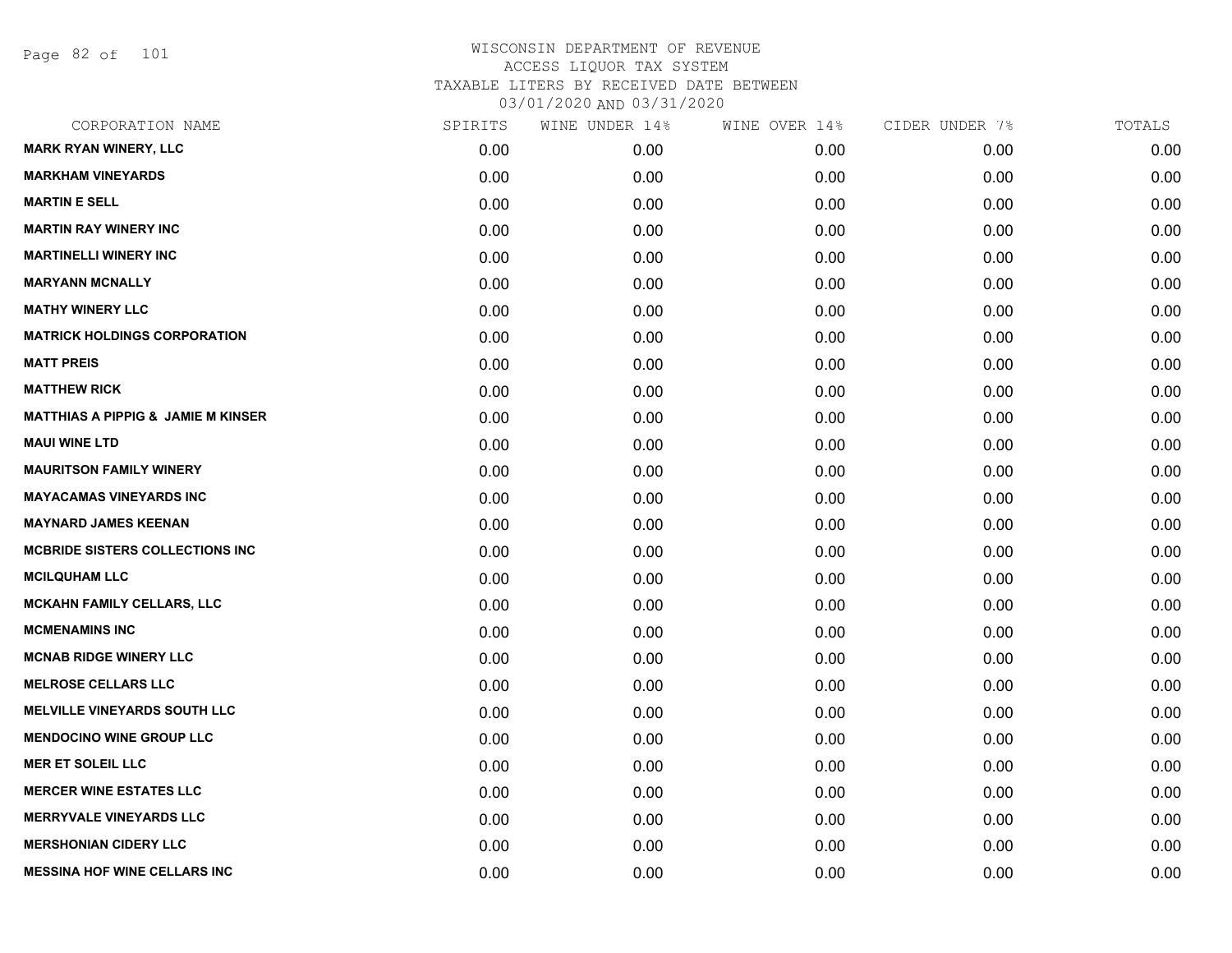# WISCONSIN DEPARTMENT OF REVENUE
## ACCESS LIQUOR TAX SYSTEM
### TAXABLE LITERS BY RECEIVED DATE BETWEEN 03/01/2020 AND 03/31/2020

| CORPORATION NAME | SPIRITS | WINE UNDER 14% | WINE OVER 14% | CIDER UNDER 7% | TOTALS |
|---|---|---|---|---|---|
| MARK RYAN WINERY, LLC | 0.00 | 0.00 | 0.00 | 0.00 | 0.00 |
| MARKHAM VINEYARDS | 0.00 | 0.00 | 0.00 | 0.00 | 0.00 |
| MARTIN E SELL | 0.00 | 0.00 | 0.00 | 0.00 | 0.00 |
| MARTIN RAY WINERY INC | 0.00 | 0.00 | 0.00 | 0.00 | 0.00 |
| MARTINELLI WINERY INC | 0.00 | 0.00 | 0.00 | 0.00 | 0.00 |
| MARYANN MCNALLY | 0.00 | 0.00 | 0.00 | 0.00 | 0.00 |
| MATHY WINERY LLC | 0.00 | 0.00 | 0.00 | 0.00 | 0.00 |
| MATRICK HOLDINGS CORPORATION | 0.00 | 0.00 | 0.00 | 0.00 | 0.00 |
| MATT PREIS | 0.00 | 0.00 | 0.00 | 0.00 | 0.00 |
| MATTHEW RICK | 0.00 | 0.00 | 0.00 | 0.00 | 0.00 |
| MATTHIAS A PIPPIG & JAMIE M KINSER | 0.00 | 0.00 | 0.00 | 0.00 | 0.00 |
| MAUI WINE LTD | 0.00 | 0.00 | 0.00 | 0.00 | 0.00 |
| MAURITSON FAMILY WINERY | 0.00 | 0.00 | 0.00 | 0.00 | 0.00 |
| MAYACAMAS VINEYARDS INC | 0.00 | 0.00 | 0.00 | 0.00 | 0.00 |
| MAYNARD JAMES KEENAN | 0.00 | 0.00 | 0.00 | 0.00 | 0.00 |
| MCBRIDE SISTERS COLLECTIONS INC | 0.00 | 0.00 | 0.00 | 0.00 | 0.00 |
| MCILQUHAM LLC | 0.00 | 0.00 | 0.00 | 0.00 | 0.00 |
| MCKAHN FAMILY CELLARS, LLC | 0.00 | 0.00 | 0.00 | 0.00 | 0.00 |
| MCMENAMINS INC | 0.00 | 0.00 | 0.00 | 0.00 | 0.00 |
| MCNAB RIDGE WINERY LLC | 0.00 | 0.00 | 0.00 | 0.00 | 0.00 |
| MELROSE CELLARS LLC | 0.00 | 0.00 | 0.00 | 0.00 | 0.00 |
| MELVILLE VINEYARDS SOUTH LLC | 0.00 | 0.00 | 0.00 | 0.00 | 0.00 |
| MENDOCINO WINE GROUP LLC | 0.00 | 0.00 | 0.00 | 0.00 | 0.00 |
| MER ET SOLEIL LLC | 0.00 | 0.00 | 0.00 | 0.00 | 0.00 |
| MERCER WINE ESTATES LLC | 0.00 | 0.00 | 0.00 | 0.00 | 0.00 |
| MERRYVALE VINEYARDS LLC | 0.00 | 0.00 | 0.00 | 0.00 | 0.00 |
| MERSHONIAN CIDERY LLC | 0.00 | 0.00 | 0.00 | 0.00 | 0.00 |
| MESSINA HOF WINE CELLARS INC | 0.00 | 0.00 | 0.00 | 0.00 | 0.00 |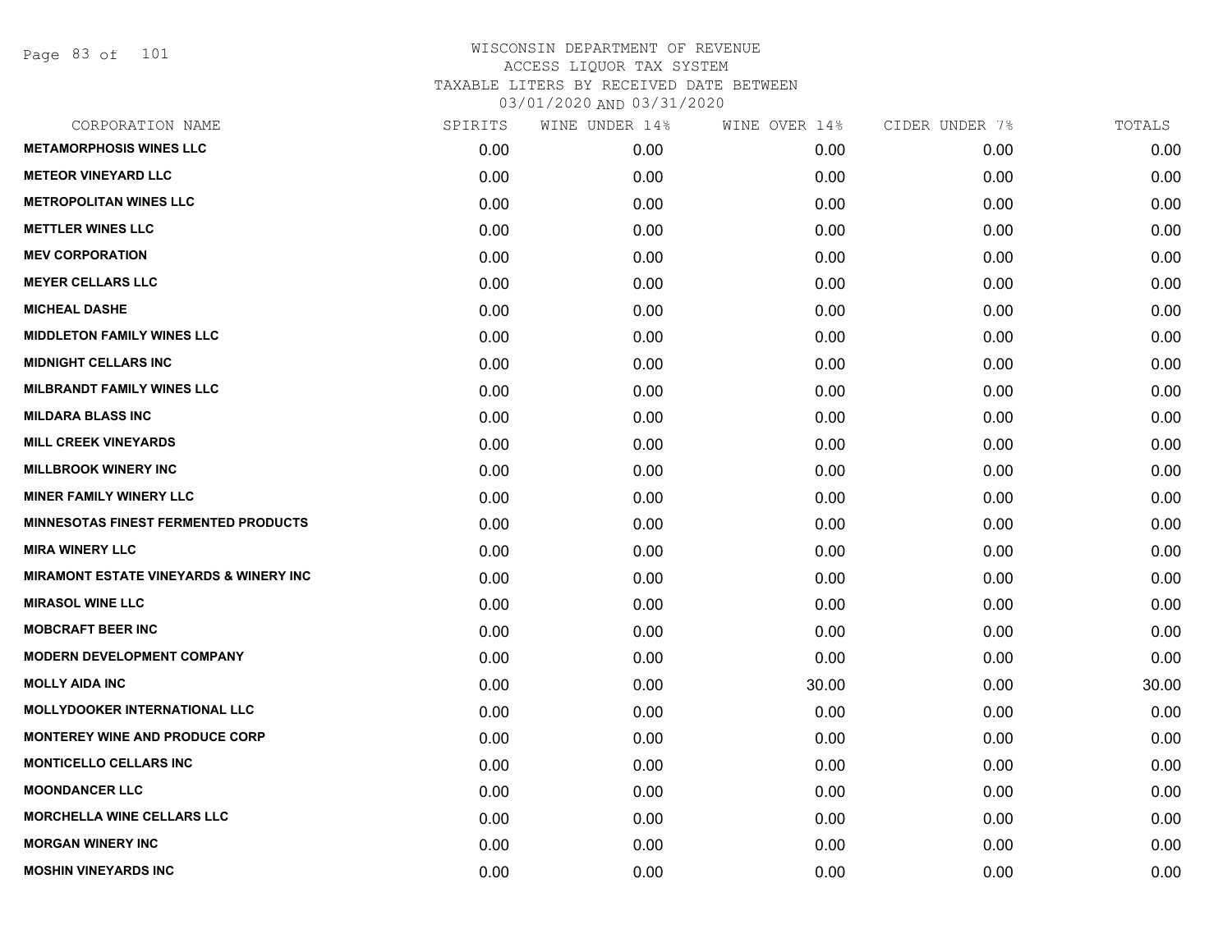# WISCONSIN DEPARTMENT OF REVENUE
## ACCESS LIQUOR TAX SYSTEM
### TAXABLE LITERS BY RECEIVED DATE BETWEEN 03/01/2020 AND 03/31/2020

| CORPORATION NAME | SPIRITS | WINE UNDER 14% | WINE OVER 14% | CIDER UNDER 7% | TOTALS |
|---|---|---|---|---|---|
| METAMORPHOSIS WINES LLC | 0.00 | 0.00 | 0.00 | 0.00 | 0.00 |
| METEOR VINEYARD LLC | 0.00 | 0.00 | 0.00 | 0.00 | 0.00 |
| METROPOLITAN WINES LLC | 0.00 | 0.00 | 0.00 | 0.00 | 0.00 |
| METTLER WINES LLC | 0.00 | 0.00 | 0.00 | 0.00 | 0.00 |
| MEV CORPORATION | 0.00 | 0.00 | 0.00 | 0.00 | 0.00 |
| MEYER CELLARS LLC | 0.00 | 0.00 | 0.00 | 0.00 | 0.00 |
| MICHEAL DASHE | 0.00 | 0.00 | 0.00 | 0.00 | 0.00 |
| MIDDLETON FAMILY WINES LLC | 0.00 | 0.00 | 0.00 | 0.00 | 0.00 |
| MIDNIGHT CELLARS INC | 0.00 | 0.00 | 0.00 | 0.00 | 0.00 |
| MILBRANDT FAMILY WINES LLC | 0.00 | 0.00 | 0.00 | 0.00 | 0.00 |
| MILDARA BLASS INC | 0.00 | 0.00 | 0.00 | 0.00 | 0.00 |
| MILL CREEK VINEYARDS | 0.00 | 0.00 | 0.00 | 0.00 | 0.00 |
| MILLBROOK WINERY INC | 0.00 | 0.00 | 0.00 | 0.00 | 0.00 |
| MINER FAMILY WINERY LLC | 0.00 | 0.00 | 0.00 | 0.00 | 0.00 |
| MINNESOTAS FINEST FERMENTED PRODUCTS | 0.00 | 0.00 | 0.00 | 0.00 | 0.00 |
| MIRA WINERY LLC | 0.00 | 0.00 | 0.00 | 0.00 | 0.00 |
| MIRAMONT ESTATE VINEYARDS & WINERY INC | 0.00 | 0.00 | 0.00 | 0.00 | 0.00 |
| MIRASOL WINE LLC | 0.00 | 0.00 | 0.00 | 0.00 | 0.00 |
| MOBCRAFT BEER INC | 0.00 | 0.00 | 0.00 | 0.00 | 0.00 |
| MODERN DEVELOPMENT COMPANY | 0.00 | 0.00 | 0.00 | 0.00 | 0.00 |
| MOLLY AIDA INC | 0.00 | 0.00 | 30.00 | 0.00 | 30.00 |
| MOLLYDOOKER INTERNATIONAL LLC | 0.00 | 0.00 | 0.00 | 0.00 | 0.00 |
| MONTEREY WINE AND PRODUCE CORP | 0.00 | 0.00 | 0.00 | 0.00 | 0.00 |
| MONTICELLO CELLARS INC | 0.00 | 0.00 | 0.00 | 0.00 | 0.00 |
| MOONDANCER LLC | 0.00 | 0.00 | 0.00 | 0.00 | 0.00 |
| MORCHELLA WINE CELLARS LLC | 0.00 | 0.00 | 0.00 | 0.00 | 0.00 |
| MORGAN WINERY INC | 0.00 | 0.00 | 0.00 | 0.00 | 0.00 |
| MOSHIN VINEYARDS INC | 0.00 | 0.00 | 0.00 | 0.00 | 0.00 |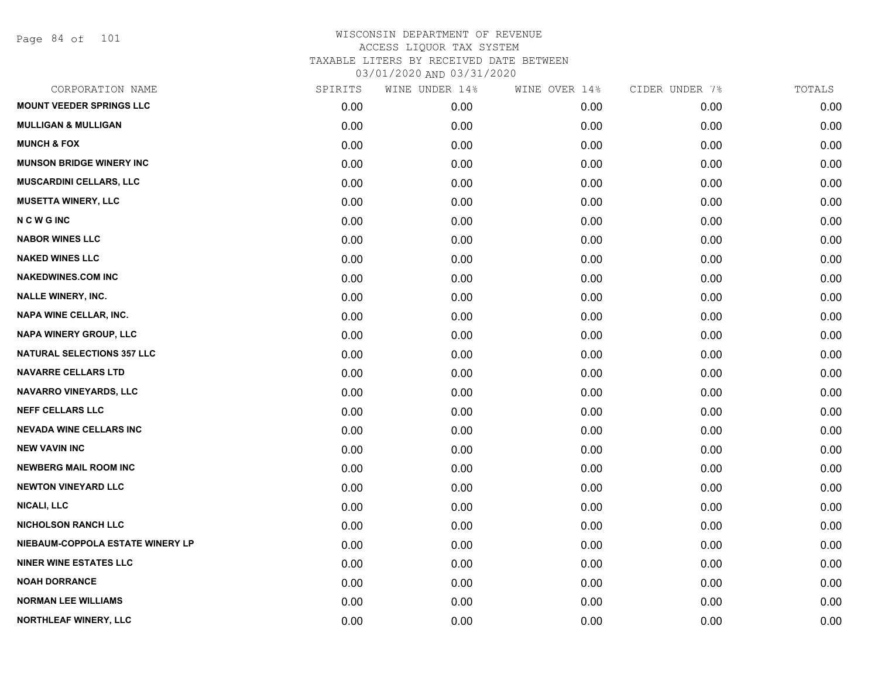WISCONSIN DEPARTMENT OF REVENUE
ACCESS LIQUOR TAX SYSTEM
TAXABLE LITERS BY RECEIVED DATE BETWEEN
03/01/2020 AND 03/31/2020

| CORPORATION NAME | SPIRITS | WINE UNDER 14% | WINE OVER 14% | CIDER UNDER 7% | TOTALS |
|---|---|---|---|---|---|
| MOUNT VEEDER SPRINGS LLC | 0.00 | 0.00 | 0.00 | 0.00 | 0.00 |
| MULLIGAN & MULLIGAN | 0.00 | 0.00 | 0.00 | 0.00 | 0.00 |
| MUNCH & FOX | 0.00 | 0.00 | 0.00 | 0.00 | 0.00 |
| MUNSON BRIDGE WINERY INC | 0.00 | 0.00 | 0.00 | 0.00 | 0.00 |
| MUSCARDINI CELLARS, LLC | 0.00 | 0.00 | 0.00 | 0.00 | 0.00 |
| MUSETTA WINERY, LLC | 0.00 | 0.00 | 0.00 | 0.00 | 0.00 |
| N C W G INC | 0.00 | 0.00 | 0.00 | 0.00 | 0.00 |
| NABOR WINES LLC | 0.00 | 0.00 | 0.00 | 0.00 | 0.00 |
| NAKED WINES LLC | 0.00 | 0.00 | 0.00 | 0.00 | 0.00 |
| NAKEDWINES.COM INC | 0.00 | 0.00 | 0.00 | 0.00 | 0.00 |
| NALLE WINERY, INC. | 0.00 | 0.00 | 0.00 | 0.00 | 0.00 |
| NAPA WINE CELLAR, INC. | 0.00 | 0.00 | 0.00 | 0.00 | 0.00 |
| NAPA WINERY GROUP, LLC | 0.00 | 0.00 | 0.00 | 0.00 | 0.00 |
| NATURAL SELECTIONS 357 LLC | 0.00 | 0.00 | 0.00 | 0.00 | 0.00 |
| NAVARRE CELLARS LTD | 0.00 | 0.00 | 0.00 | 0.00 | 0.00 |
| NAVARRO VINEYARDS, LLC | 0.00 | 0.00 | 0.00 | 0.00 | 0.00 |
| NEFF CELLARS LLC | 0.00 | 0.00 | 0.00 | 0.00 | 0.00 |
| NEVADA WINE CELLARS INC | 0.00 | 0.00 | 0.00 | 0.00 | 0.00 |
| NEW VAVIN INC | 0.00 | 0.00 | 0.00 | 0.00 | 0.00 |
| NEWBERG MAIL ROOM INC | 0.00 | 0.00 | 0.00 | 0.00 | 0.00 |
| NEWTON VINEYARD LLC | 0.00 | 0.00 | 0.00 | 0.00 | 0.00 |
| NICALI, LLC | 0.00 | 0.00 | 0.00 | 0.00 | 0.00 |
| NICHOLSON RANCH LLC | 0.00 | 0.00 | 0.00 | 0.00 | 0.00 |
| NIEBAUM-COPPOLA ESTATE WINERY LP | 0.00 | 0.00 | 0.00 | 0.00 | 0.00 |
| NINER WINE ESTATES LLC | 0.00 | 0.00 | 0.00 | 0.00 | 0.00 |
| NOAH DORRANCE | 0.00 | 0.00 | 0.00 | 0.00 | 0.00 |
| NORMAN LEE WILLIAMS | 0.00 | 0.00 | 0.00 | 0.00 | 0.00 |
| NORTHLEAF WINERY, LLC | 0.00 | 0.00 | 0.00 | 0.00 | 0.00 |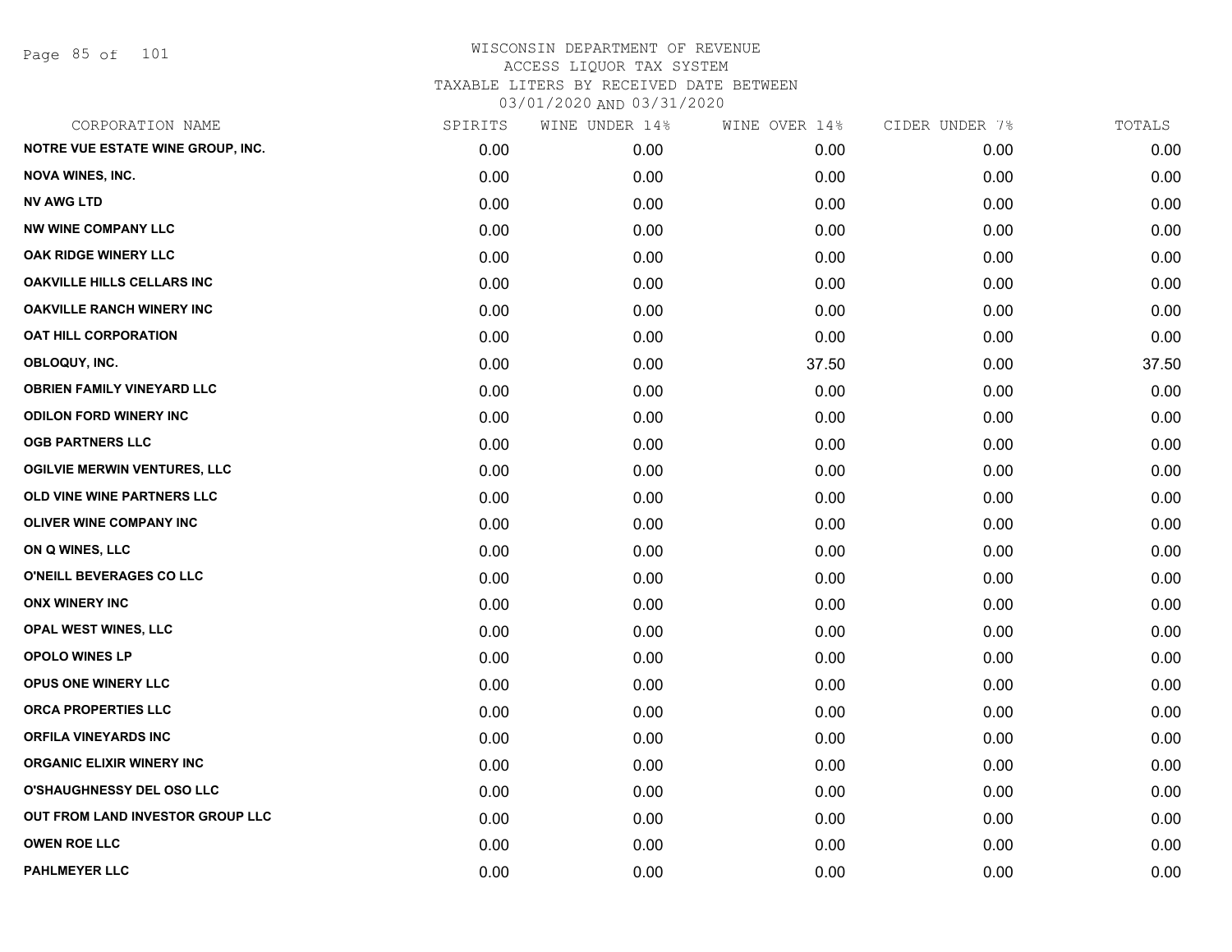WISCONSIN DEPARTMENT OF REVENUE
ACCESS LIQUOR TAX SYSTEM
TAXABLE LITERS BY RECEIVED DATE BETWEEN
03/01/2020 AND 03/31/2020

| CORPORATION NAME | SPIRITS | WINE UNDER 14% | WINE OVER 14% | CIDER UNDER 7% | TOTALS |
|---|---|---|---|---|---|
| NOTRE VUE ESTATE WINE GROUP, INC. | 0.00 | 0.00 | 0.00 | 0.00 | 0.00 |
| NOVA WINES, INC. | 0.00 | 0.00 | 0.00 | 0.00 | 0.00 |
| NV AWG LTD | 0.00 | 0.00 | 0.00 | 0.00 | 0.00 |
| NW WINE COMPANY LLC | 0.00 | 0.00 | 0.00 | 0.00 | 0.00 |
| OAK RIDGE WINERY LLC | 0.00 | 0.00 | 0.00 | 0.00 | 0.00 |
| OAKVILLE HILLS CELLARS INC | 0.00 | 0.00 | 0.00 | 0.00 | 0.00 |
| OAKVILLE RANCH WINERY INC | 0.00 | 0.00 | 0.00 | 0.00 | 0.00 |
| OAT HILL CORPORATION | 0.00 | 0.00 | 0.00 | 0.00 | 0.00 |
| OBLOQUY, INC. | 0.00 | 0.00 | 37.50 | 0.00 | 37.50 |
| OBRIEN FAMILY VINEYARD LLC | 0.00 | 0.00 | 0.00 | 0.00 | 0.00 |
| ODILON FORD WINERY INC | 0.00 | 0.00 | 0.00 | 0.00 | 0.00 |
| OGB PARTNERS LLC | 0.00 | 0.00 | 0.00 | 0.00 | 0.00 |
| OGILVIE MERWIN VENTURES, LLC | 0.00 | 0.00 | 0.00 | 0.00 | 0.00 |
| OLD VINE WINE PARTNERS LLC | 0.00 | 0.00 | 0.00 | 0.00 | 0.00 |
| OLIVER WINE COMPANY INC | 0.00 | 0.00 | 0.00 | 0.00 | 0.00 |
| ON Q WINES, LLC | 0.00 | 0.00 | 0.00 | 0.00 | 0.00 |
| O'NEILL BEVERAGES CO LLC | 0.00 | 0.00 | 0.00 | 0.00 | 0.00 |
| ONX WINERY INC | 0.00 | 0.00 | 0.00 | 0.00 | 0.00 |
| OPAL WEST WINES, LLC | 0.00 | 0.00 | 0.00 | 0.00 | 0.00 |
| OPOLO WINES LP | 0.00 | 0.00 | 0.00 | 0.00 | 0.00 |
| OPUS ONE WINERY LLC | 0.00 | 0.00 | 0.00 | 0.00 | 0.00 |
| ORCA PROPERTIES LLC | 0.00 | 0.00 | 0.00 | 0.00 | 0.00 |
| ORFILA VINEYARDS INC | 0.00 | 0.00 | 0.00 | 0.00 | 0.00 |
| ORGANIC ELIXIR WINERY INC | 0.00 | 0.00 | 0.00 | 0.00 | 0.00 |
| O'SHAUGHNESSY DEL OSO LLC | 0.00 | 0.00 | 0.00 | 0.00 | 0.00 |
| OUT FROM LAND INVESTOR GROUP LLC | 0.00 | 0.00 | 0.00 | 0.00 | 0.00 |
| OWEN ROE LLC | 0.00 | 0.00 | 0.00 | 0.00 | 0.00 |
| PAHLMEYER LLC | 0.00 | 0.00 | 0.00 | 0.00 | 0.00 |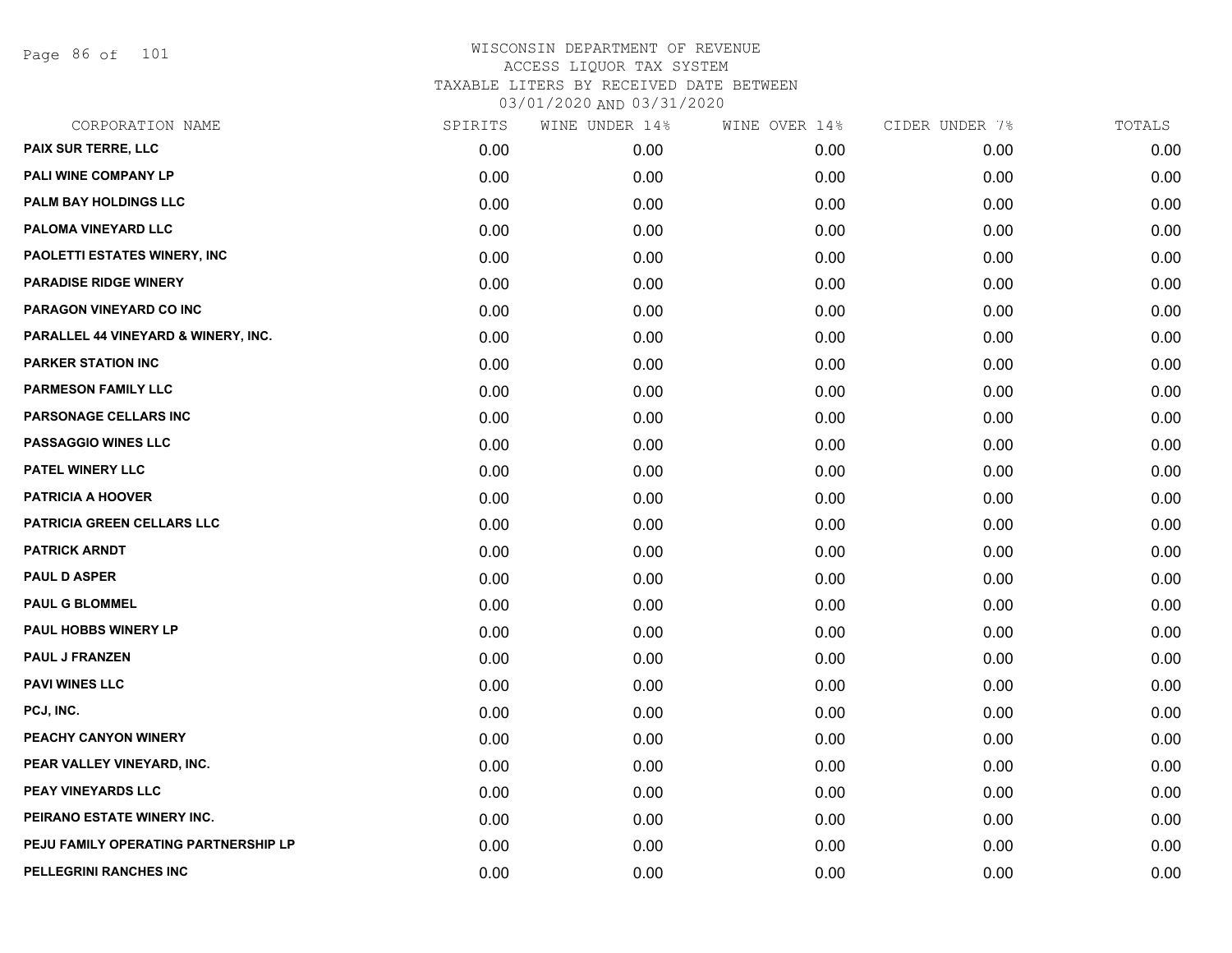# WISCONSIN DEPARTMENT OF REVENUE
## ACCESS LIQUOR TAX SYSTEM
### TAXABLE LITERS BY RECEIVED DATE BETWEEN 03/01/2020 AND 03/31/2020

| CORPORATION NAME | SPIRITS | WINE UNDER 14% | WINE OVER 14% | CIDER UNDER 7% | TOTALS |
|---|---|---|---|---|---|
| PAIX SUR TERRE, LLC | 0.00 | 0.00 | 0.00 | 0.00 | 0.00 |
| PALI WINE COMPANY LP | 0.00 | 0.00 | 0.00 | 0.00 | 0.00 |
| PALM BAY HOLDINGS LLC | 0.00 | 0.00 | 0.00 | 0.00 | 0.00 |
| PALOMA VINEYARD LLC | 0.00 | 0.00 | 0.00 | 0.00 | 0.00 |
| PAOLETTI ESTATES WINERY, INC | 0.00 | 0.00 | 0.00 | 0.00 | 0.00 |
| PARADISE RIDGE WINERY | 0.00 | 0.00 | 0.00 | 0.00 | 0.00 |
| PARAGON VINEYARD CO INC | 0.00 | 0.00 | 0.00 | 0.00 | 0.00 |
| PARALLEL 44 VINEYARD & WINERY, INC. | 0.00 | 0.00 | 0.00 | 0.00 | 0.00 |
| PARKER STATION INC | 0.00 | 0.00 | 0.00 | 0.00 | 0.00 |
| PARMESON FAMILY LLC | 0.00 | 0.00 | 0.00 | 0.00 | 0.00 |
| PARSONAGE CELLARS INC | 0.00 | 0.00 | 0.00 | 0.00 | 0.00 |
| PASSAGGIO WINES LLC | 0.00 | 0.00 | 0.00 | 0.00 | 0.00 |
| PATEL WINERY LLC | 0.00 | 0.00 | 0.00 | 0.00 | 0.00 |
| PATRICIA A HOOVER | 0.00 | 0.00 | 0.00 | 0.00 | 0.00 |
| PATRICIA GREEN CELLARS LLC | 0.00 | 0.00 | 0.00 | 0.00 | 0.00 |
| PATRICK ARNDT | 0.00 | 0.00 | 0.00 | 0.00 | 0.00 |
| PAUL D ASPER | 0.00 | 0.00 | 0.00 | 0.00 | 0.00 |
| PAUL G BLOMMEL | 0.00 | 0.00 | 0.00 | 0.00 | 0.00 |
| PAUL HOBBS WINERY LP | 0.00 | 0.00 | 0.00 | 0.00 | 0.00 |
| PAUL J FRANZEN | 0.00 | 0.00 | 0.00 | 0.00 | 0.00 |
| PAVI WINES LLC | 0.00 | 0.00 | 0.00 | 0.00 | 0.00 |
| PCJ, INC. | 0.00 | 0.00 | 0.00 | 0.00 | 0.00 |
| PEACHY CANYON WINERY | 0.00 | 0.00 | 0.00 | 0.00 | 0.00 |
| PEAR VALLEY VINEYARD, INC. | 0.00 | 0.00 | 0.00 | 0.00 | 0.00 |
| PEAY VINEYARDS LLC | 0.00 | 0.00 | 0.00 | 0.00 | 0.00 |
| PEIRANO ESTATE WINERY INC. | 0.00 | 0.00 | 0.00 | 0.00 | 0.00 |
| PEJU FAMILY OPERATING PARTNERSHIP LP | 0.00 | 0.00 | 0.00 | 0.00 | 0.00 |
| PELLEGRINI RANCHES INC | 0.00 | 0.00 | 0.00 | 0.00 | 0.00 |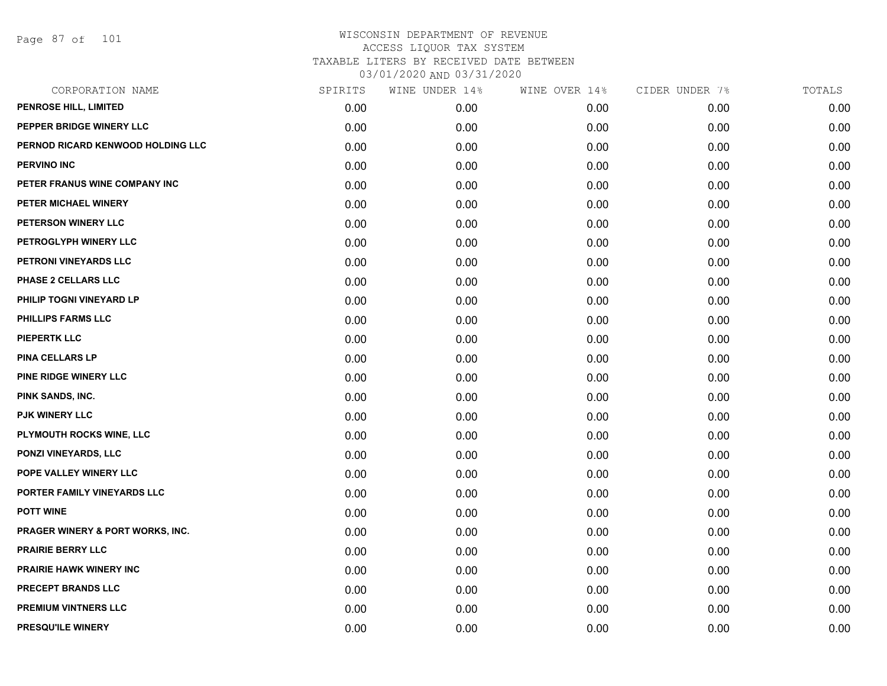# WISCONSIN DEPARTMENT OF REVENUE
## ACCESS LIQUOR TAX SYSTEM
### TAXABLE LITERS BY RECEIVED DATE BETWEEN 03/01/2020 AND 03/31/2020

| CORPORATION NAME | SPIRITS | WINE UNDER 14% | WINE OVER 14% | CIDER UNDER 7% | TOTALS |
|---|---|---|---|---|---|
| PENROSE HILL, LIMITED | 0.00 | 0.00 | 0.00 | 0.00 | 0.00 |
| PEPPER BRIDGE WINERY LLC | 0.00 | 0.00 | 0.00 | 0.00 | 0.00 |
| PERNOD RICARD KENWOOD HOLDING LLC | 0.00 | 0.00 | 0.00 | 0.00 | 0.00 |
| PERVINO INC | 0.00 | 0.00 | 0.00 | 0.00 | 0.00 |
| PETER FRANUS WINE COMPANY INC | 0.00 | 0.00 | 0.00 | 0.00 | 0.00 |
| PETER MICHAEL WINERY | 0.00 | 0.00 | 0.00 | 0.00 | 0.00 |
| PETERSON WINERY LLC | 0.00 | 0.00 | 0.00 | 0.00 | 0.00 |
| PETROGLYPH WINERY LLC | 0.00 | 0.00 | 0.00 | 0.00 | 0.00 |
| PETRONI VINEYARDS LLC | 0.00 | 0.00 | 0.00 | 0.00 | 0.00 |
| PHASE 2 CELLARS LLC | 0.00 | 0.00 | 0.00 | 0.00 | 0.00 |
| PHILIP TOGNI VINEYARD LP | 0.00 | 0.00 | 0.00 | 0.00 | 0.00 |
| PHILLIPS FARMS LLC | 0.00 | 0.00 | 0.00 | 0.00 | 0.00 |
| PIEPERTK LLC | 0.00 | 0.00 | 0.00 | 0.00 | 0.00 |
| PINA CELLARS LP | 0.00 | 0.00 | 0.00 | 0.00 | 0.00 |
| PINE RIDGE WINERY LLC | 0.00 | 0.00 | 0.00 | 0.00 | 0.00 |
| PINK SANDS, INC. | 0.00 | 0.00 | 0.00 | 0.00 | 0.00 |
| PJK WINERY LLC | 0.00 | 0.00 | 0.00 | 0.00 | 0.00 |
| PLYMOUTH ROCKS WINE, LLC | 0.00 | 0.00 | 0.00 | 0.00 | 0.00 |
| PONZI VINEYARDS, LLC | 0.00 | 0.00 | 0.00 | 0.00 | 0.00 |
| POPE VALLEY WINERY LLC | 0.00 | 0.00 | 0.00 | 0.00 | 0.00 |
| PORTER FAMILY VINEYARDS LLC | 0.00 | 0.00 | 0.00 | 0.00 | 0.00 |
| POTT WINE | 0.00 | 0.00 | 0.00 | 0.00 | 0.00 |
| PRAGER WINERY & PORT WORKS, INC. | 0.00 | 0.00 | 0.00 | 0.00 | 0.00 |
| PRAIRIE BERRY LLC | 0.00 | 0.00 | 0.00 | 0.00 | 0.00 |
| PRAIRIE HAWK WINERY INC | 0.00 | 0.00 | 0.00 | 0.00 | 0.00 |
| PRECEPT BRANDS LLC | 0.00 | 0.00 | 0.00 | 0.00 | 0.00 |
| PREMIUM VINTNERS LLC | 0.00 | 0.00 | 0.00 | 0.00 | 0.00 |
| PRESQU'ILE WINERY | 0.00 | 0.00 | 0.00 | 0.00 | 0.00 |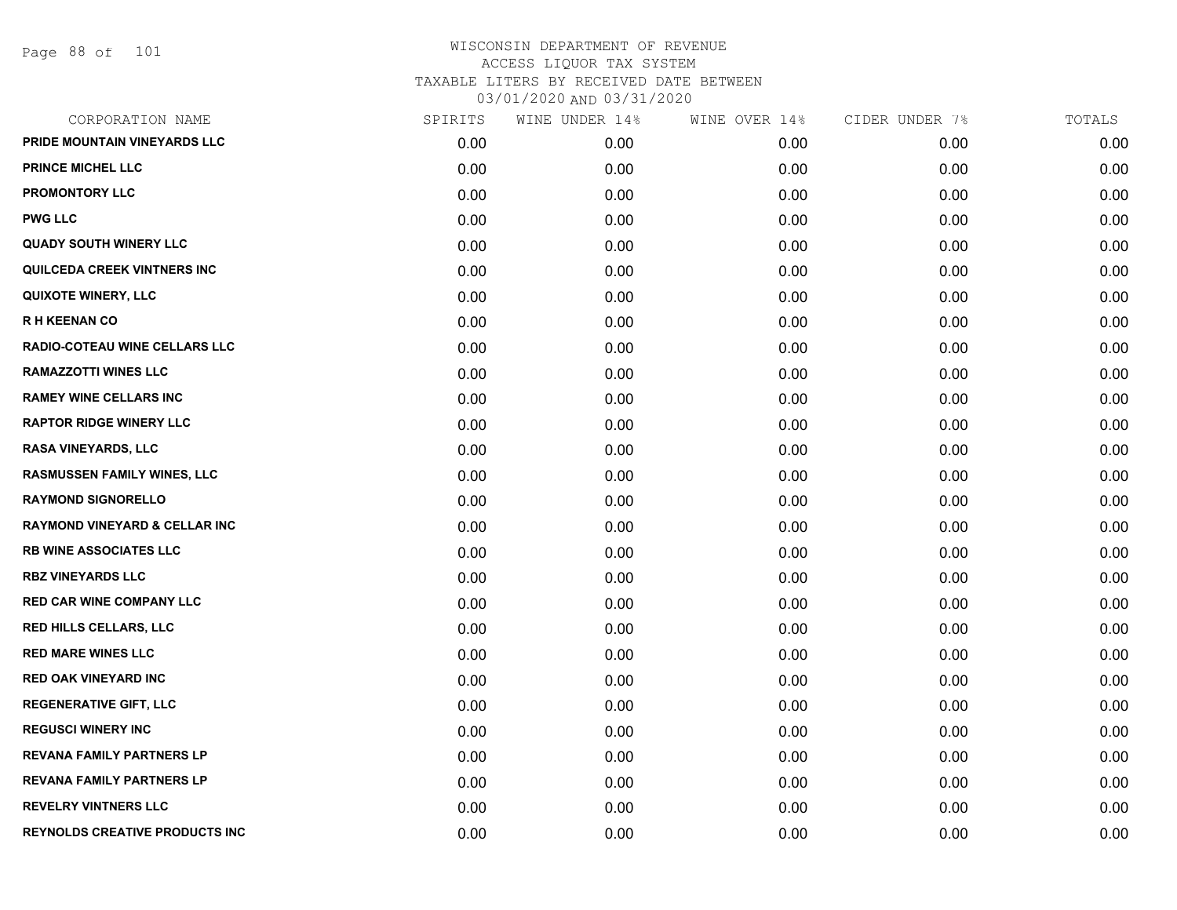WISCONSIN DEPARTMENT OF REVENUE
ACCESS LIQUOR TAX SYSTEM
TAXABLE LITERS BY RECEIVED DATE BETWEEN
03/01/2020 AND 03/31/2020

| CORPORATION NAME | SPIRITS | WINE UNDER 14% | WINE OVER 14% | CIDER UNDER 7% | TOTALS |
|---|---|---|---|---|---|
| PRIDE MOUNTAIN VINEYARDS LLC | 0.00 | 0.00 | 0.00 | 0.00 | 0.00 |
| PRINCE MICHEL LLC | 0.00 | 0.00 | 0.00 | 0.00 | 0.00 |
| PROMONTORY LLC | 0.00 | 0.00 | 0.00 | 0.00 | 0.00 |
| PWG LLC | 0.00 | 0.00 | 0.00 | 0.00 | 0.00 |
| QUADY SOUTH WINERY LLC | 0.00 | 0.00 | 0.00 | 0.00 | 0.00 |
| QUILCEDA CREEK VINTNERS INC | 0.00 | 0.00 | 0.00 | 0.00 | 0.00 |
| QUIXOTE WINERY, LLC | 0.00 | 0.00 | 0.00 | 0.00 | 0.00 |
| R H KEENAN CO | 0.00 | 0.00 | 0.00 | 0.00 | 0.00 |
| RADIO-COTEAU WINE CELLARS LLC | 0.00 | 0.00 | 0.00 | 0.00 | 0.00 |
| RAMAZZOTTI WINES LLC | 0.00 | 0.00 | 0.00 | 0.00 | 0.00 |
| RAMEY WINE CELLARS INC | 0.00 | 0.00 | 0.00 | 0.00 | 0.00 |
| RAPTOR RIDGE WINERY LLC | 0.00 | 0.00 | 0.00 | 0.00 | 0.00 |
| RASA VINEYARDS, LLC | 0.00 | 0.00 | 0.00 | 0.00 | 0.00 |
| RASMUSSEN FAMILY WINES, LLC | 0.00 | 0.00 | 0.00 | 0.00 | 0.00 |
| RAYMOND SIGNORELLO | 0.00 | 0.00 | 0.00 | 0.00 | 0.00 |
| RAYMOND VINEYARD & CELLAR INC | 0.00 | 0.00 | 0.00 | 0.00 | 0.00 |
| RB WINE ASSOCIATES LLC | 0.00 | 0.00 | 0.00 | 0.00 | 0.00 |
| RBZ VINEYARDS LLC | 0.00 | 0.00 | 0.00 | 0.00 | 0.00 |
| RED CAR WINE COMPANY LLC | 0.00 | 0.00 | 0.00 | 0.00 | 0.00 |
| RED HILLS CELLARS, LLC | 0.00 | 0.00 | 0.00 | 0.00 | 0.00 |
| RED MARE WINES LLC | 0.00 | 0.00 | 0.00 | 0.00 | 0.00 |
| RED OAK VINEYARD INC | 0.00 | 0.00 | 0.00 | 0.00 | 0.00 |
| REGENERATIVE GIFT, LLC | 0.00 | 0.00 | 0.00 | 0.00 | 0.00 |
| REGUSCI WINERY INC | 0.00 | 0.00 | 0.00 | 0.00 | 0.00 |
| REVANA FAMILY PARTNERS LP | 0.00 | 0.00 | 0.00 | 0.00 | 0.00 |
| REVANA FAMILY PARTNERS LP | 0.00 | 0.00 | 0.00 | 0.00 | 0.00 |
| REVELRY VINTNERS LLC | 0.00 | 0.00 | 0.00 | 0.00 | 0.00 |
| REYNOLDS CREATIVE PRODUCTS INC | 0.00 | 0.00 | 0.00 | 0.00 | 0.00 |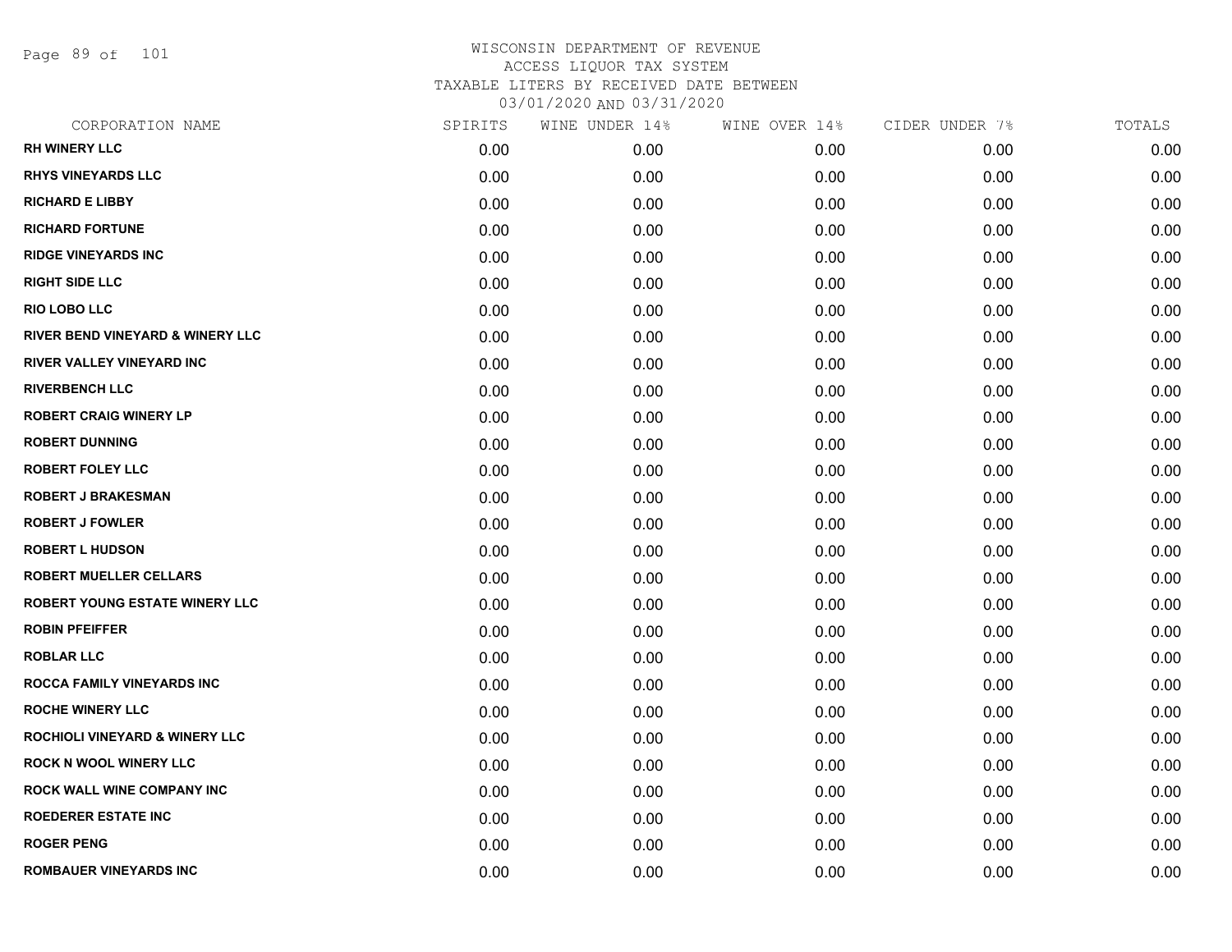# WISCONSIN DEPARTMENT OF REVENUE

ACCESS LIQUOR TAX SYSTEM

TAXABLE LITERS BY RECEIVED DATE BETWEEN

03/01/2020 AND 03/31/2020

| CORPORATION NAME | SPIRITS | WINE UNDER 14% | WINE OVER 14% | CIDER UNDER 7% | TOTALS |
|---|---|---|---|---|---|
| RH WINERY LLC | 0.00 | 0.00 | 0.00 | 0.00 | 0.00 |
| RHYS VINEYARDS LLC | 0.00 | 0.00 | 0.00 | 0.00 | 0.00 |
| RICHARD E LIBBY | 0.00 | 0.00 | 0.00 | 0.00 | 0.00 |
| RICHARD FORTUNE | 0.00 | 0.00 | 0.00 | 0.00 | 0.00 |
| RIDGE VINEYARDS INC | 0.00 | 0.00 | 0.00 | 0.00 | 0.00 |
| RIGHT SIDE LLC | 0.00 | 0.00 | 0.00 | 0.00 | 0.00 |
| RIO LOBO LLC | 0.00 | 0.00 | 0.00 | 0.00 | 0.00 |
| RIVER BEND VINEYARD & WINERY LLC | 0.00 | 0.00 | 0.00 | 0.00 | 0.00 |
| RIVER VALLEY VINEYARD INC | 0.00 | 0.00 | 0.00 | 0.00 | 0.00 |
| RIVERBENCH LLC | 0.00 | 0.00 | 0.00 | 0.00 | 0.00 |
| ROBERT CRAIG WINERY LP | 0.00 | 0.00 | 0.00 | 0.00 | 0.00 |
| ROBERT DUNNING | 0.00 | 0.00 | 0.00 | 0.00 | 0.00 |
| ROBERT FOLEY LLC | 0.00 | 0.00 | 0.00 | 0.00 | 0.00 |
| ROBERT J BRAKESMAN | 0.00 | 0.00 | 0.00 | 0.00 | 0.00 |
| ROBERT J FOWLER | 0.00 | 0.00 | 0.00 | 0.00 | 0.00 |
| ROBERT L HUDSON | 0.00 | 0.00 | 0.00 | 0.00 | 0.00 |
| ROBERT MUELLER CELLARS | 0.00 | 0.00 | 0.00 | 0.00 | 0.00 |
| ROBERT YOUNG ESTATE WINERY LLC | 0.00 | 0.00 | 0.00 | 0.00 | 0.00 |
| ROBIN PFEIFFER | 0.00 | 0.00 | 0.00 | 0.00 | 0.00 |
| ROBLAR LLC | 0.00 | 0.00 | 0.00 | 0.00 | 0.00 |
| ROCCA FAMILY VINEYARDS INC | 0.00 | 0.00 | 0.00 | 0.00 | 0.00 |
| ROCHE WINERY LLC | 0.00 | 0.00 | 0.00 | 0.00 | 0.00 |
| ROCHIOLI VINEYARD & WINERY LLC | 0.00 | 0.00 | 0.00 | 0.00 | 0.00 |
| ROCK N WOOL WINERY LLC | 0.00 | 0.00 | 0.00 | 0.00 | 0.00 |
| ROCK WALL WINE COMPANY INC | 0.00 | 0.00 | 0.00 | 0.00 | 0.00 |
| ROEDERER ESTATE INC | 0.00 | 0.00 | 0.00 | 0.00 | 0.00 |
| ROGER PENG | 0.00 | 0.00 | 0.00 | 0.00 | 0.00 |
| ROMBAUER VINEYARDS INC | 0.00 | 0.00 | 0.00 | 0.00 | 0.00 |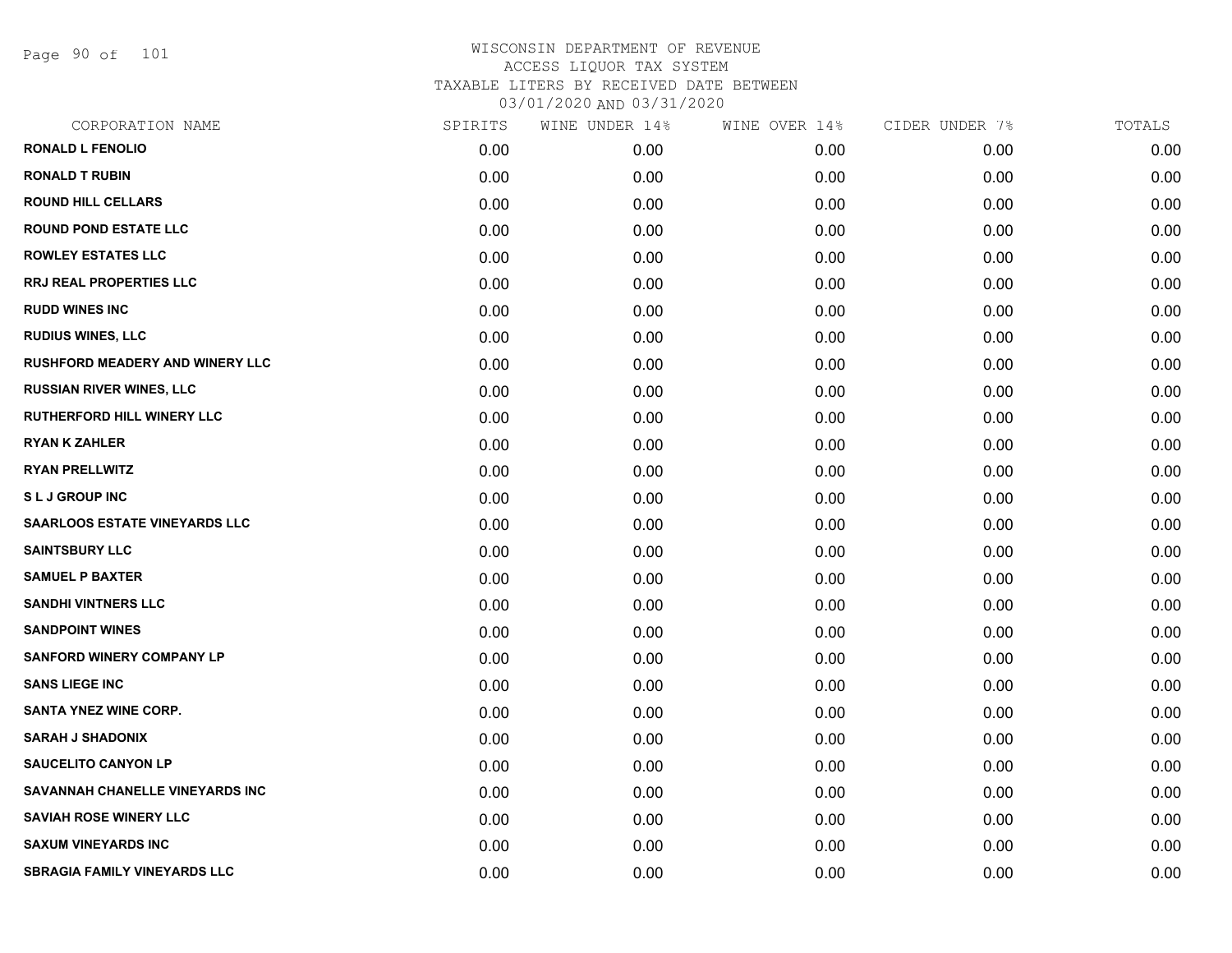# WISCONSIN DEPARTMENT OF REVENUE
## ACCESS LIQUOR TAX SYSTEM
### TAXABLE LITERS BY RECEIVED DATE BETWEEN 03/01/2020 AND 03/31/2020

| CORPORATION NAME | SPIRITS | WINE UNDER 14% | WINE OVER 14% | CIDER UNDER 7% | TOTALS |
|---|---|---|---|---|---|
| RONALD L FENOLIO | 0.00 | 0.00 | 0.00 | 0.00 | 0.00 |
| RONALD T RUBIN | 0.00 | 0.00 | 0.00 | 0.00 | 0.00 |
| ROUND HILL CELLARS | 0.00 | 0.00 | 0.00 | 0.00 | 0.00 |
| ROUND POND ESTATE LLC | 0.00 | 0.00 | 0.00 | 0.00 | 0.00 |
| ROWLEY ESTATES LLC | 0.00 | 0.00 | 0.00 | 0.00 | 0.00 |
| RRJ REAL PROPERTIES LLC | 0.00 | 0.00 | 0.00 | 0.00 | 0.00 |
| RUDD WINES INC | 0.00 | 0.00 | 0.00 | 0.00 | 0.00 |
| RUDIUS WINES, LLC | 0.00 | 0.00 | 0.00 | 0.00 | 0.00 |
| RUSHFORD MEADERY AND WINERY LLC | 0.00 | 0.00 | 0.00 | 0.00 | 0.00 |
| RUSSIAN RIVER WINES, LLC | 0.00 | 0.00 | 0.00 | 0.00 | 0.00 |
| RUTHERFORD HILL WINERY LLC | 0.00 | 0.00 | 0.00 | 0.00 | 0.00 |
| RYAN K ZAHLER | 0.00 | 0.00 | 0.00 | 0.00 | 0.00 |
| RYAN PRELLWITZ | 0.00 | 0.00 | 0.00 | 0.00 | 0.00 |
| S L J GROUP INC | 0.00 | 0.00 | 0.00 | 0.00 | 0.00 |
| SAARLOOS ESTATE VINEYARDS LLC | 0.00 | 0.00 | 0.00 | 0.00 | 0.00 |
| SAINTSBURY LLC | 0.00 | 0.00 | 0.00 | 0.00 | 0.00 |
| SAMUEL P BAXTER | 0.00 | 0.00 | 0.00 | 0.00 | 0.00 |
| SANDHI VINTNERS LLC | 0.00 | 0.00 | 0.00 | 0.00 | 0.00 |
| SANDPOINT WINES | 0.00 | 0.00 | 0.00 | 0.00 | 0.00 |
| SANFORD WINERY COMPANY LP | 0.00 | 0.00 | 0.00 | 0.00 | 0.00 |
| SANS LIEGE INC | 0.00 | 0.00 | 0.00 | 0.00 | 0.00 |
| SANTA YNEZ WINE CORP. | 0.00 | 0.00 | 0.00 | 0.00 | 0.00 |
| SARAH J SHADONIX | 0.00 | 0.00 | 0.00 | 0.00 | 0.00 |
| SAUCELITO CANYON LP | 0.00 | 0.00 | 0.00 | 0.00 | 0.00 |
| SAVANNAH CHANELLE VINEYARDS INC | 0.00 | 0.00 | 0.00 | 0.00 | 0.00 |
| SAVIAH ROSE WINERY LLC | 0.00 | 0.00 | 0.00 | 0.00 | 0.00 |
| SAXUM VINEYARDS INC | 0.00 | 0.00 | 0.00 | 0.00 | 0.00 |
| SBRAGIA FAMILY VINEYARDS LLC | 0.00 | 0.00 | 0.00 | 0.00 | 0.00 |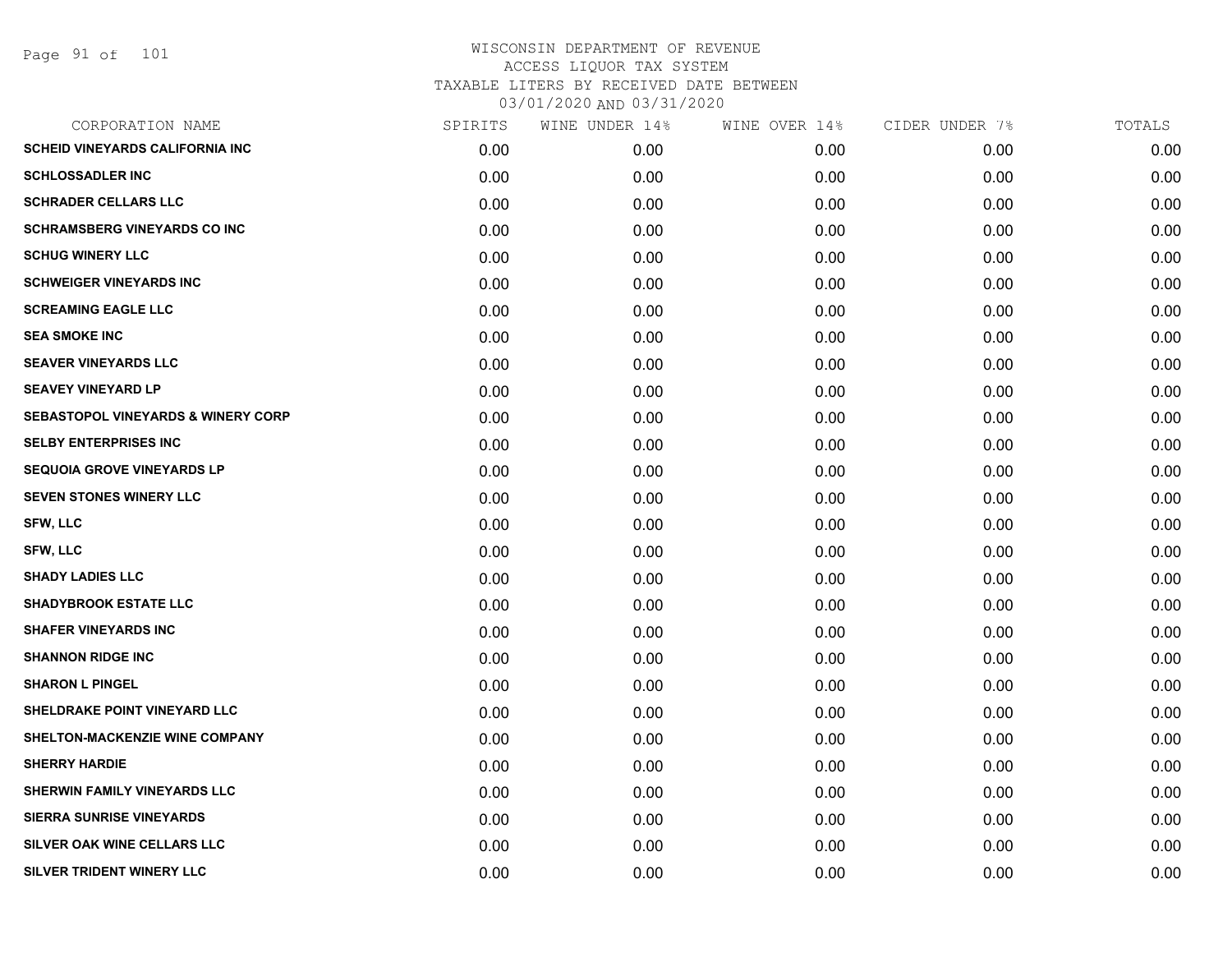WISCONSIN DEPARTMENT OF REVENUE
ACCESS LIQUOR TAX SYSTEM
TAXABLE LITERS BY RECEIVED DATE BETWEEN
03/01/2020 AND 03/31/2020

| CORPORATION NAME | SPIRITS | WINE UNDER 14% | WINE OVER 14% | CIDER UNDER 7% | TOTALS |
|---|---|---|---|---|---|
| SCHEID VINEYARDS CALIFORNIA INC | 0.00 | 0.00 | 0.00 | 0.00 | 0.00 |
| SCHLOSSADLER INC | 0.00 | 0.00 | 0.00 | 0.00 | 0.00 |
| SCHRADER CELLARS LLC | 0.00 | 0.00 | 0.00 | 0.00 | 0.00 |
| SCHRAMSBERG VINEYARDS CO INC | 0.00 | 0.00 | 0.00 | 0.00 | 0.00 |
| SCHUG WINERY LLC | 0.00 | 0.00 | 0.00 | 0.00 | 0.00 |
| SCHWEIGER VINEYARDS INC | 0.00 | 0.00 | 0.00 | 0.00 | 0.00 |
| SCREAMING EAGLE LLC | 0.00 | 0.00 | 0.00 | 0.00 | 0.00 |
| SEA SMOKE INC | 0.00 | 0.00 | 0.00 | 0.00 | 0.00 |
| SEAVER VINEYARDS LLC | 0.00 | 0.00 | 0.00 | 0.00 | 0.00 |
| SEAVEY VINEYARD LP | 0.00 | 0.00 | 0.00 | 0.00 | 0.00 |
| SEBASTOPOL VINEYARDS & WINERY CORP | 0.00 | 0.00 | 0.00 | 0.00 | 0.00 |
| SELBY ENTERPRISES INC | 0.00 | 0.00 | 0.00 | 0.00 | 0.00 |
| SEQUOIA GROVE VINEYARDS LP | 0.00 | 0.00 | 0.00 | 0.00 | 0.00 |
| SEVEN STONES WINERY LLC | 0.00 | 0.00 | 0.00 | 0.00 | 0.00 |
| SFW, LLC | 0.00 | 0.00 | 0.00 | 0.00 | 0.00 |
| SFW, LLC | 0.00 | 0.00 | 0.00 | 0.00 | 0.00 |
| SHADY LADIES LLC | 0.00 | 0.00 | 0.00 | 0.00 | 0.00 |
| SHADYBROOK ESTATE LLC | 0.00 | 0.00 | 0.00 | 0.00 | 0.00 |
| SHAFER VINEYARDS INC | 0.00 | 0.00 | 0.00 | 0.00 | 0.00 |
| SHANNON RIDGE INC | 0.00 | 0.00 | 0.00 | 0.00 | 0.00 |
| SHARON L PINGEL | 0.00 | 0.00 | 0.00 | 0.00 | 0.00 |
| SHELDRAKE POINT VINEYARD LLC | 0.00 | 0.00 | 0.00 | 0.00 | 0.00 |
| SHELTON-MACKENZIE WINE COMPANY | 0.00 | 0.00 | 0.00 | 0.00 | 0.00 |
| SHERRY HARDIE | 0.00 | 0.00 | 0.00 | 0.00 | 0.00 |
| SHERWIN FAMILY VINEYARDS LLC | 0.00 | 0.00 | 0.00 | 0.00 | 0.00 |
| SIERRA SUNRISE VINEYARDS | 0.00 | 0.00 | 0.00 | 0.00 | 0.00 |
| SILVER OAK WINE CELLARS LLC | 0.00 | 0.00 | 0.00 | 0.00 | 0.00 |
| SILVER TRIDENT WINERY LLC | 0.00 | 0.00 | 0.00 | 0.00 | 0.00 |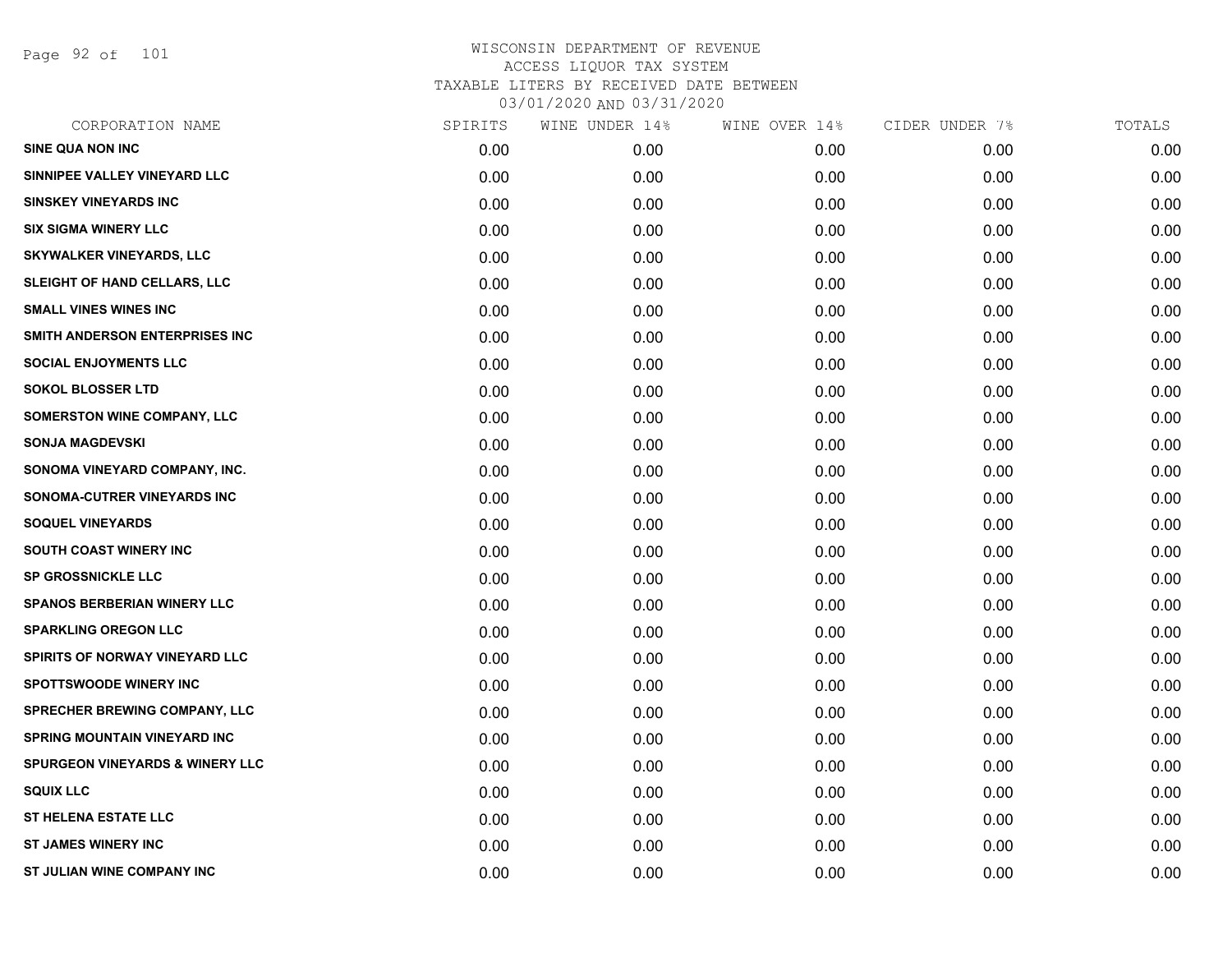WISCONSIN DEPARTMENT OF REVENUE
ACCESS LIQUOR TAX SYSTEM
TAXABLE LITERS BY RECEIVED DATE BETWEEN
03/01/2020 AND 03/31/2020

| CORPORATION NAME | SPIRITS | WINE UNDER 14% | WINE OVER 14% | CIDER UNDER 7% | TOTALS |
|---|---|---|---|---|---|
| SINE QUA NON INC | 0.00 | 0.00 | 0.00 | 0.00 | 0.00 |
| SINNIPEE VALLEY VINEYARD LLC | 0.00 | 0.00 | 0.00 | 0.00 | 0.00 |
| SINSKEY VINEYARDS INC | 0.00 | 0.00 | 0.00 | 0.00 | 0.00 |
| SIX SIGMA WINERY LLC | 0.00 | 0.00 | 0.00 | 0.00 | 0.00 |
| SKYWALKER VINEYARDS, LLC | 0.00 | 0.00 | 0.00 | 0.00 | 0.00 |
| SLEIGHT OF HAND CELLARS, LLC | 0.00 | 0.00 | 0.00 | 0.00 | 0.00 |
| SMALL VINES WINES INC | 0.00 | 0.00 | 0.00 | 0.00 | 0.00 |
| SMITH ANDERSON ENTERPRISES INC | 0.00 | 0.00 | 0.00 | 0.00 | 0.00 |
| SOCIAL ENJOYMENTS LLC | 0.00 | 0.00 | 0.00 | 0.00 | 0.00 |
| SOKOL BLOSSER LTD | 0.00 | 0.00 | 0.00 | 0.00 | 0.00 |
| SOMERSTON WINE COMPANY, LLC | 0.00 | 0.00 | 0.00 | 0.00 | 0.00 |
| SONJA MAGDEVSKI | 0.00 | 0.00 | 0.00 | 0.00 | 0.00 |
| SONOMA VINEYARD COMPANY, INC. | 0.00 | 0.00 | 0.00 | 0.00 | 0.00 |
| SONOMA-CUTRER VINEYARDS INC | 0.00 | 0.00 | 0.00 | 0.00 | 0.00 |
| SOQUEL VINEYARDS | 0.00 | 0.00 | 0.00 | 0.00 | 0.00 |
| SOUTH COAST WINERY INC | 0.00 | 0.00 | 0.00 | 0.00 | 0.00 |
| SP GROSSNICKLE LLC | 0.00 | 0.00 | 0.00 | 0.00 | 0.00 |
| SPANOS BERBERIAN WINERY LLC | 0.00 | 0.00 | 0.00 | 0.00 | 0.00 |
| SPARKLING OREGON LLC | 0.00 | 0.00 | 0.00 | 0.00 | 0.00 |
| SPIRITS OF NORWAY VINEYARD LLC | 0.00 | 0.00 | 0.00 | 0.00 | 0.00 |
| SPOTTSWOODE WINERY INC | 0.00 | 0.00 | 0.00 | 0.00 | 0.00 |
| SPRECHER BREWING COMPANY, LLC | 0.00 | 0.00 | 0.00 | 0.00 | 0.00 |
| SPRING MOUNTAIN VINEYARD INC | 0.00 | 0.00 | 0.00 | 0.00 | 0.00 |
| SPURGEON VINEYARDS & WINERY LLC | 0.00 | 0.00 | 0.00 | 0.00 | 0.00 |
| SQUIX LLC | 0.00 | 0.00 | 0.00 | 0.00 | 0.00 |
| ST HELENA ESTATE LLC | 0.00 | 0.00 | 0.00 | 0.00 | 0.00 |
| ST JAMES WINERY INC | 0.00 | 0.00 | 0.00 | 0.00 | 0.00 |
| ST JULIAN WINE COMPANY INC | 0.00 | 0.00 | 0.00 | 0.00 | 0.00 |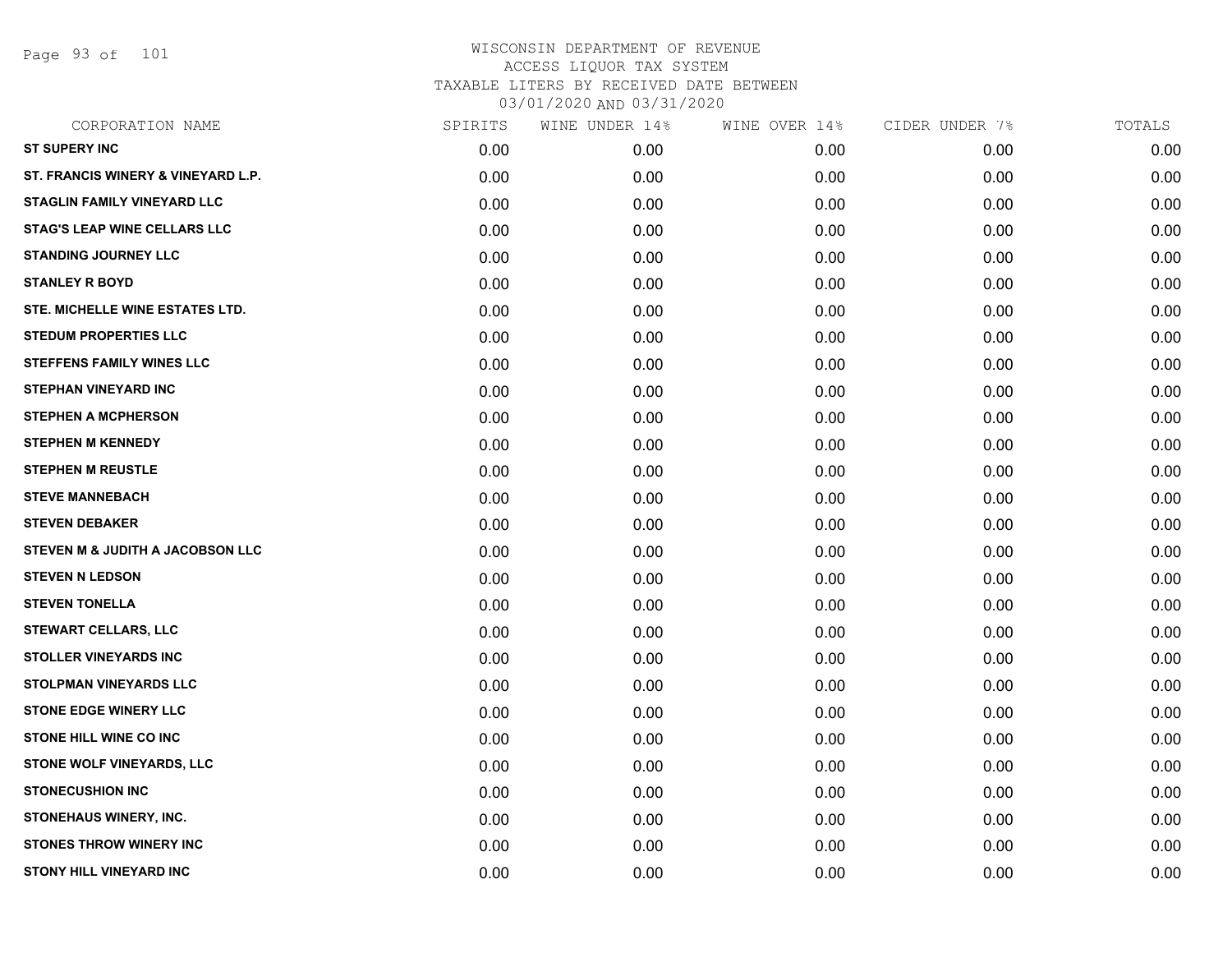WISCONSIN DEPARTMENT OF REVENUE
ACCESS LIQUOR TAX SYSTEM
TAXABLE LITERS BY RECEIVED DATE BETWEEN
03/01/2020 AND 03/31/2020

| CORPORATION NAME | SPIRITS | WINE UNDER 14% | WINE OVER 14% | CIDER UNDER 7% | TOTALS |
|---|---|---|---|---|---|
| ST SUPERY INC | 0.00 | 0.00 | 0.00 | 0.00 | 0.00 |
| ST. FRANCIS WINERY & VINEYARD L.P. | 0.00 | 0.00 | 0.00 | 0.00 | 0.00 |
| STAGLIN FAMILY VINEYARD LLC | 0.00 | 0.00 | 0.00 | 0.00 | 0.00 |
| STAG'S LEAP WINE CELLARS LLC | 0.00 | 0.00 | 0.00 | 0.00 | 0.00 |
| STANDING JOURNEY LLC | 0.00 | 0.00 | 0.00 | 0.00 | 0.00 |
| STANLEY R BOYD | 0.00 | 0.00 | 0.00 | 0.00 | 0.00 |
| STE. MICHELLE WINE ESTATES LTD. | 0.00 | 0.00 | 0.00 | 0.00 | 0.00 |
| STEDUM PROPERTIES LLC | 0.00 | 0.00 | 0.00 | 0.00 | 0.00 |
| STEFFENS FAMILY WINES LLC | 0.00 | 0.00 | 0.00 | 0.00 | 0.00 |
| STEPHAN VINEYARD INC | 0.00 | 0.00 | 0.00 | 0.00 | 0.00 |
| STEPHEN A MCPHERSON | 0.00 | 0.00 | 0.00 | 0.00 | 0.00 |
| STEPHEN M KENNEDY | 0.00 | 0.00 | 0.00 | 0.00 | 0.00 |
| STEPHEN M REUSTLE | 0.00 | 0.00 | 0.00 | 0.00 | 0.00 |
| STEVE MANNEBACH | 0.00 | 0.00 | 0.00 | 0.00 | 0.00 |
| STEVEN DEBAKER | 0.00 | 0.00 | 0.00 | 0.00 | 0.00 |
| STEVEN M & JUDITH A JACOBSON LLC | 0.00 | 0.00 | 0.00 | 0.00 | 0.00 |
| STEVEN N LEDSON | 0.00 | 0.00 | 0.00 | 0.00 | 0.00 |
| STEVEN TONELLA | 0.00 | 0.00 | 0.00 | 0.00 | 0.00 |
| STEWART CELLARS, LLC | 0.00 | 0.00 | 0.00 | 0.00 | 0.00 |
| STOLLER VINEYARDS INC | 0.00 | 0.00 | 0.00 | 0.00 | 0.00 |
| STOLPMAN VINEYARDS LLC | 0.00 | 0.00 | 0.00 | 0.00 | 0.00 |
| STONE EDGE WINERY LLC | 0.00 | 0.00 | 0.00 | 0.00 | 0.00 |
| STONE HILL WINE CO INC | 0.00 | 0.00 | 0.00 | 0.00 | 0.00 |
| STONE WOLF VINEYARDS, LLC | 0.00 | 0.00 | 0.00 | 0.00 | 0.00 |
| STONECUSHION INC | 0.00 | 0.00 | 0.00 | 0.00 | 0.00 |
| STONEHAUS WINERY, INC. | 0.00 | 0.00 | 0.00 | 0.00 | 0.00 |
| STONES THROW WINERY INC | 0.00 | 0.00 | 0.00 | 0.00 | 0.00 |
| STONY HILL VINEYARD INC | 0.00 | 0.00 | 0.00 | 0.00 | 0.00 |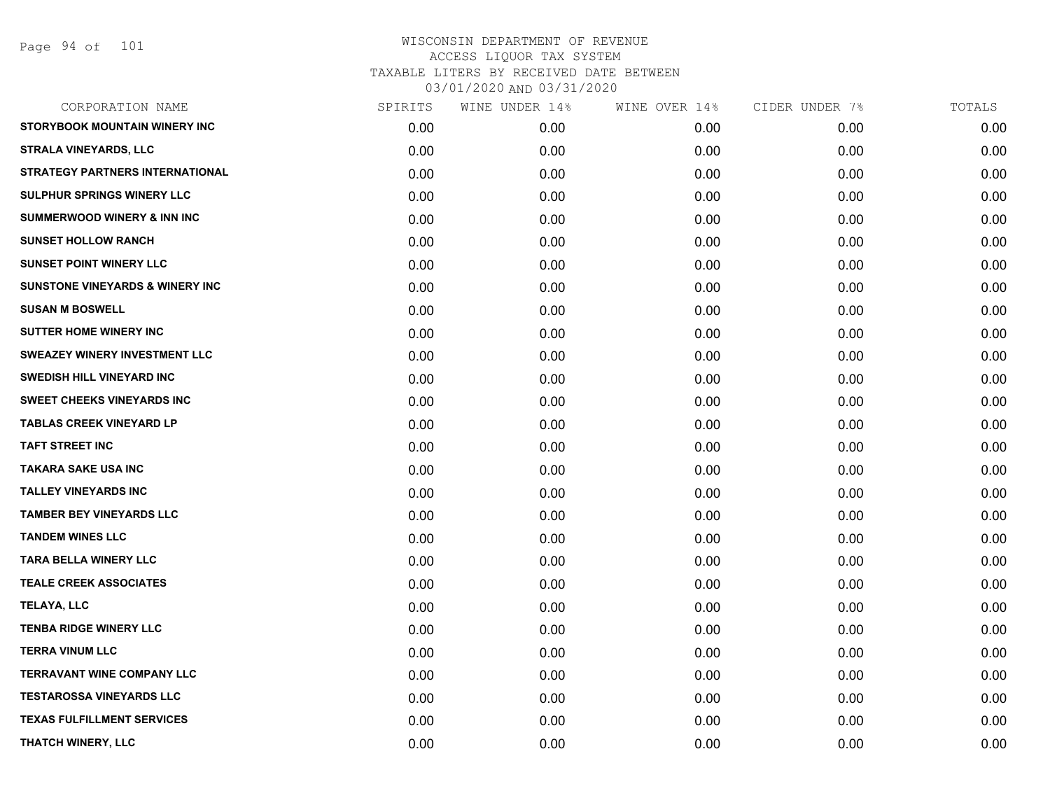# WISCONSIN DEPARTMENT OF REVENUE
## ACCESS LIQUOR TAX SYSTEM
### TAXABLE LITERS BY RECEIVED DATE BETWEEN 03/01/2020 AND 03/31/2020

| CORPORATION NAME | SPIRITS | WINE UNDER 14% | WINE OVER 14% | CIDER UNDER 7% | TOTALS |
|---|---|---|---|---|---|
| STORYBOOK MOUNTAIN WINERY INC | 0.00 | 0.00 | 0.00 | 0.00 | 0.00 |
| STRALA VINEYARDS, LLC | 0.00 | 0.00 | 0.00 | 0.00 | 0.00 |
| STRATEGY PARTNERS INTERNATIONAL | 0.00 | 0.00 | 0.00 | 0.00 | 0.00 |
| SULPHUR SPRINGS WINERY LLC | 0.00 | 0.00 | 0.00 | 0.00 | 0.00 |
| SUMMERWOOD WINERY & INN INC | 0.00 | 0.00 | 0.00 | 0.00 | 0.00 |
| SUNSET HOLLOW RANCH | 0.00 | 0.00 | 0.00 | 0.00 | 0.00 |
| SUNSET POINT WINERY LLC | 0.00 | 0.00 | 0.00 | 0.00 | 0.00 |
| SUNSTONE VINEYARDS & WINERY INC | 0.00 | 0.00 | 0.00 | 0.00 | 0.00 |
| SUSAN M BOSWELL | 0.00 | 0.00 | 0.00 | 0.00 | 0.00 |
| SUTTER HOME WINERY INC | 0.00 | 0.00 | 0.00 | 0.00 | 0.00 |
| SWEAZEY WINERY INVESTMENT LLC | 0.00 | 0.00 | 0.00 | 0.00 | 0.00 |
| SWEDISH HILL VINEYARD INC | 0.00 | 0.00 | 0.00 | 0.00 | 0.00 |
| SWEET CHEEKS VINEYARDS INC | 0.00 | 0.00 | 0.00 | 0.00 | 0.00 |
| TABLAS CREEK VINEYARD LP | 0.00 | 0.00 | 0.00 | 0.00 | 0.00 |
| TAFT STREET INC | 0.00 | 0.00 | 0.00 | 0.00 | 0.00 |
| TAKARA SAKE USA INC | 0.00 | 0.00 | 0.00 | 0.00 | 0.00 |
| TALLEY VINEYARDS INC | 0.00 | 0.00 | 0.00 | 0.00 | 0.00 |
| TAMBER BEY VINEYARDS LLC | 0.00 | 0.00 | 0.00 | 0.00 | 0.00 |
| TANDEM WINES LLC | 0.00 | 0.00 | 0.00 | 0.00 | 0.00 |
| TARA BELLA WINERY LLC | 0.00 | 0.00 | 0.00 | 0.00 | 0.00 |
| TEALE CREEK ASSOCIATES | 0.00 | 0.00 | 0.00 | 0.00 | 0.00 |
| TELAYA, LLC | 0.00 | 0.00 | 0.00 | 0.00 | 0.00 |
| TENBA RIDGE WINERY LLC | 0.00 | 0.00 | 0.00 | 0.00 | 0.00 |
| TERRA VINUM LLC | 0.00 | 0.00 | 0.00 | 0.00 | 0.00 |
| TERRAVANT WINE COMPANY LLC | 0.00 | 0.00 | 0.00 | 0.00 | 0.00 |
| TESTAROSSA VINEYARDS LLC | 0.00 | 0.00 | 0.00 | 0.00 | 0.00 |
| TEXAS FULFILLMENT SERVICES | 0.00 | 0.00 | 0.00 | 0.00 | 0.00 |
| THATCH WINERY, LLC | 0.00 | 0.00 | 0.00 | 0.00 | 0.00 |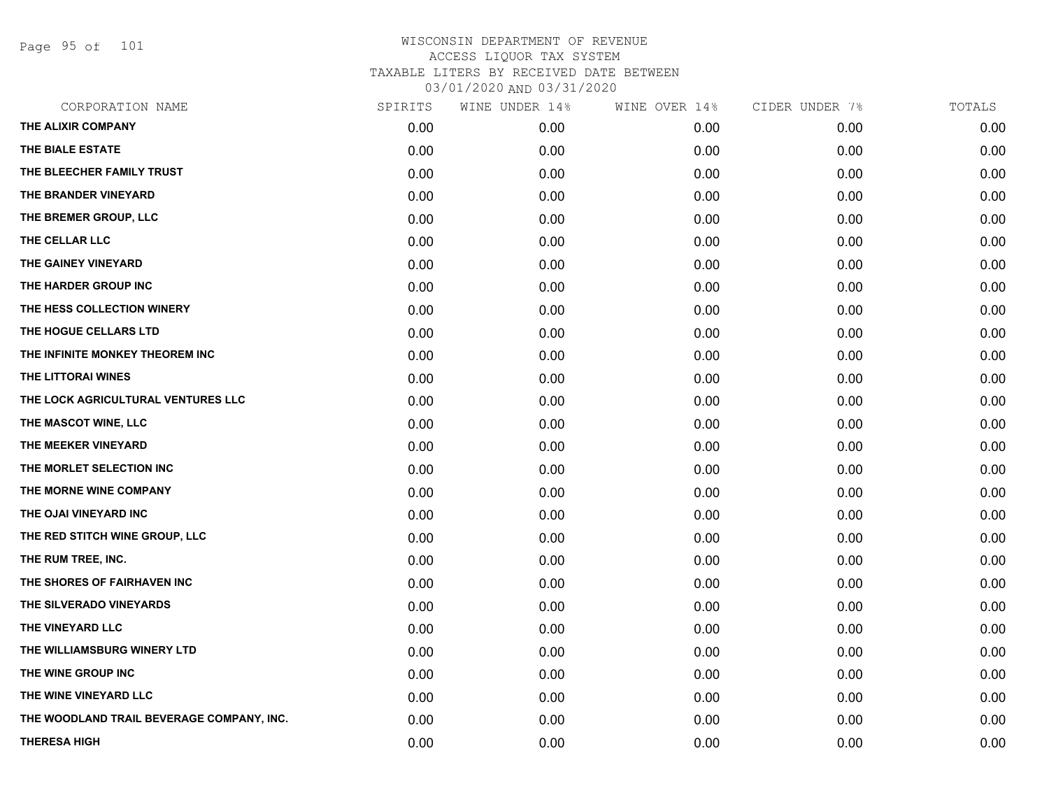# WISCONSIN DEPARTMENT OF REVENUE
## ACCESS LIQUOR TAX SYSTEM
### TAXABLE LITERS BY RECEIVED DATE BETWEEN 03/01/2020 AND 03/31/2020

| CORPORATION NAME | SPIRITS | WINE UNDER 14% | WINE OVER 14% | CIDER UNDER 7% | TOTALS |
|---|---|---|---|---|---|
| THE ALIXIR COMPANY | 0.00 | 0.00 | 0.00 | 0.00 | 0.00 |
| THE BIALE ESTATE | 0.00 | 0.00 | 0.00 | 0.00 | 0.00 |
| THE BLEECHER FAMILY TRUST | 0.00 | 0.00 | 0.00 | 0.00 | 0.00 |
| THE BRANDER VINEYARD | 0.00 | 0.00 | 0.00 | 0.00 | 0.00 |
| THE BREMER GROUP, LLC | 0.00 | 0.00 | 0.00 | 0.00 | 0.00 |
| THE CELLAR LLC | 0.00 | 0.00 | 0.00 | 0.00 | 0.00 |
| THE GAINEY VINEYARD | 0.00 | 0.00 | 0.00 | 0.00 | 0.00 |
| THE HARDER GROUP INC | 0.00 | 0.00 | 0.00 | 0.00 | 0.00 |
| THE HESS COLLECTION WINERY | 0.00 | 0.00 | 0.00 | 0.00 | 0.00 |
| THE HOGUE CELLARS LTD | 0.00 | 0.00 | 0.00 | 0.00 | 0.00 |
| THE INFINITE MONKEY THEOREM INC | 0.00 | 0.00 | 0.00 | 0.00 | 0.00 |
| THE LITTORAI WINES | 0.00 | 0.00 | 0.00 | 0.00 | 0.00 |
| THE LOCK AGRICULTURAL VENTURES LLC | 0.00 | 0.00 | 0.00 | 0.00 | 0.00 |
| THE MASCOT WINE, LLC | 0.00 | 0.00 | 0.00 | 0.00 | 0.00 |
| THE MEEKER VINEYARD | 0.00 | 0.00 | 0.00 | 0.00 | 0.00 |
| THE MORLET SELECTION INC | 0.00 | 0.00 | 0.00 | 0.00 | 0.00 |
| THE MORNE WINE COMPANY | 0.00 | 0.00 | 0.00 | 0.00 | 0.00 |
| THE OJAI VINEYARD INC | 0.00 | 0.00 | 0.00 | 0.00 | 0.00 |
| THE RED STITCH WINE GROUP, LLC | 0.00 | 0.00 | 0.00 | 0.00 | 0.00 |
| THE RUM TREE, INC. | 0.00 | 0.00 | 0.00 | 0.00 | 0.00 |
| THE SHORES OF FAIRHAVEN INC | 0.00 | 0.00 | 0.00 | 0.00 | 0.00 |
| THE SILVERADO VINEYARDS | 0.00 | 0.00 | 0.00 | 0.00 | 0.00 |
| THE VINEYARD LLC | 0.00 | 0.00 | 0.00 | 0.00 | 0.00 |
| THE WILLIAMSBURG WINERY LTD | 0.00 | 0.00 | 0.00 | 0.00 | 0.00 |
| THE WINE GROUP INC | 0.00 | 0.00 | 0.00 | 0.00 | 0.00 |
| THE WINE VINEYARD LLC | 0.00 | 0.00 | 0.00 | 0.00 | 0.00 |
| THE WOODLAND TRAIL BEVERAGE COMPANY, INC. | 0.00 | 0.00 | 0.00 | 0.00 | 0.00 |
| THERESA HIGH | 0.00 | 0.00 | 0.00 | 0.00 | 0.00 |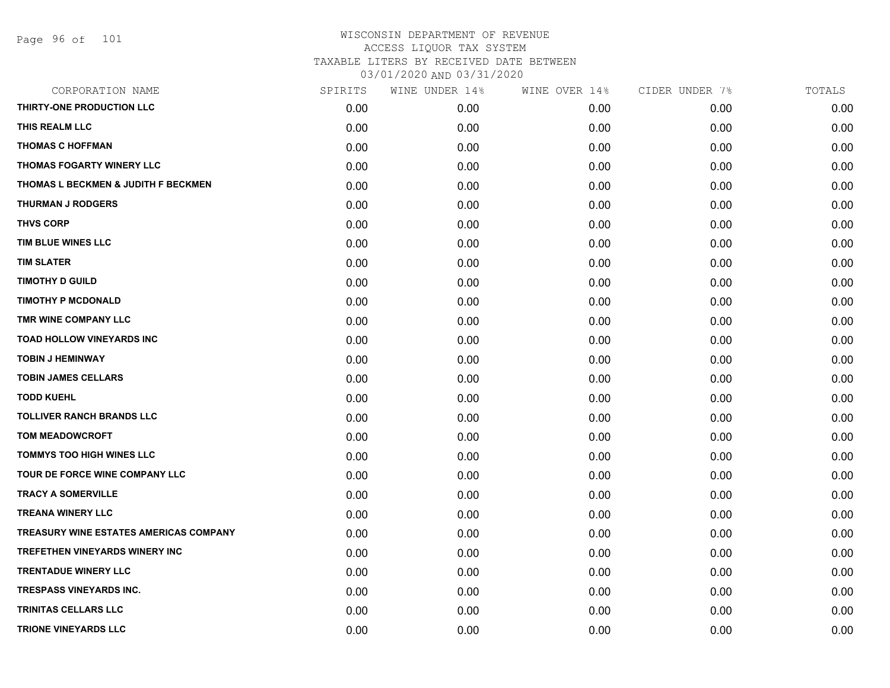# WISCONSIN DEPARTMENT OF REVENUE
ACCESS LIQUOR TAX SYSTEM
TAXABLE LITERS BY RECEIVED DATE BETWEEN
03/01/2020 AND 03/31/2020

| CORPORATION NAME | SPIRITS | WINE UNDER 14% | WINE OVER 14% | CIDER UNDER 7% | TOTALS |
|---|---|---|---|---|---|
| THIRTY-ONE PRODUCTION LLC | 0.00 | 0.00 | 0.00 | 0.00 | 0.00 |
| THIS REALM LLC | 0.00 | 0.00 | 0.00 | 0.00 | 0.00 |
| THOMAS C HOFFMAN | 0.00 | 0.00 | 0.00 | 0.00 | 0.00 |
| THOMAS FOGARTY WINERY LLC | 0.00 | 0.00 | 0.00 | 0.00 | 0.00 |
| THOMAS L BECKMEN & JUDITH F BECKMEN | 0.00 | 0.00 | 0.00 | 0.00 | 0.00 |
| THURMAN J RODGERS | 0.00 | 0.00 | 0.00 | 0.00 | 0.00 |
| THVS CORP | 0.00 | 0.00 | 0.00 | 0.00 | 0.00 |
| TIM BLUE WINES LLC | 0.00 | 0.00 | 0.00 | 0.00 | 0.00 |
| TIM SLATER | 0.00 | 0.00 | 0.00 | 0.00 | 0.00 |
| TIMOTHY D GUILD | 0.00 | 0.00 | 0.00 | 0.00 | 0.00 |
| TIMOTHY P MCDONALD | 0.00 | 0.00 | 0.00 | 0.00 | 0.00 |
| TMR WINE COMPANY LLC | 0.00 | 0.00 | 0.00 | 0.00 | 0.00 |
| TOAD HOLLOW VINEYARDS INC | 0.00 | 0.00 | 0.00 | 0.00 | 0.00 |
| TOBIN J HEMINWAY | 0.00 | 0.00 | 0.00 | 0.00 | 0.00 |
| TOBIN JAMES CELLARS | 0.00 | 0.00 | 0.00 | 0.00 | 0.00 |
| TODD KUEHL | 0.00 | 0.00 | 0.00 | 0.00 | 0.00 |
| TOLLIVER RANCH BRANDS LLC | 0.00 | 0.00 | 0.00 | 0.00 | 0.00 |
| TOM MEADOWCROFT | 0.00 | 0.00 | 0.00 | 0.00 | 0.00 |
| TOMMYS TOO HIGH WINES LLC | 0.00 | 0.00 | 0.00 | 0.00 | 0.00 |
| TOUR DE FORCE WINE COMPANY LLC | 0.00 | 0.00 | 0.00 | 0.00 | 0.00 |
| TRACY A SOMERVILLE | 0.00 | 0.00 | 0.00 | 0.00 | 0.00 |
| TREANA WINERY LLC | 0.00 | 0.00 | 0.00 | 0.00 | 0.00 |
| TREASURY WINE ESTATES AMERICAS COMPANY | 0.00 | 0.00 | 0.00 | 0.00 | 0.00 |
| TREFETHEN VINEYARDS WINERY INC | 0.00 | 0.00 | 0.00 | 0.00 | 0.00 |
| TRENTADUE WINERY LLC | 0.00 | 0.00 | 0.00 | 0.00 | 0.00 |
| TRESPASS VINEYARDS INC. | 0.00 | 0.00 | 0.00 | 0.00 | 0.00 |
| TRINITAS CELLARS LLC | 0.00 | 0.00 | 0.00 | 0.00 | 0.00 |
| TRIONE VINEYARDS LLC | 0.00 | 0.00 | 0.00 | 0.00 | 0.00 |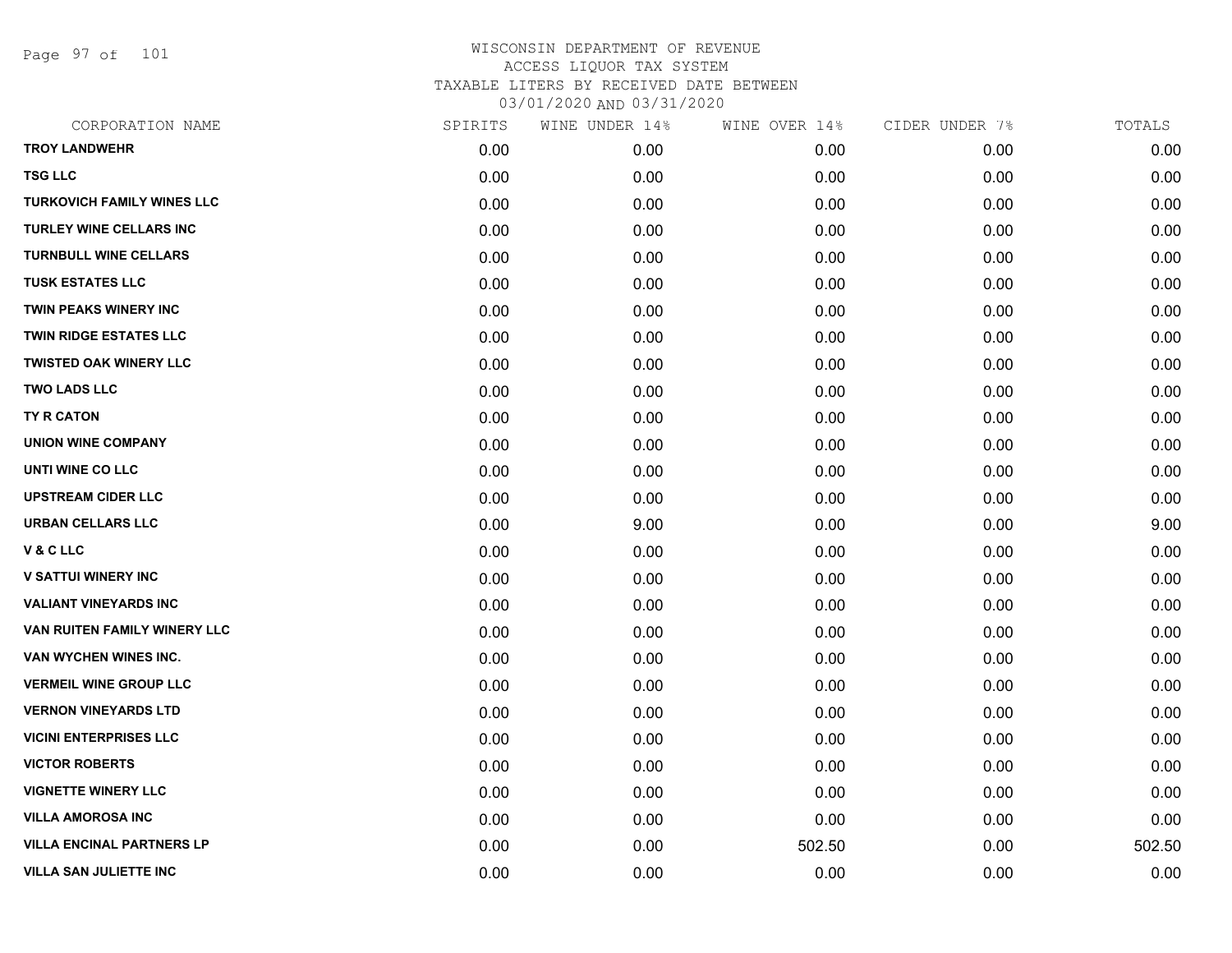WISCONSIN DEPARTMENT OF REVENUE
ACCESS LIQUOR TAX SYSTEM
TAXABLE LITERS BY RECEIVED DATE BETWEEN
03/01/2020 AND 03/31/2020

| CORPORATION NAME | SPIRITS | WINE UNDER 14% | WINE OVER 14% | CIDER UNDER 7% | TOTALS |
|---|---|---|---|---|---|
| TROY LANDWEHR | 0.00 | 0.00 | 0.00 | 0.00 | 0.00 |
| TSG LLC | 0.00 | 0.00 | 0.00 | 0.00 | 0.00 |
| TURKOVICH FAMILY WINES LLC | 0.00 | 0.00 | 0.00 | 0.00 | 0.00 |
| TURLEY WINE CELLARS INC | 0.00 | 0.00 | 0.00 | 0.00 | 0.00 |
| TURNBULL WINE CELLARS | 0.00 | 0.00 | 0.00 | 0.00 | 0.00 |
| TUSK ESTATES LLC | 0.00 | 0.00 | 0.00 | 0.00 | 0.00 |
| TWIN PEAKS WINERY INC | 0.00 | 0.00 | 0.00 | 0.00 | 0.00 |
| TWIN RIDGE ESTATES LLC | 0.00 | 0.00 | 0.00 | 0.00 | 0.00 |
| TWISTED OAK WINERY LLC | 0.00 | 0.00 | 0.00 | 0.00 | 0.00 |
| TWO LADS LLC | 0.00 | 0.00 | 0.00 | 0.00 | 0.00 |
| TY R CATON | 0.00 | 0.00 | 0.00 | 0.00 | 0.00 |
| UNION WINE COMPANY | 0.00 | 0.00 | 0.00 | 0.00 | 0.00 |
| UNTI WINE CO LLC | 0.00 | 0.00 | 0.00 | 0.00 | 0.00 |
| UPSTREAM CIDER LLC | 0.00 | 0.00 | 0.00 | 0.00 | 0.00 |
| URBAN CELLARS LLC | 0.00 | 9.00 | 0.00 | 0.00 | 9.00 |
| V & C LLC | 0.00 | 0.00 | 0.00 | 0.00 | 0.00 |
| V SATTUI WINERY INC | 0.00 | 0.00 | 0.00 | 0.00 | 0.00 |
| VALIANT VINEYARDS INC | 0.00 | 0.00 | 0.00 | 0.00 | 0.00 |
| VAN RUITEN FAMILY WINERY LLC | 0.00 | 0.00 | 0.00 | 0.00 | 0.00 |
| VAN WYCHEN WINES INC. | 0.00 | 0.00 | 0.00 | 0.00 | 0.00 |
| VERMEIL WINE GROUP LLC | 0.00 | 0.00 | 0.00 | 0.00 | 0.00 |
| VERNON VINEYARDS LTD | 0.00 | 0.00 | 0.00 | 0.00 | 0.00 |
| VICINI ENTERPRISES LLC | 0.00 | 0.00 | 0.00 | 0.00 | 0.00 |
| VICTOR ROBERTS | 0.00 | 0.00 | 0.00 | 0.00 | 0.00 |
| VIGNETTE WINERY LLC | 0.00 | 0.00 | 0.00 | 0.00 | 0.00 |
| VILLA AMOROSA INC | 0.00 | 0.00 | 0.00 | 0.00 | 0.00 |
| VILLA ENCINAL PARTNERS LP | 0.00 | 0.00 | 502.50 | 0.00 | 502.50 |
| VILLA SAN JULIETTE INC | 0.00 | 0.00 | 0.00 | 0.00 | 0.00 |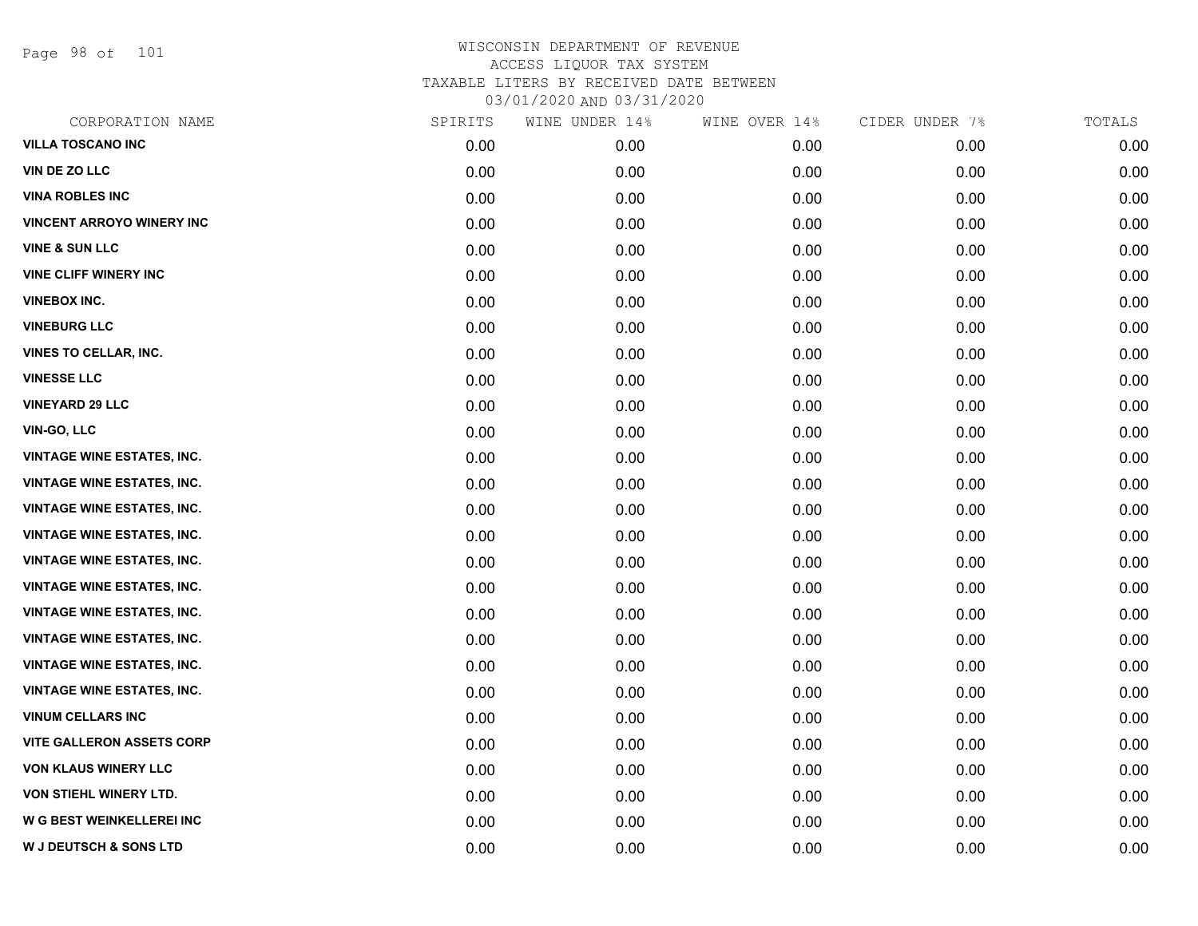# WISCONSIN DEPARTMENT OF REVENUE
ACCESS LIQUOR TAX SYSTEM
TAXABLE LITERS BY RECEIVED DATE BETWEEN
03/01/2020 AND 03/31/2020

| CORPORATION NAME | SPIRITS | WINE UNDER 14% | WINE OVER 14% | CIDER UNDER 7% | TOTALS |
|---|---|---|---|---|---|
| VILLA TOSCANO INC | 0.00 | 0.00 | 0.00 | 0.00 | 0.00 |
| VIN DE ZO LLC | 0.00 | 0.00 | 0.00 | 0.00 | 0.00 |
| VINA ROBLES INC | 0.00 | 0.00 | 0.00 | 0.00 | 0.00 |
| VINCENT ARROYO WINERY INC | 0.00 | 0.00 | 0.00 | 0.00 | 0.00 |
| VINE & SUN LLC | 0.00 | 0.00 | 0.00 | 0.00 | 0.00 |
| VINE CLIFF WINERY INC | 0.00 | 0.00 | 0.00 | 0.00 | 0.00 |
| VINEBOX INC. | 0.00 | 0.00 | 0.00 | 0.00 | 0.00 |
| VINEBURG LLC | 0.00 | 0.00 | 0.00 | 0.00 | 0.00 |
| VINES TO CELLAR, INC. | 0.00 | 0.00 | 0.00 | 0.00 | 0.00 |
| VINESSE LLC | 0.00 | 0.00 | 0.00 | 0.00 | 0.00 |
| VINEYARD 29 LLC | 0.00 | 0.00 | 0.00 | 0.00 | 0.00 |
| VIN-GO, LLC | 0.00 | 0.00 | 0.00 | 0.00 | 0.00 |
| VINTAGE WINE ESTATES, INC. | 0.00 | 0.00 | 0.00 | 0.00 | 0.00 |
| VINTAGE WINE ESTATES, INC. | 0.00 | 0.00 | 0.00 | 0.00 | 0.00 |
| VINTAGE WINE ESTATES, INC. | 0.00 | 0.00 | 0.00 | 0.00 | 0.00 |
| VINTAGE WINE ESTATES, INC. | 0.00 | 0.00 | 0.00 | 0.00 | 0.00 |
| VINTAGE WINE ESTATES, INC. | 0.00 | 0.00 | 0.00 | 0.00 | 0.00 |
| VINTAGE WINE ESTATES, INC. | 0.00 | 0.00 | 0.00 | 0.00 | 0.00 |
| VINTAGE WINE ESTATES, INC. | 0.00 | 0.00 | 0.00 | 0.00 | 0.00 |
| VINTAGE WINE ESTATES, INC. | 0.00 | 0.00 | 0.00 | 0.00 | 0.00 |
| VINTAGE WINE ESTATES, INC. | 0.00 | 0.00 | 0.00 | 0.00 | 0.00 |
| VINTAGE WINE ESTATES, INC. | 0.00 | 0.00 | 0.00 | 0.00 | 0.00 |
| VINUM CELLARS INC | 0.00 | 0.00 | 0.00 | 0.00 | 0.00 |
| VITE GALLERON ASSETS CORP | 0.00 | 0.00 | 0.00 | 0.00 | 0.00 |
| VON KLAUS WINERY LLC | 0.00 | 0.00 | 0.00 | 0.00 | 0.00 |
| VON STIEHL WINERY LTD. | 0.00 | 0.00 | 0.00 | 0.00 | 0.00 |
| W G BEST WEINKELLEREI INC | 0.00 | 0.00 | 0.00 | 0.00 | 0.00 |
| W J DEUTSCH & SONS LTD | 0.00 | 0.00 | 0.00 | 0.00 | 0.00 |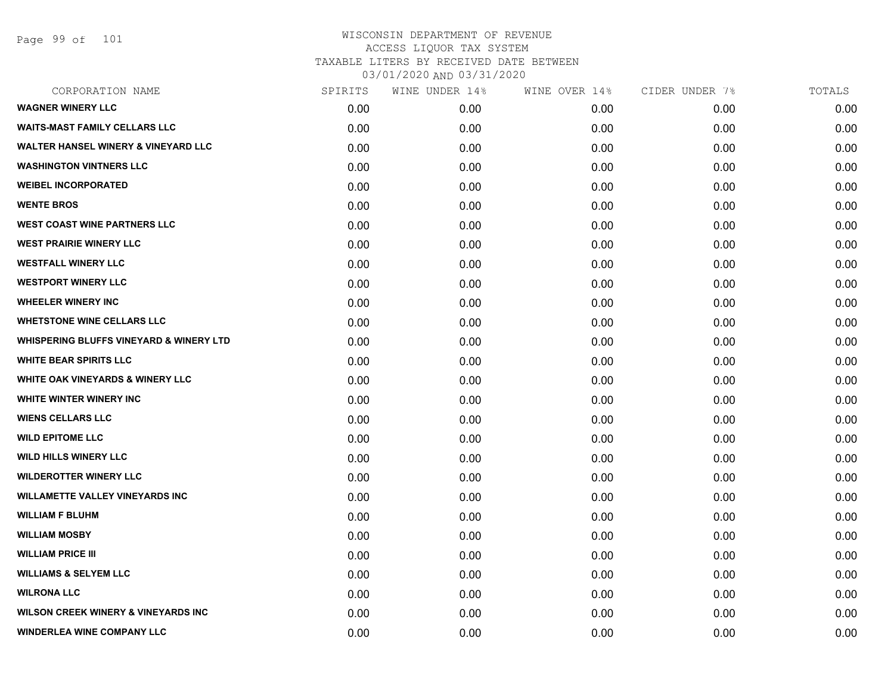WISCONSIN DEPARTMENT OF REVENUE
ACCESS LIQUOR TAX SYSTEM
TAXABLE LITERS BY RECEIVED DATE BETWEEN
03/01/2020 AND 03/31/2020

| CORPORATION NAME | SPIRITS | WINE UNDER 14% | WINE OVER 14% | CIDER UNDER 7% | TOTALS |
|---|---|---|---|---|---|
| WAGNER WINERY LLC | 0.00 | 0.00 | 0.00 | 0.00 | 0.00 |
| WAITS-MAST FAMILY CELLARS LLC | 0.00 | 0.00 | 0.00 | 0.00 | 0.00 |
| WALTER HANSEL WINERY & VINEYARD LLC | 0.00 | 0.00 | 0.00 | 0.00 | 0.00 |
| WASHINGTON VINTNERS LLC | 0.00 | 0.00 | 0.00 | 0.00 | 0.00 |
| WEIBEL INCORPORATED | 0.00 | 0.00 | 0.00 | 0.00 | 0.00 |
| WENTE BROS | 0.00 | 0.00 | 0.00 | 0.00 | 0.00 |
| WEST COAST WINE PARTNERS LLC | 0.00 | 0.00 | 0.00 | 0.00 | 0.00 |
| WEST PRAIRIE WINERY LLC | 0.00 | 0.00 | 0.00 | 0.00 | 0.00 |
| WESTFALL WINERY LLC | 0.00 | 0.00 | 0.00 | 0.00 | 0.00 |
| WESTPORT WINERY LLC | 0.00 | 0.00 | 0.00 | 0.00 | 0.00 |
| WHEELER WINERY INC | 0.00 | 0.00 | 0.00 | 0.00 | 0.00 |
| WHETSTONE WINE CELLARS LLC | 0.00 | 0.00 | 0.00 | 0.00 | 0.00 |
| WHISPERING BLUFFS VINEYARD & WINERY LTD | 0.00 | 0.00 | 0.00 | 0.00 | 0.00 |
| WHITE BEAR SPIRITS LLC | 0.00 | 0.00 | 0.00 | 0.00 | 0.00 |
| WHITE OAK VINEYARDS & WINERY LLC | 0.00 | 0.00 | 0.00 | 0.00 | 0.00 |
| WHITE WINTER WINERY INC | 0.00 | 0.00 | 0.00 | 0.00 | 0.00 |
| WIENS CELLARS LLC | 0.00 | 0.00 | 0.00 | 0.00 | 0.00 |
| WILD EPITOME LLC | 0.00 | 0.00 | 0.00 | 0.00 | 0.00 |
| WILD HILLS WINERY LLC | 0.00 | 0.00 | 0.00 | 0.00 | 0.00 |
| WILDEROTTER WINERY LLC | 0.00 | 0.00 | 0.00 | 0.00 | 0.00 |
| WILLAMETTE VALLEY VINEYARDS INC | 0.00 | 0.00 | 0.00 | 0.00 | 0.00 |
| WILLIAM F BLUHM | 0.00 | 0.00 | 0.00 | 0.00 | 0.00 |
| WILLIAM MOSBY | 0.00 | 0.00 | 0.00 | 0.00 | 0.00 |
| WILLIAM PRICE III | 0.00 | 0.00 | 0.00 | 0.00 | 0.00 |
| WILLIAMS & SELYEM LLC | 0.00 | 0.00 | 0.00 | 0.00 | 0.00 |
| WILRONA LLC | 0.00 | 0.00 | 0.00 | 0.00 | 0.00 |
| WILSON CREEK WINERY & VINEYARDS INC | 0.00 | 0.00 | 0.00 | 0.00 | 0.00 |
| WINDERLEA WINE COMPANY LLC | 0.00 | 0.00 | 0.00 | 0.00 | 0.00 |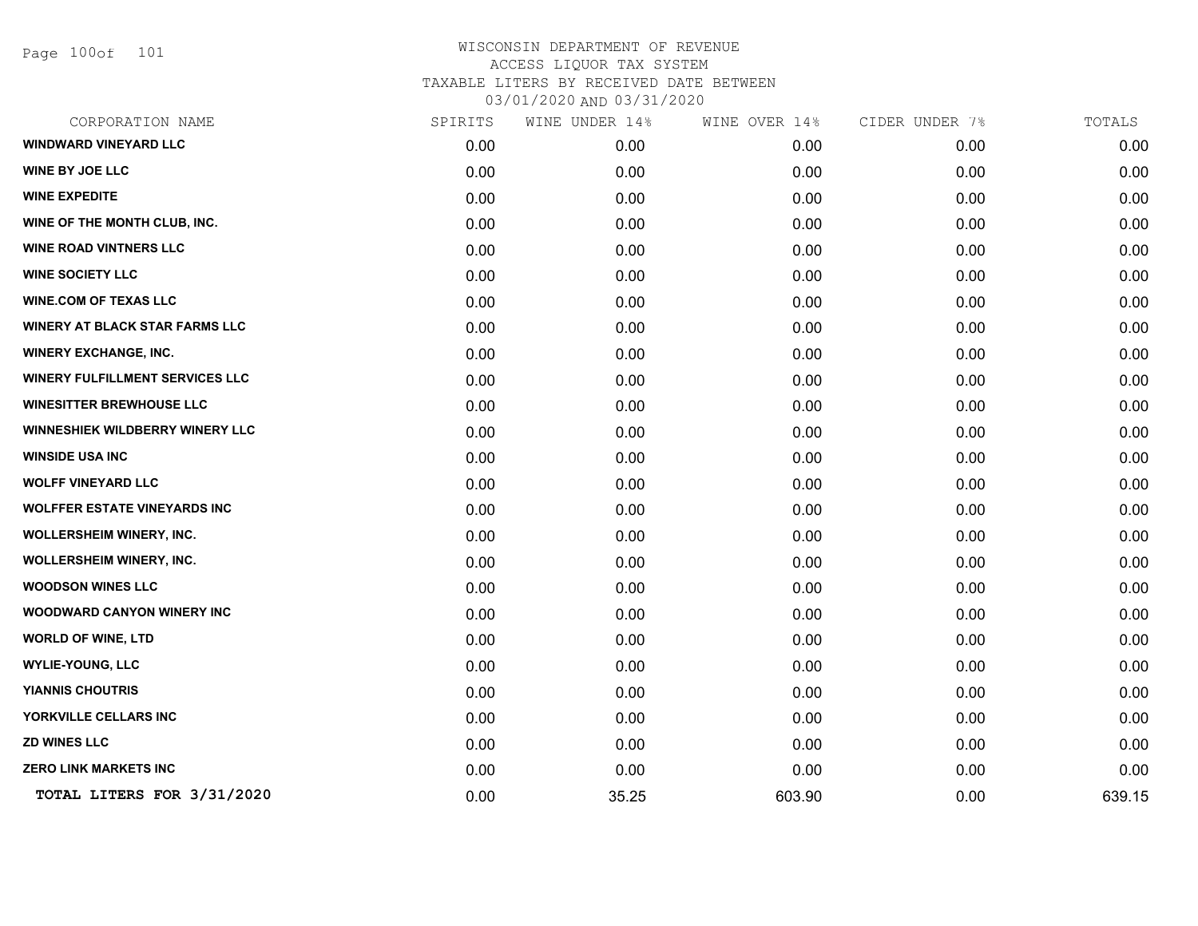WISCONSIN DEPARTMENT OF REVENUE
ACCESS LIQUOR TAX SYSTEM
TAXABLE LITERS BY RECEIVED DATE BETWEEN
03/01/2020 AND 03/31/2020

| CORPORATION NAME | SPIRITS | WINE UNDER 14% | WINE OVER 14% | CIDER UNDER 7% | TOTALS |
|---|---|---|---|---|---|
| WINDWARD VINEYARD LLC | 0.00 | 0.00 | 0.00 | 0.00 | 0.00 |
| WINE BY JOE LLC | 0.00 | 0.00 | 0.00 | 0.00 | 0.00 |
| WINE EXPEDITE | 0.00 | 0.00 | 0.00 | 0.00 | 0.00 |
| WINE OF THE MONTH CLUB, INC. | 0.00 | 0.00 | 0.00 | 0.00 | 0.00 |
| WINE ROAD VINTNERS LLC | 0.00 | 0.00 | 0.00 | 0.00 | 0.00 |
| WINE SOCIETY LLC | 0.00 | 0.00 | 0.00 | 0.00 | 0.00 |
| WINE.COM OF TEXAS LLC | 0.00 | 0.00 | 0.00 | 0.00 | 0.00 |
| WINERY AT BLACK STAR FARMS LLC | 0.00 | 0.00 | 0.00 | 0.00 | 0.00 |
| WINERY EXCHANGE, INC. | 0.00 | 0.00 | 0.00 | 0.00 | 0.00 |
| WINERY FULFILLMENT SERVICES LLC | 0.00 | 0.00 | 0.00 | 0.00 | 0.00 |
| WINESITTER BREWHOUSE LLC | 0.00 | 0.00 | 0.00 | 0.00 | 0.00 |
| WINNESHIEK WILDBERRY WINERY LLC | 0.00 | 0.00 | 0.00 | 0.00 | 0.00 |
| WINSIDE USA INC | 0.00 | 0.00 | 0.00 | 0.00 | 0.00 |
| WOLFF VINEYARD LLC | 0.00 | 0.00 | 0.00 | 0.00 | 0.00 |
| WOLFFER ESTATE VINEYARDS INC | 0.00 | 0.00 | 0.00 | 0.00 | 0.00 |
| WOLLERSHEIM WINERY, INC. | 0.00 | 0.00 | 0.00 | 0.00 | 0.00 |
| WOLLERSHEIM WINERY, INC. | 0.00 | 0.00 | 0.00 | 0.00 | 0.00 |
| WOODSON WINES LLC | 0.00 | 0.00 | 0.00 | 0.00 | 0.00 |
| WOODWARD CANYON WINERY INC | 0.00 | 0.00 | 0.00 | 0.00 | 0.00 |
| WORLD OF WINE, LTD | 0.00 | 0.00 | 0.00 | 0.00 | 0.00 |
| WYLIE-YOUNG, LLC | 0.00 | 0.00 | 0.00 | 0.00 | 0.00 |
| YIANNIS CHOUTRIS | 0.00 | 0.00 | 0.00 | 0.00 | 0.00 |
| YORKVILLE CELLARS INC | 0.00 | 0.00 | 0.00 | 0.00 | 0.00 |
| ZD WINES LLC | 0.00 | 0.00 | 0.00 | 0.00 | 0.00 |
| ZERO LINK MARKETS INC | 0.00 | 0.00 | 0.00 | 0.00 | 0.00 |
| **TOTAL LITERS FOR 3/31/2020** | 0.00 | 35.25 | 603.90 | 0.00 | 639.15 |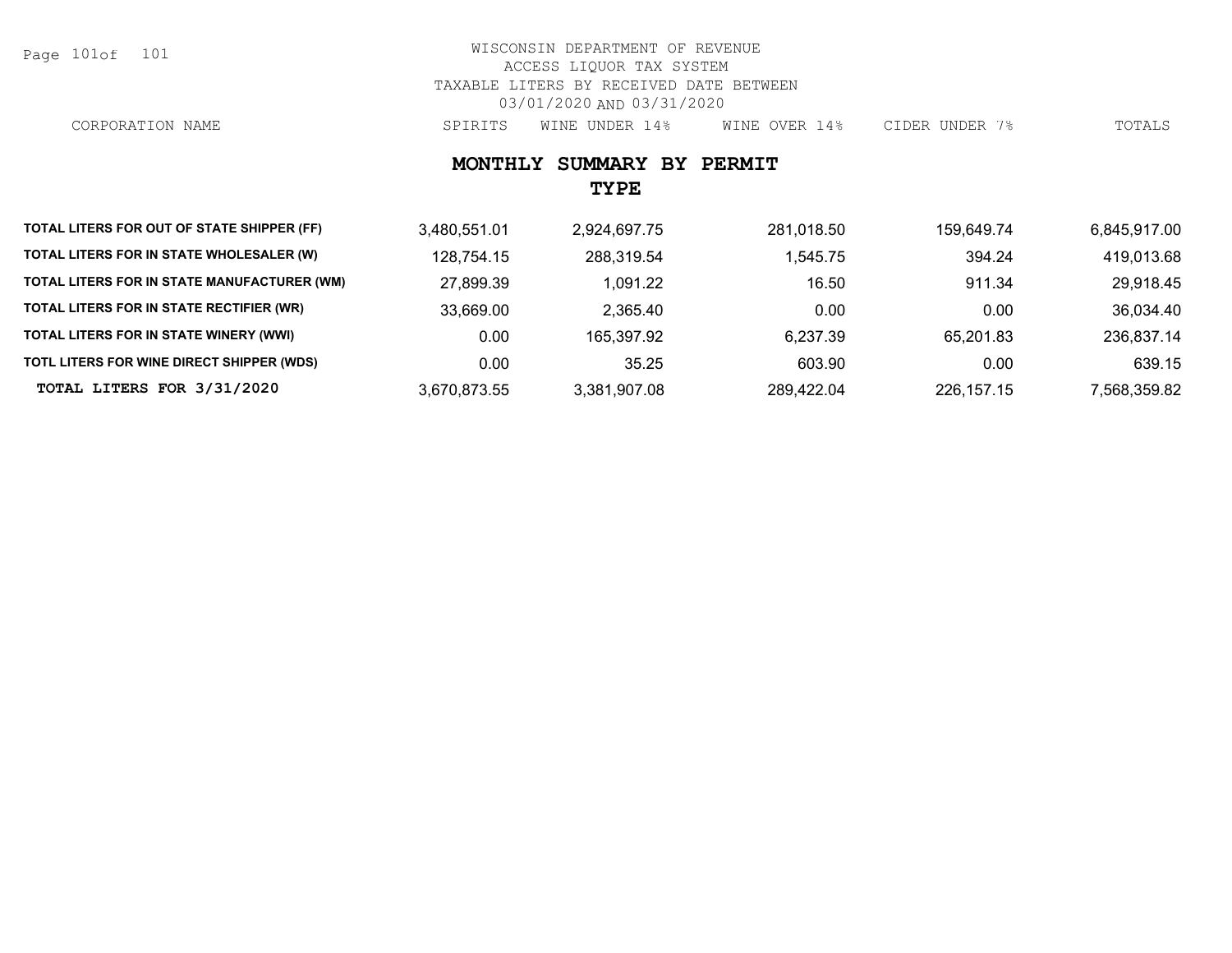WISCONSIN DEPARTMENT OF REVENUE
ACCESS LIQUOR TAX SYSTEM
TAXABLE LITERS BY RECEIVED DATE BETWEEN
03/01/2020 AND 03/31/2020

## MONTHLY SUMMARY BY PERMIT TYPE

| CORPORATION NAME | SPIRITS | WINE UNDER 14% | WINE OVER 14% | CIDER UNDER 7% | TOTALS |
|---|---|---|---|---|---|
| TOTAL LITERS FOR OUT OF STATE SHIPPER (FF) | 3,480,551.01 | 2,924,697.75 | 281,018.50 | 159,649.74 | 6,845,917.00 |
| TOTAL LITERS FOR IN STATE WHOLESALER (W) | 128,754.15 | 288,319.54 | 1,545.75 | 394.24 | 419,013.68 |
| TOTAL LITERS FOR IN STATE MANUFACTURER (WM) | 27,899.39 | 1,091.22 | 16.50 | 911.34 | 29,918.45 |
| TOTAL LITERS FOR IN STATE RECTIFIER (WR) | 33,669.00 | 2,365.40 | 0.00 | 0.00 | 36,034.40 |
| TOTAL LITERS FOR IN STATE WINERY (WWI) | 0.00 | 165,397.92 | 6,237.39 | 65,201.83 | 236,837.14 |
| TOTL LITERS FOR WINE DIRECT SHIPPER (WDS) | 0.00 | 35.25 | 603.90 | 0.00 | 639.15 |
| **TOTAL LITERS FOR 3/31/2020** | 3,670,873.55 | 3,381,907.08 | 289,422.04 | 226,157.15 | 7,568,359.82 |